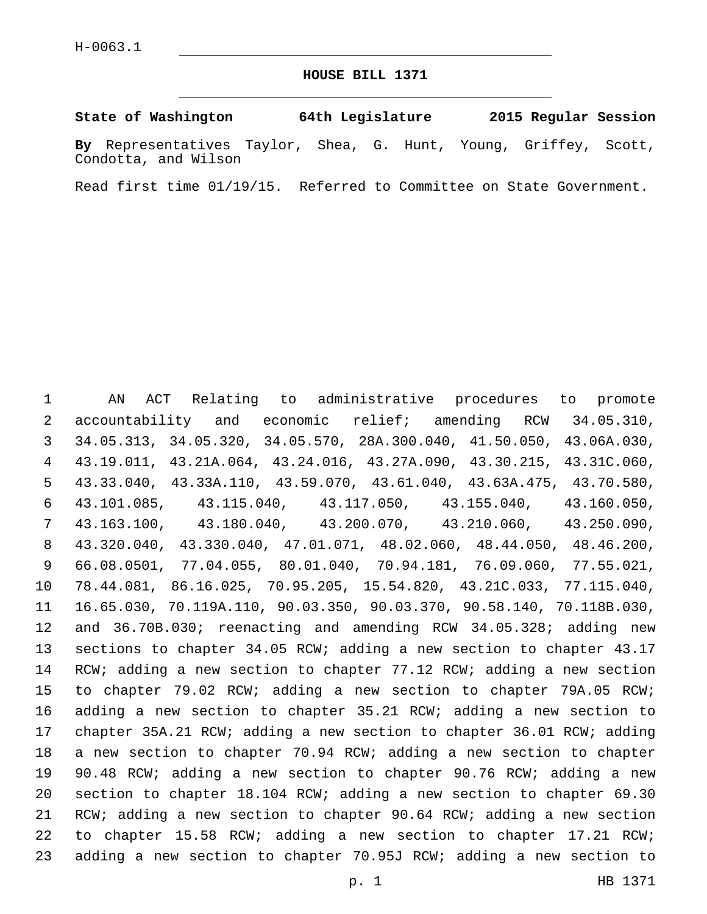H-0063.1

# HOUSE BILL 1371

**State of Washington 64th Legislature 2015 Regular Session**

**By** Representatives Taylor, Shea, G. Hunt, Young, Griffey, Scott, Condotta, and Wilson

Read first time 01/19/15. Referred to Committee on State Government.

1 AN ACT Relating to administrative procedures to promote
2 accountability and economic relief; amending RCW 34.05.310,
3 34.05.313, 34.05.320, 34.05.570, 28A.300.040, 41.50.050, 43.06A.030,
4 43.19.011, 43.21A.064, 43.24.016, 43.27A.090, 43.30.215, 43.31C.060,
5 43.33.040, 43.33A.110, 43.59.070, 43.61.040, 43.63A.475, 43.70.580,
6 43.101.085, 43.115.040, 43.117.050, 43.155.040, 43.160.050,
7 43.163.100, 43.180.040, 43.200.070, 43.210.060, 43.250.090,
8 43.320.040, 43.330.040, 47.01.071, 48.02.060, 48.44.050, 48.46.200,
9 66.08.0501, 77.04.055, 80.01.040, 70.94.181, 76.09.060, 77.55.021,
10 78.44.081, 86.16.025, 70.95.205, 15.54.820, 43.21C.033, 77.115.040,
11 16.65.030, 70.119A.110, 90.03.350, 90.03.370, 90.58.140, 70.118B.030,
12 and 36.70B.030; reenacting and amending RCW 34.05.328; adding new
13 sections to chapter 34.05 RCW; adding a new section to chapter 43.17
14 RCW; adding a new section to chapter 77.12 RCW; adding a new section
15 to chapter 79.02 RCW; adding a new section to chapter 79A.05 RCW;
16 adding a new section to chapter 35.21 RCW; adding a new section to
17 chapter 35A.21 RCW; adding a new section to chapter 36.01 RCW; adding
18 a new section to chapter 70.94 RCW; adding a new section to chapter
19 90.48 RCW; adding a new section to chapter 90.76 RCW; adding a new
20 section to chapter 18.104 RCW; adding a new section to chapter 69.30
21 RCW; adding a new section to chapter 90.64 RCW; adding a new section
22 to chapter 15.58 RCW; adding a new section to chapter 17.21 RCW;
23 adding a new section to chapter 70.95J RCW; adding a new section to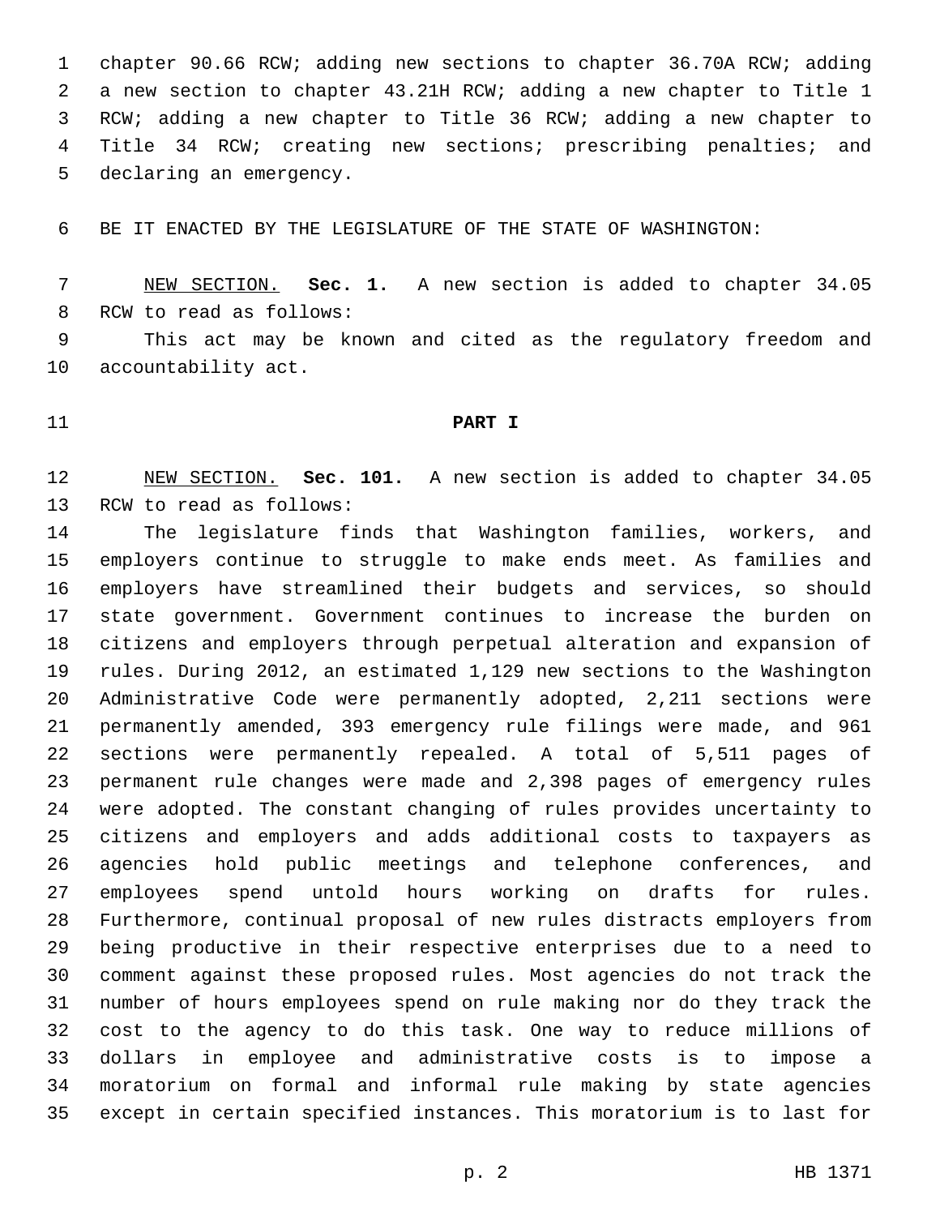chapter 90.66 RCW; adding new sections to chapter 36.70A RCW; adding a new section to chapter 43.21H RCW; adding a new chapter to Title 1 RCW; adding a new chapter to Title 36 RCW; adding a new chapter to Title 34 RCW; creating new sections; prescribing penalties; and declaring an emergency.

BE IT ENACTED BY THE LEGISLATURE OF THE STATE OF WASHINGTON:

NEW SECTION. **Sec. 1.** A new section is added to chapter 34.05 RCW to read as follows:

This act may be known and cited as the regulatory freedom and accountability act.

**PART I**

NEW SECTION. **Sec. 101.** A new section is added to chapter 34.05 RCW to read as follows:

The legislature finds that Washington families, workers, and employers continue to struggle to make ends meet. As families and employers have streamlined their budgets and services, so should state government. Government continues to increase the burden on citizens and employers through perpetual alteration and expansion of rules. During 2012, an estimated 1,129 new sections to the Washington Administrative Code were permanently adopted, 2,211 sections were permanently amended, 393 emergency rule filings were made, and 961 sections were permanently repealed. A total of 5,511 pages of permanent rule changes were made and 2,398 pages of emergency rules were adopted. The constant changing of rules provides uncertainty to citizens and employers and adds additional costs to taxpayers as agencies hold public meetings and telephone conferences, and employees spend untold hours working on drafts for rules. Furthermore, continual proposal of new rules distracts employers from being productive in their respective enterprises due to a need to comment against these proposed rules. Most agencies do not track the number of hours employees spend on rule making nor do they track the cost to the agency to do this task. One way to reduce millions of dollars in employee and administrative costs is to impose a moratorium on formal and informal rule making by state agencies except in certain specified instances. This moratorium is to last for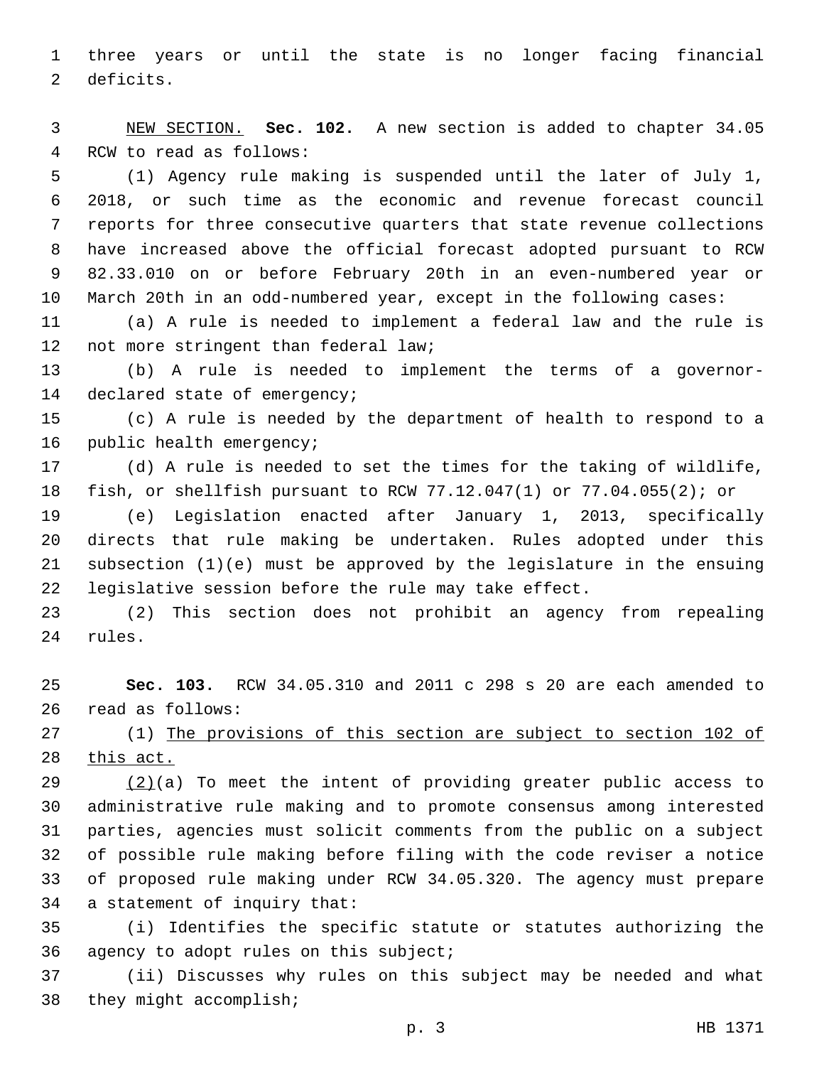three years or until the state is no longer facing financial deficits.

<u>NEW SECTION.</u> **Sec. 102.** A new section is added to chapter 34.05 RCW to read as follows:

(1) Agency rule making is suspended until the later of July 1, 2018, or such time as the economic and revenue forecast council reports for three consecutive quarters that state revenue collections have increased above the official forecast adopted pursuant to RCW 82.33.010 on or before February 20th in an even-numbered year or March 20th in an odd-numbered year, except in the following cases:

(a) A rule is needed to implement a federal law and the rule is not more stringent than federal law;

(b) A rule is needed to implement the terms of a governor-declared state of emergency;

(c) A rule is needed by the department of health to respond to a public health emergency;

(d) A rule is needed to set the times for the taking of wildlife, fish, or shellfish pursuant to RCW 77.12.047(1) or 77.04.055(2); or

(e) Legislation enacted after January 1, 2013, specifically directs that rule making be undertaken. Rules adopted under this subsection (1)(e) must be approved by the legislature in the ensuing legislative session before the rule may take effect.

(2) This section does not prohibit an agency from repealing rules.

**Sec. 103.** RCW 34.05.310 and 2011 c 298 s 20 are each amended to read as follows:

(1) <u>The provisions of this section are subject to section 102 of this act.</u>

<u>(2)</u>(a) To meet the intent of providing greater public access to administrative rule making and to promote consensus among interested parties, agencies must solicit comments from the public on a subject of possible rule making before filing with the code reviser a notice of proposed rule making under RCW 34.05.320. The agency must prepare a statement of inquiry that:

(i) Identifies the specific statute or statutes authorizing the agency to adopt rules on this subject;

(ii) Discusses why rules on this subject may be needed and what they might accomplish;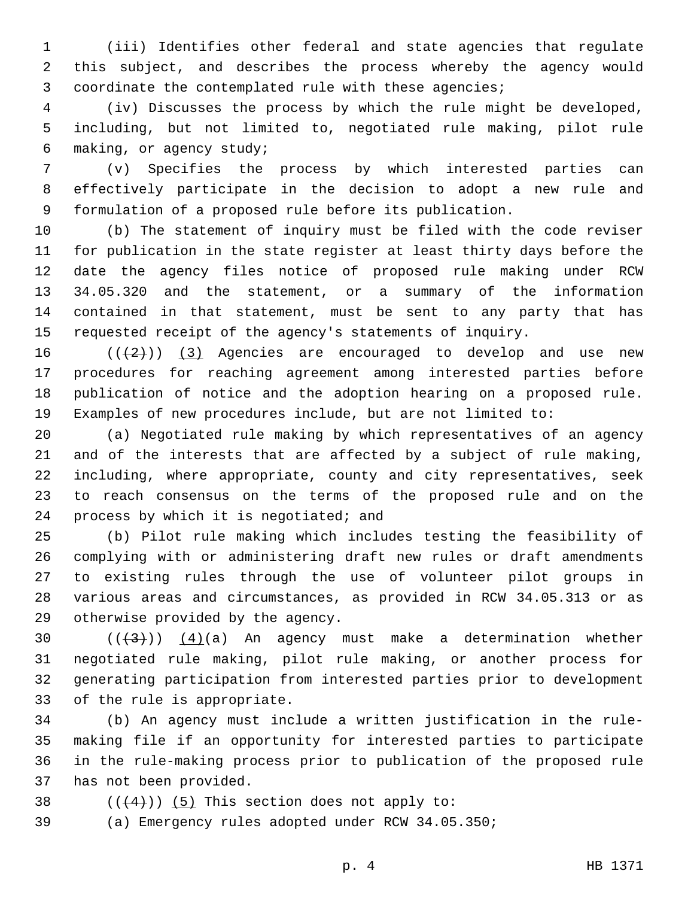(iii) Identifies other federal and state agencies that regulate this subject, and describes the process whereby the agency would coordinate the contemplated rule with these agencies;

(iv) Discusses the process by which the rule might be developed, including, but not limited to, negotiated rule making, pilot rule making, or agency study;

(v) Specifies the process by which interested parties can effectively participate in the decision to adopt a new rule and formulation of a proposed rule before its publication.

(b) The statement of inquiry must be filed with the code reviser for publication in the state register at least thirty days before the date the agency files notice of proposed rule making under RCW 34.05.320 and the statement, or a summary of the information contained in that statement, must be sent to any party that has requested receipt of the agency's statements of inquiry.

((~~(2)~~)) <u>(3)</u> Agencies are encouraged to develop and use new procedures for reaching agreement among interested parties before publication of notice and the adoption hearing on a proposed rule. Examples of new procedures include, but are not limited to:

(a) Negotiated rule making by which representatives of an agency and of the interests that are affected by a subject of rule making, including, where appropriate, county and city representatives, seek to reach consensus on the terms of the proposed rule and on the process by which it is negotiated; and

(b) Pilot rule making which includes testing the feasibility of complying with or administering draft new rules or draft amendments to existing rules through the use of volunteer pilot groups in various areas and circumstances, as provided in RCW 34.05.313 or as otherwise provided by the agency.

((~~(3)~~)) <u>(4)</u>(a) An agency must make a determination whether negotiated rule making, pilot rule making, or another process for generating participation from interested parties prior to development of the rule is appropriate.

(b) An agency must include a written justification in the rule-making file if an opportunity for interested parties to participate in the rule-making process prior to publication of the proposed rule has not been provided.

((~~(4)~~)) <u>(5)</u> This section does not apply to:

(a) Emergency rules adopted under RCW 34.05.350;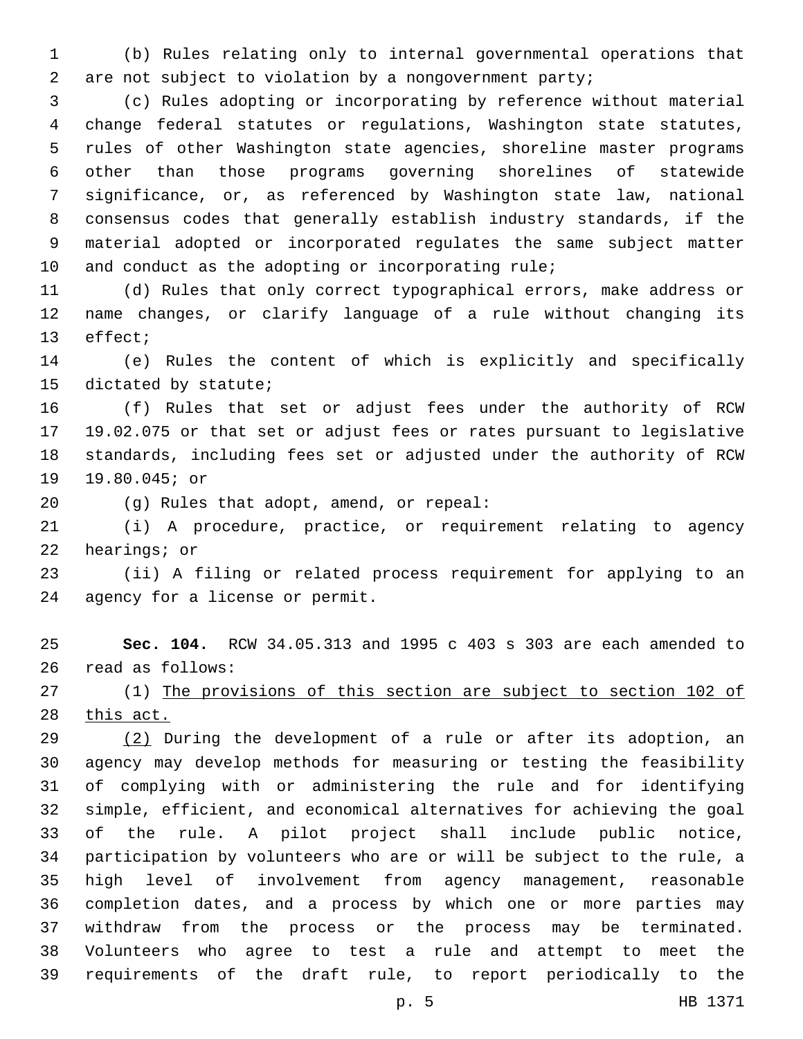(b) Rules relating only to internal governmental operations that are not subject to violation by a nongovernment party;

(c) Rules adopting or incorporating by reference without material change federal statutes or regulations, Washington state statutes, rules of other Washington state agencies, shoreline master programs other than those programs governing shorelines of statewide significance, or, as referenced by Washington state law, national consensus codes that generally establish industry standards, if the material adopted or incorporated regulates the same subject matter and conduct as the adopting or incorporating rule;

(d) Rules that only correct typographical errors, make address or name changes, or clarify language of a rule without changing its effect;

(e) Rules the content of which is explicitly and specifically dictated by statute;

(f) Rules that set or adjust fees under the authority of RCW 19.02.075 or that set or adjust fees or rates pursuant to legislative standards, including fees set or adjusted under the authority of RCW 19.80.045; or

(g) Rules that adopt, amend, or repeal:

(i) A procedure, practice, or requirement relating to agency hearings; or

(ii) A filing or related process requirement for applying to an agency for a license or permit.

**Sec. 104.** RCW 34.05.313 and 1995 c 403 s 303 are each amended to read as follows:

(1) <u>The provisions of this section are subject to section 102 of this act.</u>

<u>(2)</u> During the development of a rule or after its adoption, an agency may develop methods for measuring or testing the feasibility of complying with or administering the rule and for identifying simple, efficient, and economical alternatives for achieving the goal of the rule. A pilot project shall include public notice, participation by volunteers who are or will be subject to the rule, a high level of involvement from agency management, reasonable completion dates, and a process by which one or more parties may withdraw from the process or the process may be terminated. Volunteers who agree to test a rule and attempt to meet the requirements of the draft rule, to report periodically to the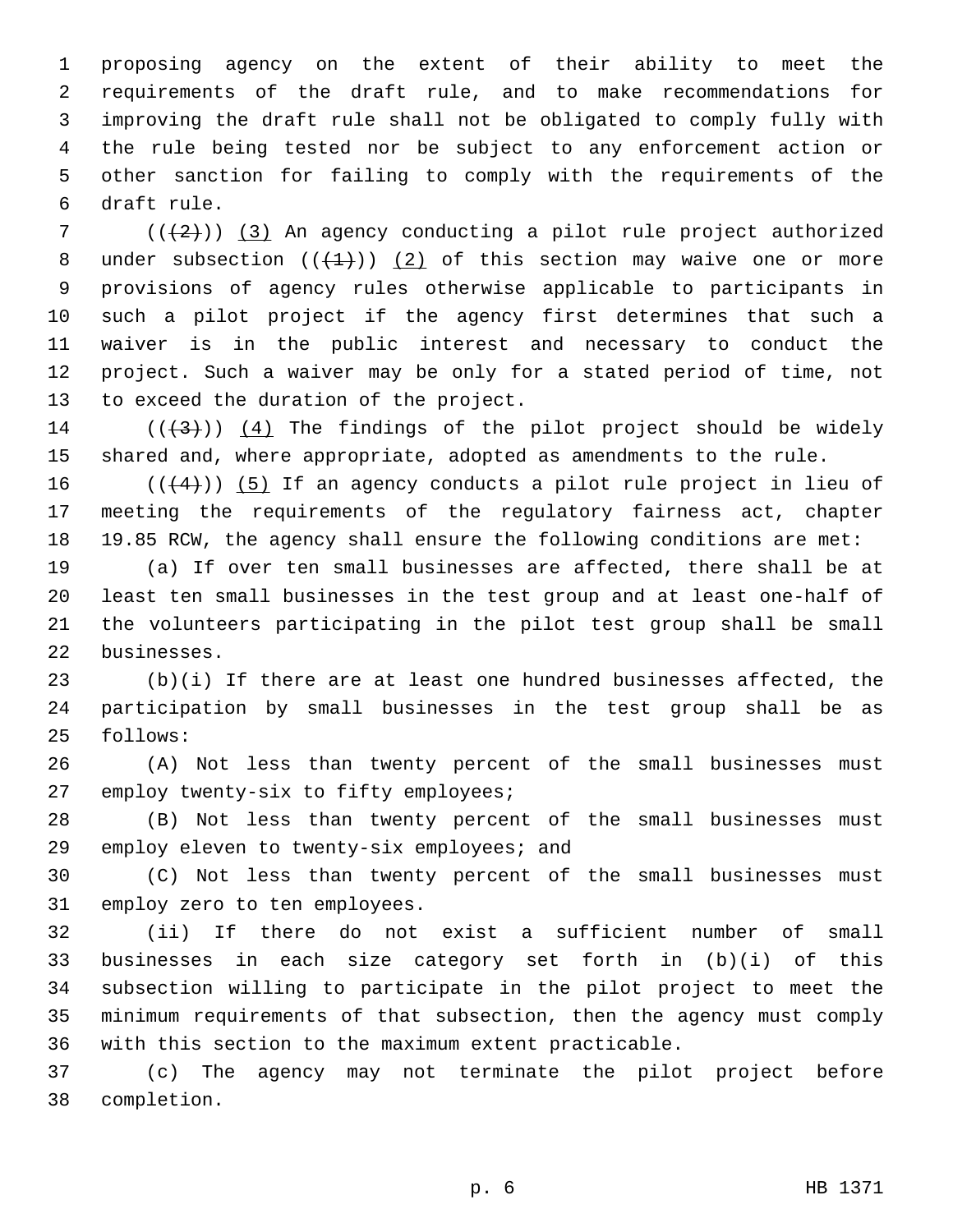proposing agency on the extent of their ability to meet the requirements of the draft rule, and to make recommendations for improving the draft rule shall not be obligated to comply fully with the rule being tested nor be subject to any enforcement action or other sanction for failing to comply with the requirements of the draft rule.

(((2))) (3) An agency conducting a pilot rule project authorized under subsection (((1))) (2) of this section may waive one or more provisions of agency rules otherwise applicable to participants in such a pilot project if the agency first determines that such a waiver is in the public interest and necessary to conduct the project. Such a waiver may be only for a stated period of time, not to exceed the duration of the project.

(((3))) (4) The findings of the pilot project should be widely shared and, where appropriate, adopted as amendments to the rule.

(((4))) (5) If an agency conducts a pilot rule project in lieu of meeting the requirements of the regulatory fairness act, chapter 19.85 RCW, the agency shall ensure the following conditions are met:

(a) If over ten small businesses are affected, there shall be at least ten small businesses in the test group and at least one-half of the volunteers participating in the pilot test group shall be small businesses.

(b)(i) If there are at least one hundred businesses affected, the participation by small businesses in the test group shall be as follows:

(A) Not less than twenty percent of the small businesses must employ twenty-six to fifty employees;

(B) Not less than twenty percent of the small businesses must employ eleven to twenty-six employees; and

(C) Not less than twenty percent of the small businesses must employ zero to ten employees.

(ii) If there do not exist a sufficient number of small businesses in each size category set forth in (b)(i) of this subsection willing to participate in the pilot project to meet the minimum requirements of that subsection, then the agency must comply with this section to the maximum extent practicable.

(c) The agency may not terminate the pilot project before completion.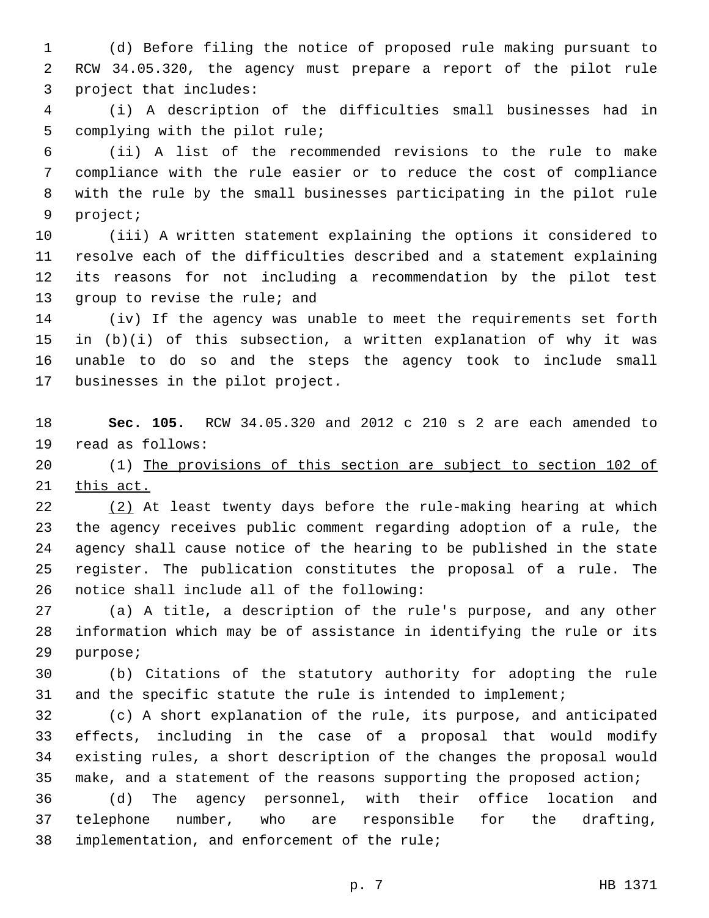(d) Before filing the notice of proposed rule making pursuant to RCW 34.05.320, the agency must prepare a report of the pilot rule project that includes:

(i) A description of the difficulties small businesses had in complying with the pilot rule;

(ii) A list of the recommended revisions to the rule to make compliance with the rule easier or to reduce the cost of compliance with the rule by the small businesses participating in the pilot rule project;

(iii) A written statement explaining the options it considered to resolve each of the difficulties described and a statement explaining its reasons for not including a recommendation by the pilot test group to revise the rule; and

(iv) If the agency was unable to meet the requirements set forth in (b)(i) of this subsection, a written explanation of why it was unable to do so and the steps the agency took to include small businesses in the pilot project.

**Sec. 105.** RCW 34.05.320 and 2012 c 210 s 2 are each amended to read as follows:

(1) <u>The provisions of this section are subject to section 102 of this act.</u>

<u>(2)</u> At least twenty days before the rule-making hearing at which the agency receives public comment regarding adoption of a rule, the agency shall cause notice of the hearing to be published in the state register. The publication constitutes the proposal of a rule. The notice shall include all of the following:

(a) A title, a description of the rule's purpose, and any other information which may be of assistance in identifying the rule or its purpose;

(b) Citations of the statutory authority for adopting the rule and the specific statute the rule is intended to implement;

(c) A short explanation of the rule, its purpose, and anticipated effects, including in the case of a proposal that would modify existing rules, a short description of the changes the proposal would make, and a statement of the reasons supporting the proposed action;

(d) The agency personnel, with their office location and telephone number, who are responsible for the drafting, implementation, and enforcement of the rule;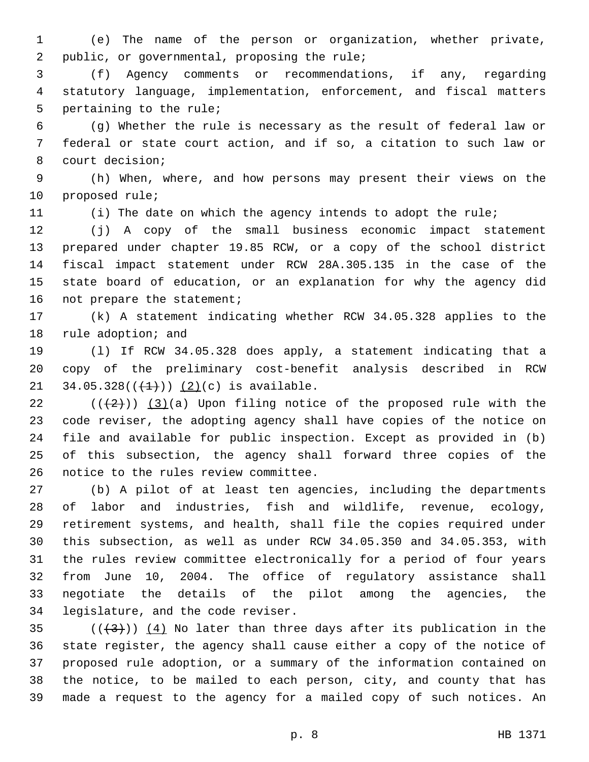(e) The name of the person or organization, whether private, public, or governmental, proposing the rule;

(f) Agency comments or recommendations, if any, regarding statutory language, implementation, enforcement, and fiscal matters pertaining to the rule;

(g) Whether the rule is necessary as the result of federal law or federal or state court action, and if so, a citation to such law or court decision;

(h) When, where, and how persons may present their views on the proposed rule;

(i) The date on which the agency intends to adopt the rule;

(j) A copy of the small business economic impact statement prepared under chapter 19.85 RCW, or a copy of the school district fiscal impact statement under RCW 28A.305.135 in the case of the state board of education, or an explanation for why the agency did not prepare the statement;

(k) A statement indicating whether RCW 34.05.328 applies to the rule adoption; and

(l) If RCW 34.05.328 does apply, a statement indicating that a copy of the preliminary cost-benefit analysis described in RCW 34.05.328((~~(1)~~)) (2)(c) is available.

((~~(2)~~)) (3)(a) Upon filing notice of the proposed rule with the code reviser, the adopting agency shall have copies of the notice on file and available for public inspection. Except as provided in (b) of this subsection, the agency shall forward three copies of the notice to the rules review committee.

(b) A pilot of at least ten agencies, including the departments of labor and industries, fish and wildlife, revenue, ecology, retirement systems, and health, shall file the copies required under this subsection, as well as under RCW 34.05.350 and 34.05.353, with the rules review committee electronically for a period of four years from June 10, 2004. The office of regulatory assistance shall negotiate the details of the pilot among the agencies, the legislature, and the code reviser.

((~~(3)~~)) (4) No later than three days after its publication in the state register, the agency shall cause either a copy of the notice of proposed rule adoption, or a summary of the information contained on the notice, to be mailed to each person, city, and county that has made a request to the agency for a mailed copy of such notices. An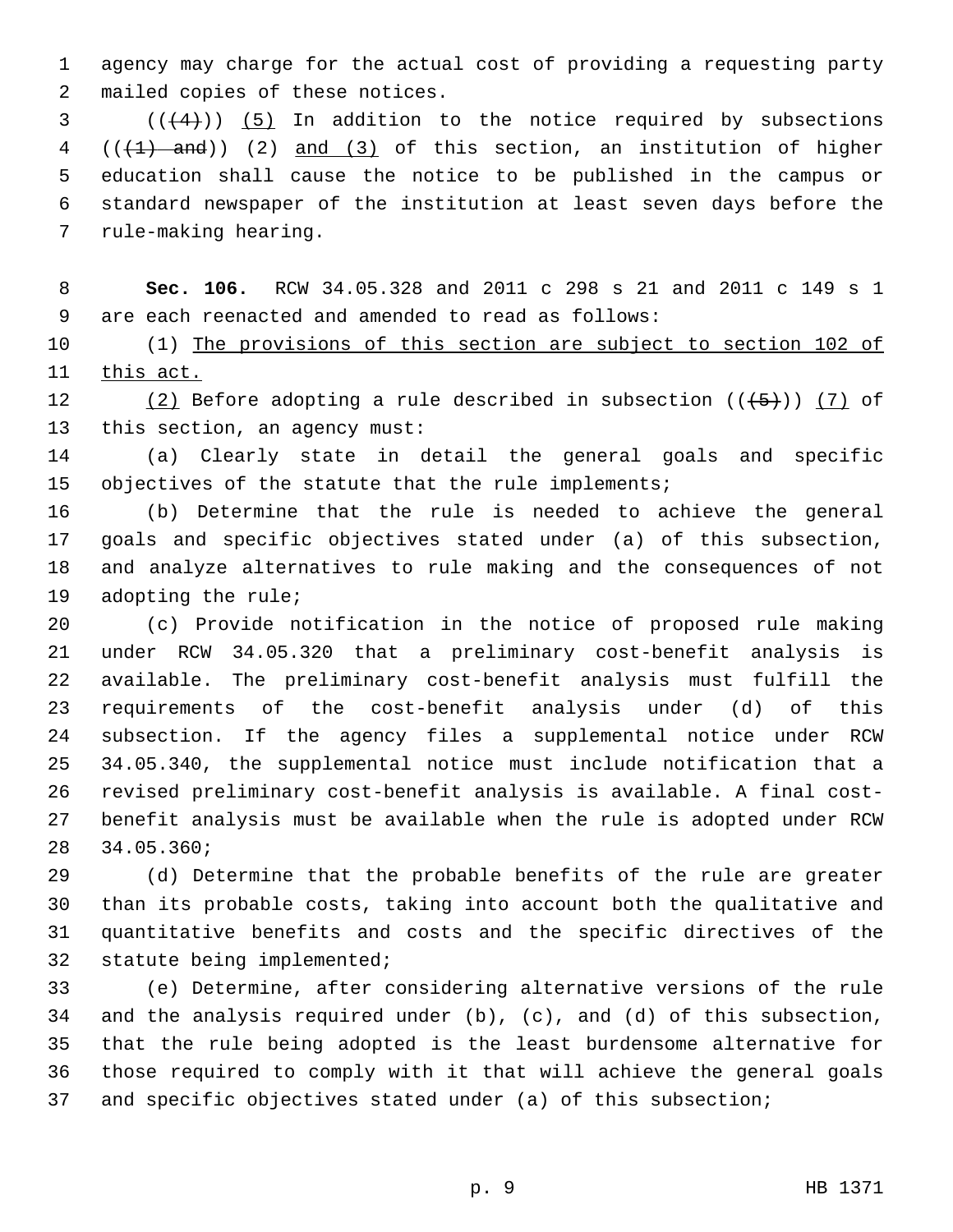agency may charge for the actual cost of providing a requesting party mailed copies of these notices.

((~~(4)~~)) <u>(5)</u> In addition to the notice required by subsections ((~~(1) and~~)) (2) <u>and (3)</u> of this section, an institution of higher education shall cause the notice to be published in the campus or standard newspaper of the institution at least seven days before the rule-making hearing.

**Sec. 106.** RCW 34.05.328 and 2011 c 298 s 21 and 2011 c 149 s 1 are each reenacted and amended to read as follows:

(1) <u>The provisions of this section are subject to section 102 of this act.</u>

<u>(2)</u> Before adopting a rule described in subsection ((~~(5)~~)) <u>(7)</u> of this section, an agency must:

(a) Clearly state in detail the general goals and specific objectives of the statute that the rule implements;

(b) Determine that the rule is needed to achieve the general goals and specific objectives stated under (a) of this subsection, and analyze alternatives to rule making and the consequences of not adopting the rule;

(c) Provide notification in the notice of proposed rule making under RCW 34.05.320 that a preliminary cost-benefit analysis is available. The preliminary cost-benefit analysis must fulfill the requirements of the cost-benefit analysis under (d) of this subsection. If the agency files a supplemental notice under RCW 34.05.340, the supplemental notice must include notification that a revised preliminary cost-benefit analysis is available. A final cost-benefit analysis must be available when the rule is adopted under RCW 34.05.360;

(d) Determine that the probable benefits of the rule are greater than its probable costs, taking into account both the qualitative and quantitative benefits and costs and the specific directives of the statute being implemented;

(e) Determine, after considering alternative versions of the rule and the analysis required under (b), (c), and (d) of this subsection, that the rule being adopted is the least burdensome alternative for those required to comply with it that will achieve the general goals and specific objectives stated under (a) of this subsection;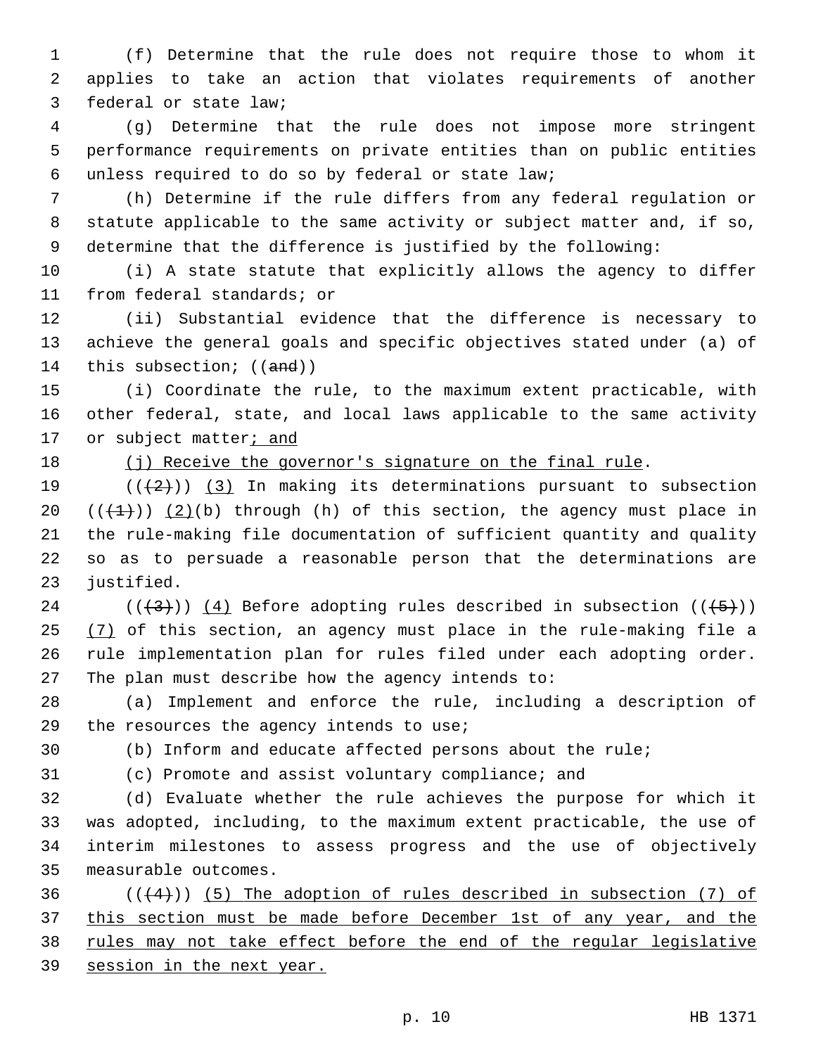(f) Determine that the rule does not require those to whom it applies to take an action that violates requirements of another federal or state law;

(g) Determine that the rule does not impose more stringent performance requirements on private entities than on public entities unless required to do so by federal or state law;

(h) Determine if the rule differs from any federal regulation or statute applicable to the same activity or subject matter and, if so, determine that the difference is justified by the following:

(i) A state statute that explicitly allows the agency to differ from federal standards; or

(ii) Substantial evidence that the difference is necessary to achieve the general goals and specific objectives stated under (a) of this subsection; ((~~and~~))

(i) Coordinate the rule, to the maximum extent practicable, with other federal, state, and local laws applicable to the same activity or subject matter<u>; and</u>

<u>(j) Receive the governor's signature on the final rule</u>.

((~~(2)~~)) <u>(3)</u> In making its determinations pursuant to subsection ((~~(1)~~)) <u>(2)</u>(b) through (h) of this section, the agency must place in the rule-making file documentation of sufficient quantity and quality so as to persuade a reasonable person that the determinations are justified.

((~~(3)~~)) <u>(4)</u> Before adopting rules described in subsection ((~~(5)~~)) <u>(7)</u> of this section, an agency must place in the rule-making file a rule implementation plan for rules filed under each adopting order. The plan must describe how the agency intends to:

(a) Implement and enforce the rule, including a description of the resources the agency intends to use;

(b) Inform and educate affected persons about the rule;

(c) Promote and assist voluntary compliance; and

(d) Evaluate whether the rule achieves the purpose for which it was adopted, including, to the maximum extent practicable, the use of interim milestones to assess progress and the use of objectively measurable outcomes.

((~~(4)~~)) <u>(5) The adoption of rules described in subsection (7) of this section must be made before December 1st of any year, and the rules may not take effect before the end of the regular legislative session in the next year.</u>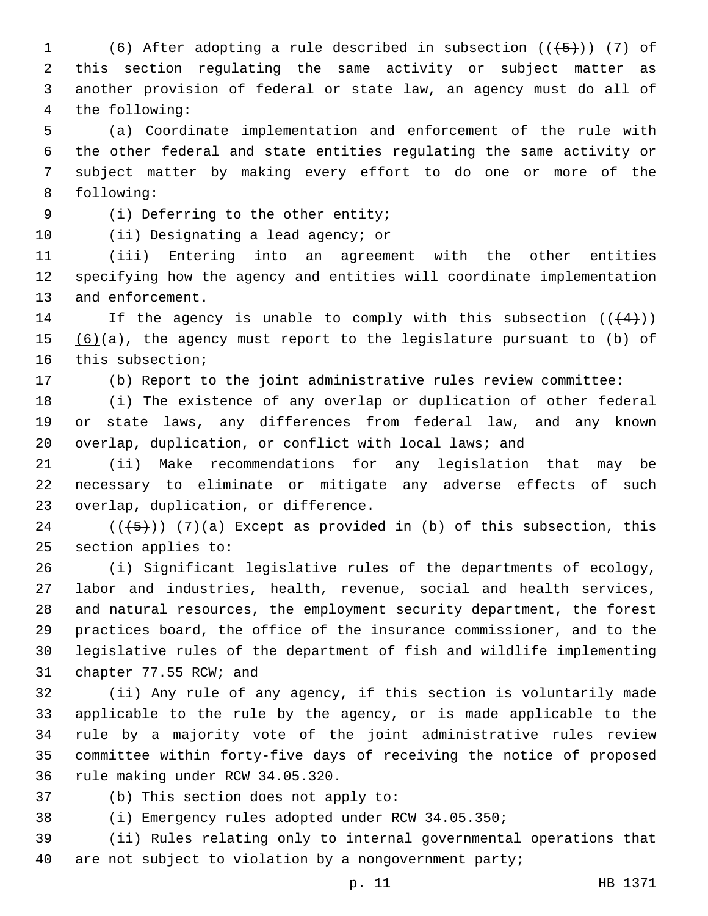(6) After adopting a rule described in subsection ((~~(5)~~)) (7) of this section regulating the same activity or subject matter as another provision of federal or state law, an agency must do all of the following:

(a) Coordinate implementation and enforcement of the rule with the other federal and state entities regulating the same activity or subject matter by making every effort to do one or more of the following:

(i) Deferring to the other entity;

(ii) Designating a lead agency; or

(iii) Entering into an agreement with the other entities specifying how the agency and entities will coordinate implementation and enforcement.

If the agency is unable to comply with this subsection ((~~(4)~~)) (6)(a), the agency must report to the legislature pursuant to (b) of this subsection;

(b) Report to the joint administrative rules review committee:

(i) The existence of any overlap or duplication of other federal or state laws, any differences from federal law, and any known overlap, duplication, or conflict with local laws; and

(ii) Make recommendations for any legislation that may be necessary to eliminate or mitigate any adverse effects of such overlap, duplication, or difference.

((~~(5)~~)) (7)(a) Except as provided in (b) of this subsection, this section applies to:

(i) Significant legislative rules of the departments of ecology, labor and industries, health, revenue, social and health services, and natural resources, the employment security department, the forest practices board, the office of the insurance commissioner, and to the legislative rules of the department of fish and wildlife implementing chapter 77.55 RCW; and

(ii) Any rule of any agency, if this section is voluntarily made applicable to the rule by the agency, or is made applicable to the rule by a majority vote of the joint administrative rules review committee within forty-five days of receiving the notice of proposed rule making under RCW 34.05.320.

(b) This section does not apply to:

(i) Emergency rules adopted under RCW 34.05.350;

(ii) Rules relating only to internal governmental operations that are not subject to violation by a nongovernment party;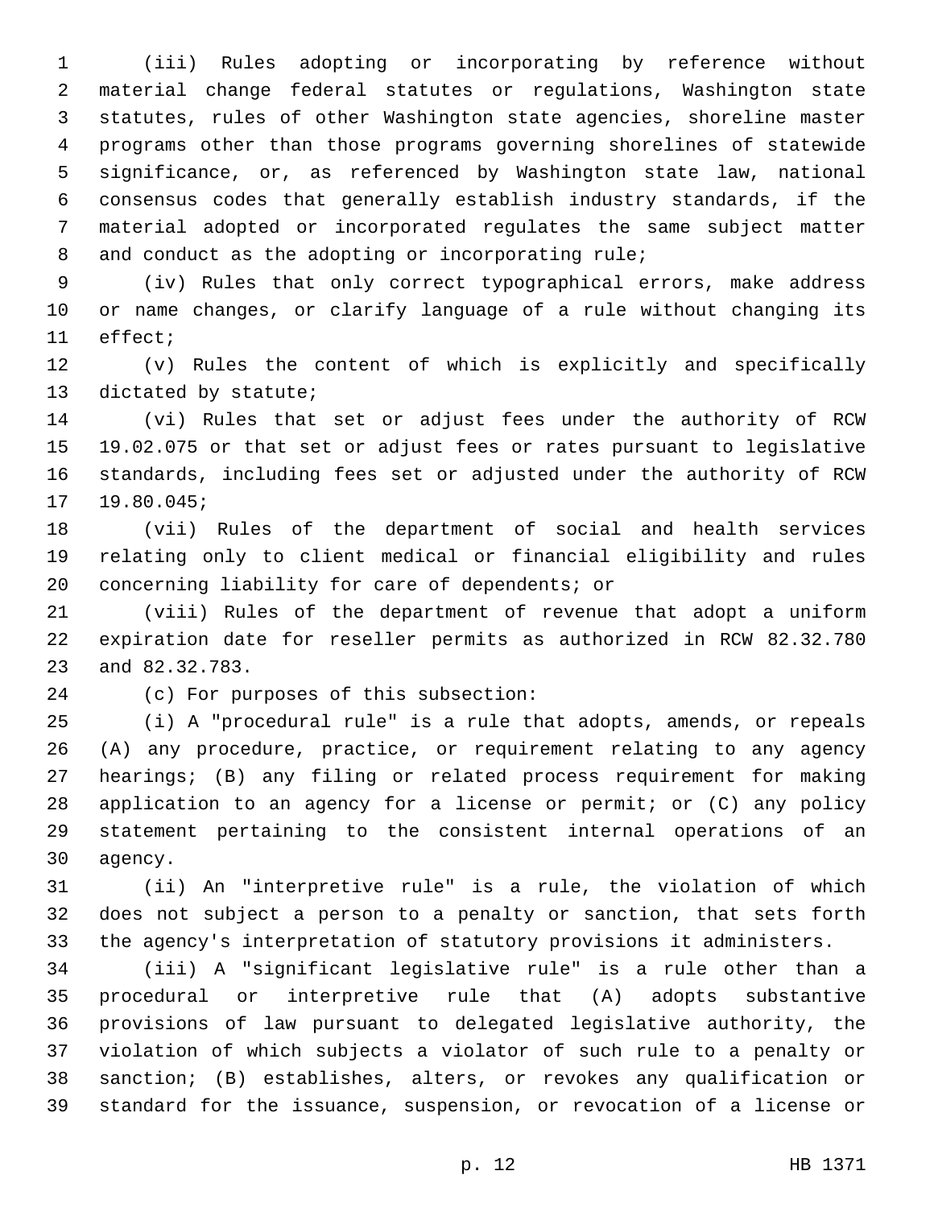(iii) Rules adopting or incorporating by reference without material change federal statutes or regulations, Washington state statutes, rules of other Washington state agencies, shoreline master programs other than those programs governing shorelines of statewide significance, or, as referenced by Washington state law, national consensus codes that generally establish industry standards, if the material adopted or incorporated regulates the same subject matter and conduct as the adopting or incorporating rule;

(iv) Rules that only correct typographical errors, make address or name changes, or clarify language of a rule without changing its effect;

(v) Rules the content of which is explicitly and specifically dictated by statute;

(vi) Rules that set or adjust fees under the authority of RCW 19.02.075 or that set or adjust fees or rates pursuant to legislative standards, including fees set or adjusted under the authority of RCW 19.80.045;

(vii) Rules of the department of social and health services relating only to client medical or financial eligibility and rules concerning liability for care of dependents; or

(viii) Rules of the department of revenue that adopt a uniform expiration date for reseller permits as authorized in RCW 82.32.780 and 82.32.783.

(c) For purposes of this subsection:

(i) A "procedural rule" is a rule that adopts, amends, or repeals (A) any procedure, practice, or requirement relating to any agency hearings; (B) any filing or related process requirement for making application to an agency for a license or permit; or (C) any policy statement pertaining to the consistent internal operations of an agency.

(ii) An "interpretive rule" is a rule, the violation of which does not subject a person to a penalty or sanction, that sets forth the agency's interpretation of statutory provisions it administers.

(iii) A "significant legislative rule" is a rule other than a procedural or interpretive rule that (A) adopts substantive provisions of law pursuant to delegated legislative authority, the violation of which subjects a violator of such rule to a penalty or sanction; (B) establishes, alters, or revokes any qualification or standard for the issuance, suspension, or revocation of a license or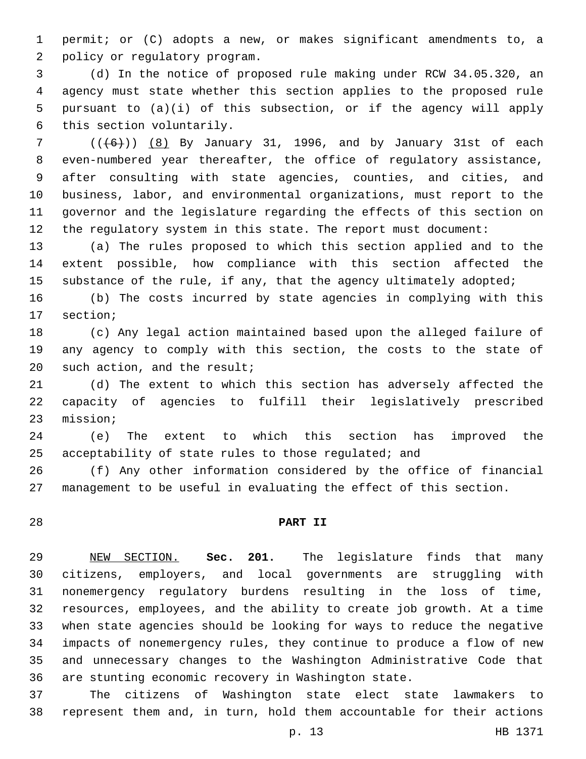permit; or (C) adopts a new, or makes significant amendments to, a policy or regulatory program.

(d) In the notice of proposed rule making under RCW 34.05.320, an agency must state whether this section applies to the proposed rule pursuant to (a)(i) of this subsection, or if the agency will apply this section voluntarily.

~~((6))~~ (8) By January 31, 1996, and by January 31st of each even-numbered year thereafter, the office of regulatory assistance, after consulting with state agencies, counties, and cities, and business, labor, and environmental organizations, must report to the governor and the legislature regarding the effects of this section on the regulatory system in this state. The report must document:

(a) The rules proposed to which this section applied and to the extent possible, how compliance with this section affected the substance of the rule, if any, that the agency ultimately adopted;

(b) The costs incurred by state agencies in complying with this section;

(c) Any legal action maintained based upon the alleged failure of any agency to comply with this section, the costs to the state of such action, and the result;

(d) The extent to which this section has adversely affected the capacity of agencies to fulfill their legislatively prescribed mission;

(e) The extent to which this section has improved the acceptability of state rules to those regulated; and

(f) Any other information considered by the office of financial management to be useful in evaluating the effect of this section.

## PART II

NEW SECTION. **Sec. 201.** The legislature finds that many citizens, employers, and local governments are struggling with nonemergency regulatory burdens resulting in the loss of time, resources, employees, and the ability to create job growth. At a time when state agencies should be looking for ways to reduce the negative impacts of nonemergency rules, they continue to produce a flow of new and unnecessary changes to the Washington Administrative Code that are stunting economic recovery in Washington state.

The citizens of Washington state elect state lawmakers to represent them and, in turn, hold them accountable for their actions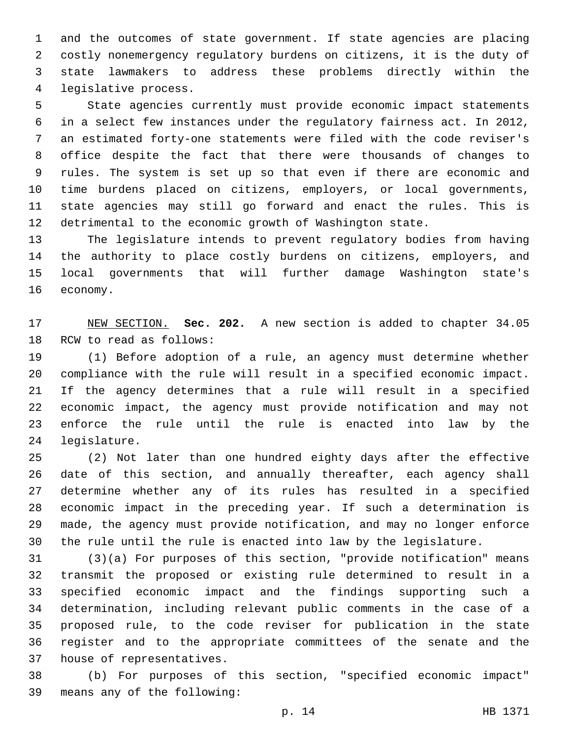and the outcomes of state government. If state agencies are placing costly nonemergency regulatory burdens on citizens, it is the duty of state lawmakers to address these problems directly within the legislative process.

State agencies currently must provide economic impact statements in a select few instances under the regulatory fairness act. In 2012, an estimated forty-one statements were filed with the code reviser's office despite the fact that there were thousands of changes to rules. The system is set up so that even if there are economic and time burdens placed on citizens, employers, or local governments, state agencies may still go forward and enact the rules. This is detrimental to the economic growth of Washington state.

The legislature intends to prevent regulatory bodies from having the authority to place costly burdens on citizens, employers, and local governments that will further damage Washington state's economy.

NEW SECTION. **Sec. 202.** A new section is added to chapter 34.05 RCW to read as follows:

(1) Before adoption of a rule, an agency must determine whether compliance with the rule will result in a specified economic impact. If the agency determines that a rule will result in a specified economic impact, the agency must provide notification and may not enforce the rule until the rule is enacted into law by the legislature.

(2) Not later than one hundred eighty days after the effective date of this section, and annually thereafter, each agency shall determine whether any of its rules has resulted in a specified economic impact in the preceding year. If such a determination is made, the agency must provide notification, and may no longer enforce the rule until the rule is enacted into law by the legislature.

(3)(a) For purposes of this section, "provide notification" means transmit the proposed or existing rule determined to result in a specified economic impact and the findings supporting such a determination, including relevant public comments in the case of a proposed rule, to the code reviser for publication in the state register and to the appropriate committees of the senate and the house of representatives.

(b) For purposes of this section, "specified economic impact" means any of the following: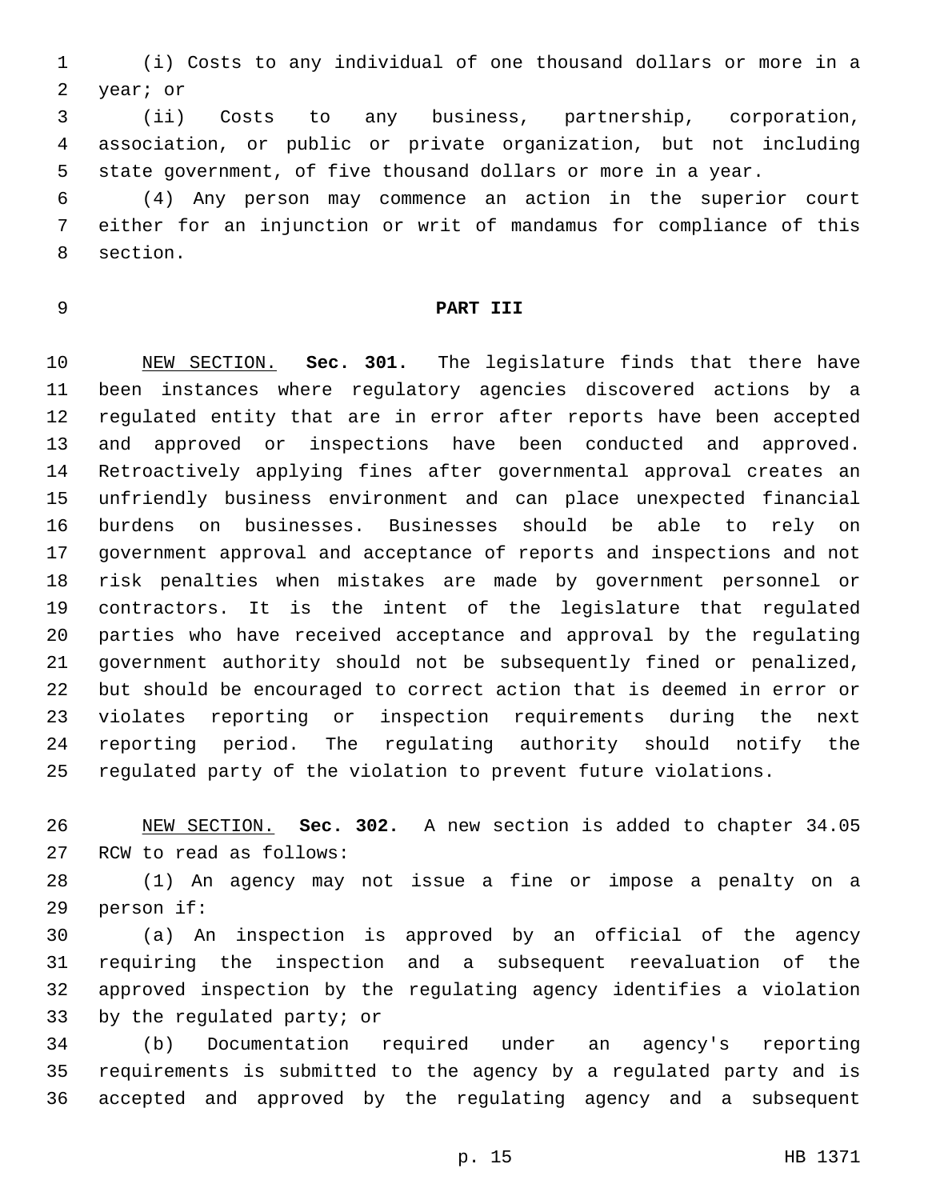(i) Costs to any individual of one thousand dollars or more in a year; or

(ii) Costs to any business, partnership, corporation, association, or public or private organization, but not including state government, of five thousand dollars or more in a year.

(4) Any person may commence an action in the superior court either for an injunction or writ of mandamus for compliance of this section.

## PART III

NEW SECTION. **Sec. 301.** The legislature finds that there have been instances where regulatory agencies discovered actions by a regulated entity that are in error after reports have been accepted and approved or inspections have been conducted and approved. Retroactively applying fines after governmental approval creates an unfriendly business environment and can place unexpected financial burdens on businesses. Businesses should be able to rely on government approval and acceptance of reports and inspections and not risk penalties when mistakes are made by government personnel or contractors. It is the intent of the legislature that regulated parties who have received acceptance and approval by the regulating government authority should not be subsequently fined or penalized, but should be encouraged to correct action that is deemed in error or violates reporting or inspection requirements during the next reporting period. The regulating authority should notify the regulated party of the violation to prevent future violations.

NEW SECTION. **Sec. 302.** A new section is added to chapter 34.05 RCW to read as follows:

(1) An agency may not issue a fine or impose a penalty on a person if:

(a) An inspection is approved by an official of the agency requiring the inspection and a subsequent reevaluation of the approved inspection by the regulating agency identifies a violation by the regulated party; or

(b) Documentation required under an agency's reporting requirements is submitted to the agency by a regulated party and is accepted and approved by the regulating agency and a subsequent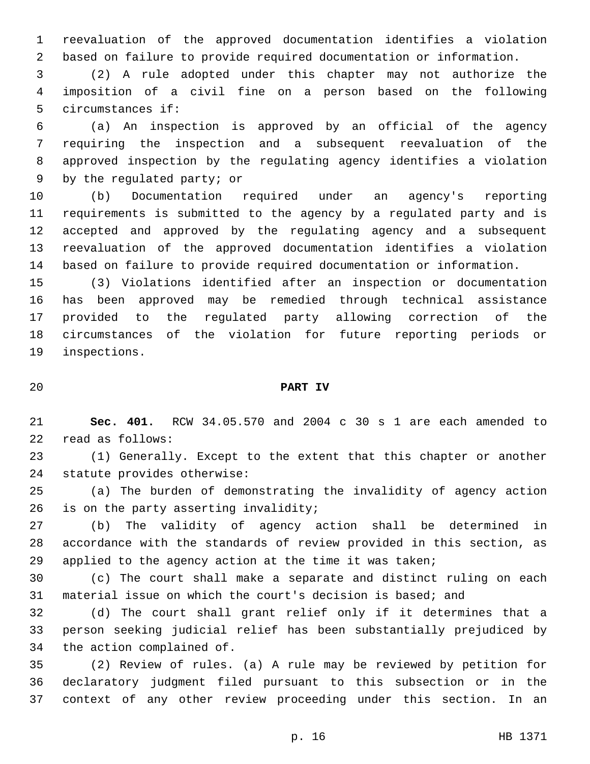reevaluation of the approved documentation identifies a violation based on failure to provide required documentation or information.

(2) A rule adopted under this chapter may not authorize the imposition of a civil fine on a person based on the following circumstances if:

(a) An inspection is approved by an official of the agency requiring the inspection and a subsequent reevaluation of the approved inspection by the regulating agency identifies a violation by the regulated party; or

(b) Documentation required under an agency's reporting requirements is submitted to the agency by a regulated party and is accepted and approved by the regulating agency and a subsequent reevaluation of the approved documentation identifies a violation based on failure to provide required documentation or information.

(3) Violations identified after an inspection or documentation has been approved may be remedied through technical assistance provided to the regulated party allowing correction of the circumstances of the violation for future reporting periods or inspections.

## PART IV

**Sec. 401.** RCW 34.05.570 and 2004 c 30 s 1 are each amended to read as follows:

(1) Generally. Except to the extent that this chapter or another statute provides otherwise:

(a) The burden of demonstrating the invalidity of agency action is on the party asserting invalidity;

(b) The validity of agency action shall be determined in accordance with the standards of review provided in this section, as applied to the agency action at the time it was taken;

(c) The court shall make a separate and distinct ruling on each material issue on which the court's decision is based; and

(d) The court shall grant relief only if it determines that a person seeking judicial relief has been substantially prejudiced by the action complained of.

(2) Review of rules. (a) A rule may be reviewed by petition for declaratory judgment filed pursuant to this subsection or in the context of any other review proceeding under this section. In an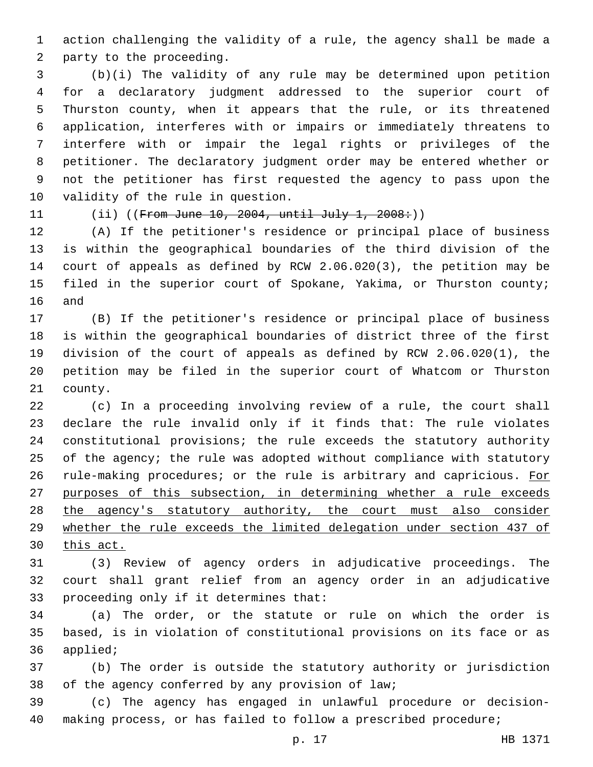action challenging the validity of a rule, the agency shall be made a party to the proceeding.

(b)(i) The validity of any rule may be determined upon petition for a declaratory judgment addressed to the superior court of Thurston county, when it appears that the rule, or its threatened application, interferes with or impairs or immediately threatens to interfere with or impair the legal rights or privileges of the petitioner. The declaratory judgment order may be entered whether or not the petitioner has first requested the agency to pass upon the validity of the rule in question.

(ii) ((~~From June 10, 2004, until July 1, 2008:~~))

(A) If the petitioner's residence or principal place of business is within the geographical boundaries of the third division of the court of appeals as defined by RCW 2.06.020(3), the petition may be filed in the superior court of Spokane, Yakima, or Thurston county; and

(B) If the petitioner's residence or principal place of business is within the geographical boundaries of district three of the first division of the court of appeals as defined by RCW 2.06.020(1), the petition may be filed in the superior court of Whatcom or Thurston county.

(c) In a proceeding involving review of a rule, the court shall declare the rule invalid only if it finds that: The rule violates constitutional provisions; the rule exceeds the statutory authority of the agency; the rule was adopted without compliance with statutory rule-making procedures; or the rule is arbitrary and capricious. <u>For purposes of this subsection, in determining whether a rule exceeds the agency's statutory authority, the court must also consider whether the rule exceeds the limited delegation under section 437 of this act.</u>

(3) Review of agency orders in adjudicative proceedings. The court shall grant relief from an agency order in an adjudicative proceeding only if it determines that:

(a) The order, or the statute or rule on which the order is based, is in violation of constitutional provisions on its face or as applied;

(b) The order is outside the statutory authority or jurisdiction of the agency conferred by any provision of law;

(c) The agency has engaged in unlawful procedure or decision-making process, or has failed to follow a prescribed procedure;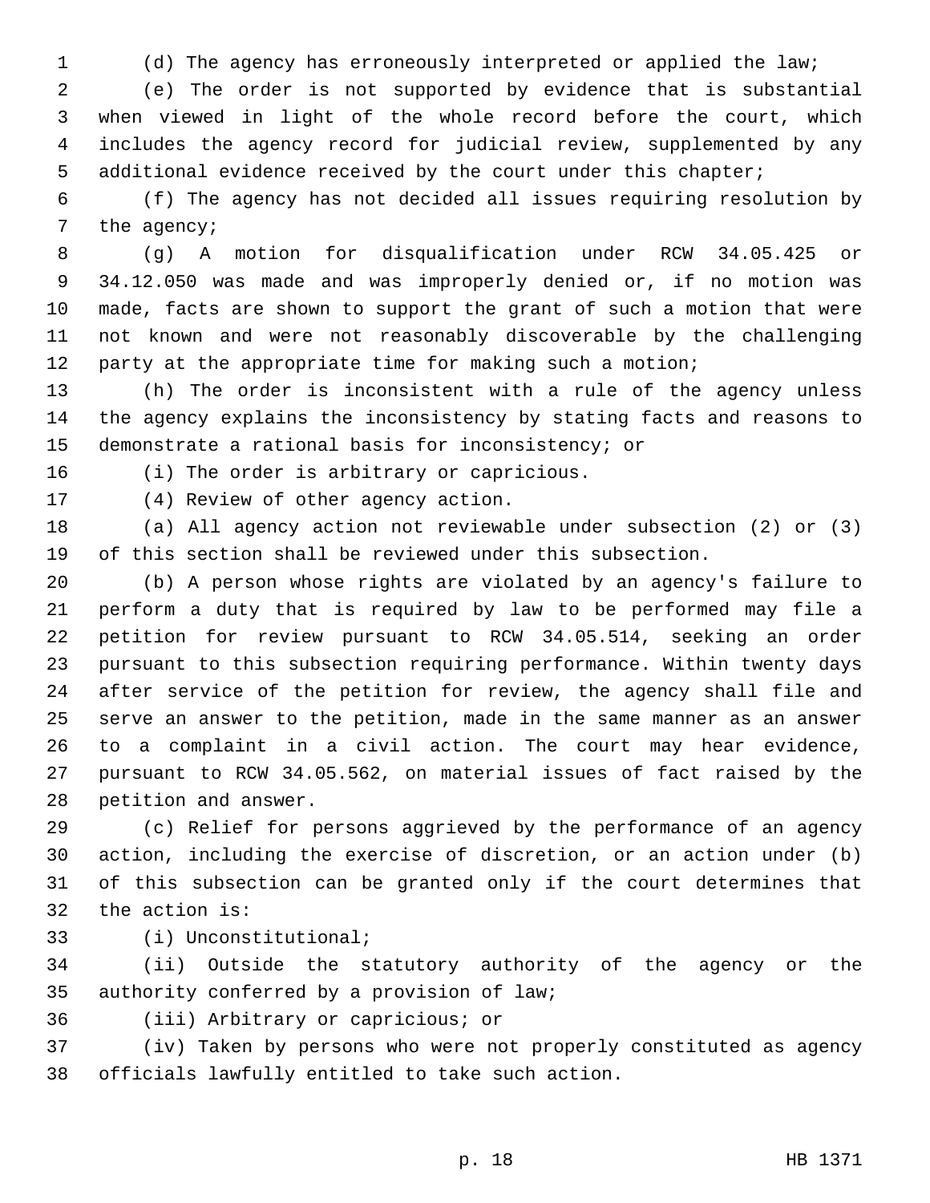(d) The agency has erroneously interpreted or applied the law;

(e) The order is not supported by evidence that is substantial when viewed in light of the whole record before the court, which includes the agency record for judicial review, supplemented by any additional evidence received by the court under this chapter;

(f) The agency has not decided all issues requiring resolution by the agency;

(g) A motion for disqualification under RCW 34.05.425 or 34.12.050 was made and was improperly denied or, if no motion was made, facts are shown to support the grant of such a motion that were not known and were not reasonably discoverable by the challenging party at the appropriate time for making such a motion;

(h) The order is inconsistent with a rule of the agency unless the agency explains the inconsistency by stating facts and reasons to demonstrate a rational basis for inconsistency; or

(i) The order is arbitrary or capricious.

(4) Review of other agency action.

(a) All agency action not reviewable under subsection (2) or (3) of this section shall be reviewed under this subsection.

(b) A person whose rights are violated by an agency's failure to perform a duty that is required by law to be performed may file a petition for review pursuant to RCW 34.05.514, seeking an order pursuant to this subsection requiring performance. Within twenty days after service of the petition for review, the agency shall file and serve an answer to the petition, made in the same manner as an answer to a complaint in a civil action. The court may hear evidence, pursuant to RCW 34.05.562, on material issues of fact raised by the petition and answer.

(c) Relief for persons aggrieved by the performance of an agency action, including the exercise of discretion, or an action under (b) of this subsection can be granted only if the court determines that the action is:

(i) Unconstitutional;

(ii) Outside the statutory authority of the agency or the authority conferred by a provision of law;

(iii) Arbitrary or capricious; or

(iv) Taken by persons who were not properly constituted as agency officials lawfully entitled to take such action.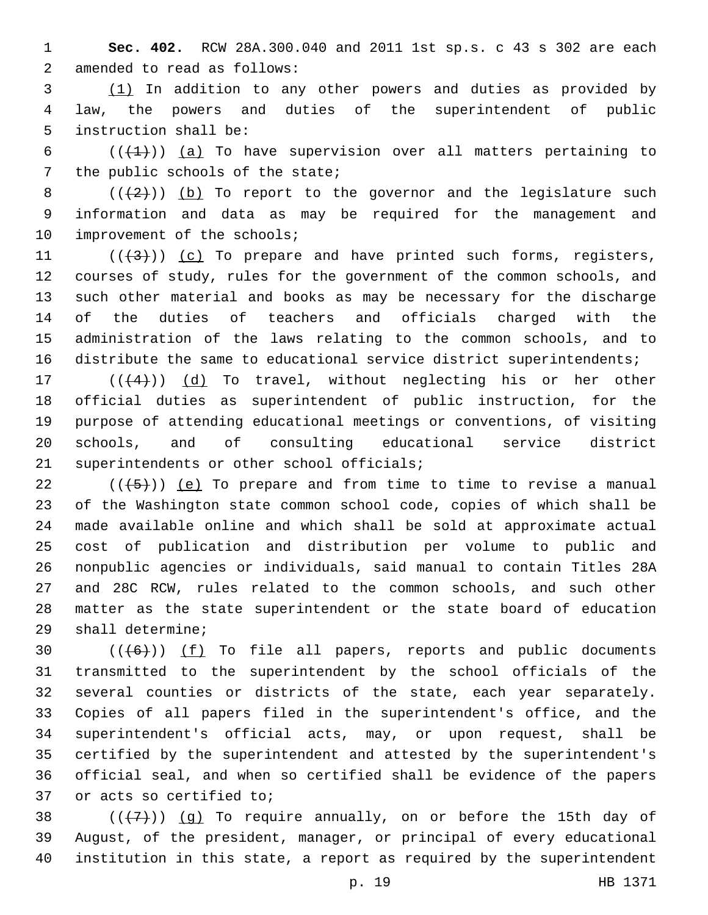**Sec. 402.** RCW 28A.300.040 and 2011 1st sp.s. c 43 s 302 are each amended to read as follows:

(1) In addition to any other powers and duties as provided by law, the powers and duties of the superintendent of public instruction shall be:

(((1))) (a) To have supervision over all matters pertaining to the public schools of the state;

(((2))) (b) To report to the governor and the legislature such information and data as may be required for the management and improvement of the schools;

(((3))) (c) To prepare and have printed such forms, registers, courses of study, rules for the government of the common schools, and such other material and books as may be necessary for the discharge of the duties of teachers and officials charged with the administration of the laws relating to the common schools, and to distribute the same to educational service district superintendents;

(((4))) (d) To travel, without neglecting his or her other official duties as superintendent of public instruction, for the purpose of attending educational meetings or conventions, of visiting schools, and of consulting educational service district superintendents or other school officials;

(((5))) (e) To prepare and from time to time to revise a manual of the Washington state common school code, copies of which shall be made available online and which shall be sold at approximate actual cost of publication and distribution per volume to public and nonpublic agencies or individuals, said manual to contain Titles 28A and 28C RCW, rules related to the common schools, and such other matter as the state superintendent or the state board of education shall determine;

(((6))) (f) To file all papers, reports and public documents transmitted to the superintendent by the school officials of the several counties or districts of the state, each year separately. Copies of all papers filed in the superintendent's office, and the superintendent's official acts, may, or upon request, shall be certified by the superintendent and attested by the superintendent's official seal, and when so certified shall be evidence of the papers or acts so certified to;

(((7))) (g) To require annually, on or before the 15th day of August, of the president, manager, or principal of every educational institution in this state, a report as required by the superintendent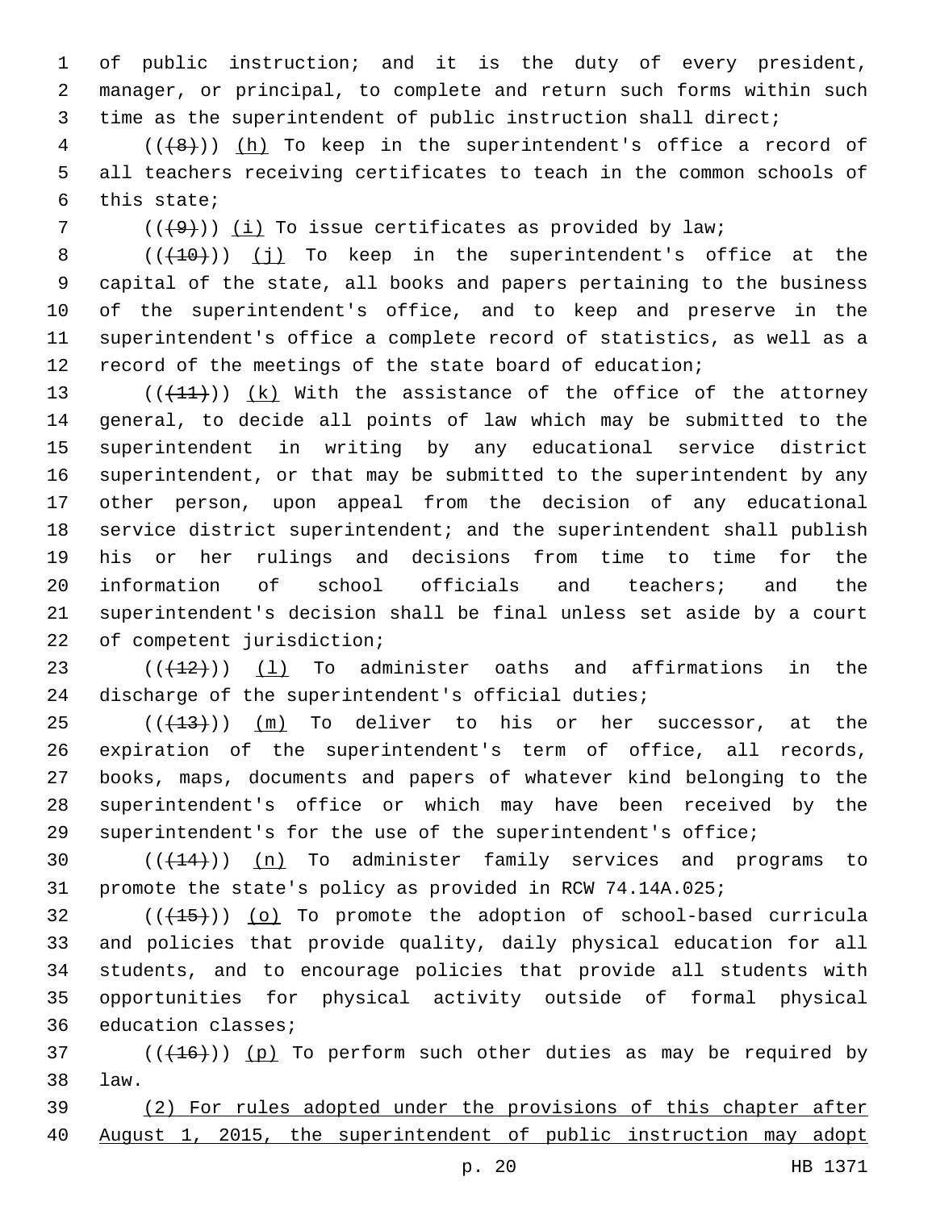of public instruction; and it is the duty of every president, manager, or principal, to complete and return such forms within such time as the superintendent of public instruction shall direct;

(((8))) (h) To keep in the superintendent's office a record of all teachers receiving certificates to teach in the common schools of this state;

(((9))) (i) To issue certificates as provided by law;

(((10))) (j) To keep in the superintendent's office at the capital of the state, all books and papers pertaining to the business of the superintendent's office, and to keep and preserve in the superintendent's office a complete record of statistics, as well as a record of the meetings of the state board of education;

(((11))) (k) With the assistance of the office of the attorney general, to decide all points of law which may be submitted to the superintendent in writing by any educational service district superintendent, or that may be submitted to the superintendent by any other person, upon appeal from the decision of any educational service district superintendent; and the superintendent shall publish his or her rulings and decisions from time to time for the information of school officials and teachers; and the superintendent's decision shall be final unless set aside by a court of competent jurisdiction;

(((12))) (l) To administer oaths and affirmations in the discharge of the superintendent's official duties;

(((13))) (m) To deliver to his or her successor, at the expiration of the superintendent's term of office, all records, books, maps, documents and papers of whatever kind belonging to the superintendent's office or which may have been received by the superintendent's for the use of the superintendent's office;

(((14))) (n) To administer family services and programs to promote the state's policy as provided in RCW 74.14A.025;

(((15))) (o) To promote the adoption of school-based curricula and policies that provide quality, daily physical education for all students, and to encourage policies that provide all students with opportunities for physical activity outside of formal physical education classes;

(((16))) (p) To perform such other duties as may be required by law.

(2) For rules adopted under the provisions of this chapter after August 1, 2015, the superintendent of public instruction may adopt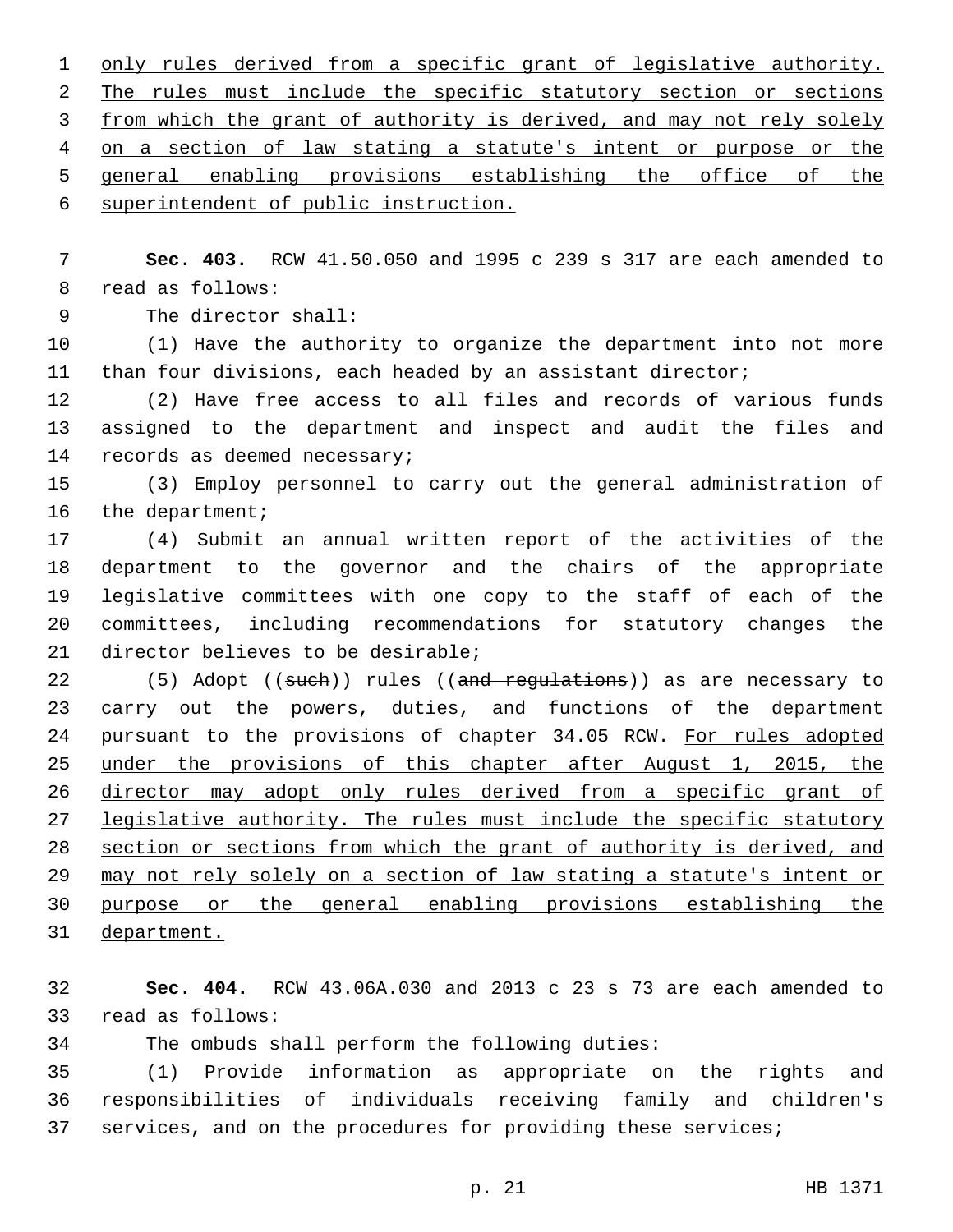only rules derived from a specific grant of legislative authority. The rules must include the specific statutory section or sections from which the grant of authority is derived, and may not rely solely on a section of law stating a statute's intent or purpose or the general enabling provisions establishing the office of the superintendent of public instruction.

**Sec. 403.** RCW 41.50.050 and 1995 c 239 s 317 are each amended to read as follows:

The director shall:

(1) Have the authority to organize the department into not more than four divisions, each headed by an assistant director;

(2) Have free access to all files and records of various funds assigned to the department and inspect and audit the files and records as deemed necessary;

(3) Employ personnel to carry out the general administration of the department;

(4) Submit an annual written report of the activities of the department to the governor and the chairs of the appropriate legislative committees with one copy to the staff of each of the committees, including recommendations for statutory changes the director believes to be desirable;

(5) Adopt ((~~such~~)) rules ((~~and regulations~~)) as are necessary to carry out the powers, duties, and functions of the department pursuant to the provisions of chapter 34.05 RCW. For rules adopted under the provisions of this chapter after August 1, 2015, the director may adopt only rules derived from a specific grant of legislative authority. The rules must include the specific statutory section or sections from which the grant of authority is derived, and may not rely solely on a section of law stating a statute's intent or purpose or the general enabling provisions establishing the department.

**Sec. 404.** RCW 43.06A.030 and 2013 c 23 s 73 are each amended to read as follows:

The ombuds shall perform the following duties:

(1) Provide information as appropriate on the rights and responsibilities of individuals receiving family and children's services, and on the procedures for providing these services;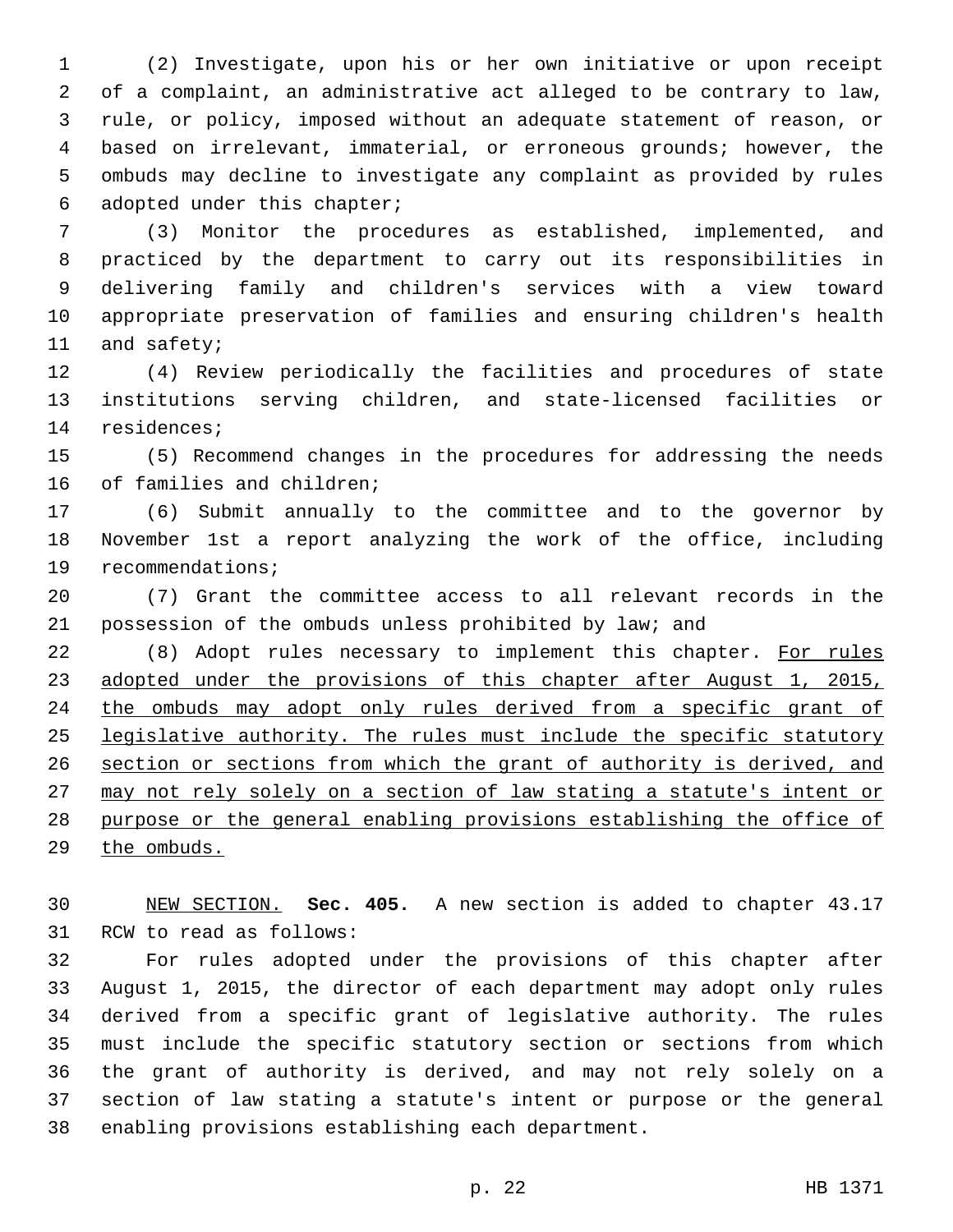(2) Investigate, upon his or her own initiative or upon receipt of a complaint, an administrative act alleged to be contrary to law, rule, or policy, imposed without an adequate statement of reason, or based on irrelevant, immaterial, or erroneous grounds; however, the ombuds may decline to investigate any complaint as provided by rules adopted under this chapter;

(3) Monitor the procedures as established, implemented, and practiced by the department to carry out its responsibilities in delivering family and children's services with a view toward appropriate preservation of families and ensuring children's health and safety;

(4) Review periodically the facilities and procedures of state institutions serving children, and state-licensed facilities or residences;

(5) Recommend changes in the procedures for addressing the needs of families and children;

(6) Submit annually to the committee and to the governor by November 1st a report analyzing the work of the office, including recommendations;

(7) Grant the committee access to all relevant records in the possession of the ombuds unless prohibited by law; and

(8) Adopt rules necessary to implement this chapter. <u>For rules adopted under the provisions of this chapter after August 1, 2015, the ombuds may adopt only rules derived from a specific grant of legislative authority. The rules must include the specific statutory section or sections from which the grant of authority is derived, and may not rely solely on a section of law stating a statute's intent or purpose or the general enabling provisions establishing the office of the ombuds.</u>

<u>NEW SECTION.</u> **Sec. 405.** A new section is added to chapter 43.17 RCW to read as follows:

For rules adopted under the provisions of this chapter after August 1, 2015, the director of each department may adopt only rules derived from a specific grant of legislative authority. The rules must include the specific statutory section or sections from which the grant of authority is derived, and may not rely solely on a section of law stating a statute's intent or purpose or the general enabling provisions establishing each department.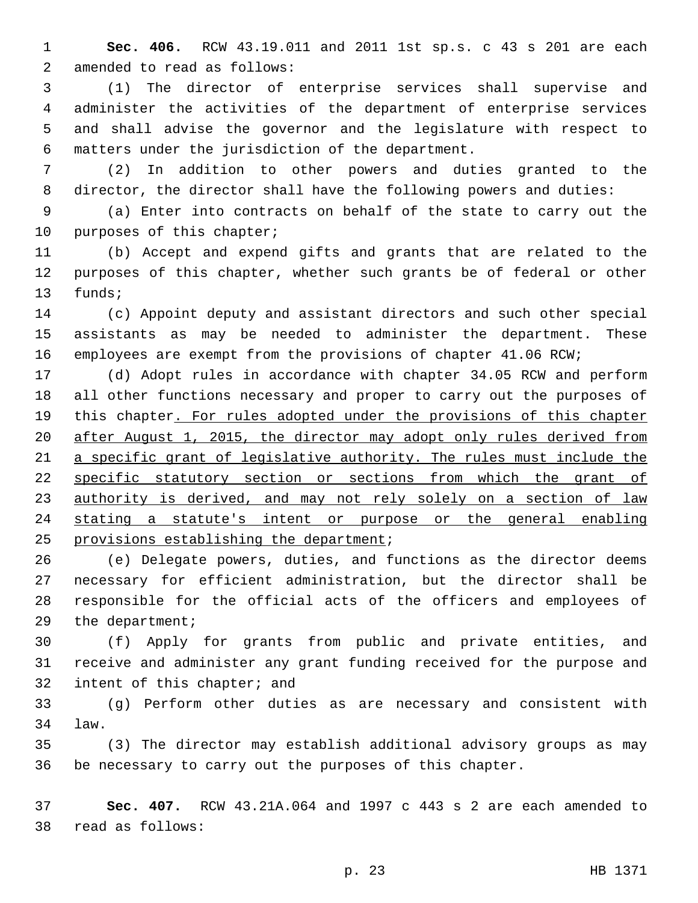**Sec. 406.** RCW 43.19.011 and 2011 1st sp.s. c 43 s 201 are each amended to read as follows:

(1) The director of enterprise services shall supervise and administer the activities of the department of enterprise services and shall advise the governor and the legislature with respect to matters under the jurisdiction of the department.

(2) In addition to other powers and duties granted to the director, the director shall have the following powers and duties:

(a) Enter into contracts on behalf of the state to carry out the purposes of this chapter;

(b) Accept and expend gifts and grants that are related to the purposes of this chapter, whether such grants be of federal or other funds;

(c) Appoint deputy and assistant directors and such other special assistants as may be needed to administer the department. These employees are exempt from the provisions of chapter 41.06 RCW;

(d) Adopt rules in accordance with chapter 34.05 RCW and perform all other functions necessary and proper to carry out the purposes of this chapter<u>. For rules adopted under the provisions of this chapter after August 1, 2015, the director may adopt only rules derived from a specific grant of legislative authority. The rules must include the specific statutory section or sections from which the grant of authority is derived, and may not rely solely on a section of law stating a statute's intent or purpose or the general enabling provisions establishing the department</u>;

(e) Delegate powers, duties, and functions as the director deems necessary for efficient administration, but the director shall be responsible for the official acts of the officers and employees of the department;

(f) Apply for grants from public and private entities, and receive and administer any grant funding received for the purpose and intent of this chapter; and

(g) Perform other duties as are necessary and consistent with law.

(3) The director may establish additional advisory groups as may be necessary to carry out the purposes of this chapter.

**Sec. 407.** RCW 43.21A.064 and 1997 c 443 s 2 are each amended to read as follows: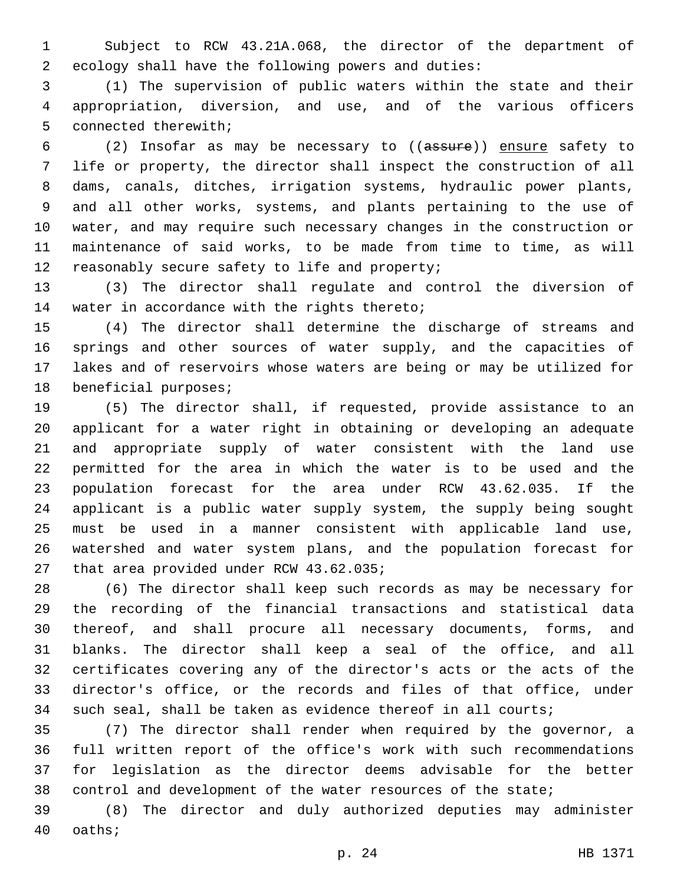Subject to RCW 43.21A.068, the director of the department of ecology shall have the following powers and duties:

(1) The supervision of public waters within the state and their appropriation, diversion, and use, and of the various officers connected therewith;

(2) Insofar as may be necessary to ((~~assure~~)) <u>ensure</u> safety to life or property, the director shall inspect the construction of all dams, canals, ditches, irrigation systems, hydraulic power plants, and all other works, systems, and plants pertaining to the use of water, and may require such necessary changes in the construction or maintenance of said works, to be made from time to time, as will reasonably secure safety to life and property;

(3) The director shall regulate and control the diversion of water in accordance with the rights thereto;

(4) The director shall determine the discharge of streams and springs and other sources of water supply, and the capacities of lakes and of reservoirs whose waters are being or may be utilized for beneficial purposes;

(5) The director shall, if requested, provide assistance to an applicant for a water right in obtaining or developing an adequate and appropriate supply of water consistent with the land use permitted for the area in which the water is to be used and the population forecast for the area under RCW 43.62.035. If the applicant is a public water supply system, the supply being sought must be used in a manner consistent with applicable land use, watershed and water system plans, and the population forecast for that area provided under RCW 43.62.035;

(6) The director shall keep such records as may be necessary for the recording of the financial transactions and statistical data thereof, and shall procure all necessary documents, forms, and blanks. The director shall keep a seal of the office, and all certificates covering any of the director's acts or the acts of the director's office, or the records and files of that office, under such seal, shall be taken as evidence thereof in all courts;

(7) The director shall render when required by the governor, a full written report of the office's work with such recommendations for legislation as the director deems advisable for the better control and development of the water resources of the state;

(8) The director and duly authorized deputies may administer oaths;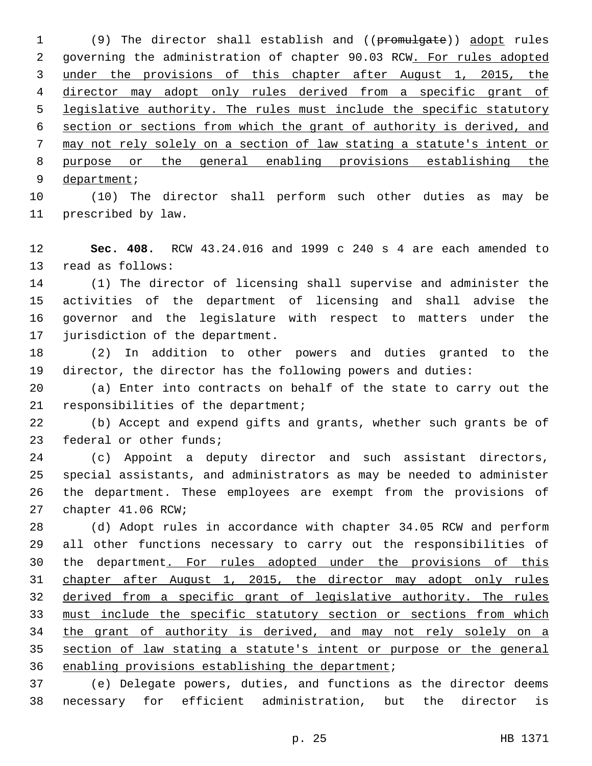(9) The director shall establish and ((~~promulgate~~)) adopt rules governing the administration of chapter 90.03 RCW. For rules adopted under the provisions of this chapter after August 1, 2015, the director may adopt only rules derived from a specific grant of legislative authority. The rules must include the specific statutory section or sections from which the grant of authority is derived, and may not rely solely on a section of law stating a statute's intent or purpose or the general enabling provisions establishing the department;

(10) The director shall perform such other duties as may be prescribed by law.

**Sec. 408.** RCW 43.24.016 and 1999 c 240 s 4 are each amended to read as follows:

(1) The director of licensing shall supervise and administer the activities of the department of licensing and shall advise the governor and the legislature with respect to matters under the jurisdiction of the department.

(2) In addition to other powers and duties granted to the director, the director has the following powers and duties:

(a) Enter into contracts on behalf of the state to carry out the responsibilities of the department;

(b) Accept and expend gifts and grants, whether such grants be of federal or other funds;

(c) Appoint a deputy director and such assistant directors, special assistants, and administrators as may be needed to administer the department. These employees are exempt from the provisions of chapter 41.06 RCW;

(d) Adopt rules in accordance with chapter 34.05 RCW and perform all other functions necessary to carry out the responsibilities of the department. For rules adopted under the provisions of this chapter after August 1, 2015, the director may adopt only rules derived from a specific grant of legislative authority. The rules must include the specific statutory section or sections from which the grant of authority is derived, and may not rely solely on a section of law stating a statute's intent or purpose or the general enabling provisions establishing the department;

(e) Delegate powers, duties, and functions as the director deems necessary for efficient administration, but the director is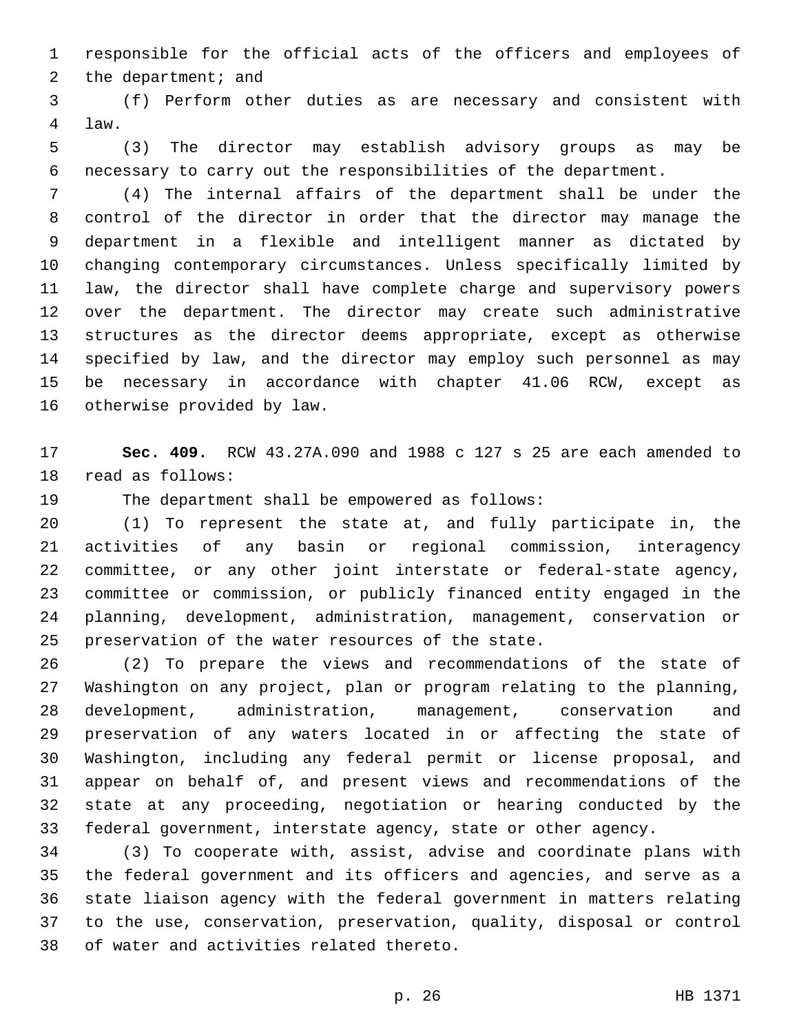responsible for the official acts of the officers and employees of the department; and

(f) Perform other duties as are necessary and consistent with law.

(3) The director may establish advisory groups as may be necessary to carry out the responsibilities of the department.

(4) The internal affairs of the department shall be under the control of the director in order that the director may manage the department in a flexible and intelligent manner as dictated by changing contemporary circumstances. Unless specifically limited by law, the director shall have complete charge and supervisory powers over the department. The director may create such administrative structures as the director deems appropriate, except as otherwise specified by law, and the director may employ such personnel as may be necessary in accordance with chapter 41.06 RCW, except as otherwise provided by law.

**Sec. 409.** RCW 43.27A.090 and 1988 c 127 s 25 are each amended to read as follows:

The department shall be empowered as follows:

(1) To represent the state at, and fully participate in, the activities of any basin or regional commission, interagency committee, or any other joint interstate or federal-state agency, committee or commission, or publicly financed entity engaged in the planning, development, administration, management, conservation or preservation of the water resources of the state.

(2) To prepare the views and recommendations of the state of Washington on any project, plan or program relating to the planning, development, administration, management, conservation and preservation of any waters located in or affecting the state of Washington, including any federal permit or license proposal, and appear on behalf of, and present views and recommendations of the state at any proceeding, negotiation or hearing conducted by the federal government, interstate agency, state or other agency.

(3) To cooperate with, assist, advise and coordinate plans with the federal government and its officers and agencies, and serve as a state liaison agency with the federal government in matters relating to the use, conservation, preservation, quality, disposal or control of water and activities related thereto.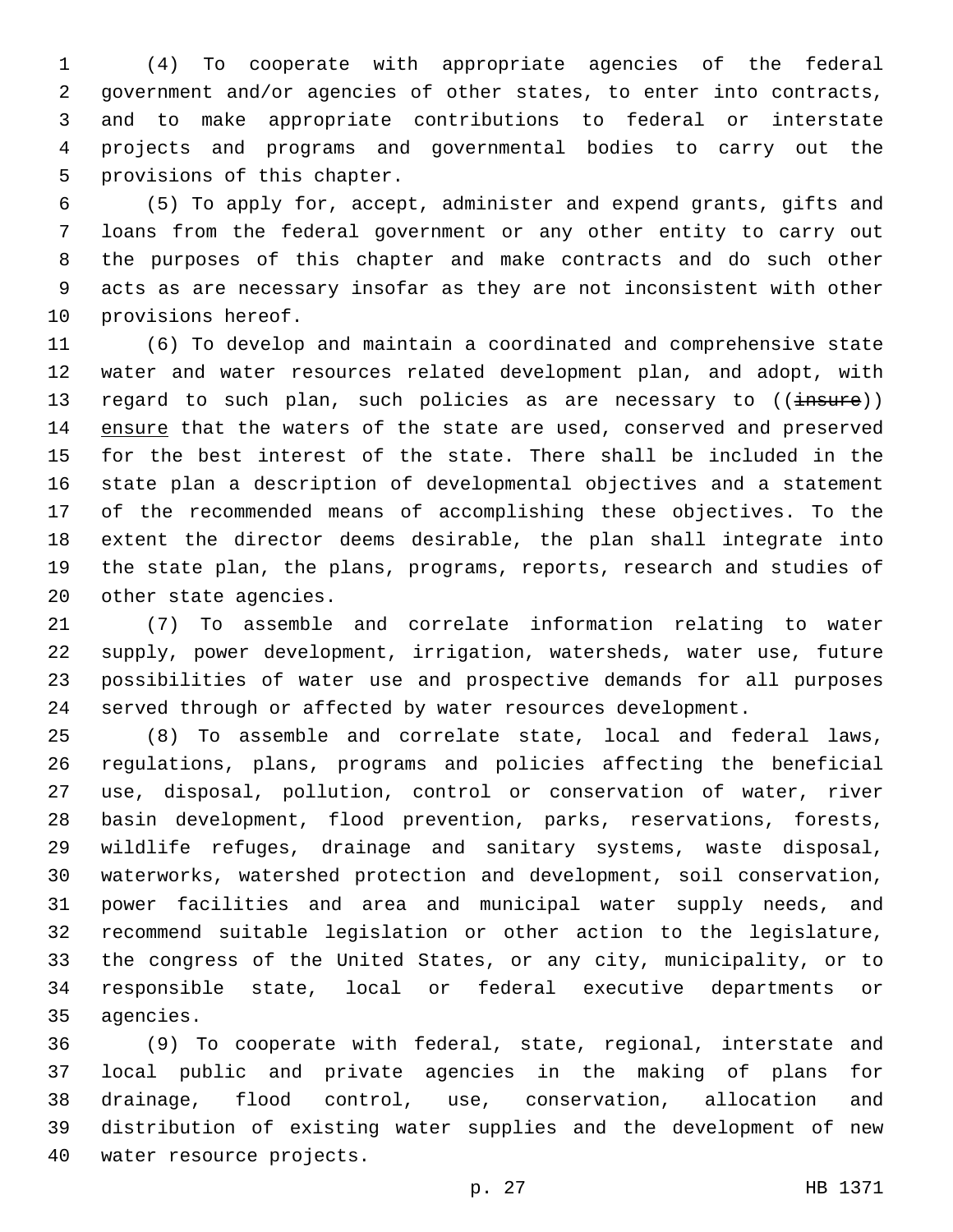(4) To cooperate with appropriate agencies of the federal government and/or agencies of other states, to enter into contracts, and to make appropriate contributions to federal or interstate projects and programs and governmental bodies to carry out the provisions of this chapter.

(5) To apply for, accept, administer and expend grants, gifts and loans from the federal government or any other entity to carry out the purposes of this chapter and make contracts and do such other acts as are necessary insofar as they are not inconsistent with other provisions hereof.

(6) To develop and maintain a coordinated and comprehensive state water and water resources related development plan, and adopt, with regard to such plan, such policies as are necessary to ((~~insure~~)) ensure that the waters of the state are used, conserved and preserved for the best interest of the state. There shall be included in the state plan a description of developmental objectives and a statement of the recommended means of accomplishing these objectives. To the extent the director deems desirable, the plan shall integrate into the state plan, the plans, programs, reports, research and studies of other state agencies.

(7) To assemble and correlate information relating to water supply, power development, irrigation, watersheds, water use, future possibilities of water use and prospective demands for all purposes served through or affected by water resources development.

(8) To assemble and correlate state, local and federal laws, regulations, plans, programs and policies affecting the beneficial use, disposal, pollution, control or conservation of water, river basin development, flood prevention, parks, reservations, forests, wildlife refuges, drainage and sanitary systems, waste disposal, waterworks, watershed protection and development, soil conservation, power facilities and area and municipal water supply needs, and recommend suitable legislation or other action to the legislature, the congress of the United States, or any city, municipality, or to responsible state, local or federal executive departments or agencies.

(9) To cooperate with federal, state, regional, interstate and local public and private agencies in the making of plans for drainage, flood control, use, conservation, allocation and distribution of existing water supplies and the development of new water resource projects.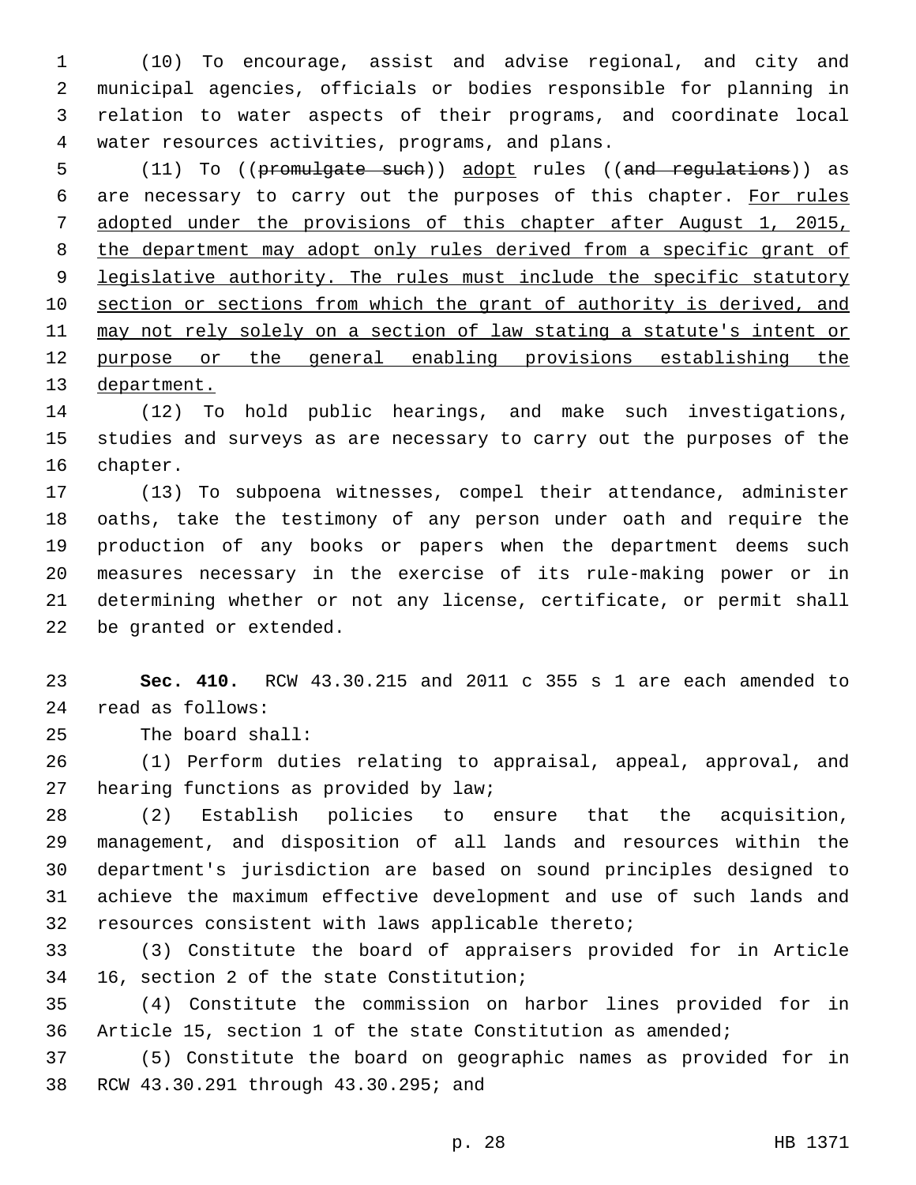(10) To encourage, assist and advise regional, and city and municipal agencies, officials or bodies responsible for planning in relation to water aspects of their programs, and coordinate local water resources activities, programs, and plans.

(11) To ((~~promulgate such~~)) <u>adopt</u> rules ((~~and regulations~~)) as are necessary to carry out the purposes of this chapter. <u>For rules adopted under the provisions of this chapter after August 1, 2015, the department may adopt only rules derived from a specific grant of legislative authority. The rules must include the specific statutory section or sections from which the grant of authority is derived, and may not rely solely on a section of law stating a statute's intent or purpose or the general enabling provisions establishing the department.</u>

(12) To hold public hearings, and make such investigations, studies and surveys as are necessary to carry out the purposes of the chapter.

(13) To subpoena witnesses, compel their attendance, administer oaths, take the testimony of any person under oath and require the production of any books or papers when the department deems such measures necessary in the exercise of its rule-making power or in determining whether or not any license, certificate, or permit shall be granted or extended.

**Sec. 410.** RCW 43.30.215 and 2011 c 355 s 1 are each amended to read as follows:

The board shall:

(1) Perform duties relating to appraisal, appeal, approval, and hearing functions as provided by law;

(2) Establish policies to ensure that the acquisition, management, and disposition of all lands and resources within the department's jurisdiction are based on sound principles designed to achieve the maximum effective development and use of such lands and resources consistent with laws applicable thereto;

(3) Constitute the board of appraisers provided for in Article 16, section 2 of the state Constitution;

(4) Constitute the commission on harbor lines provided for in Article 15, section 1 of the state Constitution as amended;

(5) Constitute the board on geographic names as provided for in RCW 43.30.291 through 43.30.295; and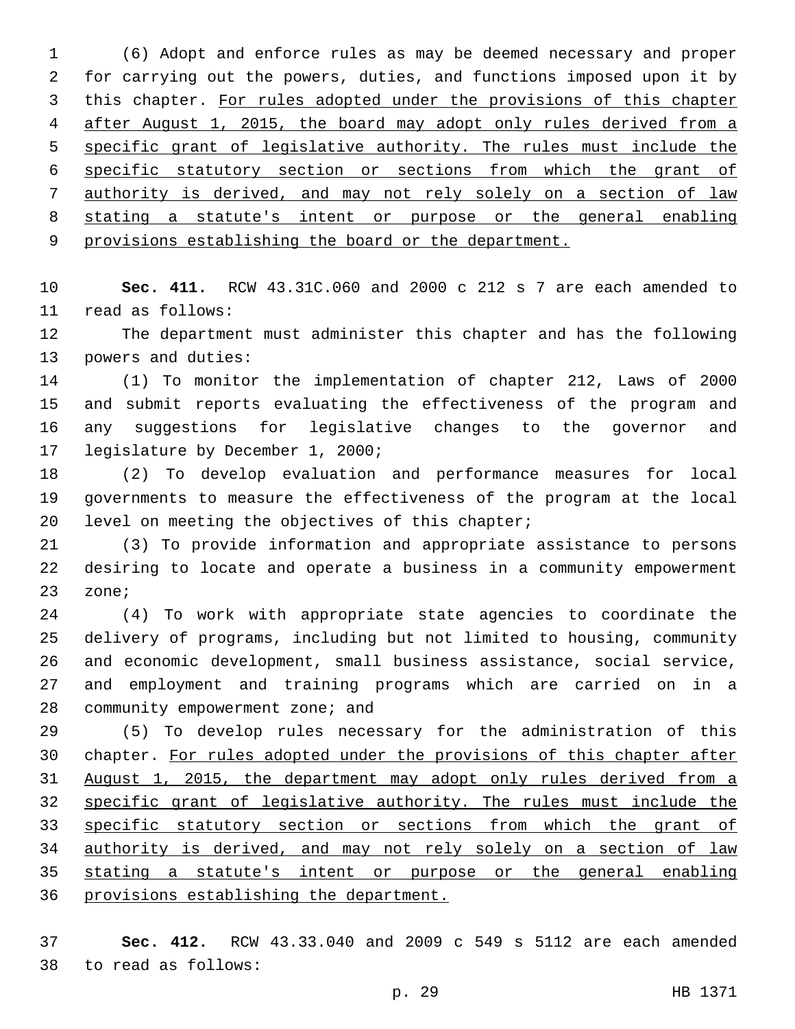(6) Adopt and enforce rules as may be deemed necessary and proper for carrying out the powers, duties, and functions imposed upon it by this chapter. <u>For rules adopted under the provisions of this chapter after August 1, 2015, the board may adopt only rules derived from a specific grant of legislative authority. The rules must include the specific statutory section or sections from which the grant of authority is derived, and may not rely solely on a section of law stating a statute's intent or purpose or the general enabling provisions establishing the board or the department.</u>

**Sec. 411.** RCW 43.31C.060 and 2000 c 212 s 7 are each amended to read as follows:

The department must administer this chapter and has the following powers and duties:

(1) To monitor the implementation of chapter 212, Laws of 2000 and submit reports evaluating the effectiveness of the program and any suggestions for legislative changes to the governor and legislature by December 1, 2000;

(2) To develop evaluation and performance measures for local governments to measure the effectiveness of the program at the local level on meeting the objectives of this chapter;

(3) To provide information and appropriate assistance to persons desiring to locate and operate a business in a community empowerment zone;

(4) To work with appropriate state agencies to coordinate the delivery of programs, including but not limited to housing, community and economic development, small business assistance, social service, and employment and training programs which are carried on in a community empowerment zone; and

(5) To develop rules necessary for the administration of this chapter. <u>For rules adopted under the provisions of this chapter after August 1, 2015, the department may adopt only rules derived from a specific grant of legislative authority. The rules must include the specific statutory section or sections from which the grant of authority is derived, and may not rely solely on a section of law stating a statute's intent or purpose or the general enabling provisions establishing the department.</u>

**Sec. 412.** RCW 43.33.040 and 2009 c 549 s 5112 are each amended to read as follows: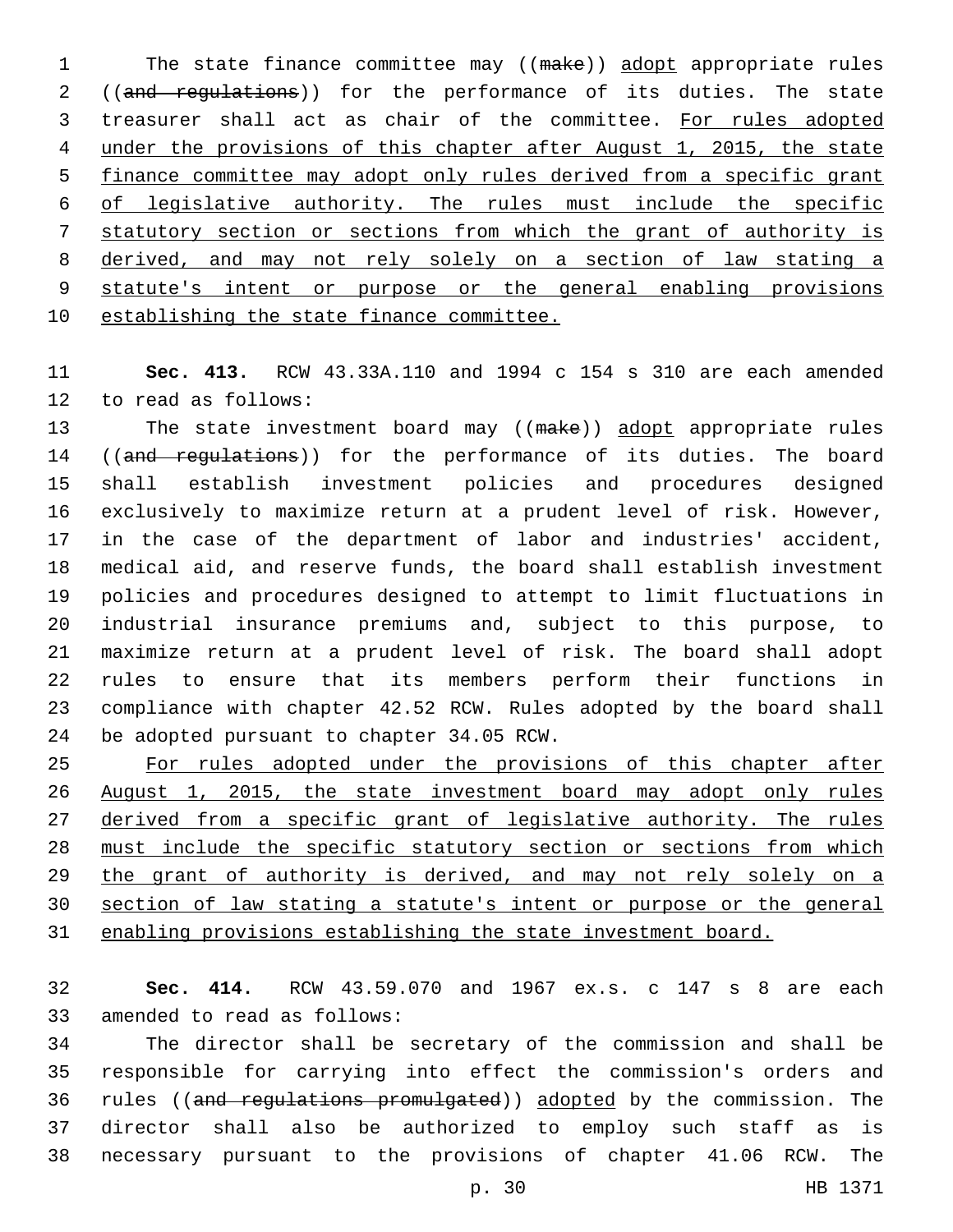The state finance committee may ((~~make~~)) adopt appropriate rules ((~~and regulations~~)) for the performance of its duties. The state treasurer shall act as chair of the committee. For rules adopted under the provisions of this chapter after August 1, 2015, the state finance committee may adopt only rules derived from a specific grant of legislative authority. The rules must include the specific statutory section or sections from which the grant of authority is derived, and may not rely solely on a section of law stating a statute's intent or purpose or the general enabling provisions establishing the state finance committee.

**Sec. 413.** RCW 43.33A.110 and 1994 c 154 s 310 are each amended to read as follows:

The state investment board may ((~~make~~)) adopt appropriate rules ((~~and regulations~~)) for the performance of its duties. The board shall establish investment policies and procedures designed exclusively to maximize return at a prudent level of risk. However, in the case of the department of labor and industries' accident, medical aid, and reserve funds, the board shall establish investment policies and procedures designed to attempt to limit fluctuations in industrial insurance premiums and, subject to this purpose, to maximize return at a prudent level of risk. The board shall adopt rules to ensure that its members perform their functions in compliance with chapter 42.52 RCW. Rules adopted by the board shall be adopted pursuant to chapter 34.05 RCW.

For rules adopted under the provisions of this chapter after August 1, 2015, the state investment board may adopt only rules derived from a specific grant of legislative authority. The rules must include the specific statutory section or sections from which the grant of authority is derived, and may not rely solely on a section of law stating a statute's intent or purpose or the general enabling provisions establishing the state investment board.

**Sec. 414.** RCW 43.59.070 and 1967 ex.s. c 147 s 8 are each amended to read as follows:

The director shall be secretary of the commission and shall be responsible for carrying into effect the commission's orders and rules ((~~and regulations promulgated~~)) adopted by the commission. The director shall also be authorized to employ such staff as is necessary pursuant to the provisions of chapter 41.06 RCW. The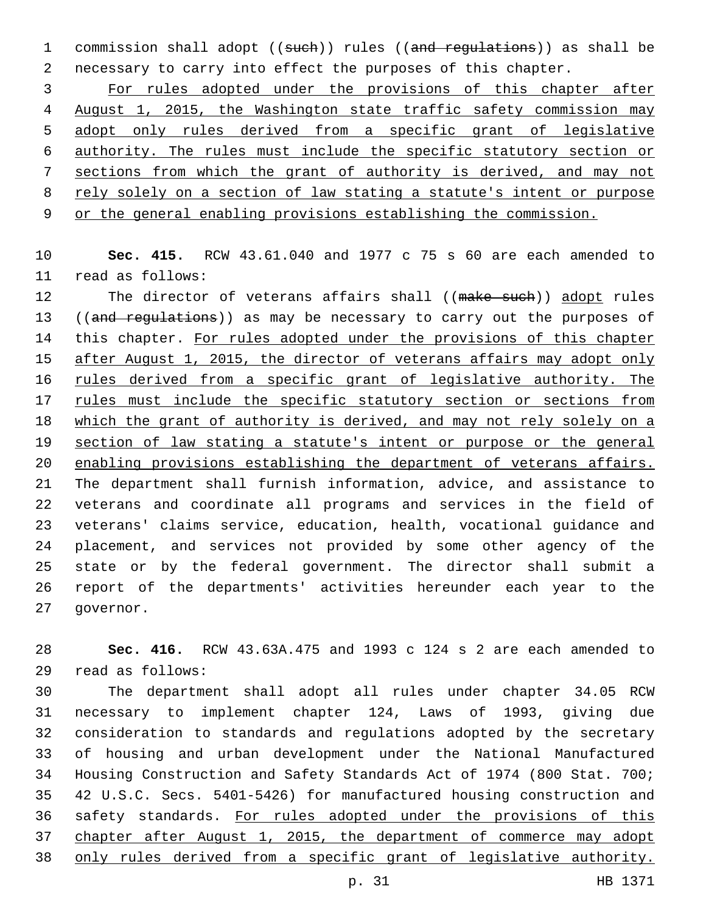commission shall adopt ((~~such~~)) rules ((~~and regulations~~)) as shall be necessary to carry into effect the purposes of this chapter.

<u>For rules adopted under the provisions of this chapter after August 1, 2015, the Washington state traffic safety commission may adopt only rules derived from a specific grant of legislative authority. The rules must include the specific statutory section or sections from which the grant of authority is derived, and may not rely solely on a section of law stating a statute's intent or purpose or the general enabling provisions establishing the commission.</u>

**Sec. 415.** RCW 43.61.040 and 1977 c 75 s 60 are each amended to read as follows:

The director of veterans affairs shall ((~~make such~~)) <u>adopt</u> rules ((~~and regulations~~)) as may be necessary to carry out the purposes of this chapter. <u>For rules adopted under the provisions of this chapter after August 1, 2015, the director of veterans affairs may adopt only rules derived from a specific grant of legislative authority. The rules must include the specific statutory section or sections from which the grant of authority is derived, and may not rely solely on a section of law stating a statute's intent or purpose or the general enabling provisions establishing the department of veterans affairs.</u> The department shall furnish information, advice, and assistance to veterans and coordinate all programs and services in the field of veterans' claims service, education, health, vocational guidance and placement, and services not provided by some other agency of the state or by the federal government. The director shall submit a report of the departments' activities hereunder each year to the governor.

**Sec. 416.** RCW 43.63A.475 and 1993 c 124 s 2 are each amended to read as follows:

The department shall adopt all rules under chapter 34.05 RCW necessary to implement chapter 124, Laws of 1993, giving due consideration to standards and regulations adopted by the secretary of housing and urban development under the National Manufactured Housing Construction and Safety Standards Act of 1974 (800 Stat. 700; 42 U.S.C. Secs. 5401-5426) for manufactured housing construction and safety standards. <u>For rules adopted under the provisions of this chapter after August 1, 2015, the department of commerce may adopt only rules derived from a specific grant of legislative authority.</u>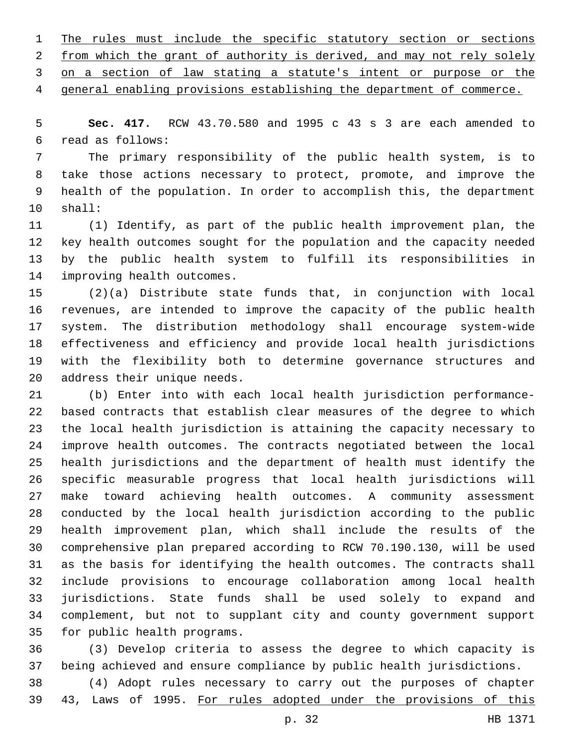The rules must include the specific statutory section or sections from which the grant of authority is derived, and may not rely solely on a section of law stating a statute's intent or purpose or the general enabling provisions establishing the department of commerce.

**Sec. 417.** RCW 43.70.580 and 1995 c 43 s 3 are each amended to read as follows:

The primary responsibility of the public health system, is to take those actions necessary to protect, promote, and improve the health of the population. In order to accomplish this, the department shall:

(1) Identify, as part of the public health improvement plan, the key health outcomes sought for the population and the capacity needed by the public health system to fulfill its responsibilities in improving health outcomes.

(2)(a) Distribute state funds that, in conjunction with local revenues, are intended to improve the capacity of the public health system. The distribution methodology shall encourage system-wide effectiveness and efficiency and provide local health jurisdictions with the flexibility both to determine governance structures and address their unique needs.

(b) Enter into with each local health jurisdiction performance-based contracts that establish clear measures of the degree to which the local health jurisdiction is attaining the capacity necessary to improve health outcomes. The contracts negotiated between the local health jurisdictions and the department of health must identify the specific measurable progress that local health jurisdictions will make toward achieving health outcomes. A community assessment conducted by the local health jurisdiction according to the public health improvement plan, which shall include the results of the comprehensive plan prepared according to RCW 70.190.130, will be used as the basis for identifying the health outcomes. The contracts shall include provisions to encourage collaboration among local health jurisdictions. State funds shall be used solely to expand and complement, but not to supplant city and county government support for public health programs.

(3) Develop criteria to assess the degree to which capacity is being achieved and ensure compliance by public health jurisdictions.

(4) Adopt rules necessary to carry out the purposes of chapter 43, Laws of 1995. For rules adopted under the provisions of this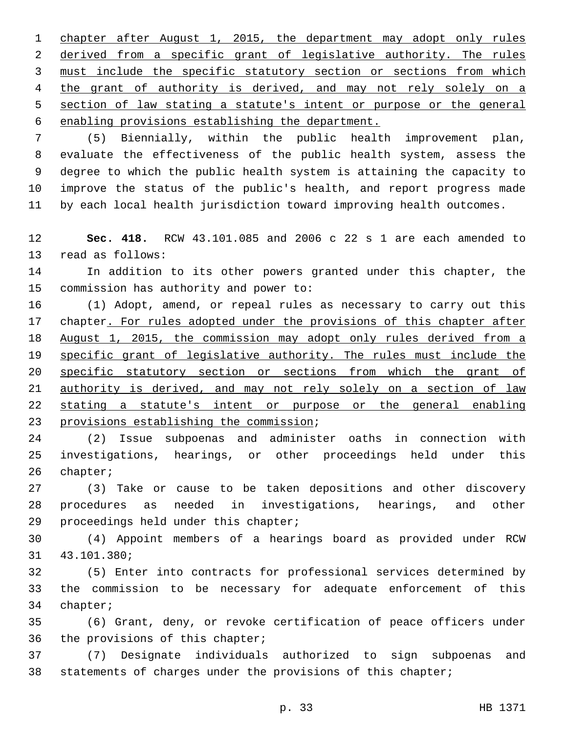chapter after August 1, 2015, the department may adopt only rules derived from a specific grant of legislative authority. The rules must include the specific statutory section or sections from which the grant of authority is derived, and may not rely solely on a section of law stating a statute's intent or purpose or the general enabling provisions establishing the department.

(5) Biennially, within the public health improvement plan, evaluate the effectiveness of the public health system, assess the degree to which the public health system is attaining the capacity to improve the status of the public's health, and report progress made by each local health jurisdiction toward improving health outcomes.

**Sec. 418.** RCW 43.101.085 and 2006 c 22 s 1 are each amended to read as follows:

In addition to its other powers granted under this chapter, the commission has authority and power to:

(1) Adopt, amend, or repeal rules as necessary to carry out this chapter. For rules adopted under the provisions of this chapter after August 1, 2015, the commission may adopt only rules derived from a specific grant of legislative authority. The rules must include the specific statutory section or sections from which the grant of authority is derived, and may not rely solely on a section of law stating a statute's intent or purpose or the general enabling provisions establishing the commission;

(2) Issue subpoenas and administer oaths in connection with investigations, hearings, or other proceedings held under this chapter;

(3) Take or cause to be taken depositions and other discovery procedures as needed in investigations, hearings, and other proceedings held under this chapter;

(4) Appoint members of a hearings board as provided under RCW 43.101.380;

(5) Enter into contracts for professional services determined by the commission to be necessary for adequate enforcement of this chapter;

(6) Grant, deny, or revoke certification of peace officers under the provisions of this chapter;

(7) Designate individuals authorized to sign subpoenas and statements of charges under the provisions of this chapter;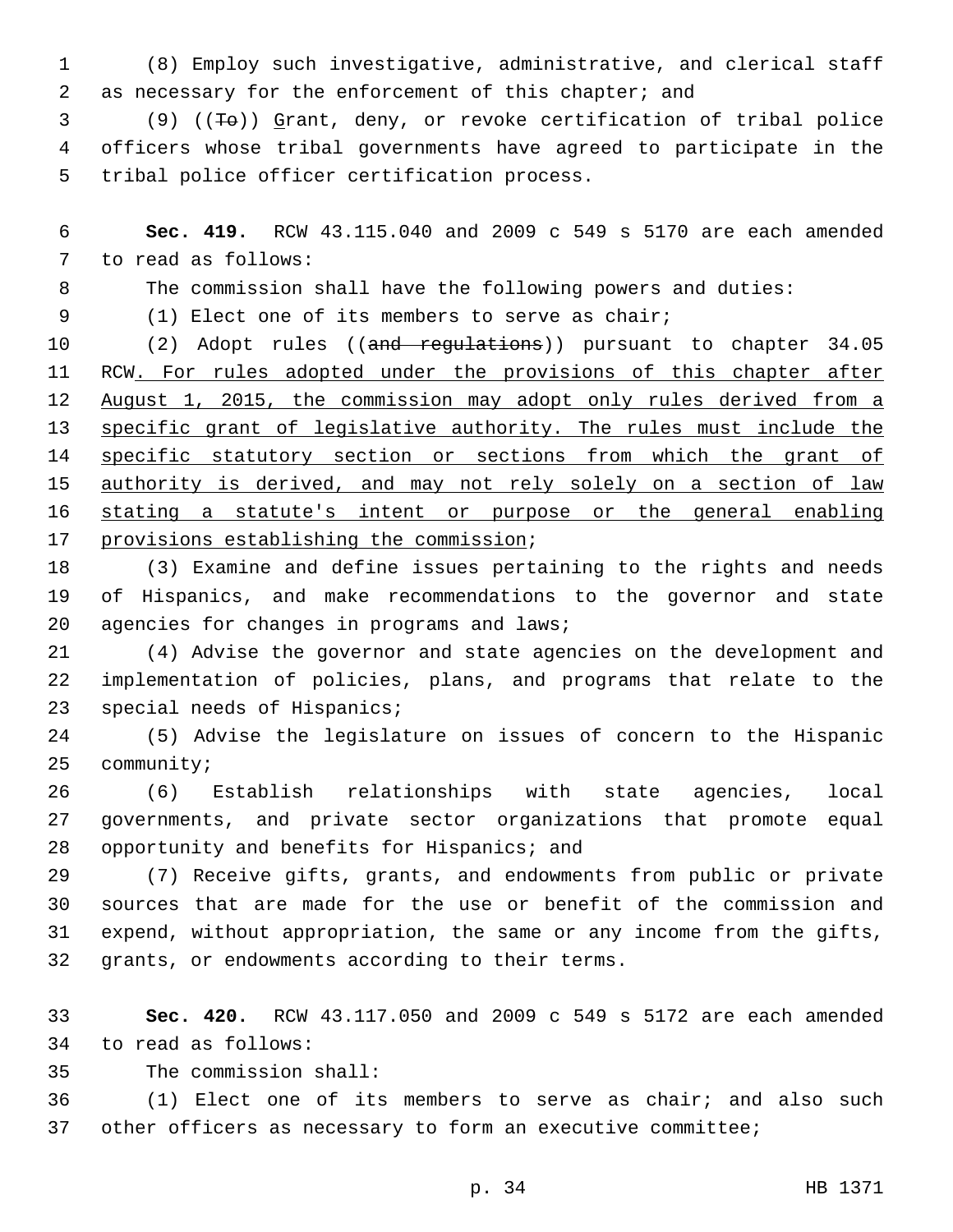(8) Employ such investigative, administrative, and clerical staff as necessary for the enforcement of this chapter; and

(9) ((~~To~~)) <u>G</u>rant, deny, or revoke certification of tribal police officers whose tribal governments have agreed to participate in the tribal police officer certification process.

**Sec. 419.** RCW 43.115.040 and 2009 c 549 s 5170 are each amended to read as follows:

The commission shall have the following powers and duties:

(1) Elect one of its members to serve as chair;

(2) Adopt rules ((~~and regulations~~)) pursuant to chapter 34.05 RCW<u>. For rules adopted under the provisions of this chapter after August 1, 2015, the commission may adopt only rules derived from a specific grant of legislative authority. The rules must include the specific statutory section or sections from which the grant of authority is derived, and may not rely solely on a section of law stating a statute's intent or purpose or the general enabling provisions establishing the commission</u>;

(3) Examine and define issues pertaining to the rights and needs of Hispanics, and make recommendations to the governor and state agencies for changes in programs and laws;

(4) Advise the governor and state agencies on the development and implementation of policies, plans, and programs that relate to the special needs of Hispanics;

(5) Advise the legislature on issues of concern to the Hispanic community;

(6) Establish relationships with state agencies, local governments, and private sector organizations that promote equal opportunity and benefits for Hispanics; and

(7) Receive gifts, grants, and endowments from public or private sources that are made for the use or benefit of the commission and expend, without appropriation, the same or any income from the gifts, grants, or endowments according to their terms.

**Sec. 420.** RCW 43.117.050 and 2009 c 549 s 5172 are each amended to read as follows:

The commission shall:

(1) Elect one of its members to serve as chair; and also such other officers as necessary to form an executive committee;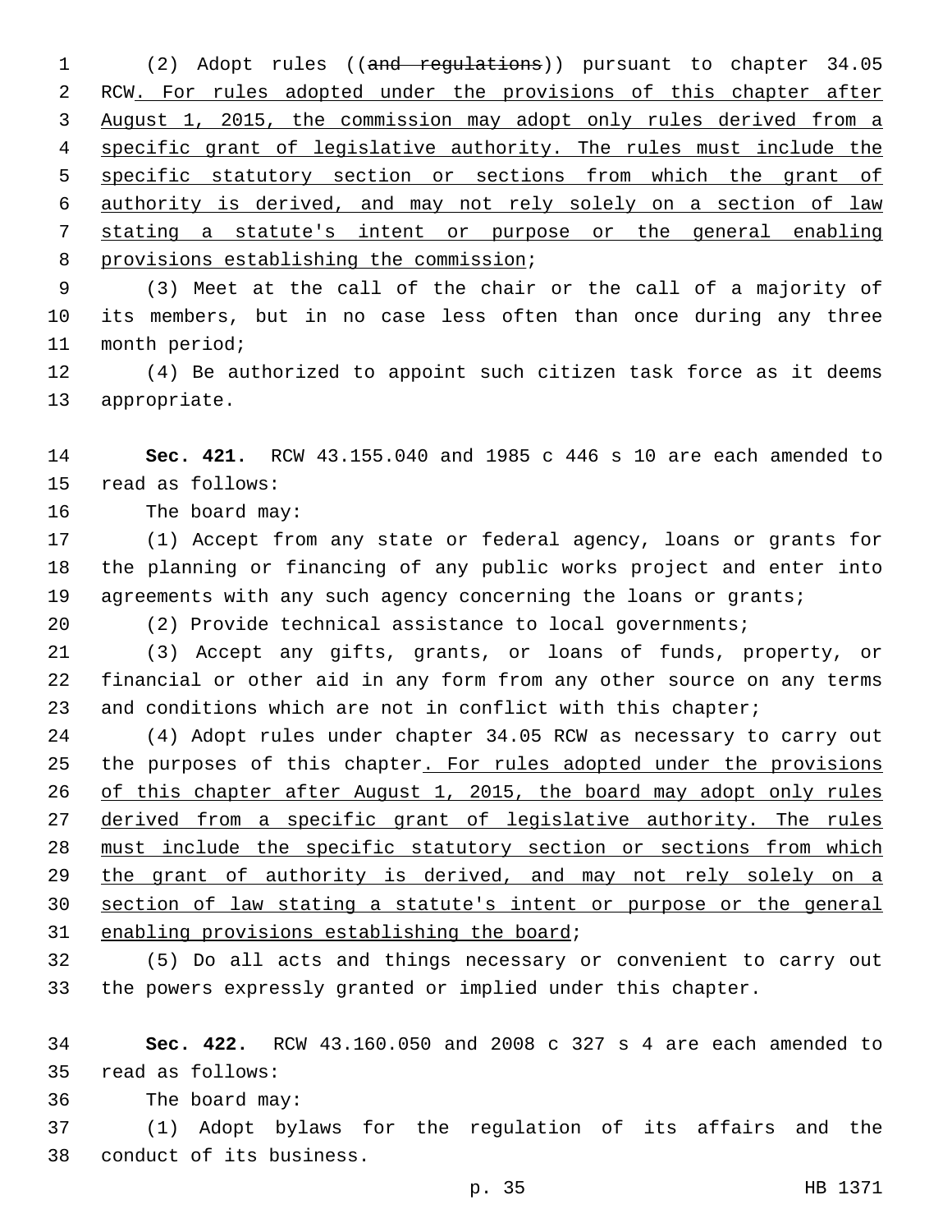(2) Adopt rules ((~~and regulations~~)) pursuant to chapter 34.05 RCW<u>. For rules adopted under the provisions of this chapter after August 1, 2015, the commission may adopt only rules derived from a specific grant of legislative authority. The rules must include the specific statutory section or sections from which the grant of authority is derived, and may not rely solely on a section of law stating a statute's intent or purpose or the general enabling provisions establishing the commission</u>;

(3) Meet at the call of the chair or the call of a majority of its members, but in no case less often than once during any three month period;

(4) Be authorized to appoint such citizen task force as it deems appropriate.

**Sec. 421.** RCW 43.155.040 and 1985 c 446 s 10 are each amended to read as follows:

The board may:

(1) Accept from any state or federal agency, loans or grants for the planning or financing of any public works project and enter into agreements with any such agency concerning the loans or grants;

(2) Provide technical assistance to local governments;

(3) Accept any gifts, grants, or loans of funds, property, or financial or other aid in any form from any other source on any terms and conditions which are not in conflict with this chapter;

(4) Adopt rules under chapter 34.05 RCW as necessary to carry out the purposes of this chapter<u>. For rules adopted under the provisions of this chapter after August 1, 2015, the board may adopt only rules derived from a specific grant of legislative authority. The rules must include the specific statutory section or sections from which the grant of authority is derived, and may not rely solely on a section of law stating a statute's intent or purpose or the general enabling provisions establishing the board</u>;

(5) Do all acts and things necessary or convenient to carry out the powers expressly granted or implied under this chapter.

**Sec. 422.** RCW 43.160.050 and 2008 c 327 s 4 are each amended to read as follows:

The board may:

(1) Adopt bylaws for the regulation of its affairs and the conduct of its business.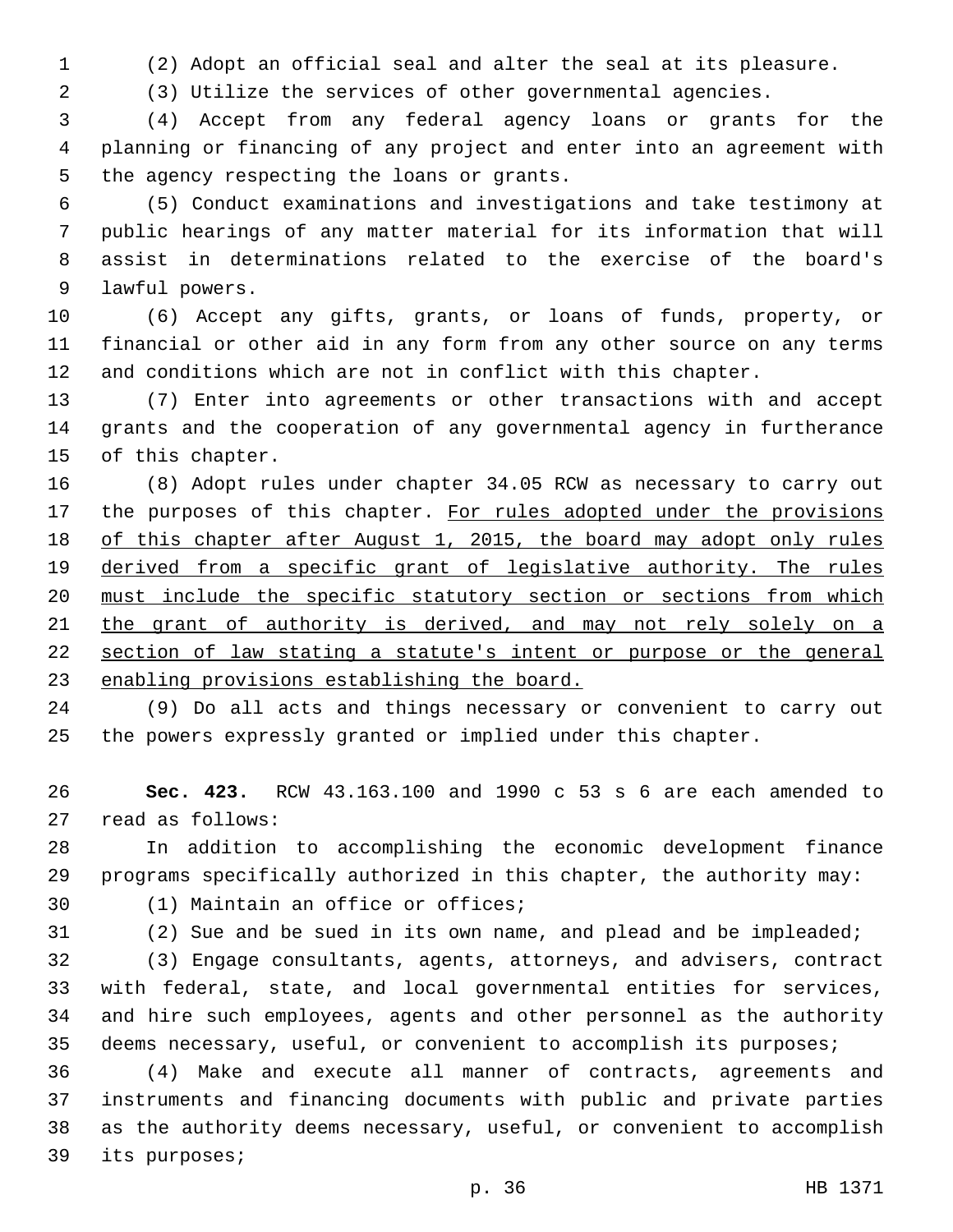(2) Adopt an official seal and alter the seal at its pleasure.

(3) Utilize the services of other governmental agencies.

(4) Accept from any federal agency loans or grants for the planning or financing of any project and enter into an agreement with the agency respecting the loans or grants.

(5) Conduct examinations and investigations and take testimony at public hearings of any matter material for its information that will assist in determinations related to the exercise of the board's lawful powers.

(6) Accept any gifts, grants, or loans of funds, property, or financial or other aid in any form from any other source on any terms and conditions which are not in conflict with this chapter.

(7) Enter into agreements or other transactions with and accept grants and the cooperation of any governmental agency in furtherance of this chapter.

(8) Adopt rules under chapter 34.05 RCW as necessary to carry out the purposes of this chapter. <u>For rules adopted under the provisions of this chapter after August 1, 2015, the board may adopt only rules derived from a specific grant of legislative authority. The rules must include the specific statutory section or sections from which the grant of authority is derived, and may not rely solely on a section of law stating a statute's intent or purpose or the general enabling provisions establishing the board.</u>

(9) Do all acts and things necessary or convenient to carry out the powers expressly granted or implied under this chapter.

**Sec. 423.** RCW 43.163.100 and 1990 c 53 s 6 are each amended to read as follows:

In addition to accomplishing the economic development finance programs specifically authorized in this chapter, the authority may:

(1) Maintain an office or offices;

(2) Sue and be sued in its own name, and plead and be impleaded;

(3) Engage consultants, agents, attorneys, and advisers, contract with federal, state, and local governmental entities for services, and hire such employees, agents and other personnel as the authority deems necessary, useful, or convenient to accomplish its purposes;

(4) Make and execute all manner of contracts, agreements and instruments and financing documents with public and private parties as the authority deems necessary, useful, or convenient to accomplish its purposes;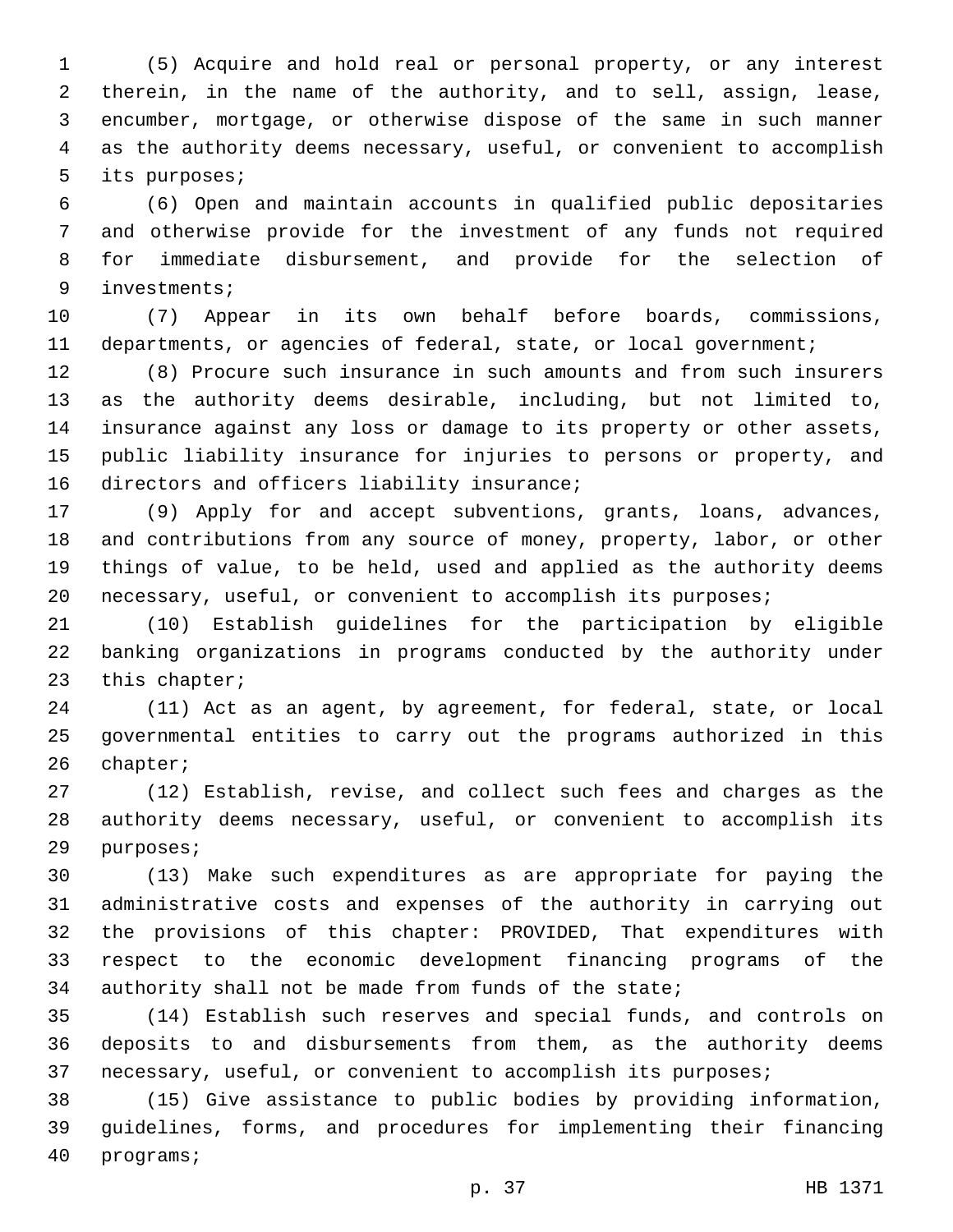(5) Acquire and hold real or personal property, or any interest therein, in the name of the authority, and to sell, assign, lease, encumber, mortgage, or otherwise dispose of the same in such manner as the authority deems necessary, useful, or convenient to accomplish its purposes;

(6) Open and maintain accounts in qualified public depositaries and otherwise provide for the investment of any funds not required for immediate disbursement, and provide for the selection of investments;

(7) Appear in its own behalf before boards, commissions, departments, or agencies of federal, state, or local government;

(8) Procure such insurance in such amounts and from such insurers as the authority deems desirable, including, but not limited to, insurance against any loss or damage to its property or other assets, public liability insurance for injuries to persons or property, and directors and officers liability insurance;

(9) Apply for and accept subventions, grants, loans, advances, and contributions from any source of money, property, labor, or other things of value, to be held, used and applied as the authority deems necessary, useful, or convenient to accomplish its purposes;

(10) Establish guidelines for the participation by eligible banking organizations in programs conducted by the authority under this chapter;

(11) Act as an agent, by agreement, for federal, state, or local governmental entities to carry out the programs authorized in this chapter;

(12) Establish, revise, and collect such fees and charges as the authority deems necessary, useful, or convenient to accomplish its purposes;

(13) Make such expenditures as are appropriate for paying the administrative costs and expenses of the authority in carrying out the provisions of this chapter: PROVIDED, That expenditures with respect to the economic development financing programs of the authority shall not be made from funds of the state;

(14) Establish such reserves and special funds, and controls on deposits to and disbursements from them, as the authority deems necessary, useful, or convenient to accomplish its purposes;

(15) Give assistance to public bodies by providing information, guidelines, forms, and procedures for implementing their financing programs;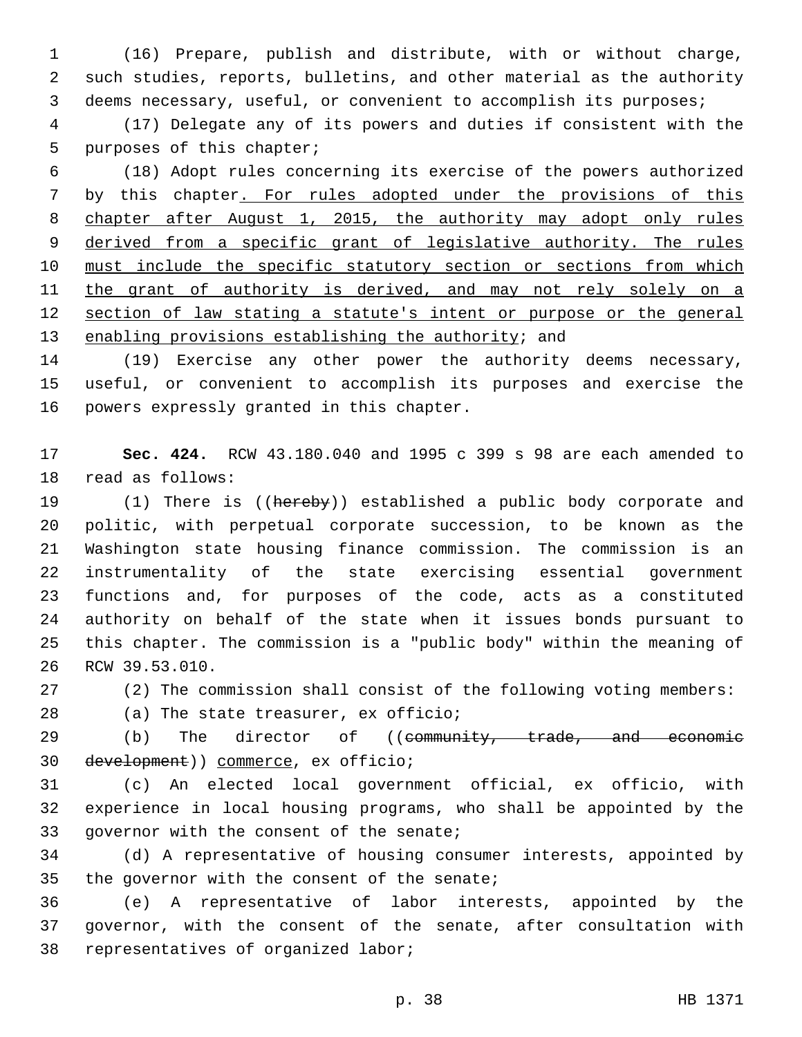(16) Prepare, publish and distribute, with or without charge, such studies, reports, bulletins, and other material as the authority deems necessary, useful, or convenient to accomplish its purposes;

(17) Delegate any of its powers and duties if consistent with the purposes of this chapter;

(18) Adopt rules concerning its exercise of the powers authorized by this chapter. For rules adopted under the provisions of this chapter after August 1, 2015, the authority may adopt only rules derived from a specific grant of legislative authority. The rules must include the specific statutory section or sections from which the grant of authority is derived, and may not rely solely on a section of law stating a statute's intent or purpose or the general enabling provisions establishing the authority; and

(19) Exercise any other power the authority deems necessary, useful, or convenient to accomplish its purposes and exercise the powers expressly granted in this chapter.

**Sec. 424.** RCW 43.180.040 and 1995 c 399 s 98 are each amended to read as follows:

(1) There is ((hereby)) established a public body corporate and politic, with perpetual corporate succession, to be known as the Washington state housing finance commission. The commission is an instrumentality of the state exercising essential government functions and, for purposes of the code, acts as a constituted authority on behalf of the state when it issues bonds pursuant to this chapter. The commission is a "public body" within the meaning of RCW 39.53.010.

(2) The commission shall consist of the following voting members:

(a) The state treasurer, ex officio;

(b) The director of ((community, trade, and economic development)) commerce, ex officio;

(c) An elected local government official, ex officio, with experience in local housing programs, who shall be appointed by the governor with the consent of the senate;

(d) A representative of housing consumer interests, appointed by the governor with the consent of the senate;

(e) A representative of labor interests, appointed by the governor, with the consent of the senate, after consultation with representatives of organized labor;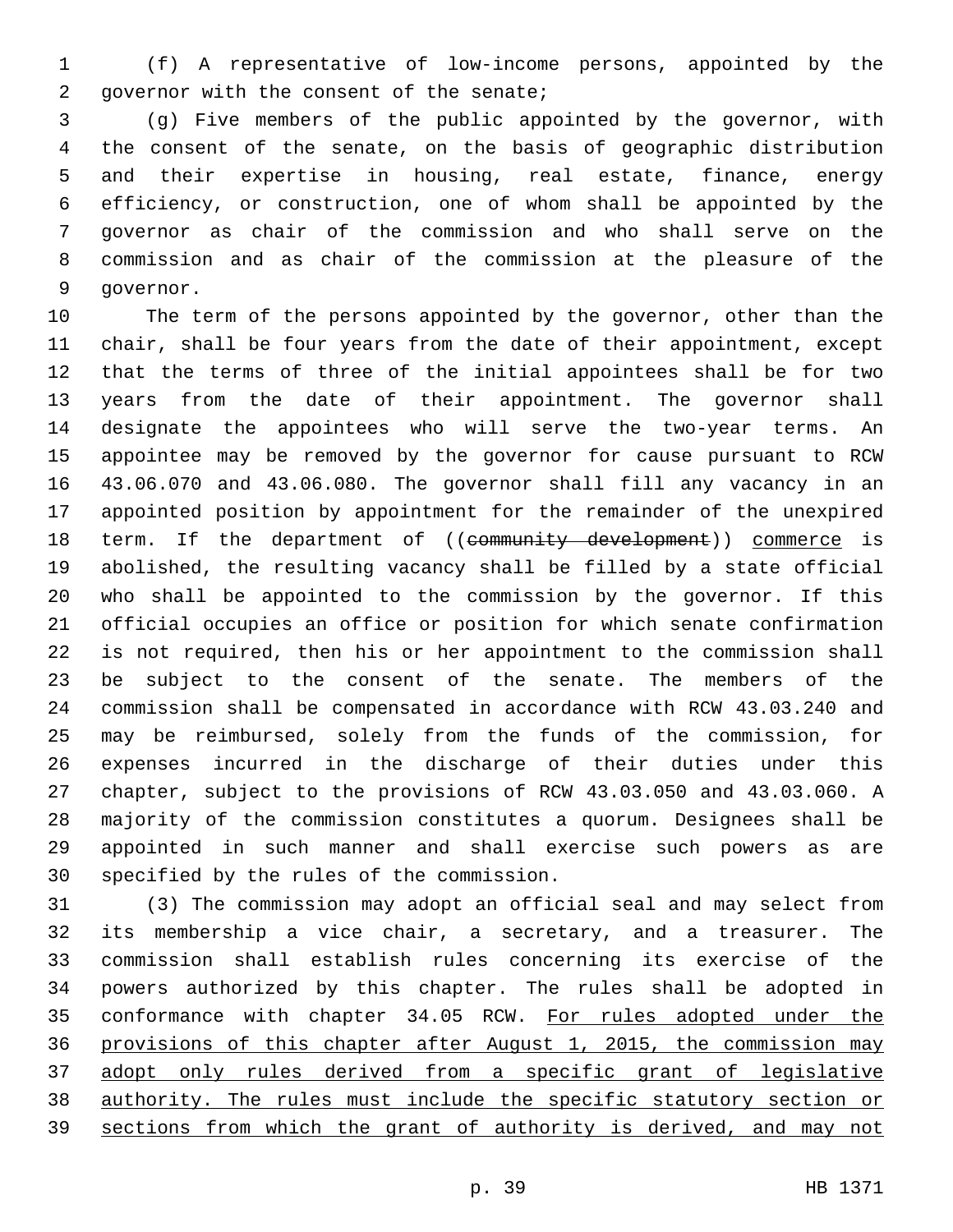(f) A representative of low-income persons, appointed by the governor with the consent of the senate;

(g) Five members of the public appointed by the governor, with the consent of the senate, on the basis of geographic distribution and their expertise in housing, real estate, finance, energy efficiency, or construction, one of whom shall be appointed by the governor as chair of the commission and who shall serve on the commission and as chair of the commission at the pleasure of the governor.

The term of the persons appointed by the governor, other than the chair, shall be four years from the date of their appointment, except that the terms of three of the initial appointees shall be for two years from the date of their appointment. The governor shall designate the appointees who will serve the two-year terms. An appointee may be removed by the governor for cause pursuant to RCW 43.06.070 and 43.06.080. The governor shall fill any vacancy in an appointed position by appointment for the remainder of the unexpired term. If the department of ((~~community development~~)) <u>commerce</u> is abolished, the resulting vacancy shall be filled by a state official who shall be appointed to the commission by the governor. If this official occupies an office or position for which senate confirmation is not required, then his or her appointment to the commission shall be subject to the consent of the senate. The members of the commission shall be compensated in accordance with RCW 43.03.240 and may be reimbursed, solely from the funds of the commission, for expenses incurred in the discharge of their duties under this chapter, subject to the provisions of RCW 43.03.050 and 43.03.060. A majority of the commission constitutes a quorum. Designees shall be appointed in such manner and shall exercise such powers as are specified by the rules of the commission.

(3) The commission may adopt an official seal and may select from its membership a vice chair, a secretary, and a treasurer. The commission shall establish rules concerning its exercise of the powers authorized by this chapter. The rules shall be adopted in conformance with chapter 34.05 RCW. <u>For rules adopted under the provisions of this chapter after August 1, 2015, the commission may adopt only rules derived from a specific grant of legislative authority. The rules must include the specific statutory section or sections from which the grant of authority is derived, and may not</u>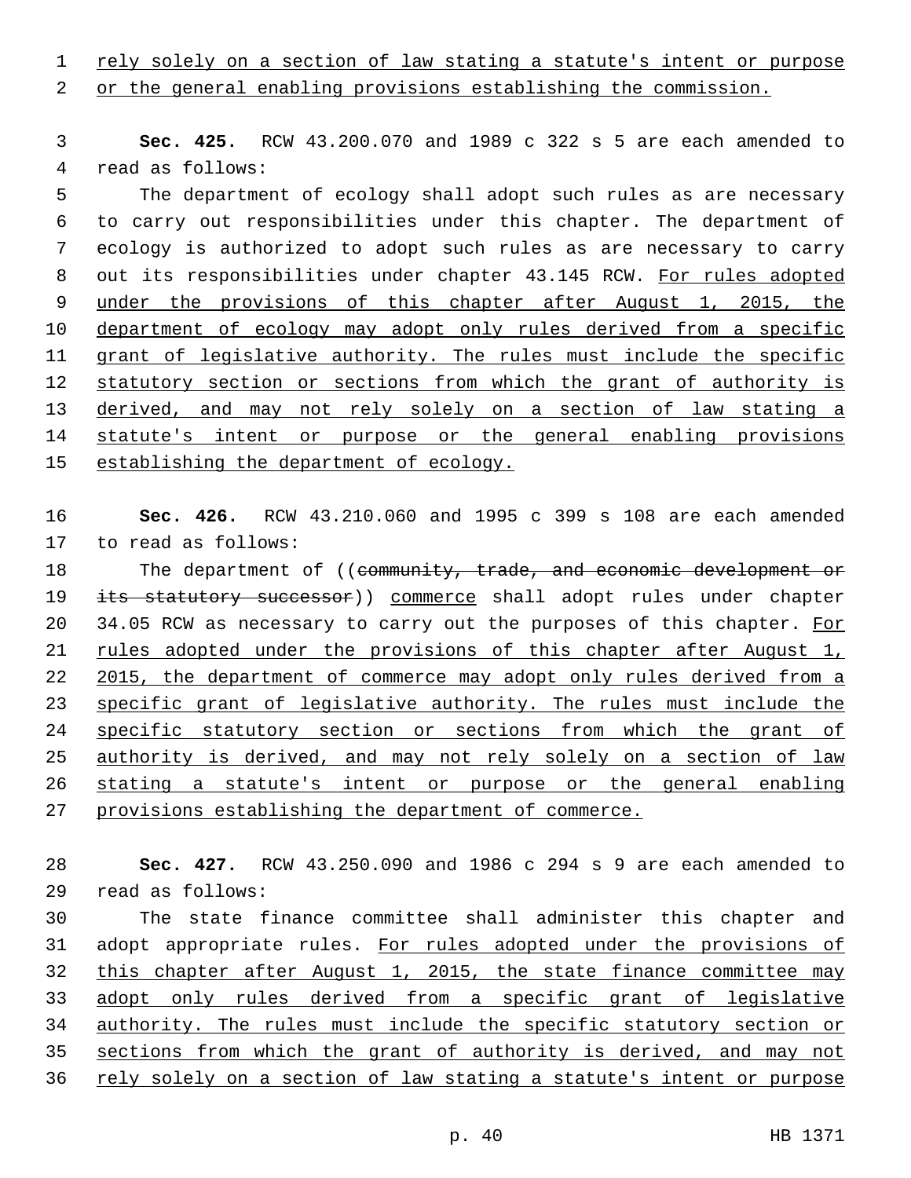rely solely on a section of law stating a statute's intent or purpose or the general enabling provisions establishing the commission.

**Sec. 425.** RCW 43.200.070 and 1989 c 322 s 5 are each amended to read as follows:

The department of ecology shall adopt such rules as are necessary to carry out responsibilities under this chapter. The department of ecology is authorized to adopt such rules as are necessary to carry out its responsibilities under chapter 43.145 RCW. For rules adopted under the provisions of this chapter after August 1, 2015, the department of ecology may adopt only rules derived from a specific grant of legislative authority. The rules must include the specific statutory section or sections from which the grant of authority is derived, and may not rely solely on a section of law stating a statute's intent or purpose or the general enabling provisions establishing the department of ecology.

**Sec. 426.** RCW 43.210.060 and 1995 c 399 s 108 are each amended to read as follows:

The department of ((~~community, trade, and economic development or its statutory successor~~)) commerce shall adopt rules under chapter 34.05 RCW as necessary to carry out the purposes of this chapter. For rules adopted under the provisions of this chapter after August 1, 2015, the department of commerce may adopt only rules derived from a specific grant of legislative authority. The rules must include the specific statutory section or sections from which the grant of authority is derived, and may not rely solely on a section of law stating a statute's intent or purpose or the general enabling provisions establishing the department of commerce.

**Sec. 427.** RCW 43.250.090 and 1986 c 294 s 9 are each amended to read as follows:

The state finance committee shall administer this chapter and adopt appropriate rules. For rules adopted under the provisions of this chapter after August 1, 2015, the state finance committee may adopt only rules derived from a specific grant of legislative authority. The rules must include the specific statutory section or sections from which the grant of authority is derived, and may not rely solely on a section of law stating a statute's intent or purpose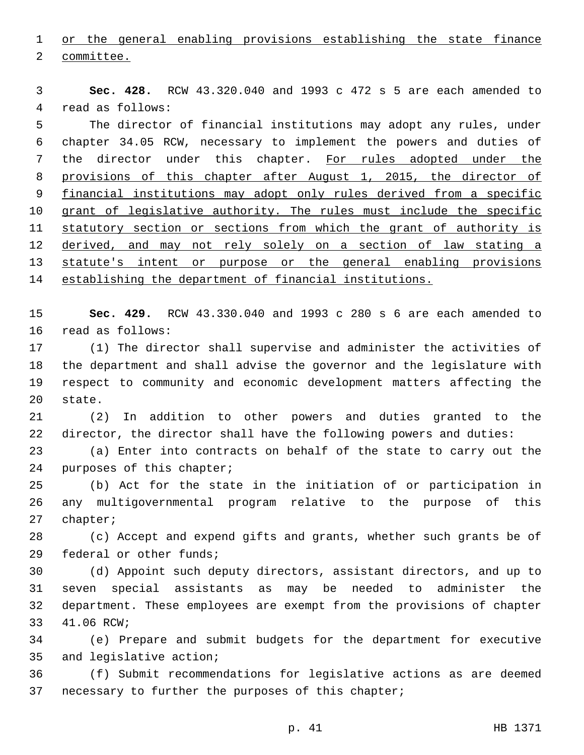or the general enabling provisions establishing the state finance committee.

**Sec. 428.** RCW 43.320.040 and 1993 c 472 s 5 are each amended to read as follows:

The director of financial institutions may adopt any rules, under chapter 34.05 RCW, necessary to implement the powers and duties of the director under this chapter. For rules adopted under the provisions of this chapter after August 1, 2015, the director of financial institutions may adopt only rules derived from a specific grant of legislative authority. The rules must include the specific statutory section or sections from which the grant of authority is derived, and may not rely solely on a section of law stating a statute's intent or purpose or the general enabling provisions establishing the department of financial institutions.

**Sec. 429.** RCW 43.330.040 and 1993 c 280 s 6 are each amended to read as follows:

(1) The director shall supervise and administer the activities of the department and shall advise the governor and the legislature with respect to community and economic development matters affecting the state.

(2) In addition to other powers and duties granted to the director, the director shall have the following powers and duties:

(a) Enter into contracts on behalf of the state to carry out the purposes of this chapter;

(b) Act for the state in the initiation of or participation in any multigovernmental program relative to the purpose of this chapter;

(c) Accept and expend gifts and grants, whether such grants be of federal or other funds;

(d) Appoint such deputy directors, assistant directors, and up to seven special assistants as may be needed to administer the department. These employees are exempt from the provisions of chapter 41.06 RCW;

(e) Prepare and submit budgets for the department for executive and legislative action;

(f) Submit recommendations for legislative actions as are deemed necessary to further the purposes of this chapter;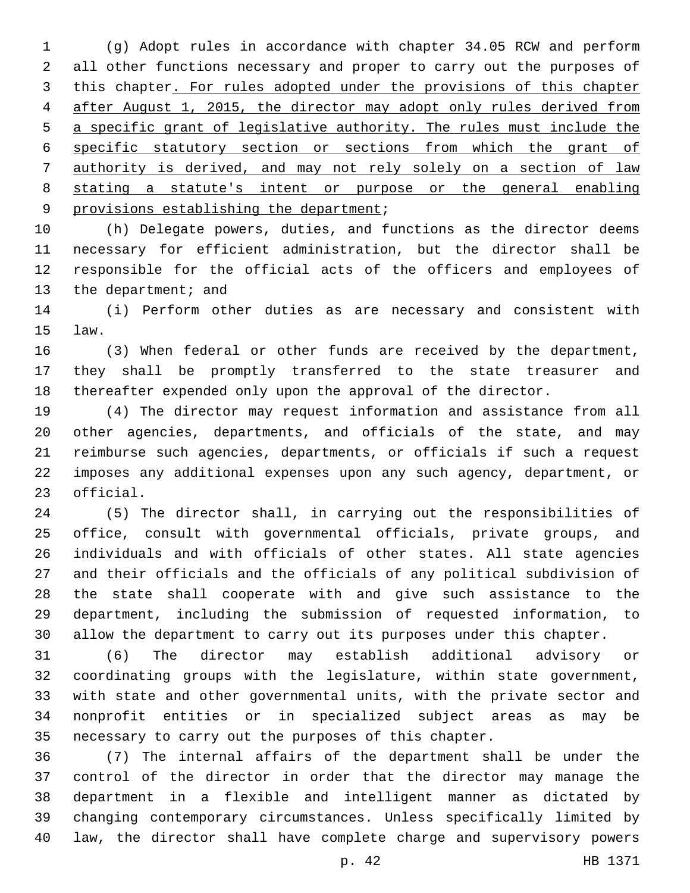(g) Adopt rules in accordance with chapter 34.05 RCW and perform all other functions necessary and proper to carry out the purposes of this chapter<u>. For rules adopted under the provisions of this chapter after August 1, 2015, the director may adopt only rules derived from a specific grant of legislative authority. The rules must include the specific statutory section or sections from which the grant of authority is derived, and may not rely solely on a section of law stating a statute's intent or purpose or the general enabling provisions establishing the department</u>;

(h) Delegate powers, duties, and functions as the director deems necessary for efficient administration, but the director shall be responsible for the official acts of the officers and employees of the department; and

(i) Perform other duties as are necessary and consistent with law.

(3) When federal or other funds are received by the department, they shall be promptly transferred to the state treasurer and thereafter expended only upon the approval of the director.

(4) The director may request information and assistance from all other agencies, departments, and officials of the state, and may reimburse such agencies, departments, or officials if such a request imposes any additional expenses upon any such agency, department, or official.

(5) The director shall, in carrying out the responsibilities of office, consult with governmental officials, private groups, and individuals and with officials of other states. All state agencies and their officials and the officials of any political subdivision of the state shall cooperate with and give such assistance to the department, including the submission of requested information, to allow the department to carry out its purposes under this chapter.

(6) The director may establish additional advisory or coordinating groups with the legislature, within state government, with state and other governmental units, with the private sector and nonprofit entities or in specialized subject areas as may be necessary to carry out the purposes of this chapter.

(7) The internal affairs of the department shall be under the control of the director in order that the director may manage the department in a flexible and intelligent manner as dictated by changing contemporary circumstances. Unless specifically limited by law, the director shall have complete charge and supervisory powers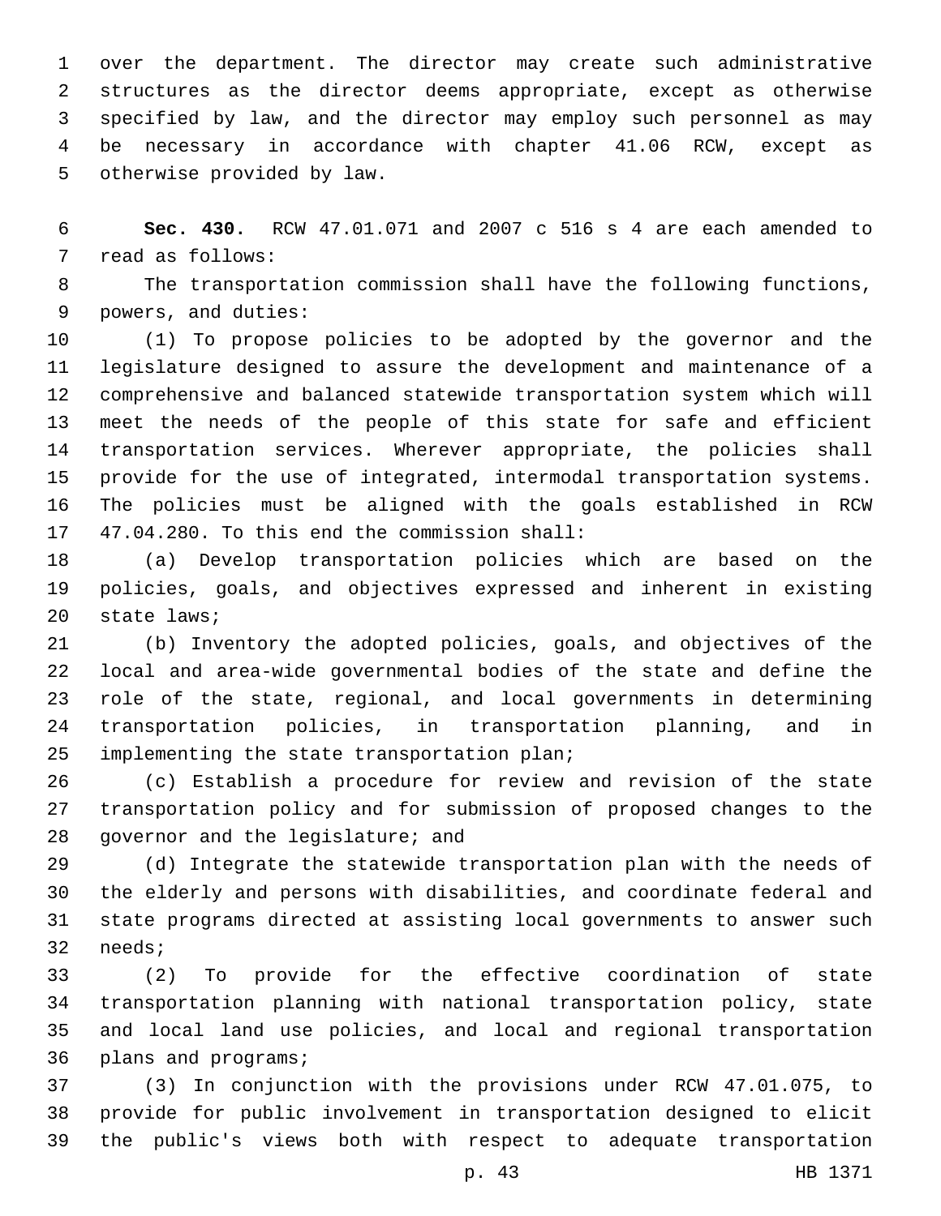over the department. The director may create such administrative structures as the director deems appropriate, except as otherwise specified by law, and the director may employ such personnel as may be necessary in accordance with chapter 41.06 RCW, except as otherwise provided by law.

**Sec. 430.** RCW 47.01.071 and 2007 c 516 s 4 are each amended to read as follows:

The transportation commission shall have the following functions, powers, and duties:

(1) To propose policies to be adopted by the governor and the legislature designed to assure the development and maintenance of a comprehensive and balanced statewide transportation system which will meet the needs of the people of this state for safe and efficient transportation services. Wherever appropriate, the policies shall provide for the use of integrated, intermodal transportation systems. The policies must be aligned with the goals established in RCW 47.04.280. To this end the commission shall:

(a) Develop transportation policies which are based on the policies, goals, and objectives expressed and inherent in existing state laws;

(b) Inventory the adopted policies, goals, and objectives of the local and area-wide governmental bodies of the state and define the role of the state, regional, and local governments in determining transportation policies, in transportation planning, and in implementing the state transportation plan;

(c) Establish a procedure for review and revision of the state transportation policy and for submission of proposed changes to the governor and the legislature; and

(d) Integrate the statewide transportation plan with the needs of the elderly and persons with disabilities, and coordinate federal and state programs directed at assisting local governments to answer such needs;

(2) To provide for the effective coordination of state transportation planning with national transportation policy, state and local land use policies, and local and regional transportation plans and programs;

(3) In conjunction with the provisions under RCW 47.01.075, to provide for public involvement in transportation designed to elicit the public's views both with respect to adequate transportation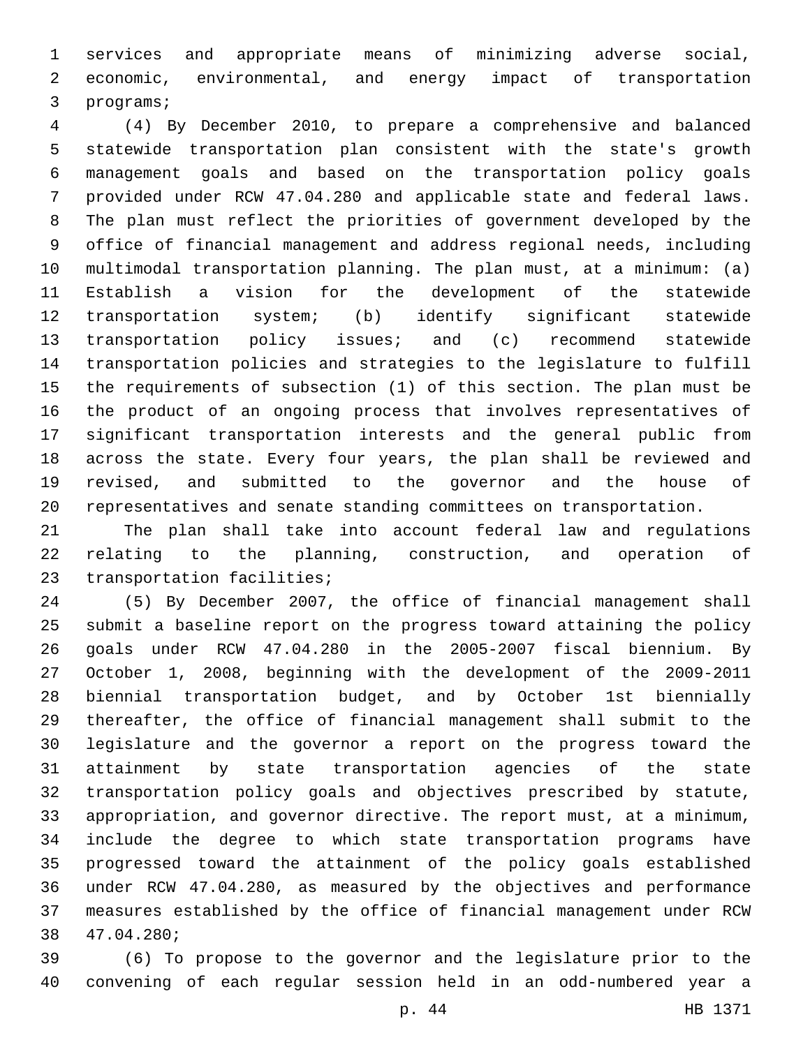services and appropriate means of minimizing adverse social, economic, environmental, and energy impact of transportation programs;

(4) By December 2010, to prepare a comprehensive and balanced statewide transportation plan consistent with the state's growth management goals and based on the transportation policy goals provided under RCW 47.04.280 and applicable state and federal laws. The plan must reflect the priorities of government developed by the office of financial management and address regional needs, including multimodal transportation planning. The plan must, at a minimum: (a) Establish a vision for the development of the statewide transportation system; (b) identify significant statewide transportation policy issues; and (c) recommend statewide transportation policies and strategies to the legislature to fulfill the requirements of subsection (1) of this section. The plan must be the product of an ongoing process that involves representatives of significant transportation interests and the general public from across the state. Every four years, the plan shall be reviewed and revised, and submitted to the governor and the house of representatives and senate standing committees on transportation.

The plan shall take into account federal law and regulations relating to the planning, construction, and operation of transportation facilities;

(5) By December 2007, the office of financial management shall submit a baseline report on the progress toward attaining the policy goals under RCW 47.04.280 in the 2005-2007 fiscal biennium. By October 1, 2008, beginning with the development of the 2009-2011 biennial transportation budget, and by October 1st biennially thereafter, the office of financial management shall submit to the legislature and the governor a report on the progress toward the attainment by state transportation agencies of the state transportation policy goals and objectives prescribed by statute, appropriation, and governor directive. The report must, at a minimum, include the degree to which state transportation programs have progressed toward the attainment of the policy goals established under RCW 47.04.280, as measured by the objectives and performance measures established by the office of financial management under RCW 47.04.280;

(6) To propose to the governor and the legislature prior to the convening of each regular session held in an odd-numbered year a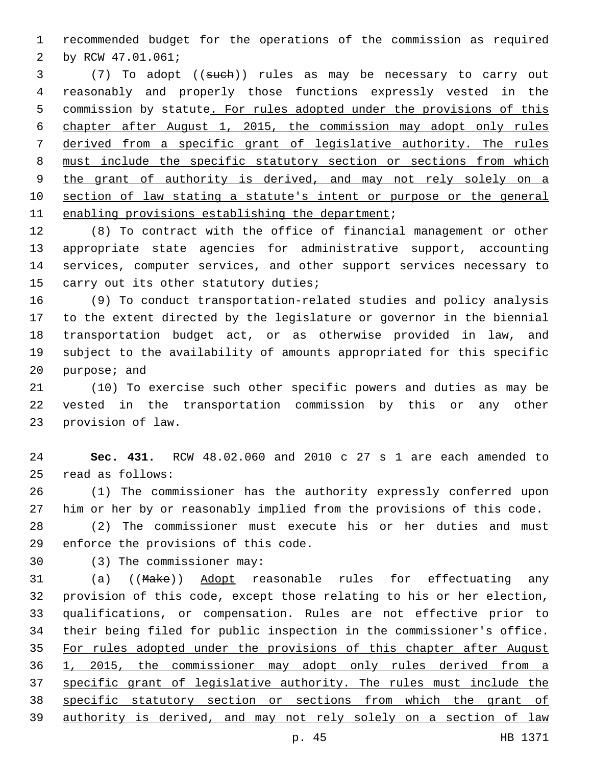recommended budget for the operations of the commission as required by RCW 47.01.061;

(7) To adopt ((~~such~~)) rules as may be necessary to carry out reasonably and properly those functions expressly vested in the commission by statute<u>. For rules adopted under the provisions of this chapter after August 1, 2015, the commission may adopt only rules derived from a specific grant of legislative authority. The rules must include the specific statutory section or sections from which the grant of authority is derived, and may not rely solely on a section of law stating a statute's intent or purpose or the general enabling provisions establishing the department</u>;

(8) To contract with the office of financial management or other appropriate state agencies for administrative support, accounting services, computer services, and other support services necessary to carry out its other statutory duties;

(9) To conduct transportation-related studies and policy analysis to the extent directed by the legislature or governor in the biennial transportation budget act, or as otherwise provided in law, and subject to the availability of amounts appropriated for this specific purpose; and

(10) To exercise such other specific powers and duties as may be vested in the transportation commission by this or any other provision of law.

**Sec. 431.** RCW 48.02.060 and 2010 c 27 s 1 are each amended to read as follows:

(1) The commissioner has the authority expressly conferred upon him or her by or reasonably implied from the provisions of this code.

(2) The commissioner must execute his or her duties and must enforce the provisions of this code.

(3) The commissioner may:

(a) ((~~Make~~)) <u>Adopt</u> reasonable rules for effectuating any provision of this code, except those relating to his or her election, qualifications, or compensation. Rules are not effective prior to their being filed for public inspection in the commissioner's office. <u>For rules adopted under the provisions of this chapter after August 1, 2015, the commissioner may adopt only rules derived from a specific grant of legislative authority. The rules must include the specific statutory section or sections from which the grant of authority is derived, and may not rely solely on a section of law</u>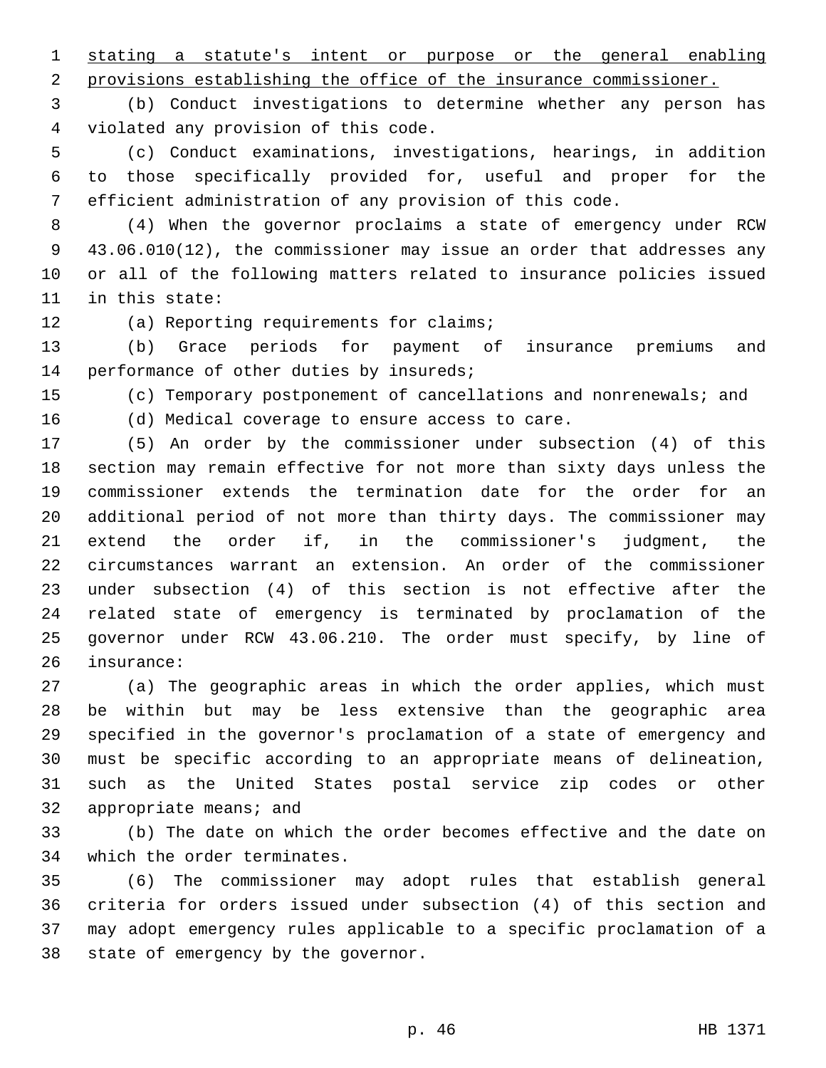stating a statute's intent or purpose or the general enabling provisions establishing the office of the insurance commissioner.

(b) Conduct investigations to determine whether any person has violated any provision of this code.

(c) Conduct examinations, investigations, hearings, in addition to those specifically provided for, useful and proper for the efficient administration of any provision of this code.

(4) When the governor proclaims a state of emergency under RCW 43.06.010(12), the commissioner may issue an order that addresses any or all of the following matters related to insurance policies issued in this state:

(a) Reporting requirements for claims;

(b) Grace periods for payment of insurance premiums and performance of other duties by insureds;

(c) Temporary postponement of cancellations and nonrenewals; and

(d) Medical coverage to ensure access to care.

(5) An order by the commissioner under subsection (4) of this section may remain effective for not more than sixty days unless the commissioner extends the termination date for the order for an additional period of not more than thirty days. The commissioner may extend the order if, in the commissioner's judgment, the circumstances warrant an extension. An order of the commissioner under subsection (4) of this section is not effective after the related state of emergency is terminated by proclamation of the governor under RCW 43.06.210. The order must specify, by line of insurance:

(a) The geographic areas in which the order applies, which must be within but may be less extensive than the geographic area specified in the governor's proclamation of a state of emergency and must be specific according to an appropriate means of delineation, such as the United States postal service zip codes or other appropriate means; and

(b) The date on which the order becomes effective and the date on which the order terminates.

(6) The commissioner may adopt rules that establish general criteria for orders issued under subsection (4) of this section and may adopt emergency rules applicable to a specific proclamation of a state of emergency by the governor.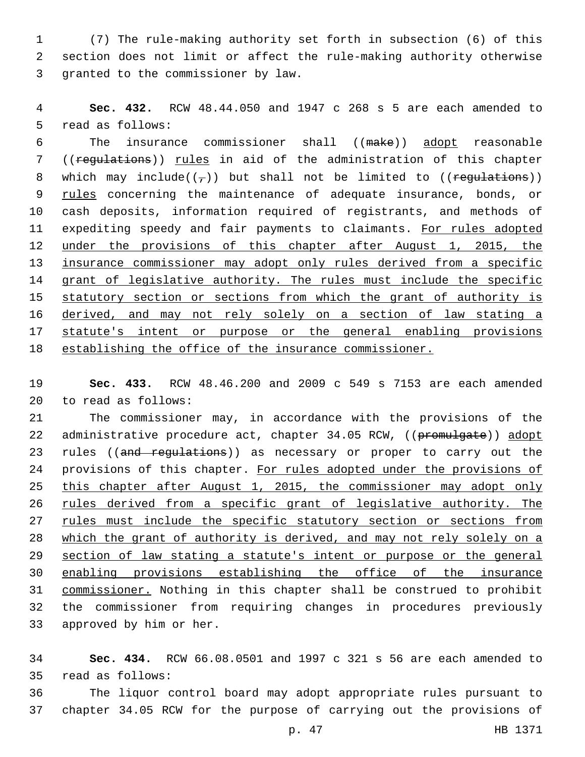(7) The rule-making authority set forth in subsection (6) of this section does not limit or affect the rule-making authority otherwise granted to the commissioner by law.

**Sec. 432.** RCW 48.44.050 and 1947 c 268 s 5 are each amended to read as follows:

The insurance commissioner shall ((~~make~~)) <u>adopt</u> reasonable ((~~regulations~~)) <u>rules</u> in aid of the administration of this chapter which may include((~~,~~)) but shall not be limited to ((~~regulations~~)) <u>rules</u> concerning the maintenance of adequate insurance, bonds, or cash deposits, information required of registrants, and methods of expediting speedy and fair payments to claimants. <u>For rules adopted under the provisions of this chapter after August 1, 2015, the insurance commissioner may adopt only rules derived from a specific grant of legislative authority. The rules must include the specific statutory section or sections from which the grant of authority is derived, and may not rely solely on a section of law stating a statute's intent or purpose or the general enabling provisions establishing the office of the insurance commissioner.</u>

**Sec. 433.** RCW 48.46.200 and 2009 c 549 s 7153 are each amended to read as follows:

The commissioner may, in accordance with the provisions of the administrative procedure act, chapter 34.05 RCW, ((~~promulgate~~)) <u>adopt</u> rules ((~~and regulations~~)) as necessary or proper to carry out the provisions of this chapter. <u>For rules adopted under the provisions of this chapter after August 1, 2015, the commissioner may adopt only rules derived from a specific grant of legislative authority. The rules must include the specific statutory section or sections from which the grant of authority is derived, and may not rely solely on a section of law stating a statute's intent or purpose or the general enabling provisions establishing the office of the insurance commissioner.</u> Nothing in this chapter shall be construed to prohibit the commissioner from requiring changes in procedures previously approved by him or her.

**Sec. 434.** RCW 66.08.0501 and 1997 c 321 s 56 are each amended to read as follows:

The liquor control board may adopt appropriate rules pursuant to chapter 34.05 RCW for the purpose of carrying out the provisions of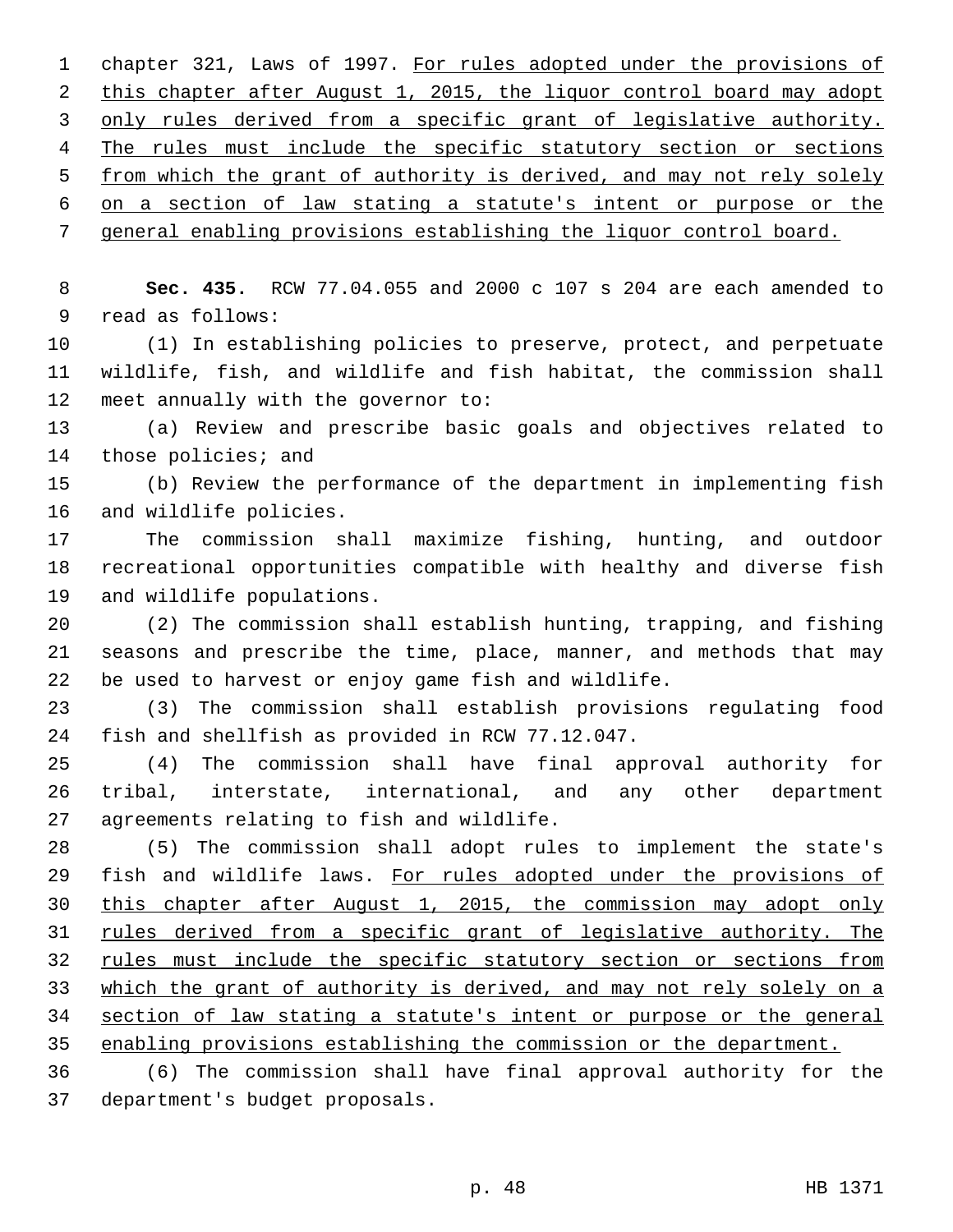chapter 321, Laws of 1997. For rules adopted under the provisions of this chapter after August 1, 2015, the liquor control board may adopt only rules derived from a specific grant of legislative authority. The rules must include the specific statutory section or sections from which the grant of authority is derived, and may not rely solely on a section of law stating a statute's intent or purpose or the general enabling provisions establishing the liquor control board.

**Sec. 435.** RCW 77.04.055 and 2000 c 107 s 204 are each amended to read as follows:

(1) In establishing policies to preserve, protect, and perpetuate wildlife, fish, and wildlife and fish habitat, the commission shall meet annually with the governor to:

(a) Review and prescribe basic goals and objectives related to those policies; and

(b) Review the performance of the department in implementing fish and wildlife policies.

The commission shall maximize fishing, hunting, and outdoor recreational opportunities compatible with healthy and diverse fish and wildlife populations.

(2) The commission shall establish hunting, trapping, and fishing seasons and prescribe the time, place, manner, and methods that may be used to harvest or enjoy game fish and wildlife.

(3) The commission shall establish provisions regulating food fish and shellfish as provided in RCW 77.12.047.

(4) The commission shall have final approval authority for tribal, interstate, international, and any other department agreements relating to fish and wildlife.

(5) The commission shall adopt rules to implement the state's fish and wildlife laws. For rules adopted under the provisions of this chapter after August 1, 2015, the commission may adopt only rules derived from a specific grant of legislative authority. The rules must include the specific statutory section or sections from which the grant of authority is derived, and may not rely solely on a section of law stating a statute's intent or purpose or the general enabling provisions establishing the commission or the department.

(6) The commission shall have final approval authority for the department's budget proposals.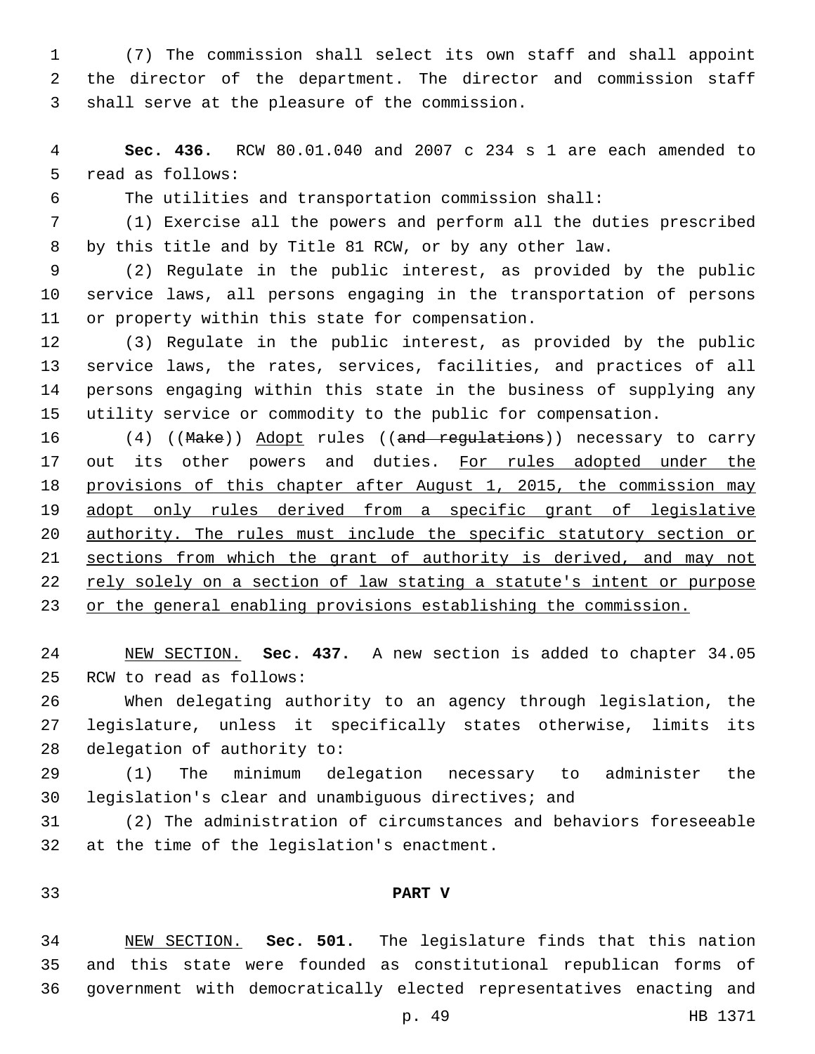(7) The commission shall select its own staff and shall appoint the director of the department. The director and commission staff shall serve at the pleasure of the commission.

**Sec. 436.** RCW 80.01.040 and 2007 c 234 s 1 are each amended to read as follows:

The utilities and transportation commission shall:

(1) Exercise all the powers and perform all the duties prescribed by this title and by Title 81 RCW, or by any other law.

(2) Regulate in the public interest, as provided by the public service laws, all persons engaging in the transportation of persons or property within this state for compensation.

(3) Regulate in the public interest, as provided by the public service laws, the rates, services, facilities, and practices of all persons engaging within this state in the business of supplying any utility service or commodity to the public for compensation.

(4) ((~~Make~~)) <u>Adopt</u> rules ((~~and regulations~~)) necessary to carry out its other powers and duties. <u>For rules adopted under the provisions of this chapter after August 1, 2015, the commission may adopt only rules derived from a specific grant of legislative authority. The rules must include the specific statutory section or sections from which the grant of authority is derived, and may not rely solely on a section of law stating a statute's intent or purpose or the general enabling provisions establishing the commission.</u>

<u>NEW SECTION.</u> **Sec. 437.** A new section is added to chapter 34.05 RCW to read as follows:

When delegating authority to an agency through legislation, the legislature, unless it specifically states otherwise, limits its delegation of authority to:

(1) The minimum delegation necessary to administer the legislation's clear and unambiguous directives; and

(2) The administration of circumstances and behaviors foreseeable at the time of the legislation's enactment.

## PART V

<u>NEW SECTION.</u> **Sec. 501.** The legislature finds that this nation and this state were founded as constitutional republican forms of government with democratically elected representatives enacting and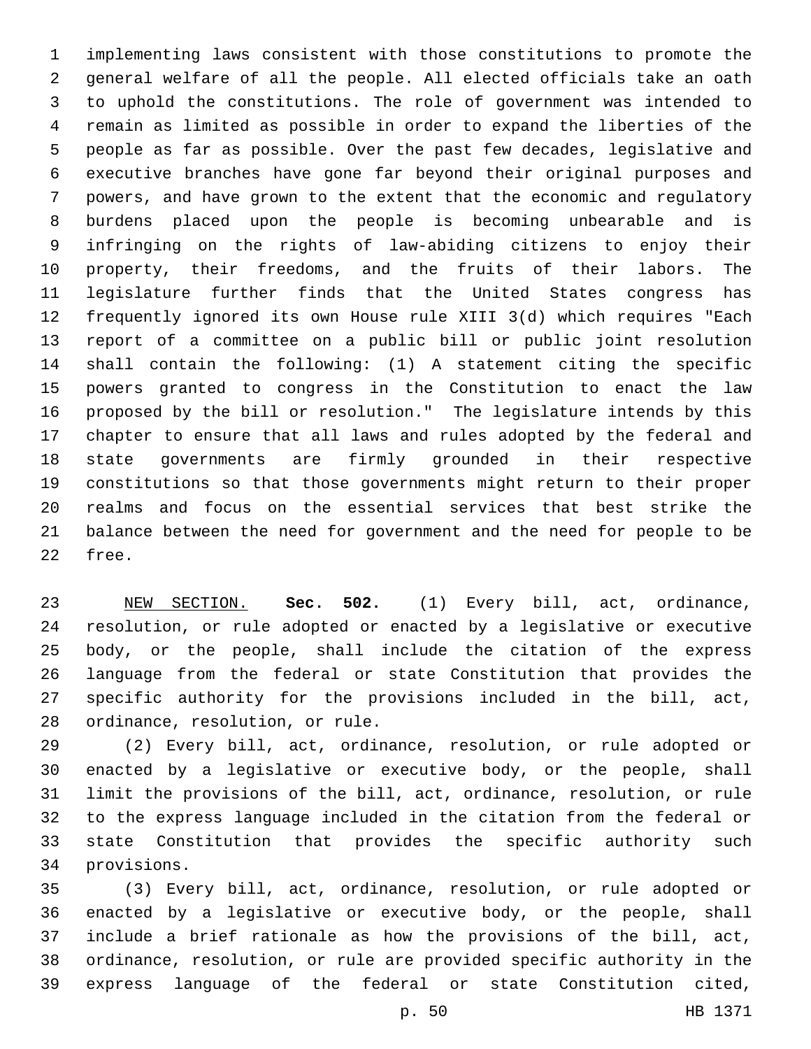implementing laws consistent with those constitutions to promote the general welfare of all the people. All elected officials take an oath to uphold the constitutions. The role of government was intended to remain as limited as possible in order to expand the liberties of the people as far as possible. Over the past few decades, legislative and executive branches have gone far beyond their original purposes and powers, and have grown to the extent that the economic and regulatory burdens placed upon the people is becoming unbearable and is infringing on the rights of law-abiding citizens to enjoy their property, their freedoms, and the fruits of their labors. The legislature further finds that the United States congress has frequently ignored its own House rule XIII 3(d) which requires "Each report of a committee on a public bill or public joint resolution shall contain the following: (1) A statement citing the specific powers granted to congress in the Constitution to enact the law proposed by the bill or resolution." The legislature intends by this chapter to ensure that all laws and rules adopted by the federal and state governments are firmly grounded in their respective constitutions so that those governments might return to their proper realms and focus on the essential services that best strike the balance between the need for government and the need for people to be free.

NEW SECTION. **Sec. 502.** (1) Every bill, act, ordinance, resolution, or rule adopted or enacted by a legislative or executive body, or the people, shall include the citation of the express language from the federal or state Constitution that provides the specific authority for the provisions included in the bill, act, ordinance, resolution, or rule.

(2) Every bill, act, ordinance, resolution, or rule adopted or enacted by a legislative or executive body, or the people, shall limit the provisions of the bill, act, ordinance, resolution, or rule to the express language included in the citation from the federal or state Constitution that provides the specific authority such provisions.

(3) Every bill, act, ordinance, resolution, or rule adopted or enacted by a legislative or executive body, or the people, shall include a brief rationale as how the provisions of the bill, act, ordinance, resolution, or rule are provided specific authority in the express language of the federal or state Constitution cited,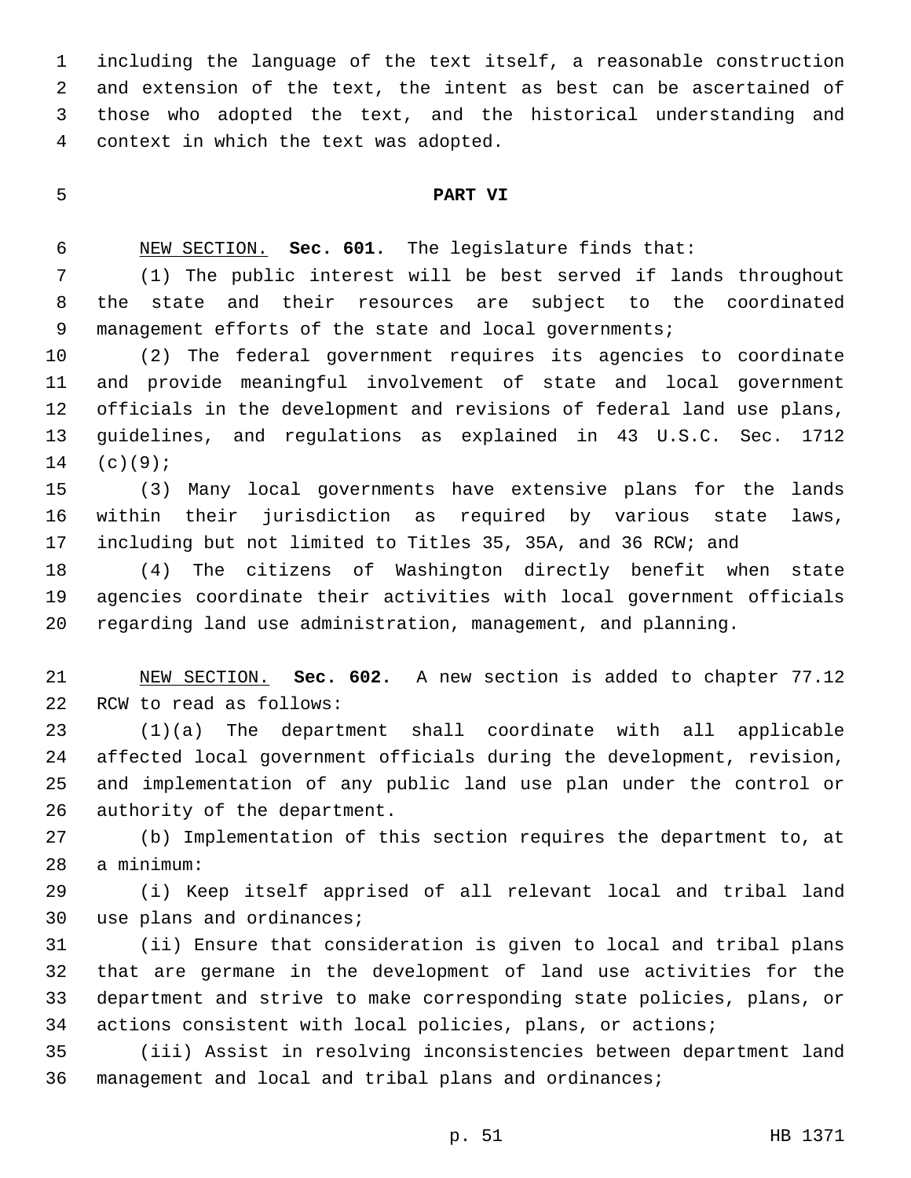including the language of the text itself, a reasonable construction and extension of the text, the intent as best can be ascertained of those who adopted the text, and the historical understanding and context in which the text was adopted.

**PART VI**

NEW SECTION. **Sec. 601.** The legislature finds that:

(1) The public interest will be best served if lands throughout the state and their resources are subject to the coordinated management efforts of the state and local governments;

(2) The federal government requires its agencies to coordinate and provide meaningful involvement of state and local government officials in the development and revisions of federal land use plans, guidelines, and regulations as explained in 43 U.S.C. Sec. 1712 (c)(9);

(3) Many local governments have extensive plans for the lands within their jurisdiction as required by various state laws, including but not limited to Titles 35, 35A, and 36 RCW; and

(4) The citizens of Washington directly benefit when state agencies coordinate their activities with local government officials regarding land use administration, management, and planning.

NEW SECTION. **Sec. 602.** A new section is added to chapter 77.12 RCW to read as follows:

(1)(a) The department shall coordinate with all applicable affected local government officials during the development, revision, and implementation of any public land use plan under the control or authority of the department.

(b) Implementation of this section requires the department to, at a minimum:

(i) Keep itself apprised of all relevant local and tribal land use plans and ordinances;

(ii) Ensure that consideration is given to local and tribal plans that are germane in the development of land use activities for the department and strive to make corresponding state policies, plans, or actions consistent with local policies, plans, or actions;

(iii) Assist in resolving inconsistencies between department land management and local and tribal plans and ordinances;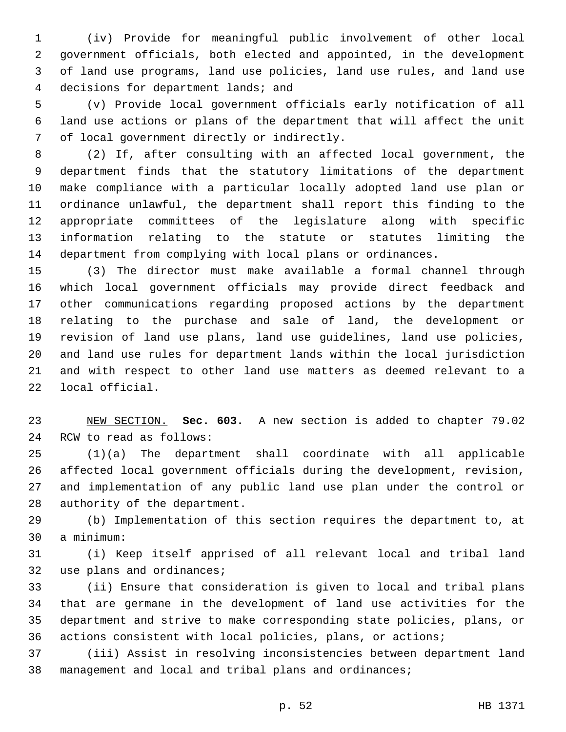(iv) Provide for meaningful public involvement of other local government officials, both elected and appointed, in the development of land use programs, land use policies, land use rules, and land use decisions for department lands; and

(v) Provide local government officials early notification of all land use actions or plans of the department that will affect the unit of local government directly or indirectly.

(2) If, after consulting with an affected local government, the department finds that the statutory limitations of the department make compliance with a particular locally adopted land use plan or ordinance unlawful, the department shall report this finding to the appropriate committees of the legislature along with specific information relating to the statute or statutes limiting the department from complying with local plans or ordinances.

(3) The director must make available a formal channel through which local government officials may provide direct feedback and other communications regarding proposed actions by the department relating to the purchase and sale of land, the development or revision of land use plans, land use guidelines, land use policies, and land use rules for department lands within the local jurisdiction and with respect to other land use matters as deemed relevant to a local official.

NEW SECTION. **Sec. 603.** A new section is added to chapter 79.02 RCW to read as follows:

(1)(a) The department shall coordinate with all applicable affected local government officials during the development, revision, and implementation of any public land use plan under the control or authority of the department.

(b) Implementation of this section requires the department to, at a minimum:

(i) Keep itself apprised of all relevant local and tribal land use plans and ordinances;

(ii) Ensure that consideration is given to local and tribal plans that are germane in the development of land use activities for the department and strive to make corresponding state policies, plans, or actions consistent with local policies, plans, or actions;

(iii) Assist in resolving inconsistencies between department land management and local and tribal plans and ordinances;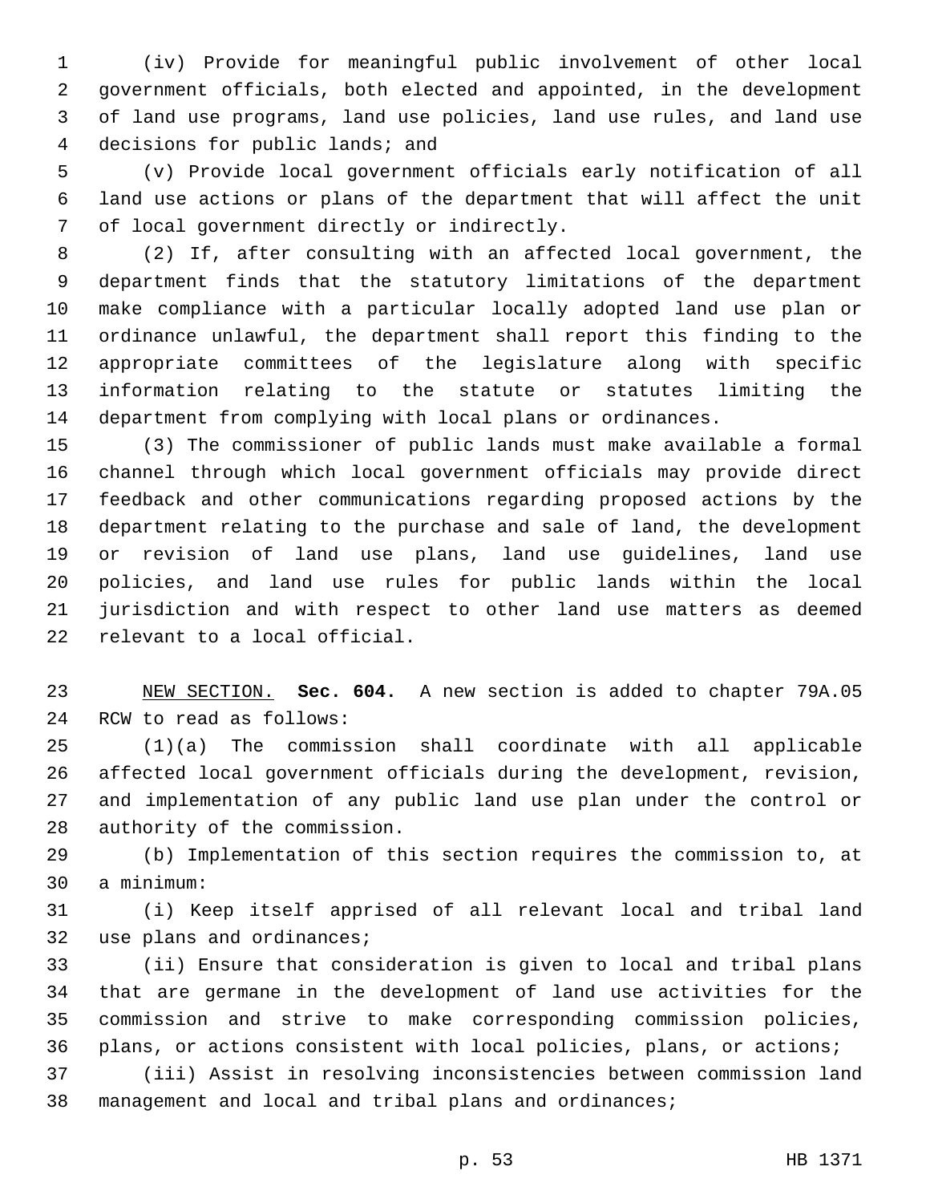(iv) Provide for meaningful public involvement of other local government officials, both elected and appointed, in the development of land use programs, land use policies, land use rules, and land use decisions for public lands; and

(v) Provide local government officials early notification of all land use actions or plans of the department that will affect the unit of local government directly or indirectly.

(2) If, after consulting with an affected local government, the department finds that the statutory limitations of the department make compliance with a particular locally adopted land use plan or ordinance unlawful, the department shall report this finding to the appropriate committees of the legislature along with specific information relating to the statute or statutes limiting the department from complying with local plans or ordinances.

(3) The commissioner of public lands must make available a formal channel through which local government officials may provide direct feedback and other communications regarding proposed actions by the department relating to the purchase and sale of land, the development or revision of land use plans, land use guidelines, land use policies, and land use rules for public lands within the local jurisdiction and with respect to other land use matters as deemed relevant to a local official.

NEW SECTION. **Sec. 604.** A new section is added to chapter 79A.05 RCW to read as follows:

(1)(a) The commission shall coordinate with all applicable affected local government officials during the development, revision, and implementation of any public land use plan under the control or authority of the commission.

(b) Implementation of this section requires the commission to, at a minimum:

(i) Keep itself apprised of all relevant local and tribal land use plans and ordinances;

(ii) Ensure that consideration is given to local and tribal plans that are germane in the development of land use activities for the commission and strive to make corresponding commission policies, plans, or actions consistent with local policies, plans, or actions;

(iii) Assist in resolving inconsistencies between commission land management and local and tribal plans and ordinances;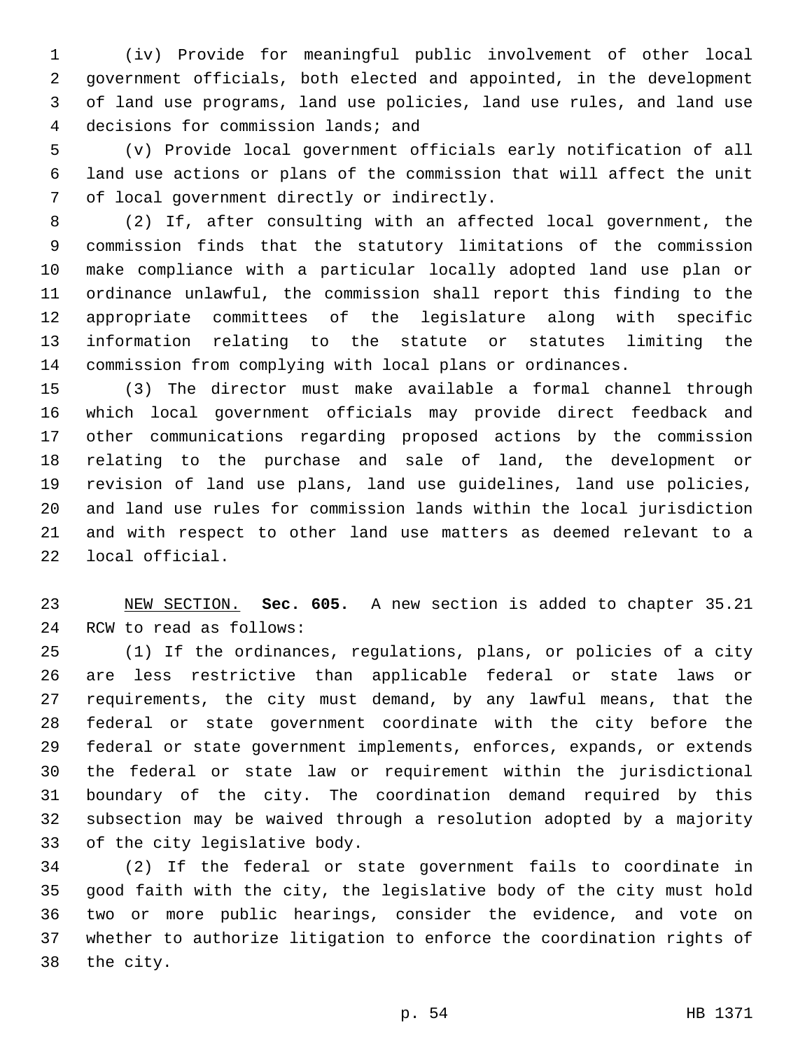(iv) Provide for meaningful public involvement of other local government officials, both elected and appointed, in the development of land use programs, land use policies, land use rules, and land use decisions for commission lands; and

(v) Provide local government officials early notification of all land use actions or plans of the commission that will affect the unit of local government directly or indirectly.

(2) If, after consulting with an affected local government, the commission finds that the statutory limitations of the commission make compliance with a particular locally adopted land use plan or ordinance unlawful, the commission shall report this finding to the appropriate committees of the legislature along with specific information relating to the statute or statutes limiting the commission from complying with local plans or ordinances.

(3) The director must make available a formal channel through which local government officials may provide direct feedback and other communications regarding proposed actions by the commission relating to the purchase and sale of land, the development or revision of land use plans, land use guidelines, land use policies, and land use rules for commission lands within the local jurisdiction and with respect to other land use matters as deemed relevant to a local official.

NEW SECTION. **Sec. 605.** A new section is added to chapter 35.21 RCW to read as follows:

(1) If the ordinances, regulations, plans, or policies of a city are less restrictive than applicable federal or state laws or requirements, the city must demand, by any lawful means, that the federal or state government coordinate with the city before the federal or state government implements, enforces, expands, or extends the federal or state law or requirement within the jurisdictional boundary of the city. The coordination demand required by this subsection may be waived through a resolution adopted by a majority of the city legislative body.

(2) If the federal or state government fails to coordinate in good faith with the city, the legislative body of the city must hold two or more public hearings, consider the evidence, and vote on whether to authorize litigation to enforce the coordination rights of the city.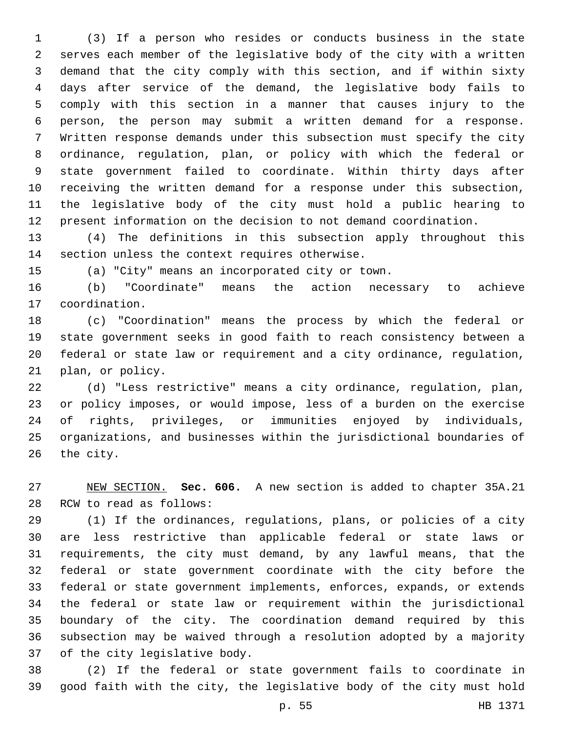(3) If a person who resides or conducts business in the state serves each member of the legislative body of the city with a written demand that the city comply with this section, and if within sixty days after service of the demand, the legislative body fails to comply with this section in a manner that causes injury to the person, the person may submit a written demand for a response. Written response demands under this subsection must specify the city ordinance, regulation, plan, or policy with which the federal or state government failed to coordinate. Within thirty days after receiving the written demand for a response under this subsection, the legislative body of the city must hold a public hearing to present information on the decision to not demand coordination.

(4) The definitions in this subsection apply throughout this section unless the context requires otherwise.

(a) "City" means an incorporated city or town.

(b) "Coordinate" means the action necessary to achieve coordination.

(c) "Coordination" means the process by which the federal or state government seeks in good faith to reach consistency between a federal or state law or requirement and a city ordinance, regulation, plan, or policy.

(d) "Less restrictive" means a city ordinance, regulation, plan, or policy imposes, or would impose, less of a burden on the exercise of rights, privileges, or immunities enjoyed by individuals, organizations, and businesses within the jurisdictional boundaries of the city.

NEW SECTION. **Sec. 606.** A new section is added to chapter 35A.21 RCW to read as follows:

(1) If the ordinances, regulations, plans, or policies of a city are less restrictive than applicable federal or state laws or requirements, the city must demand, by any lawful means, that the federal or state government coordinate with the city before the federal or state government implements, enforces, expands, or extends the federal or state law or requirement within the jurisdictional boundary of the city. The coordination demand required by this subsection may be waived through a resolution adopted by a majority of the city legislative body.

(2) If the federal or state government fails to coordinate in good faith with the city, the legislative body of the city must hold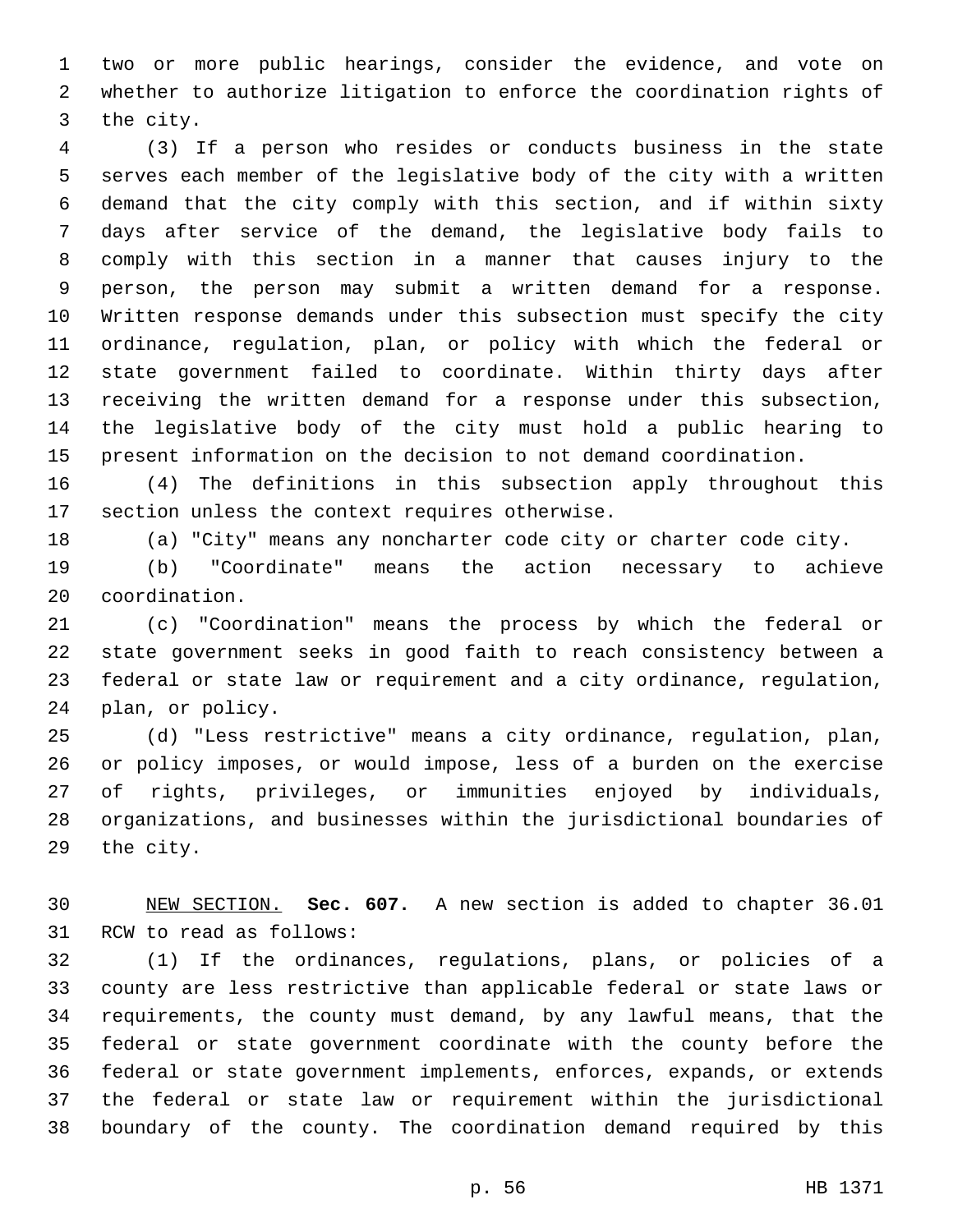two or more public hearings, consider the evidence, and vote on whether to authorize litigation to enforce the coordination rights of the city.

(3) If a person who resides or conducts business in the state serves each member of the legislative body of the city with a written demand that the city comply with this section, and if within sixty days after service of the demand, the legislative body fails to comply with this section in a manner that causes injury to the person, the person may submit a written demand for a response. Written response demands under this subsection must specify the city ordinance, regulation, plan, or policy with which the federal or state government failed to coordinate. Within thirty days after receiving the written demand for a response under this subsection, the legislative body of the city must hold a public hearing to present information on the decision to not demand coordination.

(4) The definitions in this subsection apply throughout this section unless the context requires otherwise.

(a) "City" means any noncharter code city or charter code city.

(b) "Coordinate" means the action necessary to achieve coordination.

(c) "Coordination" means the process by which the federal or state government seeks in good faith to reach consistency between a federal or state law or requirement and a city ordinance, regulation, plan, or policy.

(d) "Less restrictive" means a city ordinance, regulation, plan, or policy imposes, or would impose, less of a burden on the exercise of rights, privileges, or immunities enjoyed by individuals, organizations, and businesses within the jurisdictional boundaries of the city.

NEW SECTION. **Sec. 607.** A new section is added to chapter 36.01 RCW to read as follows:

(1) If the ordinances, regulations, plans, or policies of a county are less restrictive than applicable federal or state laws or requirements, the county must demand, by any lawful means, that the federal or state government coordinate with the county before the federal or state government implements, enforces, expands, or extends the federal or state law or requirement within the jurisdictional boundary of the county. The coordination demand required by this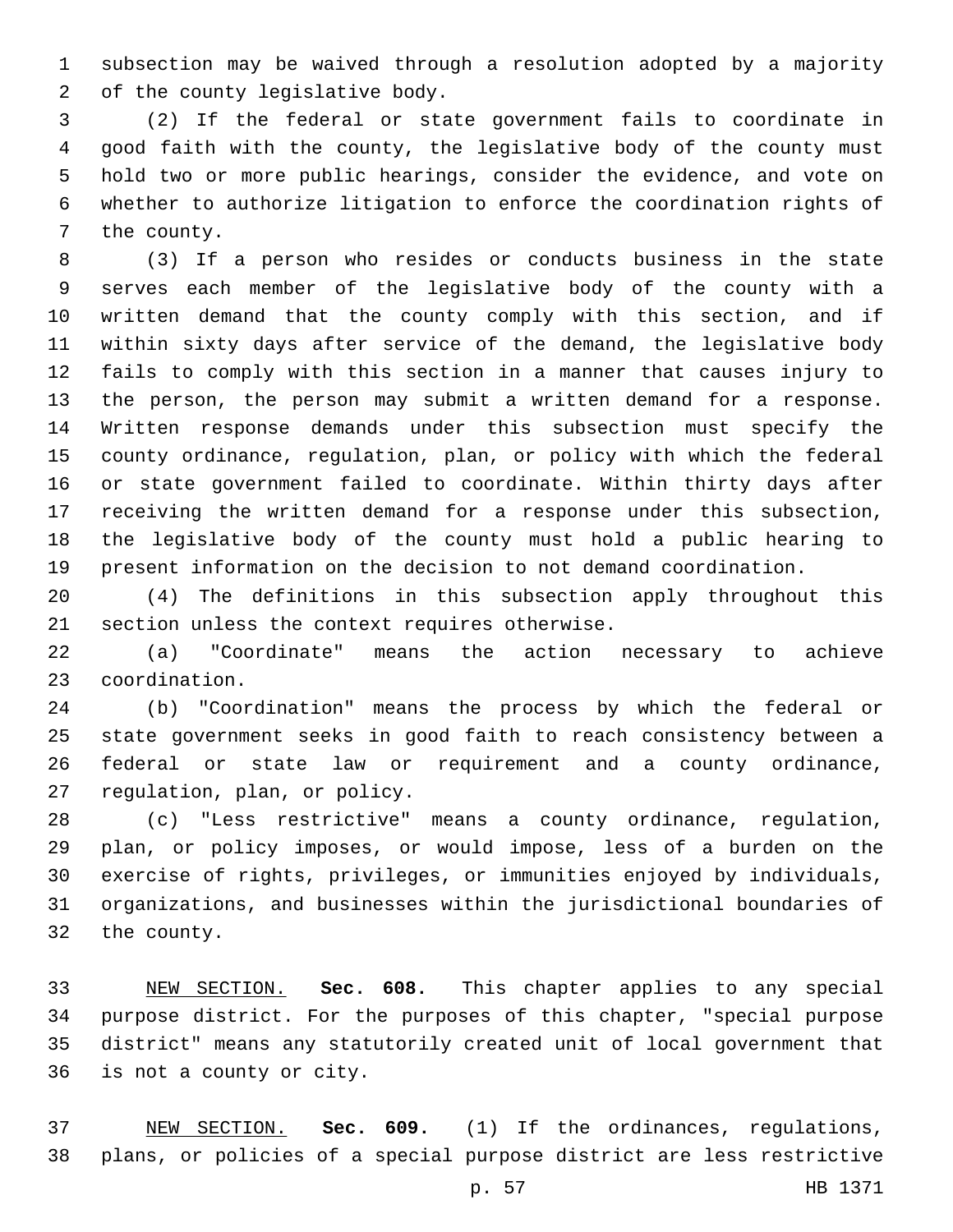subsection may be waived through a resolution adopted by a majority of the county legislative body.

(2) If the federal or state government fails to coordinate in good faith with the county, the legislative body of the county must hold two or more public hearings, consider the evidence, and vote on whether to authorize litigation to enforce the coordination rights of the county.

(3) If a person who resides or conducts business in the state serves each member of the legislative body of the county with a written demand that the county comply with this section, and if within sixty days after service of the demand, the legislative body fails to comply with this section in a manner that causes injury to the person, the person may submit a written demand for a response. Written response demands under this subsection must specify the county ordinance, regulation, plan, or policy with which the federal or state government failed to coordinate. Within thirty days after receiving the written demand for a response under this subsection, the legislative body of the county must hold a public hearing to present information on the decision to not demand coordination.

(4) The definitions in this subsection apply throughout this section unless the context requires otherwise.

(a) "Coordinate" means the action necessary to achieve coordination.

(b) "Coordination" means the process by which the federal or state government seeks in good faith to reach consistency between a federal or state law or requirement and a county ordinance, regulation, plan, or policy.

(c) "Less restrictive" means a county ordinance, regulation, plan, or policy imposes, or would impose, less of a burden on the exercise of rights, privileges, or immunities enjoyed by individuals, organizations, and businesses within the jurisdictional boundaries of the county.

NEW SECTION. **Sec. 608.** This chapter applies to any special purpose district. For the purposes of this chapter, "special purpose district" means any statutorily created unit of local government that is not a county or city.

NEW SECTION. **Sec. 609.** (1) If the ordinances, regulations, plans, or policies of a special purpose district are less restrictive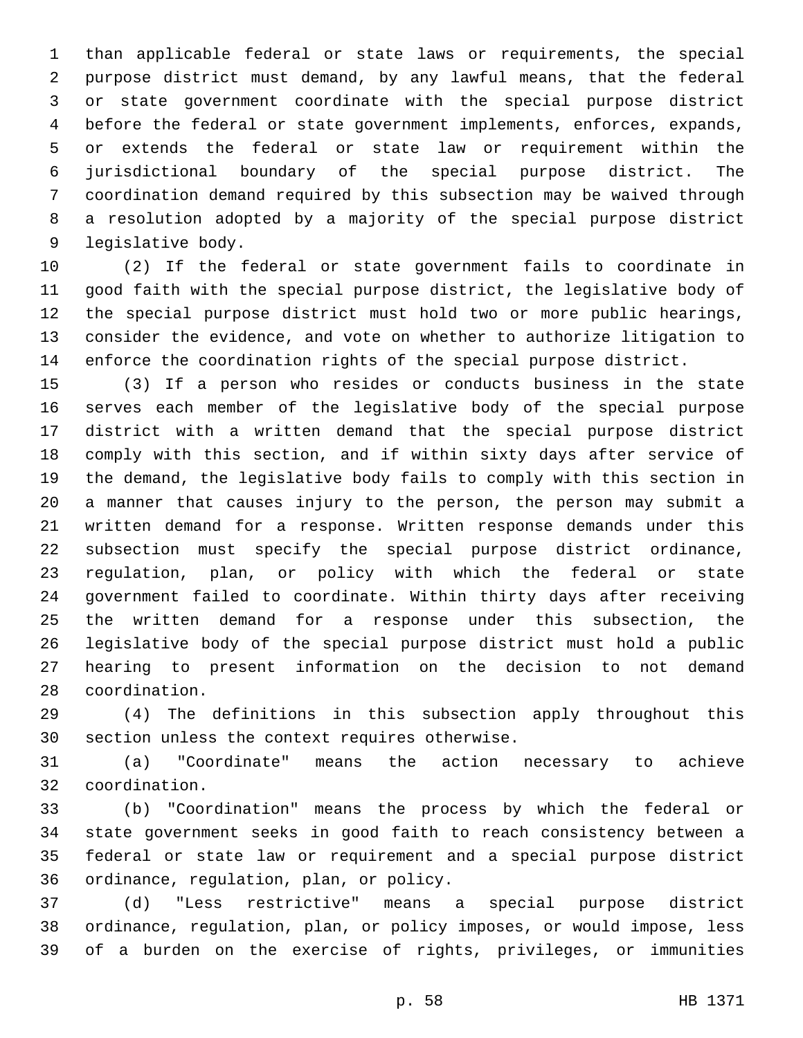than applicable federal or state laws or requirements, the special purpose district must demand, by any lawful means, that the federal or state government coordinate with the special purpose district before the federal or state government implements, enforces, expands, or extends the federal or state law or requirement within the jurisdictional boundary of the special purpose district. The coordination demand required by this subsection may be waived through a resolution adopted by a majority of the special purpose district legislative body.

(2) If the federal or state government fails to coordinate in good faith with the special purpose district, the legislative body of the special purpose district must hold two or more public hearings, consider the evidence, and vote on whether to authorize litigation to enforce the coordination rights of the special purpose district.

(3) If a person who resides or conducts business in the state serves each member of the legislative body of the special purpose district with a written demand that the special purpose district comply with this section, and if within sixty days after service of the demand, the legislative body fails to comply with this section in a manner that causes injury to the person, the person may submit a written demand for a response. Written response demands under this subsection must specify the special purpose district ordinance, regulation, plan, or policy with which the federal or state government failed to coordinate. Within thirty days after receiving the written demand for a response under this subsection, the legislative body of the special purpose district must hold a public hearing to present information on the decision to not demand coordination.

(4) The definitions in this subsection apply throughout this section unless the context requires otherwise.

(a) "Coordinate" means the action necessary to achieve coordination.

(b) "Coordination" means the process by which the federal or state government seeks in good faith to reach consistency between a federal or state law or requirement and a special purpose district ordinance, regulation, plan, or policy.

(d) "Less restrictive" means a special purpose district ordinance, regulation, plan, or policy imposes, or would impose, less of a burden on the exercise of rights, privileges, or immunities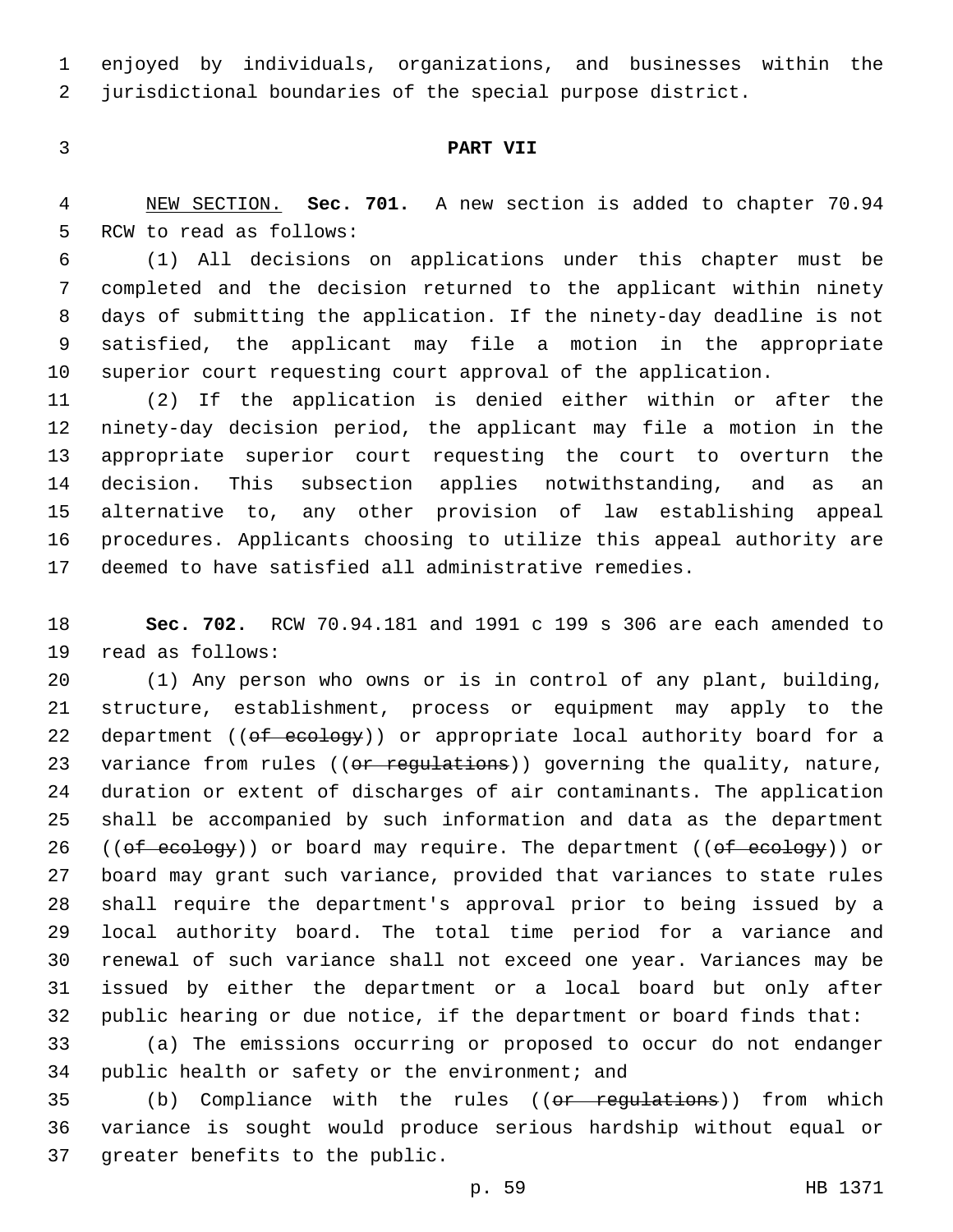enjoyed by individuals, organizations, and businesses within the jurisdictional boundaries of the special purpose district.

**PART VII**

NEW SECTION. **Sec. 701.** A new section is added to chapter 70.94 RCW to read as follows:

(1) All decisions on applications under this chapter must be completed and the decision returned to the applicant within ninety days of submitting the application. If the ninety-day deadline is not satisfied, the applicant may file a motion in the appropriate superior court requesting court approval of the application.

(2) If the application is denied either within or after the ninety-day decision period, the applicant may file a motion in the appropriate superior court requesting the court to overturn the decision. This subsection applies notwithstanding, and as an alternative to, any other provision of law establishing appeal procedures. Applicants choosing to utilize this appeal authority are deemed to have satisfied all administrative remedies.

**Sec. 702.** RCW 70.94.181 and 1991 c 199 s 306 are each amended to read as follows:

(1) Any person who owns or is in control of any plant, building, structure, establishment, process or equipment may apply to the department ((~~of ecology~~)) or appropriate local authority board for a variance from rules ((~~or regulations~~)) governing the quality, nature, duration or extent of discharges of air contaminants. The application shall be accompanied by such information and data as the department ((~~of ecology~~)) or board may require. The department ((~~of ecology~~)) or board may grant such variance, provided that variances to state rules shall require the department's approval prior to being issued by a local authority board. The total time period for a variance and renewal of such variance shall not exceed one year. Variances may be issued by either the department or a local board but only after public hearing or due notice, if the department or board finds that:

(a) The emissions occurring or proposed to occur do not endanger public health or safety or the environment; and

(b) Compliance with the rules ((~~or regulations~~)) from which variance is sought would produce serious hardship without equal or greater benefits to the public.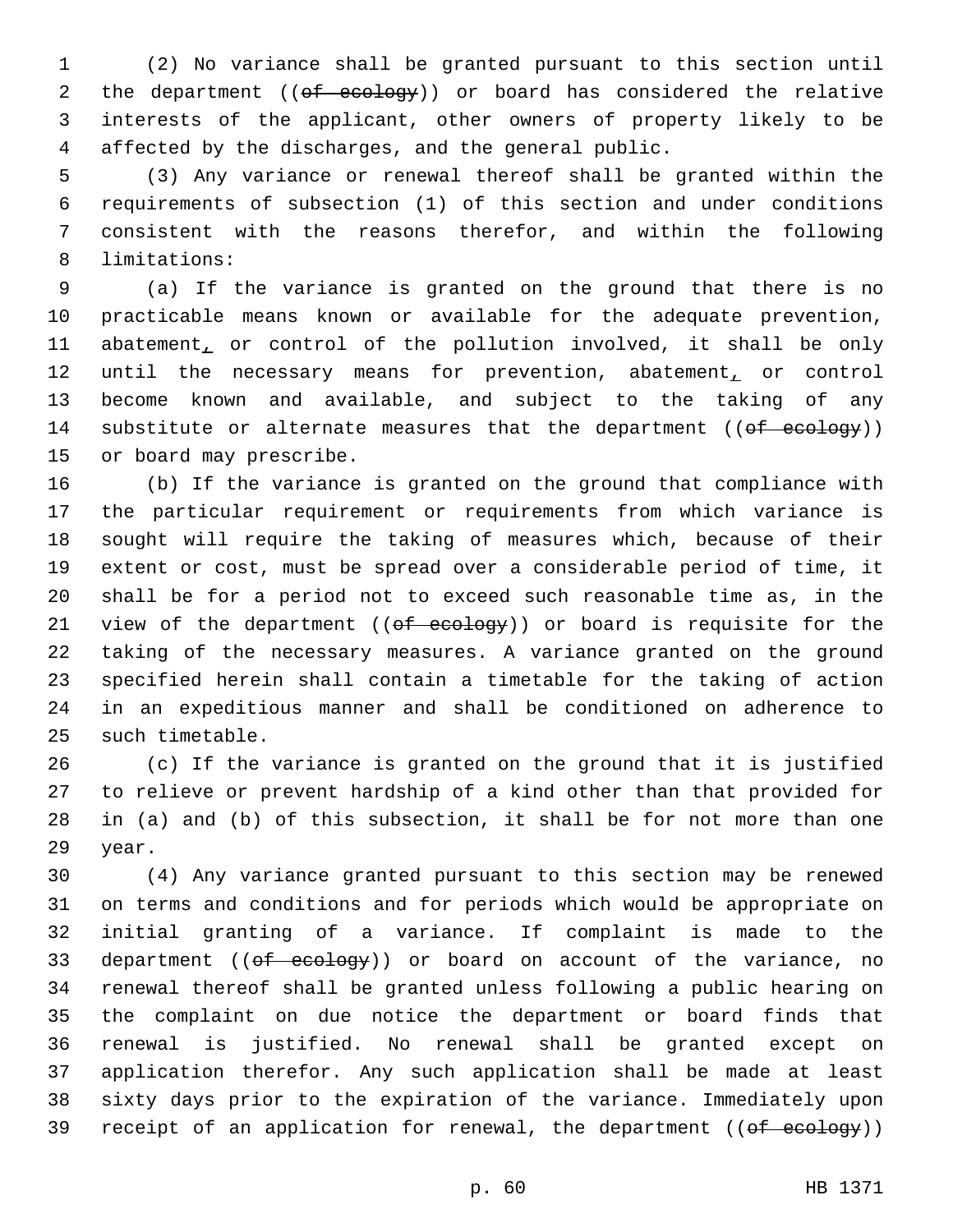(2) No variance shall be granted pursuant to this section until the department ((~~of ecology~~)) or board has considered the relative interests of the applicant, other owners of property likely to be affected by the discharges, and the general public.

(3) Any variance or renewal thereof shall be granted within the requirements of subsection (1) of this section and under conditions consistent with the reasons therefor, and within the following limitations:

(a) If the variance is granted on the ground that there is no practicable means known or available for the adequate prevention, abatement, or control of the pollution involved, it shall be only until the necessary means for prevention, abatement, or control become known and available, and subject to the taking of any substitute or alternate measures that the department ((~~of ecology~~)) or board may prescribe.

(b) If the variance is granted on the ground that compliance with the particular requirement or requirements from which variance is sought will require the taking of measures which, because of their extent or cost, must be spread over a considerable period of time, it shall be for a period not to exceed such reasonable time as, in the view of the department ((~~of ecology~~)) or board is requisite for the taking of the necessary measures. A variance granted on the ground specified herein shall contain a timetable for the taking of action in an expeditious manner and shall be conditioned on adherence to such timetable.

(c) If the variance is granted on the ground that it is justified to relieve or prevent hardship of a kind other than that provided for in (a) and (b) of this subsection, it shall be for not more than one year.

(4) Any variance granted pursuant to this section may be renewed on terms and conditions and for periods which would be appropriate on initial granting of a variance. If complaint is made to the department ((~~of ecology~~)) or board on account of the variance, no renewal thereof shall be granted unless following a public hearing on the complaint on due notice the department or board finds that renewal is justified. No renewal shall be granted except on application therefor. Any such application shall be made at least sixty days prior to the expiration of the variance. Immediately upon receipt of an application for renewal, the department ((~~of ecology~~))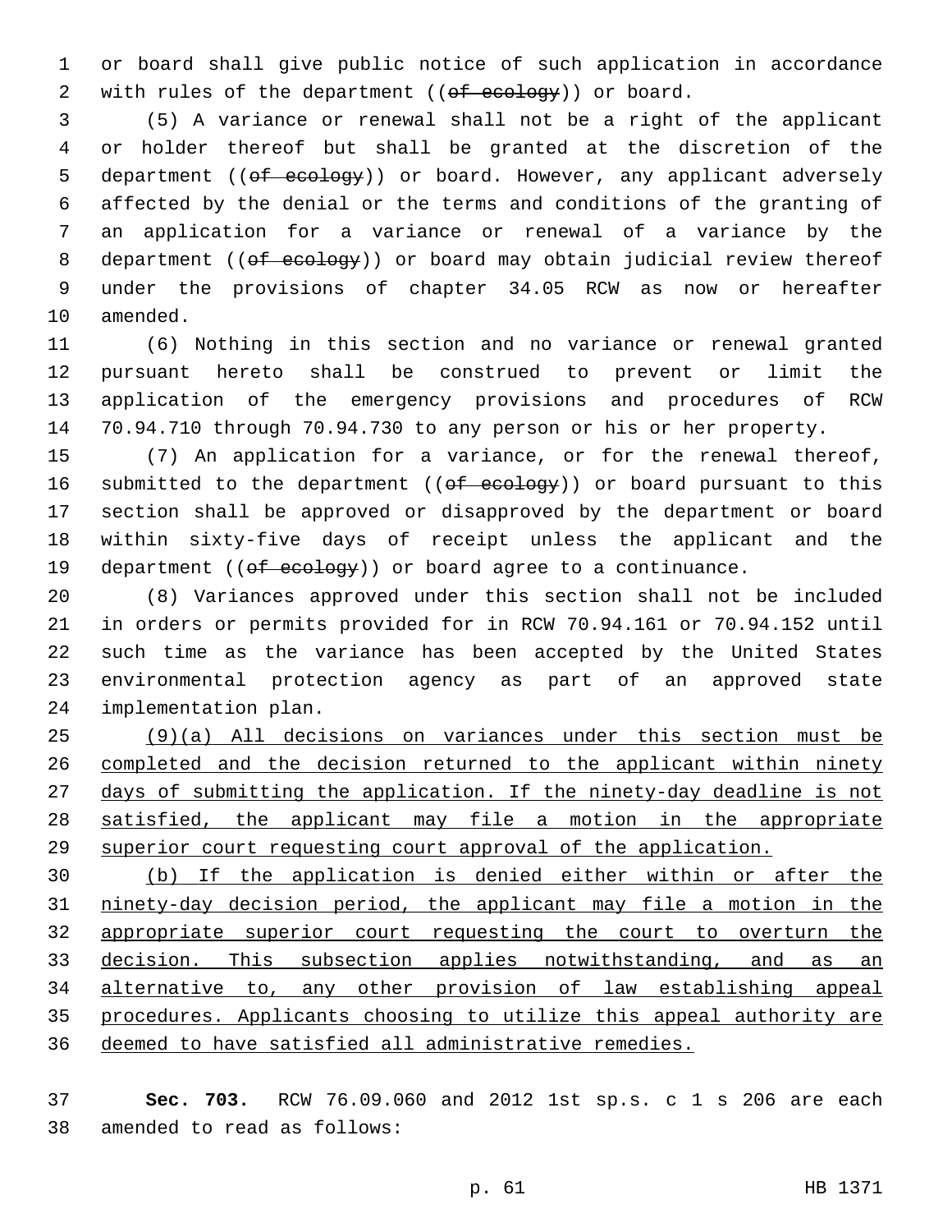or board shall give public notice of such application in accordance with rules of the department ((~~of ecology~~)) or board.

(5) A variance or renewal shall not be a right of the applicant or holder thereof but shall be granted at the discretion of the department ((~~of ecology~~)) or board. However, any applicant adversely affected by the denial or the terms and conditions of the granting of an application for a variance or renewal of a variance by the department ((~~of ecology~~)) or board may obtain judicial review thereof under the provisions of chapter 34.05 RCW as now or hereafter amended.

(6) Nothing in this section and no variance or renewal granted pursuant hereto shall be construed to prevent or limit the application of the emergency provisions and procedures of RCW 70.94.710 through 70.94.730 to any person or his or her property.

(7) An application for a variance, or for the renewal thereof, submitted to the department ((~~of ecology~~)) or board pursuant to this section shall be approved or disapproved by the department or board within sixty-five days of receipt unless the applicant and the department ((~~of ecology~~)) or board agree to a continuance.

(8) Variances approved under this section shall not be included in orders or permits provided for in RCW 70.94.161 or 70.94.152 until such time as the variance has been accepted by the United States environmental protection agency as part of an approved state implementation plan.

<u>(9)(a) All decisions on variances under this section must be completed and the decision returned to the applicant within ninety days of submitting the application. If the ninety-day deadline is not satisfied, the applicant may file a motion in the appropriate superior court requesting court approval of the application.</u>

<u>(b) If the application is denied either within or after the ninety-day decision period, the applicant may file a motion in the appropriate superior court requesting the court to overturn the decision. This subsection applies notwithstanding, and as an alternative to, any other provision of law establishing appeal procedures. Applicants choosing to utilize this appeal authority are deemed to have satisfied all administrative remedies.</u>

**Sec. 703.** RCW 76.09.060 and 2012 1st sp.s. c 1 s 206 are each amended to read as follows: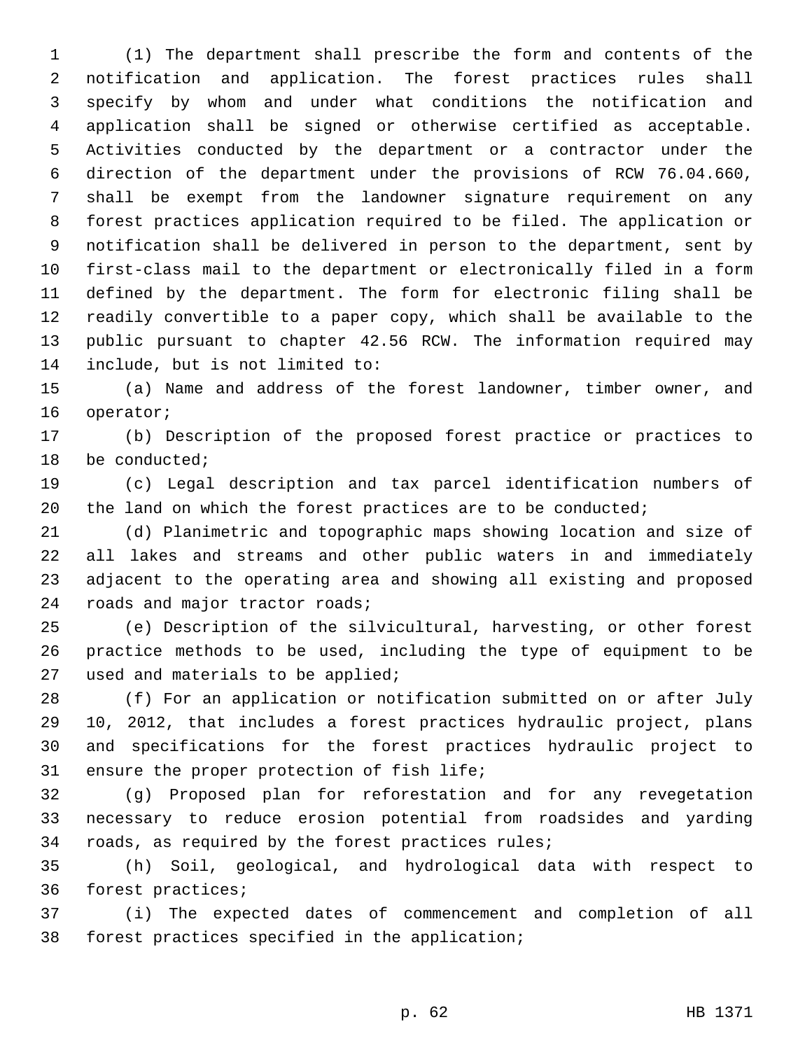(1) The department shall prescribe the form and contents of the notification and application. The forest practices rules shall specify by whom and under what conditions the notification and application shall be signed or otherwise certified as acceptable. Activities conducted by the department or a contractor under the direction of the department under the provisions of RCW 76.04.660, shall be exempt from the landowner signature requirement on any forest practices application required to be filed. The application or notification shall be delivered in person to the department, sent by first-class mail to the department or electronically filed in a form defined by the department. The form for electronic filing shall be readily convertible to a paper copy, which shall be available to the public pursuant to chapter 42.56 RCW. The information required may include, but is not limited to:

(a) Name and address of the forest landowner, timber owner, and operator;

(b) Description of the proposed forest practice or practices to be conducted;

(c) Legal description and tax parcel identification numbers of the land on which the forest practices are to be conducted;

(d) Planimetric and topographic maps showing location and size of all lakes and streams and other public waters in and immediately adjacent to the operating area and showing all existing and proposed roads and major tractor roads;

(e) Description of the silvicultural, harvesting, or other forest practice methods to be used, including the type of equipment to be used and materials to be applied;

(f) For an application or notification submitted on or after July 10, 2012, that includes a forest practices hydraulic project, plans and specifications for the forest practices hydraulic project to ensure the proper protection of fish life;

(g) Proposed plan for reforestation and for any revegetation necessary to reduce erosion potential from roadsides and yarding roads, as required by the forest practices rules;

(h) Soil, geological, and hydrological data with respect to forest practices;

(i) The expected dates of commencement and completion of all forest practices specified in the application;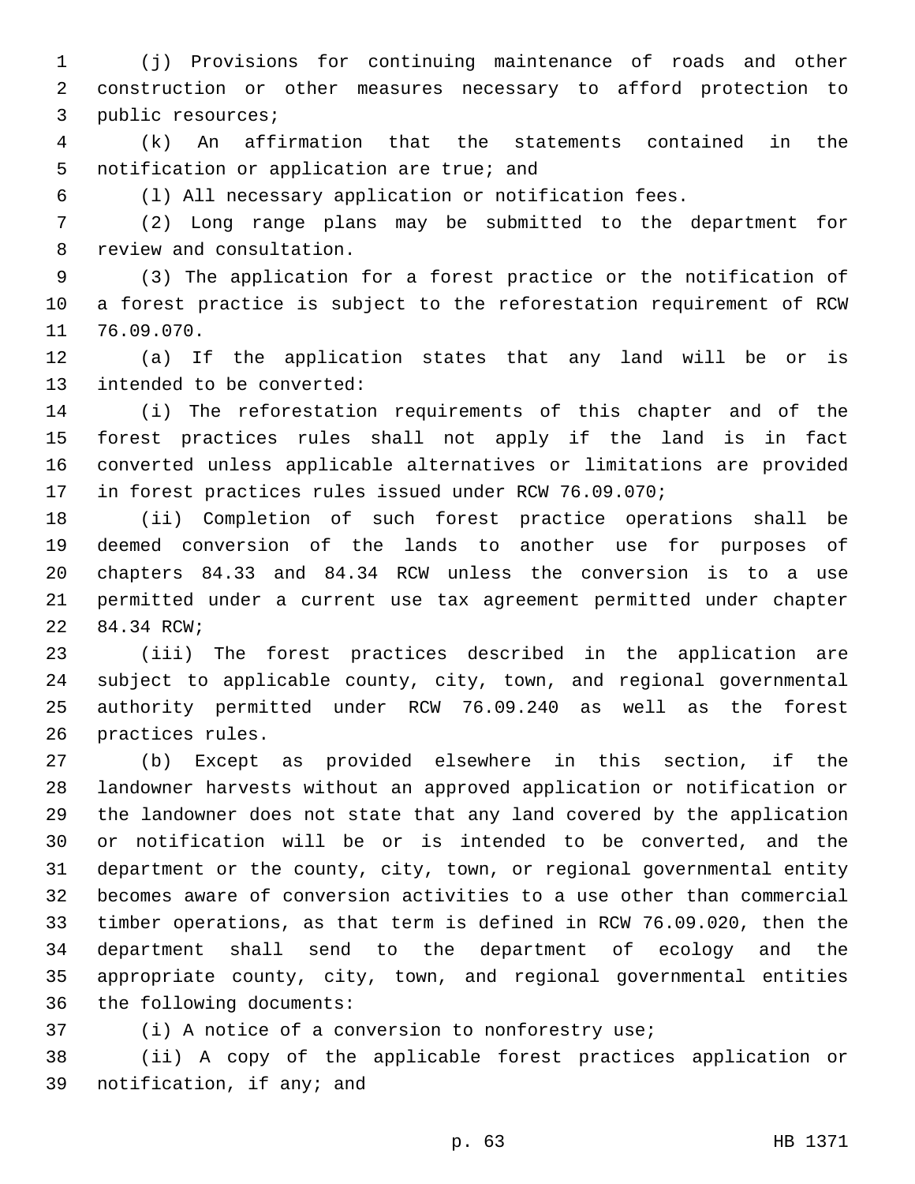(j) Provisions for continuing maintenance of roads and other construction or other measures necessary to afford protection to public resources;

(k) An affirmation that the statements contained in the notification or application are true; and

(l) All necessary application or notification fees.

(2) Long range plans may be submitted to the department for review and consultation.

(3) The application for a forest practice or the notification of a forest practice is subject to the reforestation requirement of RCW 76.09.070.

(a) If the application states that any land will be or is intended to be converted:

(i) The reforestation requirements of this chapter and of the forest practices rules shall not apply if the land is in fact converted unless applicable alternatives or limitations are provided in forest practices rules issued under RCW 76.09.070;

(ii) Completion of such forest practice operations shall be deemed conversion of the lands to another use for purposes of chapters 84.33 and 84.34 RCW unless the conversion is to a use permitted under a current use tax agreement permitted under chapter 84.34 RCW;

(iii) The forest practices described in the application are subject to applicable county, city, town, and regional governmental authority permitted under RCW 76.09.240 as well as the forest practices rules.

(b) Except as provided elsewhere in this section, if the landowner harvests without an approved application or notification or the landowner does not state that any land covered by the application or notification will be or is intended to be converted, and the department or the county, city, town, or regional governmental entity becomes aware of conversion activities to a use other than commercial timber operations, as that term is defined in RCW 76.09.020, then the department shall send to the department of ecology and the appropriate county, city, town, and regional governmental entities the following documents:

(i) A notice of a conversion to nonforestry use;

(ii) A copy of the applicable forest practices application or notification, if any; and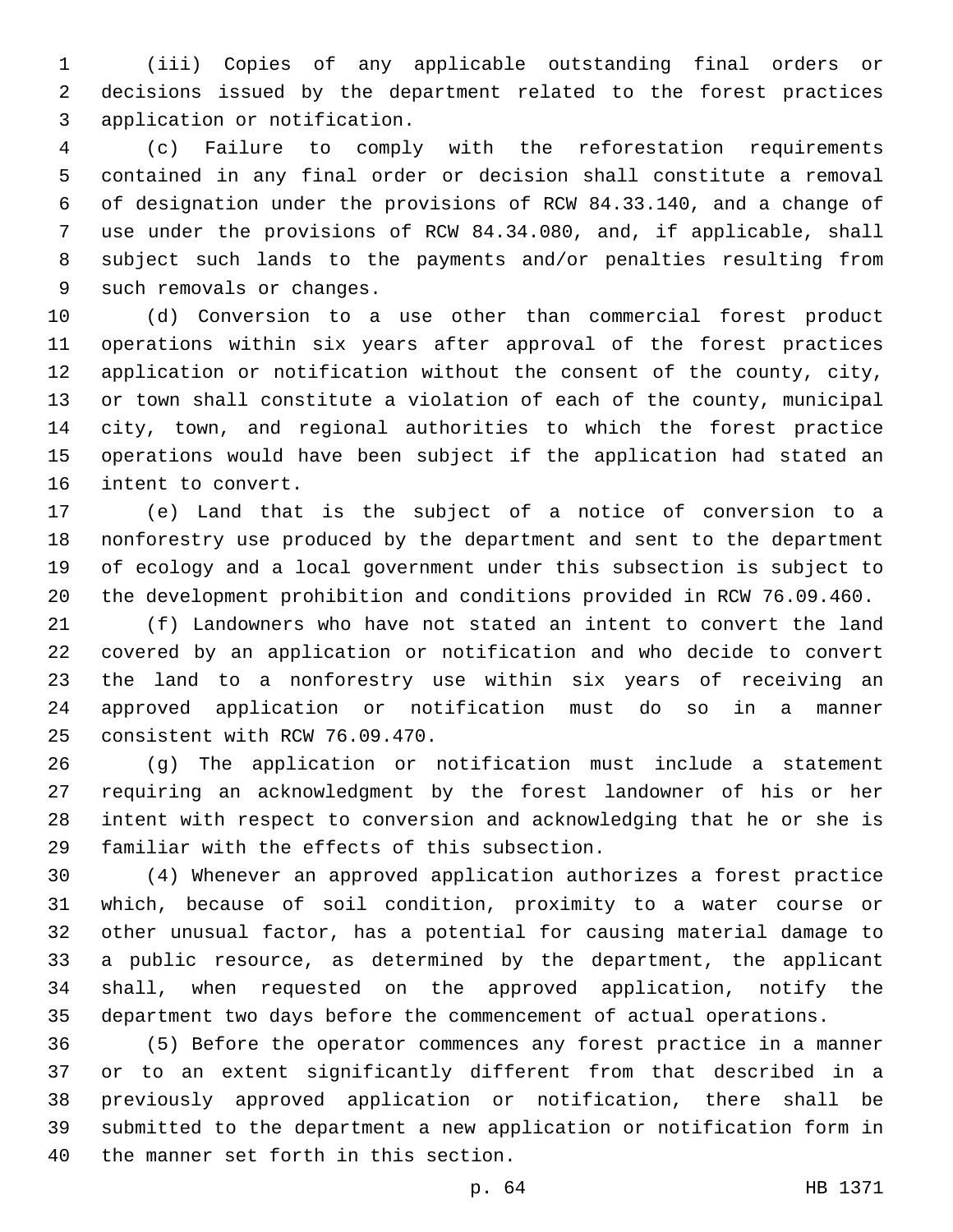(iii) Copies of any applicable outstanding final orders or decisions issued by the department related to the forest practices application or notification.

(c) Failure to comply with the reforestation requirements contained in any final order or decision shall constitute a removal of designation under the provisions of RCW 84.33.140, and a change of use under the provisions of RCW 84.34.080, and, if applicable, shall subject such lands to the payments and/or penalties resulting from such removals or changes.

(d) Conversion to a use other than commercial forest product operations within six years after approval of the forest practices application or notification without the consent of the county, city, or town shall constitute a violation of each of the county, municipal city, town, and regional authorities to which the forest practice operations would have been subject if the application had stated an intent to convert.

(e) Land that is the subject of a notice of conversion to a nonforestry use produced by the department and sent to the department of ecology and a local government under this subsection is subject to the development prohibition and conditions provided in RCW 76.09.460.

(f) Landowners who have not stated an intent to convert the land covered by an application or notification and who decide to convert the land to a nonforestry use within six years of receiving an approved application or notification must do so in a manner consistent with RCW 76.09.470.

(g) The application or notification must include a statement requiring an acknowledgment by the forest landowner of his or her intent with respect to conversion and acknowledging that he or she is familiar with the effects of this subsection.

(4) Whenever an approved application authorizes a forest practice which, because of soil condition, proximity to a water course or other unusual factor, has a potential for causing material damage to a public resource, as determined by the department, the applicant shall, when requested on the approved application, notify the department two days before the commencement of actual operations.

(5) Before the operator commences any forest practice in a manner or to an extent significantly different from that described in a previously approved application or notification, there shall be submitted to the department a new application or notification form in the manner set forth in this section.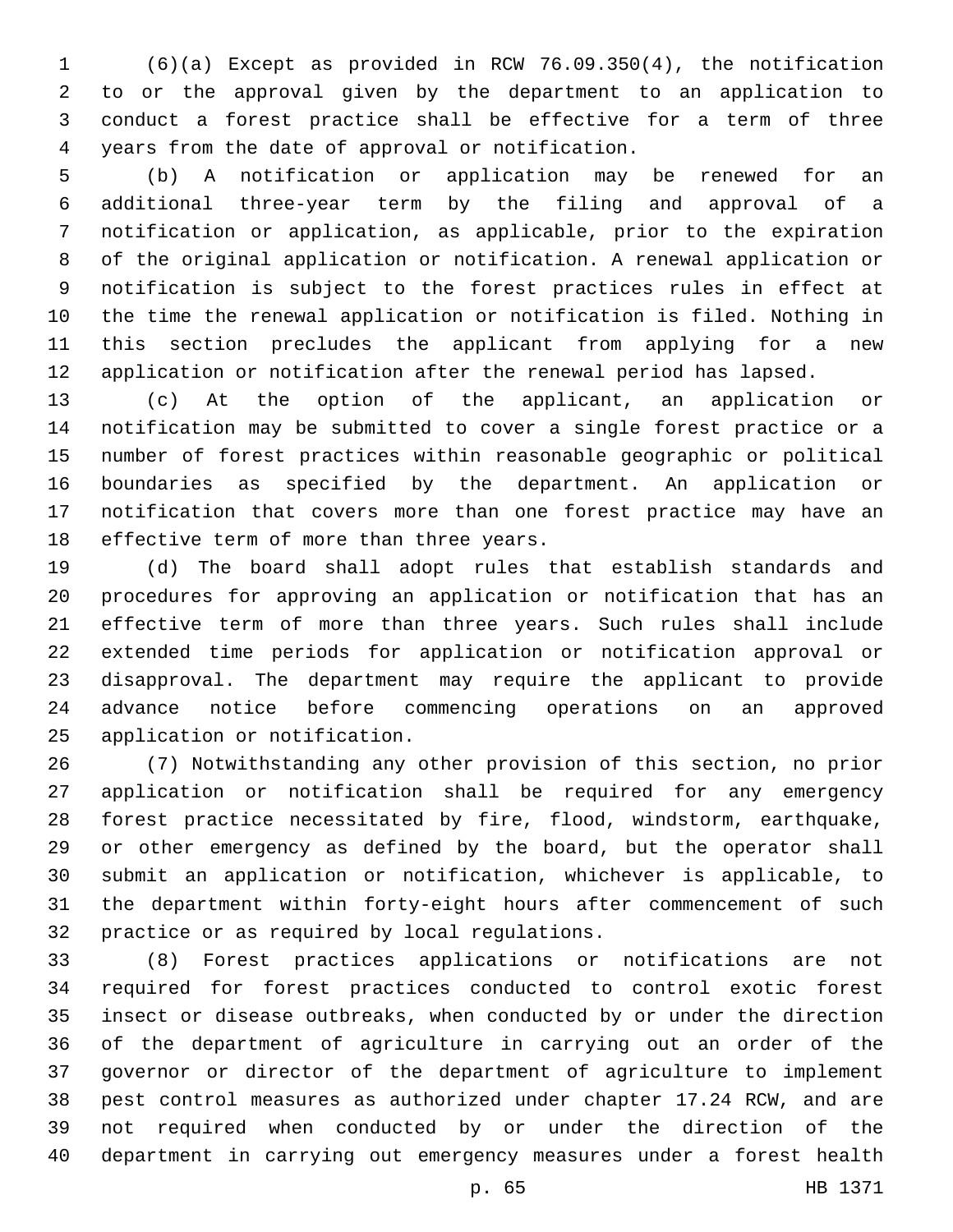(6)(a) Except as provided in RCW 76.09.350(4), the notification to or the approval given by the department to an application to conduct a forest practice shall be effective for a term of three years from the date of approval or notification.

(b) A notification or application may be renewed for an additional three-year term by the filing and approval of a notification or application, as applicable, prior to the expiration of the original application or notification. A renewal application or notification is subject to the forest practices rules in effect at the time the renewal application or notification is filed. Nothing in this section precludes the applicant from applying for a new application or notification after the renewal period has lapsed.

(c) At the option of the applicant, an application or notification may be submitted to cover a single forest practice or a number of forest practices within reasonable geographic or political boundaries as specified by the department. An application or notification that covers more than one forest practice may have an effective term of more than three years.

(d) The board shall adopt rules that establish standards and procedures for approving an application or notification that has an effective term of more than three years. Such rules shall include extended time periods for application or notification approval or disapproval. The department may require the applicant to provide advance notice before commencing operations on an approved application or notification.

(7) Notwithstanding any other provision of this section, no prior application or notification shall be required for any emergency forest practice necessitated by fire, flood, windstorm, earthquake, or other emergency as defined by the board, but the operator shall submit an application or notification, whichever is applicable, to the department within forty-eight hours after commencement of such practice or as required by local regulations.

(8) Forest practices applications or notifications are not required for forest practices conducted to control exotic forest insect or disease outbreaks, when conducted by or under the direction of the department of agriculture in carrying out an order of the governor or director of the department of agriculture to implement pest control measures as authorized under chapter 17.24 RCW, and are not required when conducted by or under the direction of the department in carrying out emergency measures under a forest health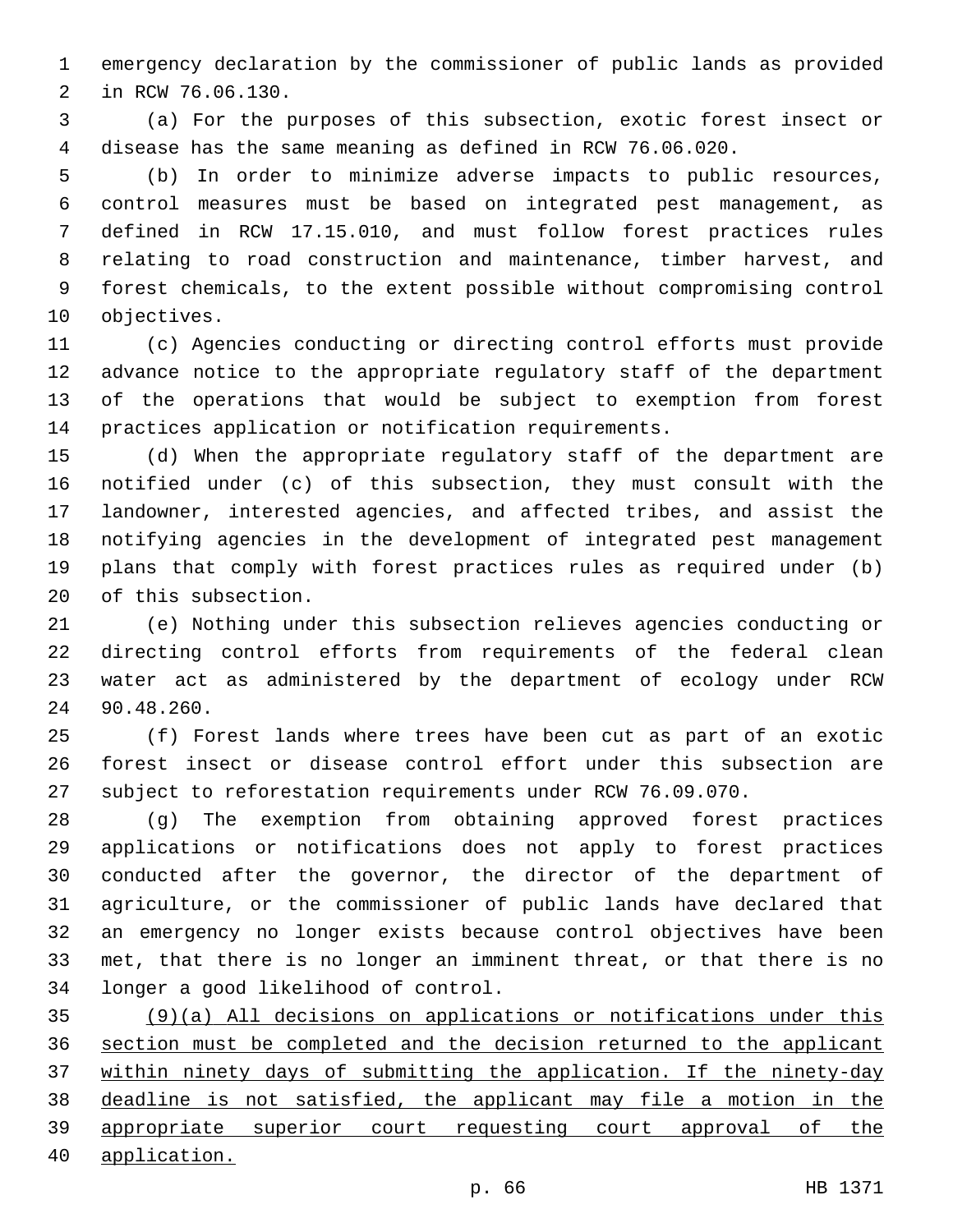emergency declaration by the commissioner of public lands as provided in RCW 76.06.130.

(a) For the purposes of this subsection, exotic forest insect or disease has the same meaning as defined in RCW 76.06.020.

(b) In order to minimize adverse impacts to public resources, control measures must be based on integrated pest management, as defined in RCW 17.15.010, and must follow forest practices rules relating to road construction and maintenance, timber harvest, and forest chemicals, to the extent possible without compromising control objectives.

(c) Agencies conducting or directing control efforts must provide advance notice to the appropriate regulatory staff of the department of the operations that would be subject to exemption from forest practices application or notification requirements.

(d) When the appropriate regulatory staff of the department are notified under (c) of this subsection, they must consult with the landowner, interested agencies, and affected tribes, and assist the notifying agencies in the development of integrated pest management plans that comply with forest practices rules as required under (b) of this subsection.

(e) Nothing under this subsection relieves agencies conducting or directing control efforts from requirements of the federal clean water act as administered by the department of ecology under RCW 90.48.260.

(f) Forest lands where trees have been cut as part of an exotic forest insect or disease control effort under this subsection are subject to reforestation requirements under RCW 76.09.070.

(g) The exemption from obtaining approved forest practices applications or notifications does not apply to forest practices conducted after the governor, the director of the department of agriculture, or the commissioner of public lands have declared that an emergency no longer exists because control objectives have been met, that there is no longer an imminent threat, or that there is no longer a good likelihood of control.

<u>(9)(a) All decisions on applications or notifications under this section must be completed and the decision returned to the applicant within ninety days of submitting the application. If the ninety-day deadline is not satisfied, the applicant may file a motion in the appropriate superior court requesting court approval of the application.</u>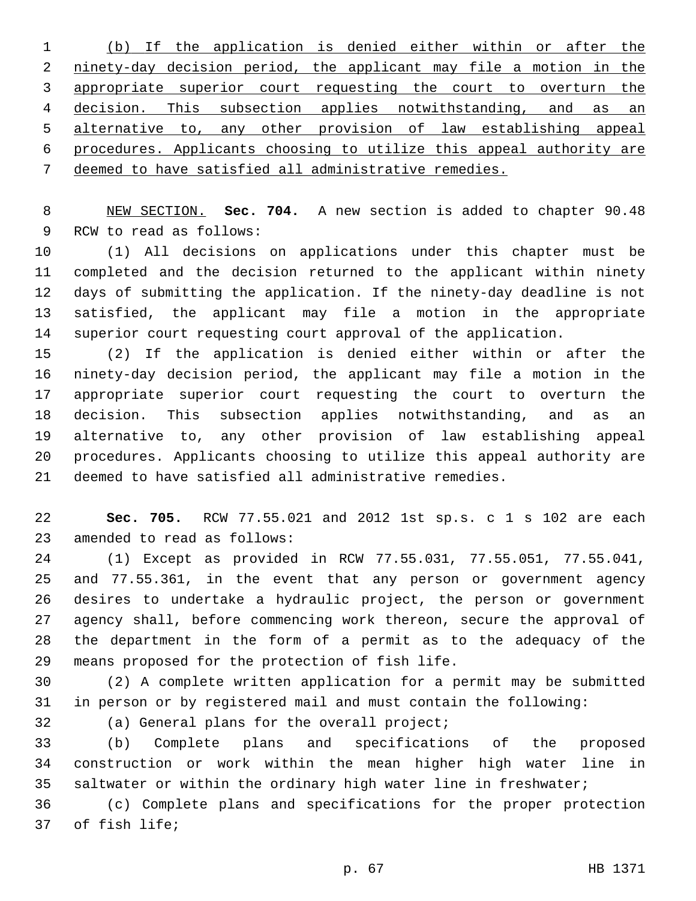<u>(b) If the application is denied either within or after the ninety-day decision period, the applicant may file a motion in the appropriate superior court requesting the court to overturn the decision. This subsection applies notwithstanding, and as an alternative to, any other provision of law establishing appeal procedures. Applicants choosing to utilize this appeal authority are deemed to have satisfied all administrative remedies.</u>

<u>NEW SECTION.</u> **Sec. 704.** A new section is added to chapter 90.48 RCW to read as follows:

(1) All decisions on applications under this chapter must be completed and the decision returned to the applicant within ninety days of submitting the application. If the ninety-day deadline is not satisfied, the applicant may file a motion in the appropriate superior court requesting court approval of the application.

(2) If the application is denied either within or after the ninety-day decision period, the applicant may file a motion in the appropriate superior court requesting the court to overturn the decision. This subsection applies notwithstanding, and as an alternative to, any other provision of law establishing appeal procedures. Applicants choosing to utilize this appeal authority are deemed to have satisfied all administrative remedies.

**Sec. 705.** RCW 77.55.021 and 2012 1st sp.s. c 1 s 102 are each amended to read as follows:

(1) Except as provided in RCW 77.55.031, 77.55.051, 77.55.041, and 77.55.361, in the event that any person or government agency desires to undertake a hydraulic project, the person or government agency shall, before commencing work thereon, secure the approval of the department in the form of a permit as to the adequacy of the means proposed for the protection of fish life.

(2) A complete written application for a permit may be submitted in person or by registered mail and must contain the following:

(a) General plans for the overall project;

(b) Complete plans and specifications of the proposed construction or work within the mean higher high water line in saltwater or within the ordinary high water line in freshwater;

(c) Complete plans and specifications for the proper protection of fish life;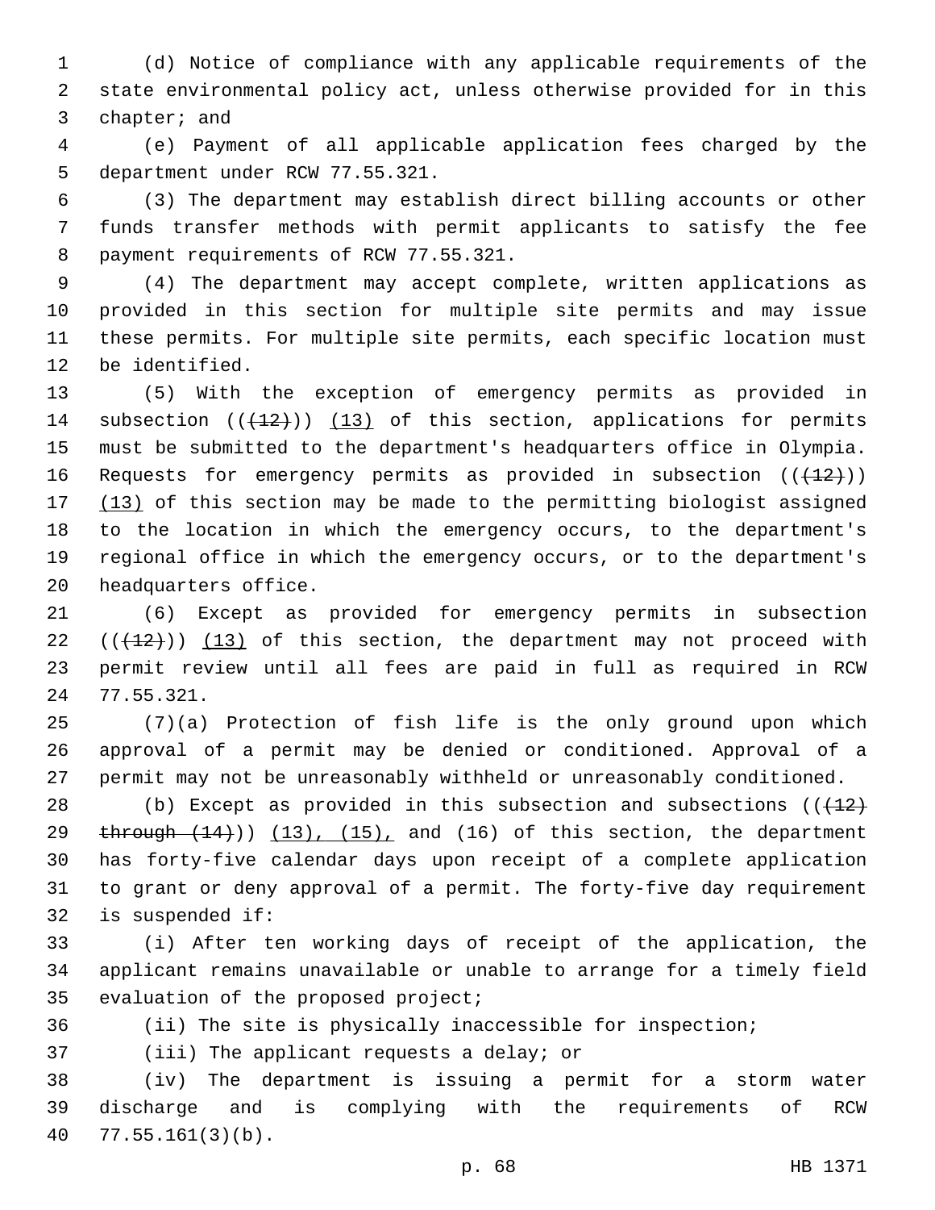(d) Notice of compliance with any applicable requirements of the state environmental policy act, unless otherwise provided for in this chapter; and

(e) Payment of all applicable application fees charged by the department under RCW 77.55.321.

(3) The department may establish direct billing accounts or other funds transfer methods with permit applicants to satisfy the fee payment requirements of RCW 77.55.321.

(4) The department may accept complete, written applications as provided in this section for multiple site permits and may issue these permits. For multiple site permits, each specific location must be identified.

(5) With the exception of emergency permits as provided in subsection ((~~(12)~~)) <u>(13)</u> of this section, applications for permits must be submitted to the department's headquarters office in Olympia. Requests for emergency permits as provided in subsection ((~~(12)~~)) <u>(13)</u> of this section may be made to the permitting biologist assigned to the location in which the emergency occurs, to the department's regional office in which the emergency occurs, or to the department's headquarters office.

(6) Except as provided for emergency permits in subsection ((~~(12)~~)) <u>(13)</u> of this section, the department may not proceed with permit review until all fees are paid in full as required in RCW 77.55.321.

(7)(a) Protection of fish life is the only ground upon which approval of a permit may be denied or conditioned. Approval of a permit may not be unreasonably withheld or unreasonably conditioned.

(b) Except as provided in this subsection and subsections ((~~(12) through (14)~~)) <u>(13), (15),</u> and (16) of this section, the department has forty-five calendar days upon receipt of a complete application to grant or deny approval of a permit. The forty-five day requirement is suspended if:

(i) After ten working days of receipt of the application, the applicant remains unavailable or unable to arrange for a timely field evaluation of the proposed project;

(ii) The site is physically inaccessible for inspection;

(iii) The applicant requests a delay; or

(iv) The department is issuing a permit for a storm water discharge and is complying with the requirements of RCW 77.55.161(3)(b).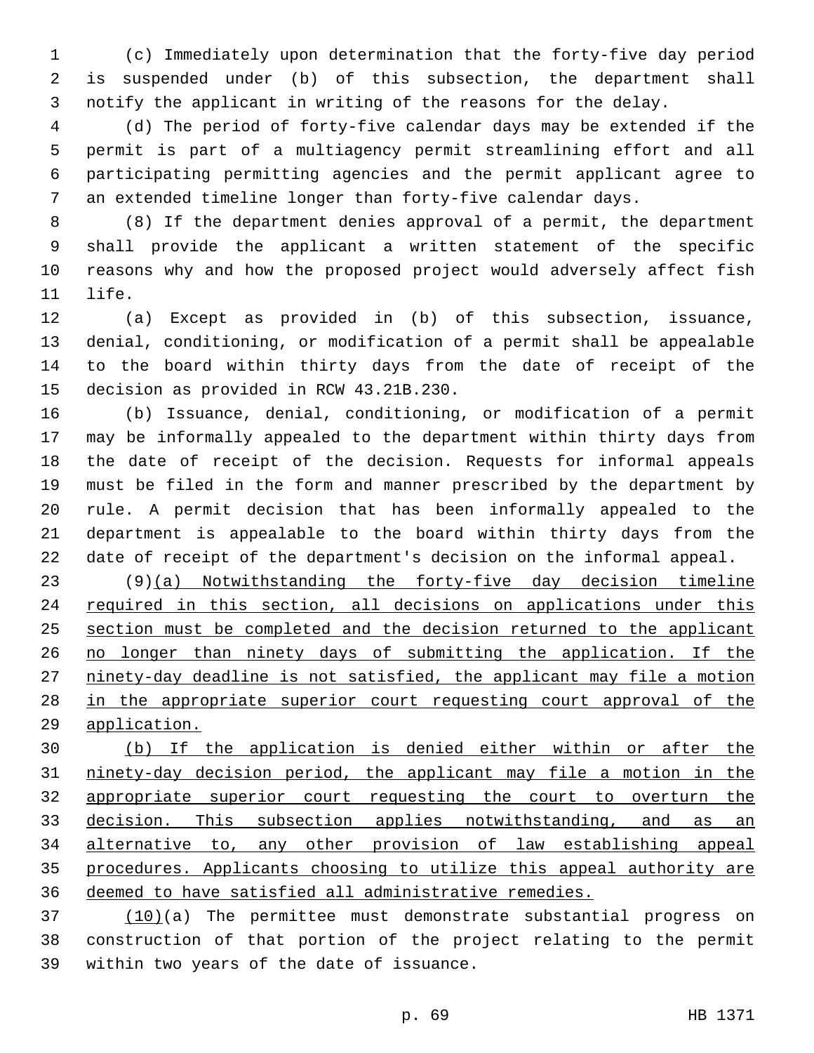(c) Immediately upon determination that the forty-five day period is suspended under (b) of this subsection, the department shall notify the applicant in writing of the reasons for the delay.

(d) The period of forty-five calendar days may be extended if the permit is part of a multiagency permit streamlining effort and all participating permitting agencies and the permit applicant agree to an extended timeline longer than forty-five calendar days.

(8) If the department denies approval of a permit, the department shall provide the applicant a written statement of the specific reasons why and how the proposed project would adversely affect fish life.

(a) Except as provided in (b) of this subsection, issuance, denial, conditioning, or modification of a permit shall be appealable to the board within thirty days from the date of receipt of the decision as provided in RCW 43.21B.230.

(b) Issuance, denial, conditioning, or modification of a permit may be informally appealed to the department within thirty days from the date of receipt of the decision. Requests for informal appeals must be filed in the form and manner prescribed by the department by rule. A permit decision that has been informally appealed to the department is appealable to the board within thirty days from the date of receipt of the department's decision on the informal appeal.

(9)<u>(a) Notwithstanding the forty-five day decision timeline required in this section, all decisions on applications under this section must be completed and the decision returned to the applicant no longer than ninety days of submitting the application. If the ninety-day deadline is not satisfied, the applicant may file a motion in the appropriate superior court requesting court approval of the application.</u>

<u>(b) If the application is denied either within or after the ninety-day decision period, the applicant may file a motion in the appropriate superior court requesting the court to overturn the decision. This subsection applies notwithstanding, and as an alternative to, any other provision of law establishing appeal procedures. Applicants choosing to utilize this appeal authority are deemed to have satisfied all administrative remedies.</u>

<u>(10)</u>(a) The permittee must demonstrate substantial progress on construction of that portion of the project relating to the permit within two years of the date of issuance.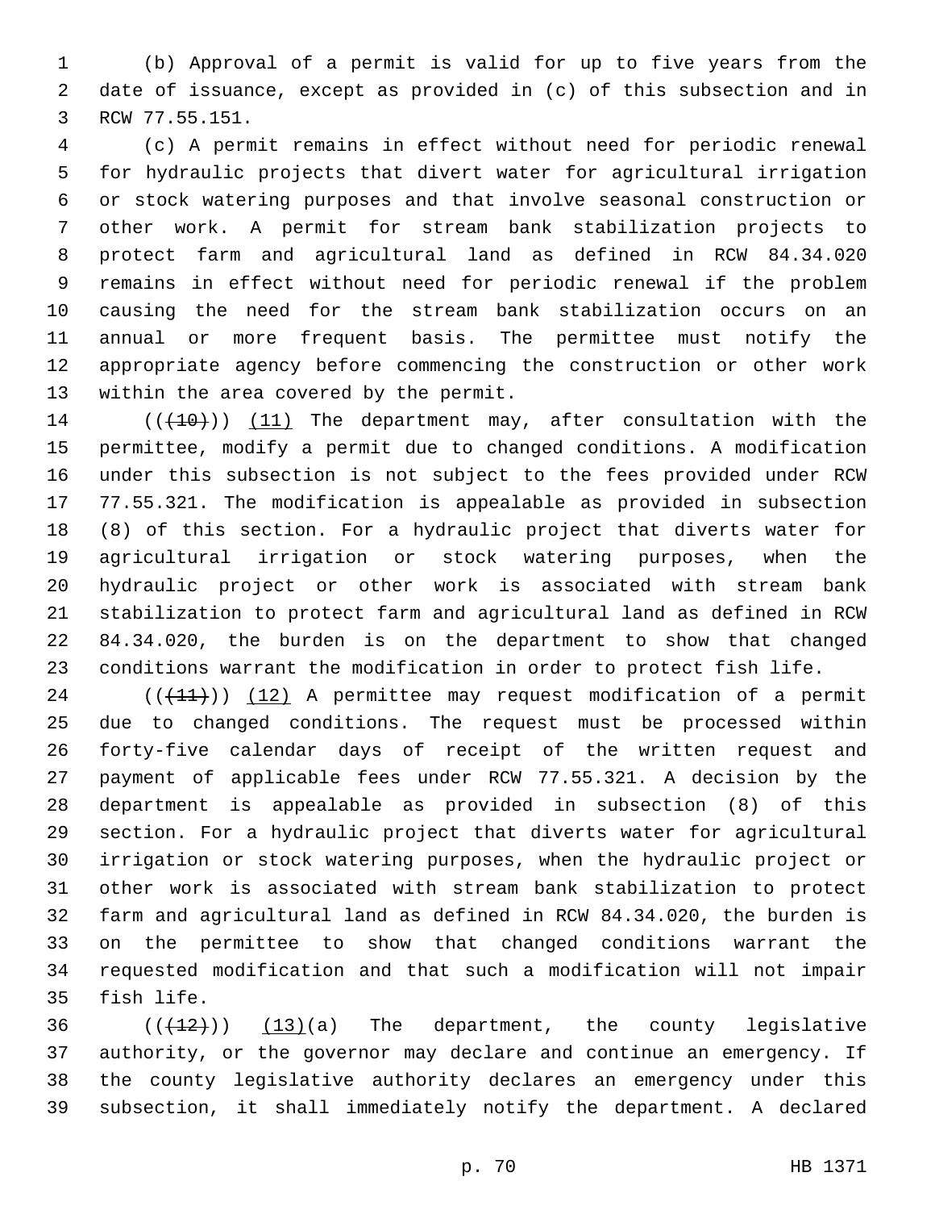(b) Approval of a permit is valid for up to five years from the date of issuance, except as provided in (c) of this subsection and in RCW 77.55.151.

(c) A permit remains in effect without need for periodic renewal for hydraulic projects that divert water for agricultural irrigation or stock watering purposes and that involve seasonal construction or other work. A permit for stream bank stabilization projects to protect farm and agricultural land as defined in RCW 84.34.020 remains in effect without need for periodic renewal if the problem causing the need for the stream bank stabilization occurs on an annual or more frequent basis. The permittee must notify the appropriate agency before commencing the construction or other work within the area covered by the permit.

~~((10))~~ (11) The department may, after consultation with the permittee, modify a permit due to changed conditions. A modification under this subsection is not subject to the fees provided under RCW 77.55.321. The modification is appealable as provided in subsection (8) of this section. For a hydraulic project that diverts water for agricultural irrigation or stock watering purposes, when the hydraulic project or other work is associated with stream bank stabilization to protect farm and agricultural land as defined in RCW 84.34.020, the burden is on the department to show that changed conditions warrant the modification in order to protect fish life.

~~((11))~~ (12) A permittee may request modification of a permit due to changed conditions. The request must be processed within forty-five calendar days of receipt of the written request and payment of applicable fees under RCW 77.55.321. A decision by the department is appealable as provided in subsection (8) of this section. For a hydraulic project that diverts water for agricultural irrigation or stock watering purposes, when the hydraulic project or other work is associated with stream bank stabilization to protect farm and agricultural land as defined in RCW 84.34.020, the burden is on the permittee to show that changed conditions warrant the requested modification and that such a modification will not impair fish life.

~~((12))~~ (13)(a) The department, the county legislative authority, or the governor may declare and continue an emergency. If the county legislative authority declares an emergency under this subsection, it shall immediately notify the department. A declared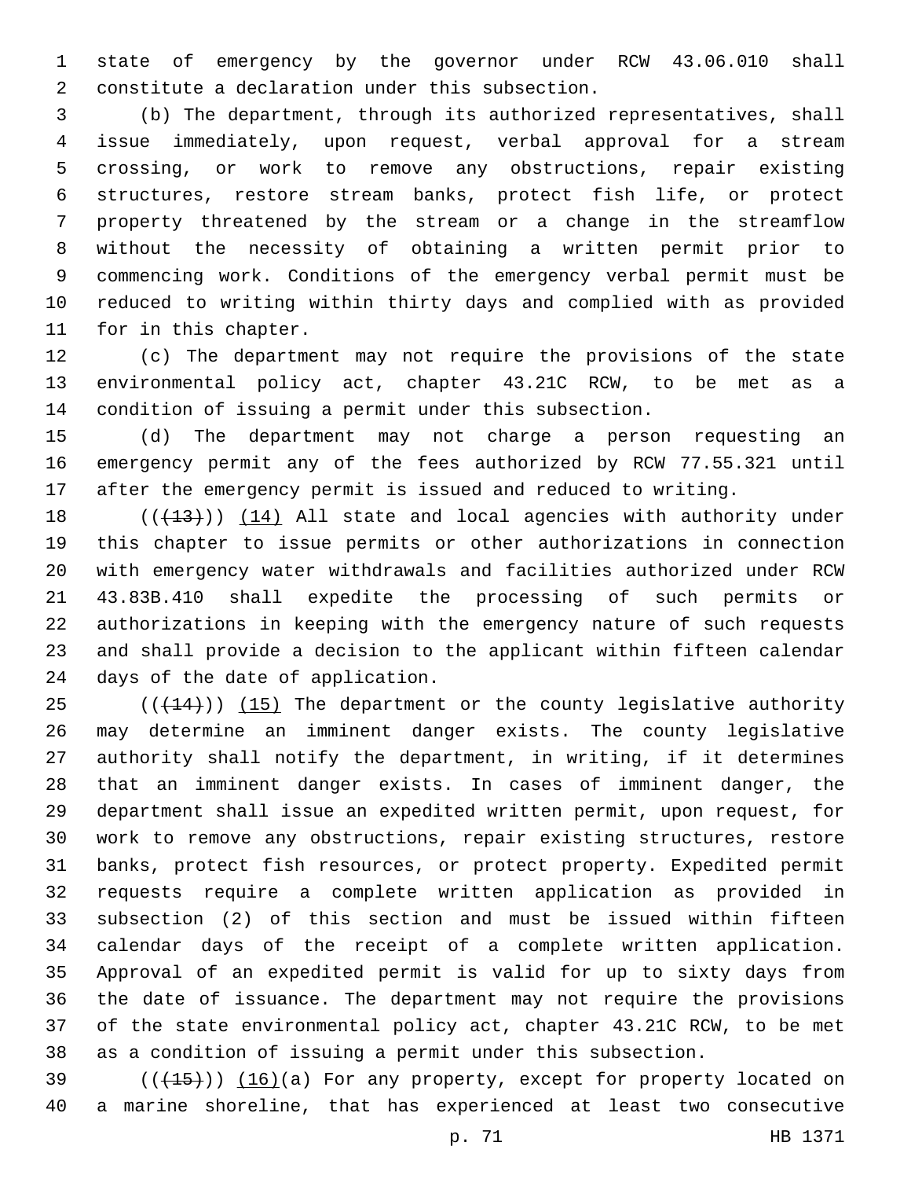state of emergency by the governor under RCW 43.06.010 shall constitute a declaration under this subsection.

(b) The department, through its authorized representatives, shall issue immediately, upon request, verbal approval for a stream crossing, or work to remove any obstructions, repair existing structures, restore stream banks, protect fish life, or protect property threatened by the stream or a change in the streamflow without the necessity of obtaining a written permit prior to commencing work. Conditions of the emergency verbal permit must be reduced to writing within thirty days and complied with as provided for in this chapter.

(c) The department may not require the provisions of the state environmental policy act, chapter 43.21C RCW, to be met as a condition of issuing a permit under this subsection.

(d) The department may not charge a person requesting an emergency permit any of the fees authorized by RCW 77.55.321 until after the emergency permit is issued and reduced to writing.

~~((13))~~ (14) All state and local agencies with authority under this chapter to issue permits or other authorizations in connection with emergency water withdrawals and facilities authorized under RCW 43.83B.410 shall expedite the processing of such permits or authorizations in keeping with the emergency nature of such requests and shall provide a decision to the applicant within fifteen calendar days of the date of application.

~~((14))~~ (15) The department or the county legislative authority may determine an imminent danger exists. The county legislative authority shall notify the department, in writing, if it determines that an imminent danger exists. In cases of imminent danger, the department shall issue an expedited written permit, upon request, for work to remove any obstructions, repair existing structures, restore banks, protect fish resources, or protect property. Expedited permit requests require a complete written application as provided in subsection (2) of this section and must be issued within fifteen calendar days of the receipt of a complete written application. Approval of an expedited permit is valid for up to sixty days from the date of issuance. The department may not require the provisions of the state environmental policy act, chapter 43.21C RCW, to be met as a condition of issuing a permit under this subsection.

~~((15))~~ (16)(a) For any property, except for property located on a marine shoreline, that has experienced at least two consecutive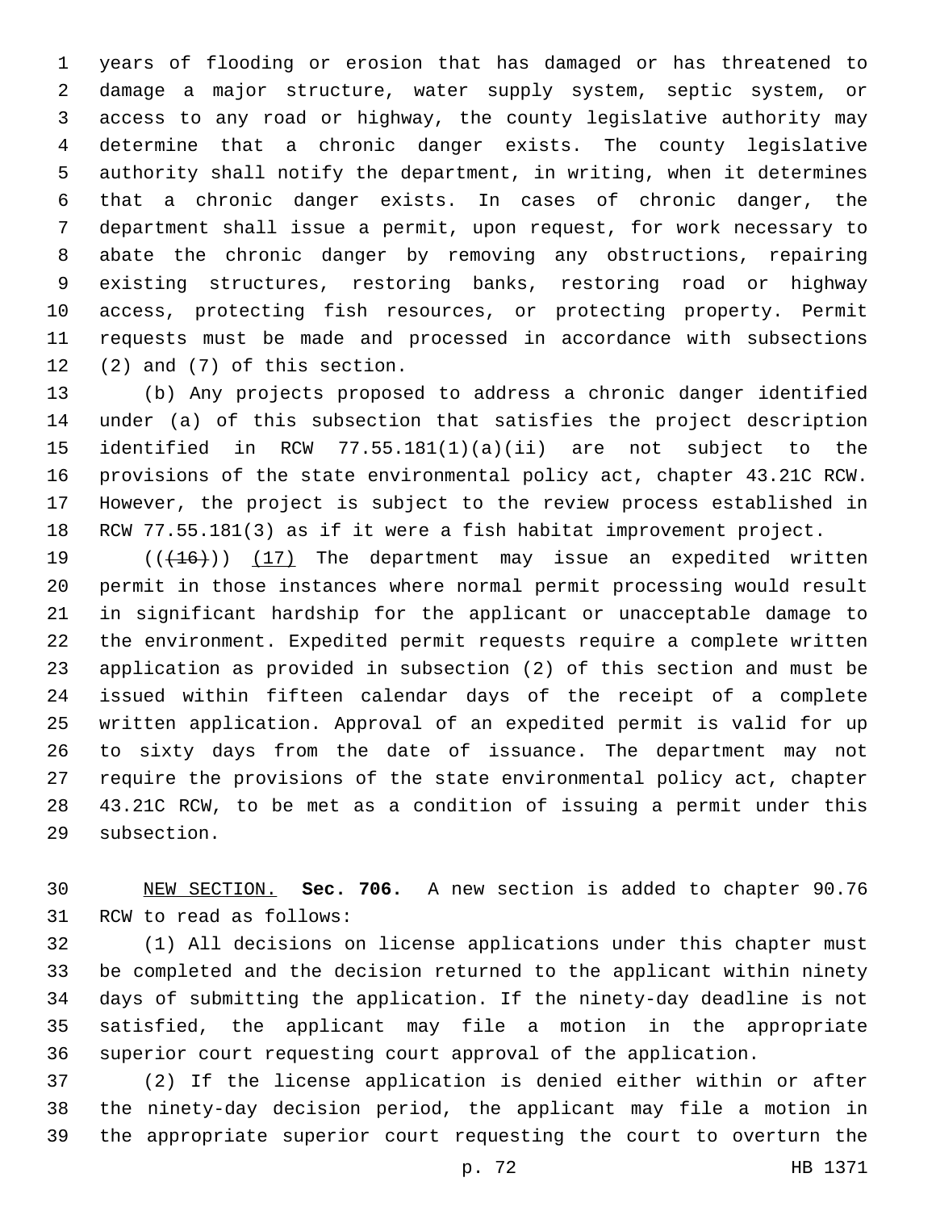years of flooding or erosion that has damaged or has threatened to damage a major structure, water supply system, septic system, or access to any road or highway, the county legislative authority may determine that a chronic danger exists. The county legislative authority shall notify the department, in writing, when it determines that a chronic danger exists. In cases of chronic danger, the department shall issue a permit, upon request, for work necessary to abate the chronic danger by removing any obstructions, repairing existing structures, restoring banks, restoring road or highway access, protecting fish resources, or protecting property. Permit requests must be made and processed in accordance with subsections (2) and (7) of this section.

(b) Any projects proposed to address a chronic danger identified under (a) of this subsection that satisfies the project description identified in RCW 77.55.181(1)(a)(ii) are not subject to the provisions of the state environmental policy act, chapter 43.21C RCW. However, the project is subject to the review process established in RCW 77.55.181(3) as if it were a fish habitat improvement project.

((~~(16)~~)) (17) The department may issue an expedited written permit in those instances where normal permit processing would result in significant hardship for the applicant or unacceptable damage to the environment. Expedited permit requests require a complete written application as provided in subsection (2) of this section and must be issued within fifteen calendar days of the receipt of a complete written application. Approval of an expedited permit is valid for up to sixty days from the date of issuance. The department may not require the provisions of the state environmental policy act, chapter 43.21C RCW, to be met as a condition of issuing a permit under this subsection.

NEW SECTION. **Sec. 706.** A new section is added to chapter 90.76 RCW to read as follows:

(1) All decisions on license applications under this chapter must be completed and the decision returned to the applicant within ninety days of submitting the application. If the ninety-day deadline is not satisfied, the applicant may file a motion in the appropriate superior court requesting court approval of the application.

(2) If the license application is denied either within or after the ninety-day decision period, the applicant may file a motion in the appropriate superior court requesting the court to overturn the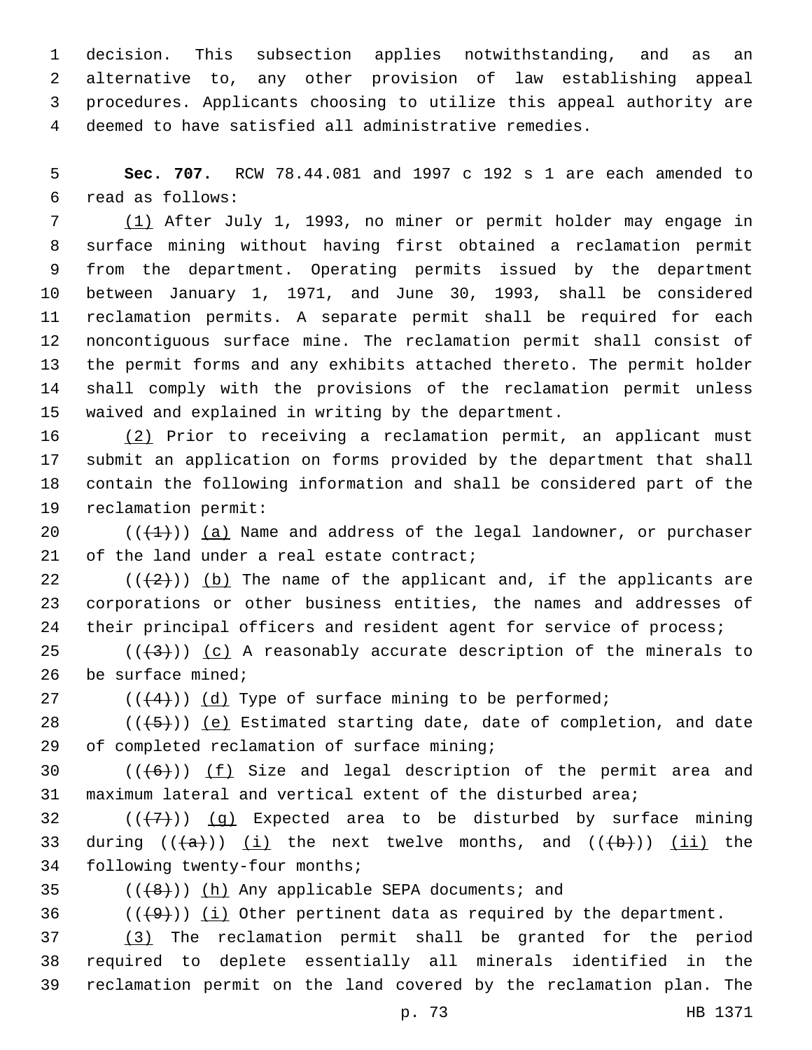decision. This subsection applies notwithstanding, and as an alternative to, any other provision of law establishing appeal procedures. Applicants choosing to utilize this appeal authority are deemed to have satisfied all administrative remedies.

**Sec. 707.** RCW 78.44.081 and 1997 c 192 s 1 are each amended to read as follows:

(1) After July 1, 1993, no miner or permit holder may engage in surface mining without having first obtained a reclamation permit from the department. Operating permits issued by the department between January 1, 1971, and June 30, 1993, shall be considered reclamation permits. A separate permit shall be required for each noncontiguous surface mine. The reclamation permit shall consist of the permit forms and any exhibits attached thereto. The permit holder shall comply with the provisions of the reclamation permit unless waived and explained in writing by the department.

(2) Prior to receiving a reclamation permit, an applicant must submit an application on forms provided by the department that shall contain the following information and shall be considered part of the reclamation permit:

(((1))) (a) Name and address of the legal landowner, or purchaser of the land under a real estate contract;

(((2))) (b) The name of the applicant and, if the applicants are corporations or other business entities, the names and addresses of their principal officers and resident agent for service of process;

(((3))) (c) A reasonably accurate description of the minerals to be surface mined;

(((4))) (d) Type of surface mining to be performed;

(((5))) (e) Estimated starting date, date of completion, and date of completed reclamation of surface mining;

(((6))) (f) Size and legal description of the permit area and maximum lateral and vertical extent of the disturbed area;

(((7))) (g) Expected area to be disturbed by surface mining during (((a))) (i) the next twelve months, and (((b))) (ii) the following twenty-four months;

(((8))) (h) Any applicable SEPA documents; and

(((9))) (i) Other pertinent data as required by the department.

(3) The reclamation permit shall be granted for the period required to deplete essentially all minerals identified in the reclamation permit on the land covered by the reclamation plan. The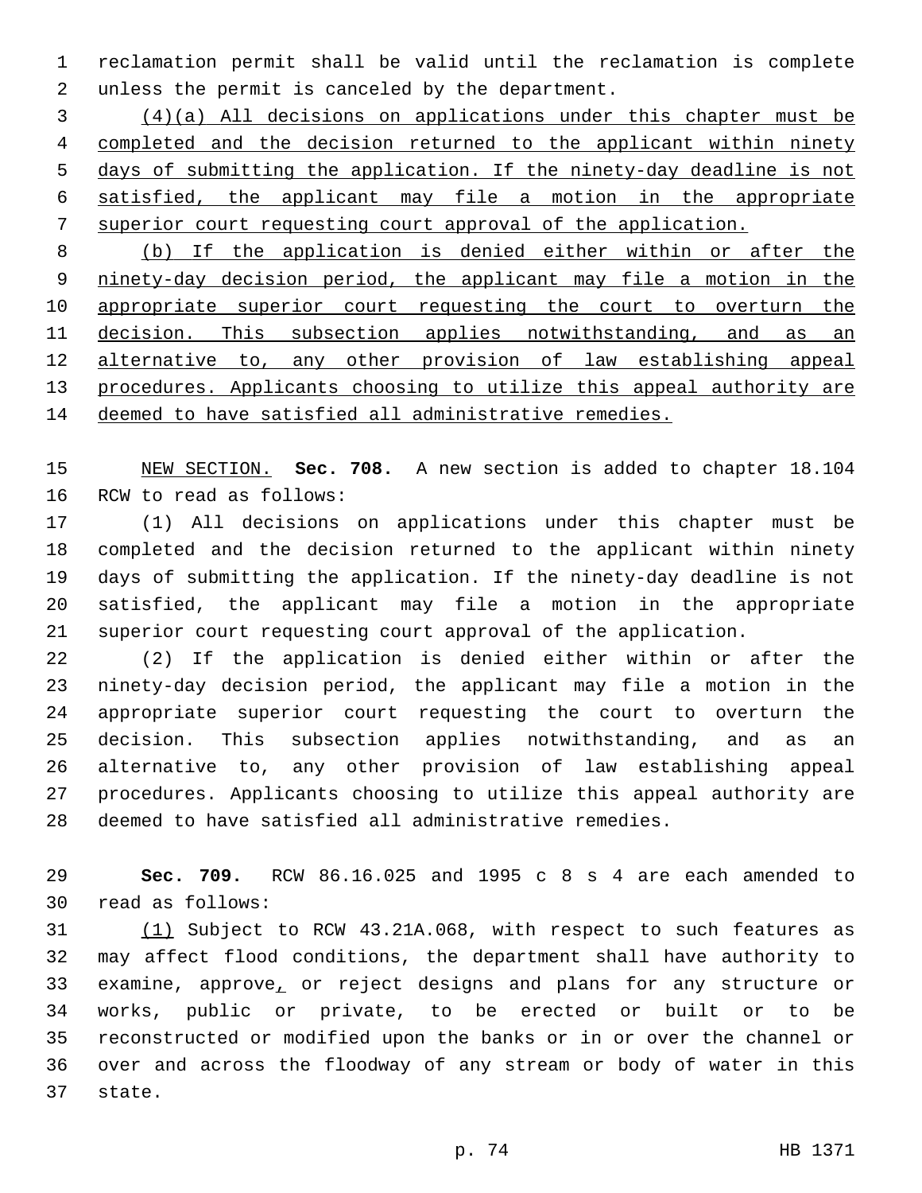reclamation permit shall be valid until the reclamation is complete unless the permit is canceled by the department.

<u>(4)(a) All decisions on applications under this chapter must be completed and the decision returned to the applicant within ninety days of submitting the application. If the ninety-day deadline is not satisfied, the applicant may file a motion in the appropriate superior court requesting court approval of the application.</u>

<u>(b) If the application is denied either within or after the ninety-day decision period, the applicant may file a motion in the appropriate superior court requesting the court to overturn the decision. This subsection applies notwithstanding, and as an alternative to, any other provision of law establishing appeal procedures. Applicants choosing to utilize this appeal authority are deemed to have satisfied all administrative remedies.</u>

<u>NEW SECTION.</u> **Sec. 708.** A new section is added to chapter 18.104 RCW to read as follows:

(1) All decisions on applications under this chapter must be completed and the decision returned to the applicant within ninety days of submitting the application. If the ninety-day deadline is not satisfied, the applicant may file a motion in the appropriate superior court requesting court approval of the application.

(2) If the application is denied either within or after the ninety-day decision period, the applicant may file a motion in the appropriate superior court requesting the court to overturn the decision. This subsection applies notwithstanding, and as an alternative to, any other provision of law establishing appeal procedures. Applicants choosing to utilize this appeal authority are deemed to have satisfied all administrative remedies.

**Sec. 709.** RCW 86.16.025 and 1995 c 8 s 4 are each amended to read as follows:

<u>(1)</u> Subject to RCW 43.21A.068, with respect to such features as may affect flood conditions, the department shall have authority to examine, approve<u>,</u> or reject designs and plans for any structure or works, public or private, to be erected or built or to be reconstructed or modified upon the banks or in or over the channel or over and across the floodway of any stream or body of water in this state.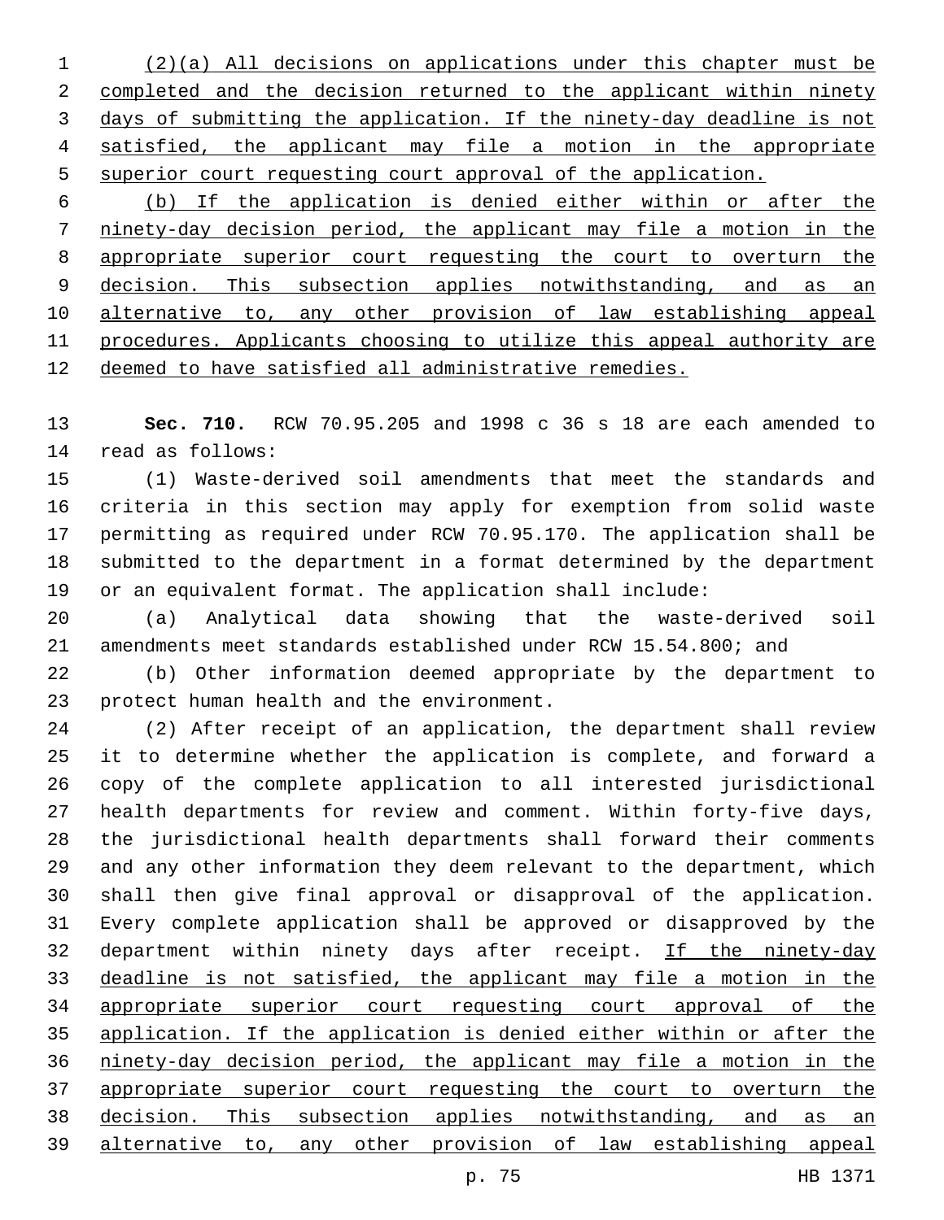(2)(a) All decisions on applications under this chapter must be completed and the decision returned to the applicant within ninety days of submitting the application. If the ninety-day deadline is not satisfied, the applicant may file a motion in the appropriate superior court requesting court approval of the application.

(b) If the application is denied either within or after the ninety-day decision period, the applicant may file a motion in the appropriate superior court requesting the court to overturn the decision. This subsection applies notwithstanding, and as an alternative to, any other provision of law establishing appeal procedures. Applicants choosing to utilize this appeal authority are deemed to have satisfied all administrative remedies.

**Sec. 710.** RCW 70.95.205 and 1998 c 36 s 18 are each amended to read as follows:

(1) Waste-derived soil amendments that meet the standards and criteria in this section may apply for exemption from solid waste permitting as required under RCW 70.95.170. The application shall be submitted to the department in a format determined by the department or an equivalent format. The application shall include:

(a) Analytical data showing that the waste-derived soil amendments meet standards established under RCW 15.54.800; and

(b) Other information deemed appropriate by the department to protect human health and the environment.

(2) After receipt of an application, the department shall review it to determine whether the application is complete, and forward a copy of the complete application to all interested jurisdictional health departments for review and comment. Within forty-five days, the jurisdictional health departments shall forward their comments and any other information they deem relevant to the department, which shall then give final approval or disapproval of the application. Every complete application shall be approved or disapproved by the department within ninety days after receipt. If the ninety-day deadline is not satisfied, the applicant may file a motion in the appropriate superior court requesting court approval of the application. If the application is denied either within or after the ninety-day decision period, the applicant may file a motion in the appropriate superior court requesting the court to overturn the decision. This subsection applies notwithstanding, and as an alternative to, any other provision of law establishing appeal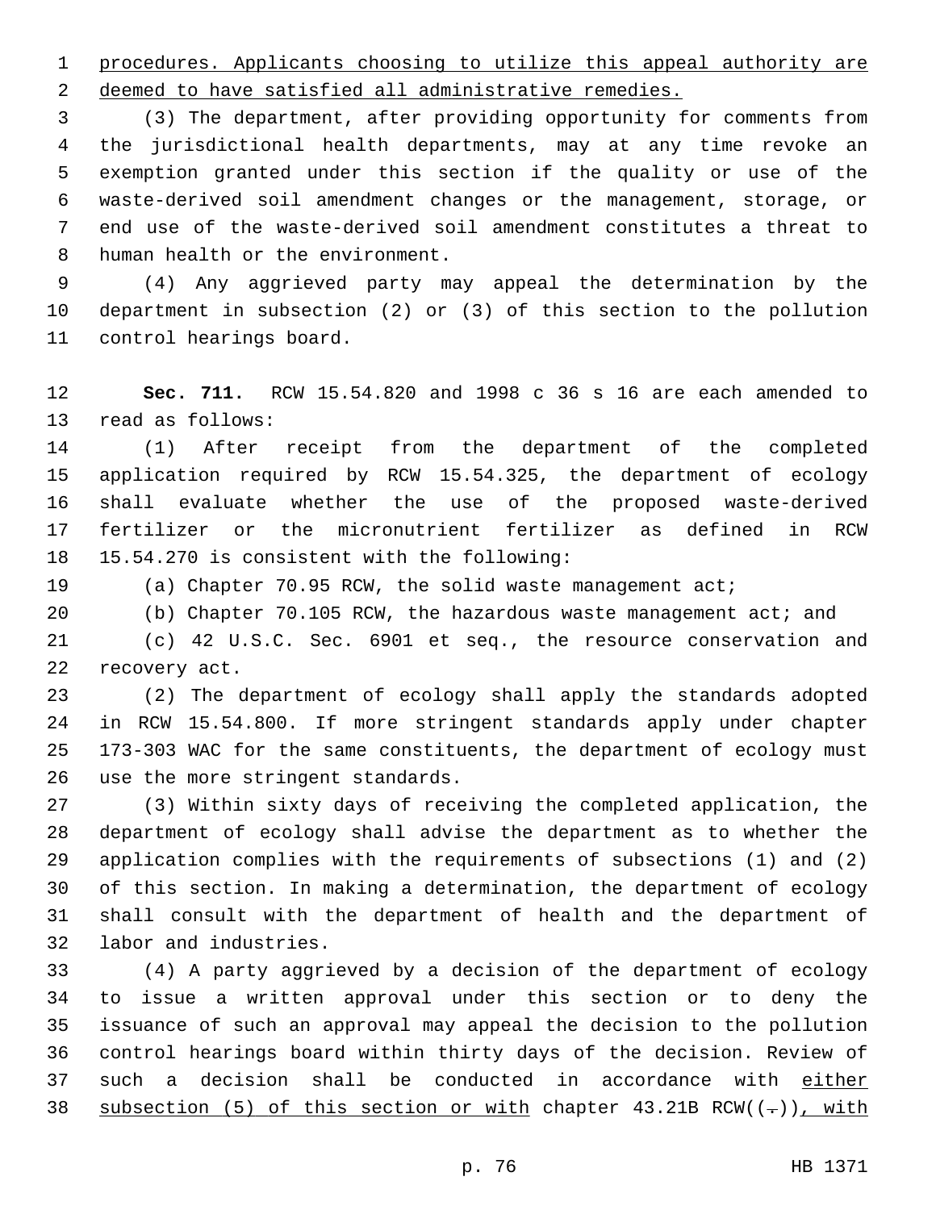procedures. Applicants choosing to utilize this appeal authority are deemed to have satisfied all administrative remedies.

(3) The department, after providing opportunity for comments from the jurisdictional health departments, may at any time revoke an exemption granted under this section if the quality or use of the waste-derived soil amendment changes or the management, storage, or end use of the waste-derived soil amendment constitutes a threat to human health or the environment.

(4) Any aggrieved party may appeal the determination by the department in subsection (2) or (3) of this section to the pollution control hearings board.

**Sec. 711.** RCW 15.54.820 and 1998 c 36 s 16 are each amended to read as follows:

(1) After receipt from the department of the completed application required by RCW 15.54.325, the department of ecology shall evaluate whether the use of the proposed waste-derived fertilizer or the micronutrient fertilizer as defined in RCW 15.54.270 is consistent with the following:

(a) Chapter 70.95 RCW, the solid waste management act;

(b) Chapter 70.105 RCW, the hazardous waste management act; and

(c) 42 U.S.C. Sec. 6901 et seq., the resource conservation and recovery act.

(2) The department of ecology shall apply the standards adopted in RCW 15.54.800. If more stringent standards apply under chapter 173-303 WAC for the same constituents, the department of ecology must use the more stringent standards.

(3) Within sixty days of receiving the completed application, the department of ecology shall advise the department as to whether the application complies with the requirements of subsections (1) and (2) of this section. In making a determination, the department of ecology shall consult with the department of health and the department of labor and industries.

(4) A party aggrieved by a decision of the department of ecology to issue a written approval under this section or to deny the issuance of such an approval may appeal the decision to the pollution control hearings board within thirty days of the decision. Review of such a decision shall be conducted in accordance with either subsection (5) of this section or with chapter 43.21B RCW((.)), with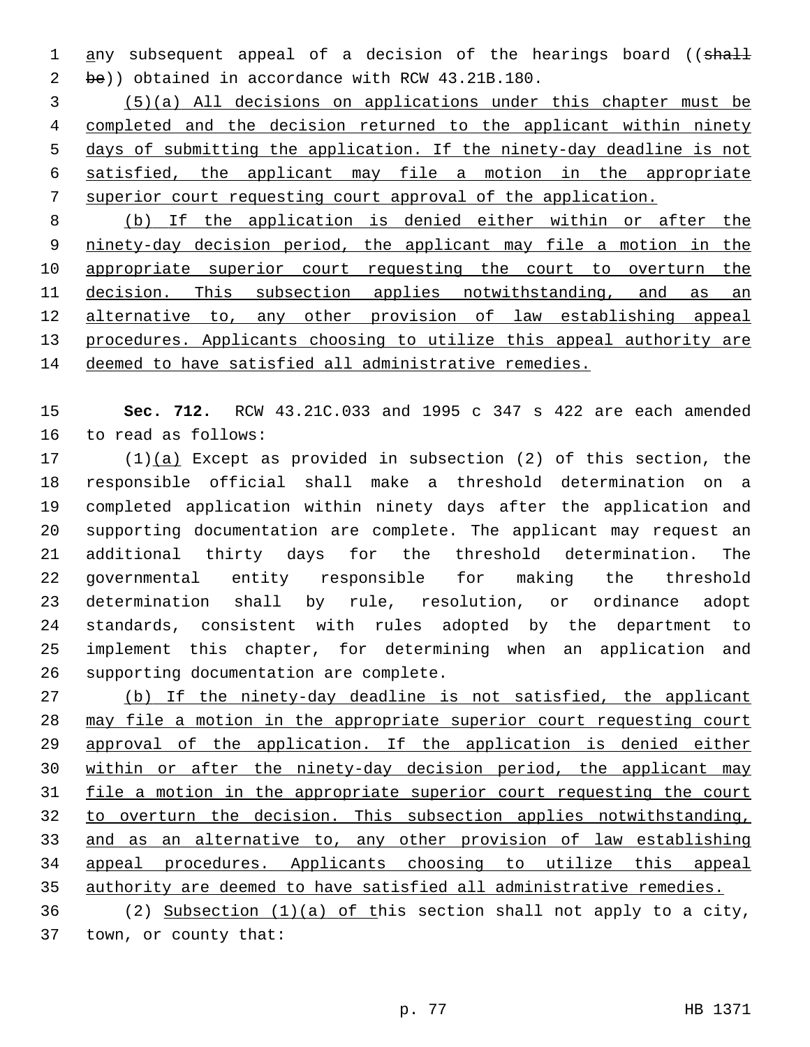any subsequent appeal of a decision of the hearings board ((~~shall be~~)) obtained in accordance with RCW 43.21B.180.

<u>(5)(a) All decisions on applications under this chapter must be completed and the decision returned to the applicant within ninety days of submitting the application. If the ninety-day deadline is not satisfied, the applicant may file a motion in the appropriate superior court requesting court approval of the application.</u>

<u>(b) If the application is denied either within or after the ninety-day decision period, the applicant may file a motion in the appropriate superior court requesting the court to overturn the decision. This subsection applies notwithstanding, and as an alternative to, any other provision of law establishing appeal procedures. Applicants choosing to utilize this appeal authority are deemed to have satisfied all administrative remedies.</u>

**Sec. 712.** RCW 43.21C.033 and 1995 c 347 s 422 are each amended to read as follows:

(1)<u>(a)</u> Except as provided in subsection (2) of this section, the responsible official shall make a threshold determination on a completed application within ninety days after the application and supporting documentation are complete. The applicant may request an additional thirty days for the threshold determination. The governmental entity responsible for making the threshold determination shall by rule, resolution, or ordinance adopt standards, consistent with rules adopted by the department to implement this chapter, for determining when an application and supporting documentation are complete.

<u>(b) If the ninety-day deadline is not satisfied, the applicant may file a motion in the appropriate superior court requesting court approval of the application. If the application is denied either within or after the ninety-day decision period, the applicant may file a motion in the appropriate superior court requesting the court to overturn the decision. This subsection applies notwithstanding, and as an alternative to, any other provision of law establishing appeal procedures. Applicants choosing to utilize this appeal authority are deemed to have satisfied all administrative remedies.</u>

(2) <u>Subsection (1)(a) of t</u>his section shall not apply to a city, town, or county that: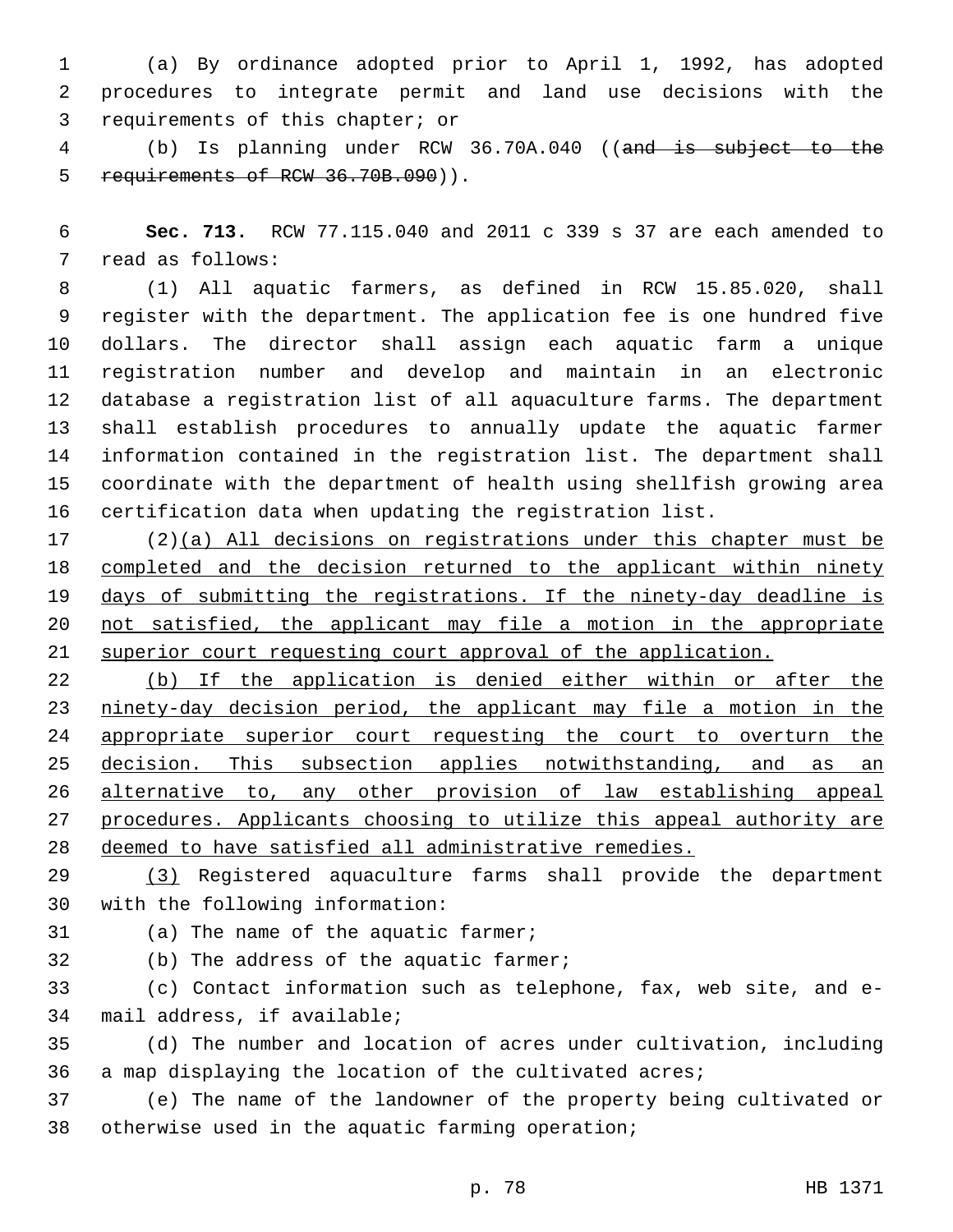(a) By ordinance adopted prior to April 1, 1992, has adopted procedures to integrate permit and land use decisions with the requirements of this chapter; or

(b) Is planning under RCW 36.70A.040 ((~~and is subject to the requirements of RCW 36.70B.090~~)).

**Sec. 713.** RCW 77.115.040 and 2011 c 339 s 37 are each amended to read as follows:

(1) All aquatic farmers, as defined in RCW 15.85.020, shall register with the department. The application fee is one hundred five dollars. The director shall assign each aquatic farm a unique registration number and develop and maintain in an electronic database a registration list of all aquaculture farms. The department shall establish procedures to annually update the aquatic farmer information contained in the registration list. The department shall coordinate with the department of health using shellfish growing area certification data when updating the registration list.

(2)<u>(a) All decisions on registrations under this chapter must be completed and the decision returned to the applicant within ninety days of submitting the registrations. If the ninety-day deadline is not satisfied, the applicant may file a motion in the appropriate superior court requesting court approval of the application.</u>

<u>(b) If the application is denied either within or after the ninety-day decision period, the applicant may file a motion in the appropriate superior court requesting the court to overturn the decision. This subsection applies notwithstanding, and as an alternative to, any other provision of law establishing appeal procedures. Applicants choosing to utilize this appeal authority are deemed to have satisfied all administrative remedies.</u>

<u>(3)</u> Registered aquaculture farms shall provide the department with the following information:

(a) The name of the aquatic farmer;

(b) The address of the aquatic farmer;

(c) Contact information such as telephone, fax, web site, and e-mail address, if available;

(d) The number and location of acres under cultivation, including a map displaying the location of the cultivated acres;

(e) The name of the landowner of the property being cultivated or otherwise used in the aquatic farming operation;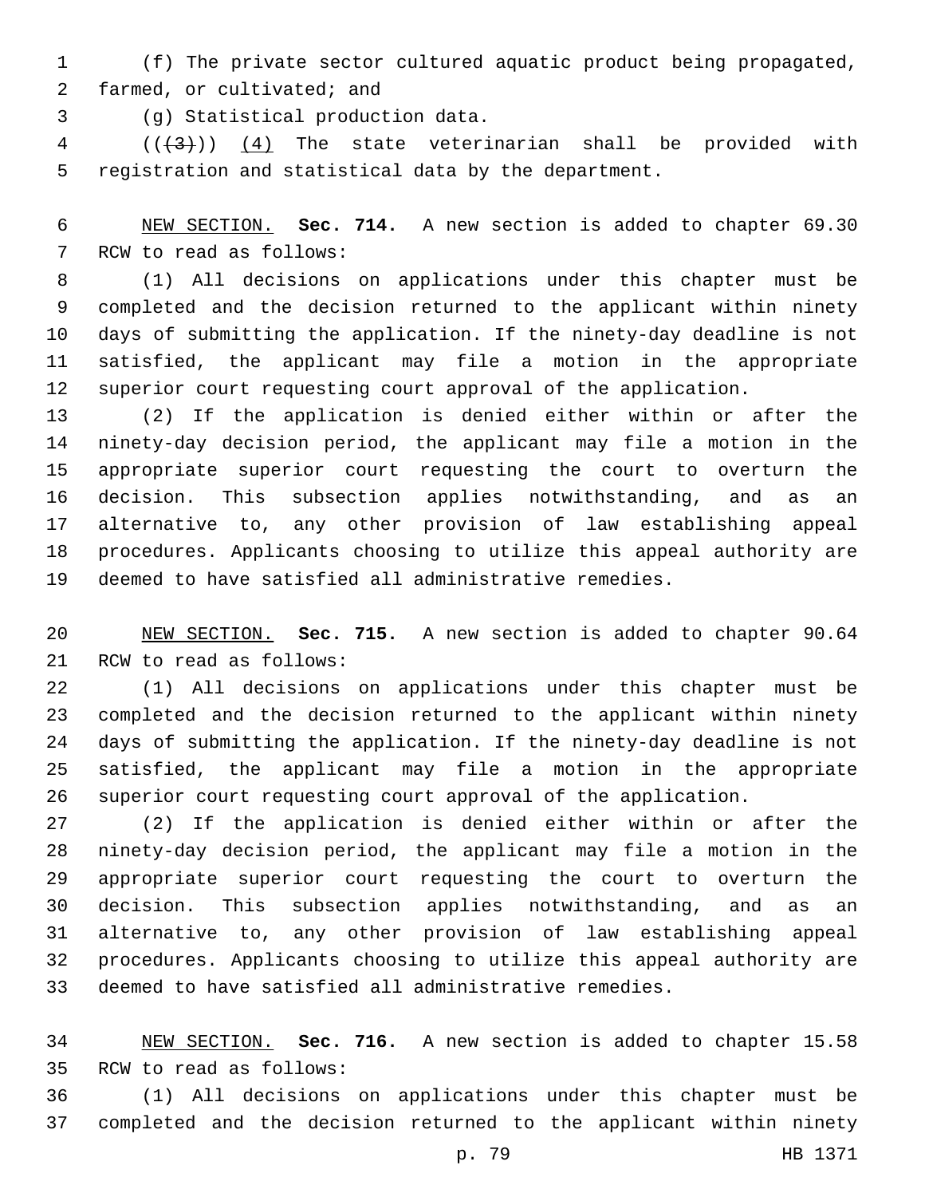(f) The private sector cultured aquatic product being propagated, farmed, or cultivated; and

(g) Statistical production data.

(((3))) (4) The state veterinarian shall be provided with registration and statistical data by the department.

NEW SECTION. **Sec. 714.** A new section is added to chapter 69.30 RCW to read as follows:

(1) All decisions on applications under this chapter must be completed and the decision returned to the applicant within ninety days of submitting the application. If the ninety-day deadline is not satisfied, the applicant may file a motion in the appropriate superior court requesting court approval of the application.

(2) If the application is denied either within or after the ninety-day decision period, the applicant may file a motion in the appropriate superior court requesting the court to overturn the decision. This subsection applies notwithstanding, and as an alternative to, any other provision of law establishing appeal procedures. Applicants choosing to utilize this appeal authority are deemed to have satisfied all administrative remedies.

NEW SECTION. **Sec. 715.** A new section is added to chapter 90.64 RCW to read as follows:

(1) All decisions on applications under this chapter must be completed and the decision returned to the applicant within ninety days of submitting the application. If the ninety-day deadline is not satisfied, the applicant may file a motion in the appropriate superior court requesting court approval of the application.

(2) If the application is denied either within or after the ninety-day decision period, the applicant may file a motion in the appropriate superior court requesting the court to overturn the decision. This subsection applies notwithstanding, and as an alternative to, any other provision of law establishing appeal procedures. Applicants choosing to utilize this appeal authority are deemed to have satisfied all administrative remedies.

NEW SECTION. **Sec. 716.** A new section is added to chapter 15.58 RCW to read as follows:

(1) All decisions on applications under this chapter must be completed and the decision returned to the applicant within ninety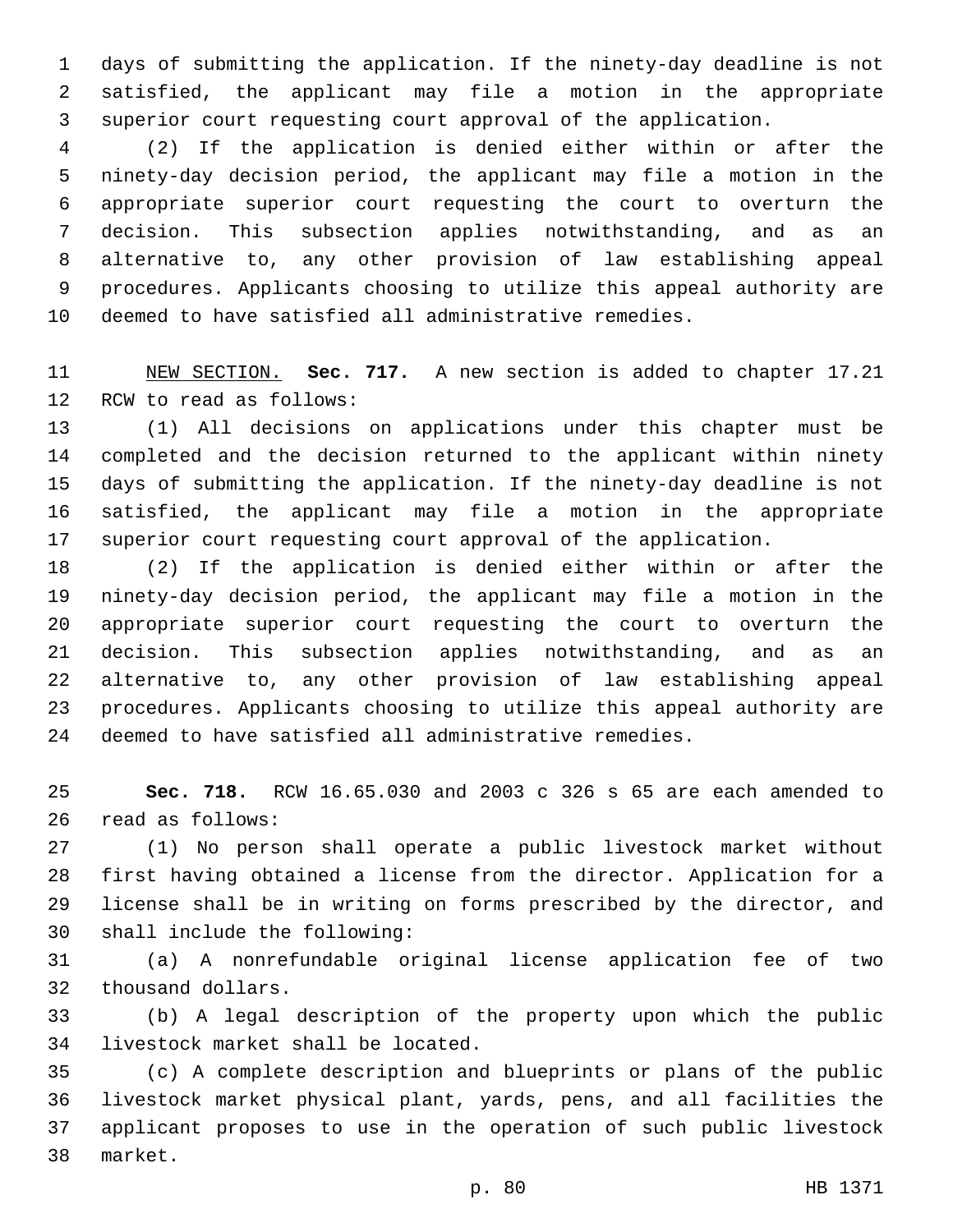days of submitting the application. If the ninety-day deadline is not satisfied, the applicant may file a motion in the appropriate superior court requesting court approval of the application.

(2) If the application is denied either within or after the ninety-day decision period, the applicant may file a motion in the appropriate superior court requesting the court to overturn the decision. This subsection applies notwithstanding, and as an alternative to, any other provision of law establishing appeal procedures. Applicants choosing to utilize this appeal authority are deemed to have satisfied all administrative remedies.

NEW SECTION. **Sec. 717.** A new section is added to chapter 17.21 RCW to read as follows:

(1) All decisions on applications under this chapter must be completed and the decision returned to the applicant within ninety days of submitting the application. If the ninety-day deadline is not satisfied, the applicant may file a motion in the appropriate superior court requesting court approval of the application.

(2) If the application is denied either within or after the ninety-day decision period, the applicant may file a motion in the appropriate superior court requesting the court to overturn the decision. This subsection applies notwithstanding, and as an alternative to, any other provision of law establishing appeal procedures. Applicants choosing to utilize this appeal authority are deemed to have satisfied all administrative remedies.

**Sec. 718.** RCW 16.65.030 and 2003 c 326 s 65 are each amended to read as follows:

(1) No person shall operate a public livestock market without first having obtained a license from the director. Application for a license shall be in writing on forms prescribed by the director, and shall include the following:

(a) A nonrefundable original license application fee of two thousand dollars.

(b) A legal description of the property upon which the public livestock market shall be located.

(c) A complete description and blueprints or plans of the public livestock market physical plant, yards, pens, and all facilities the applicant proposes to use in the operation of such public livestock market.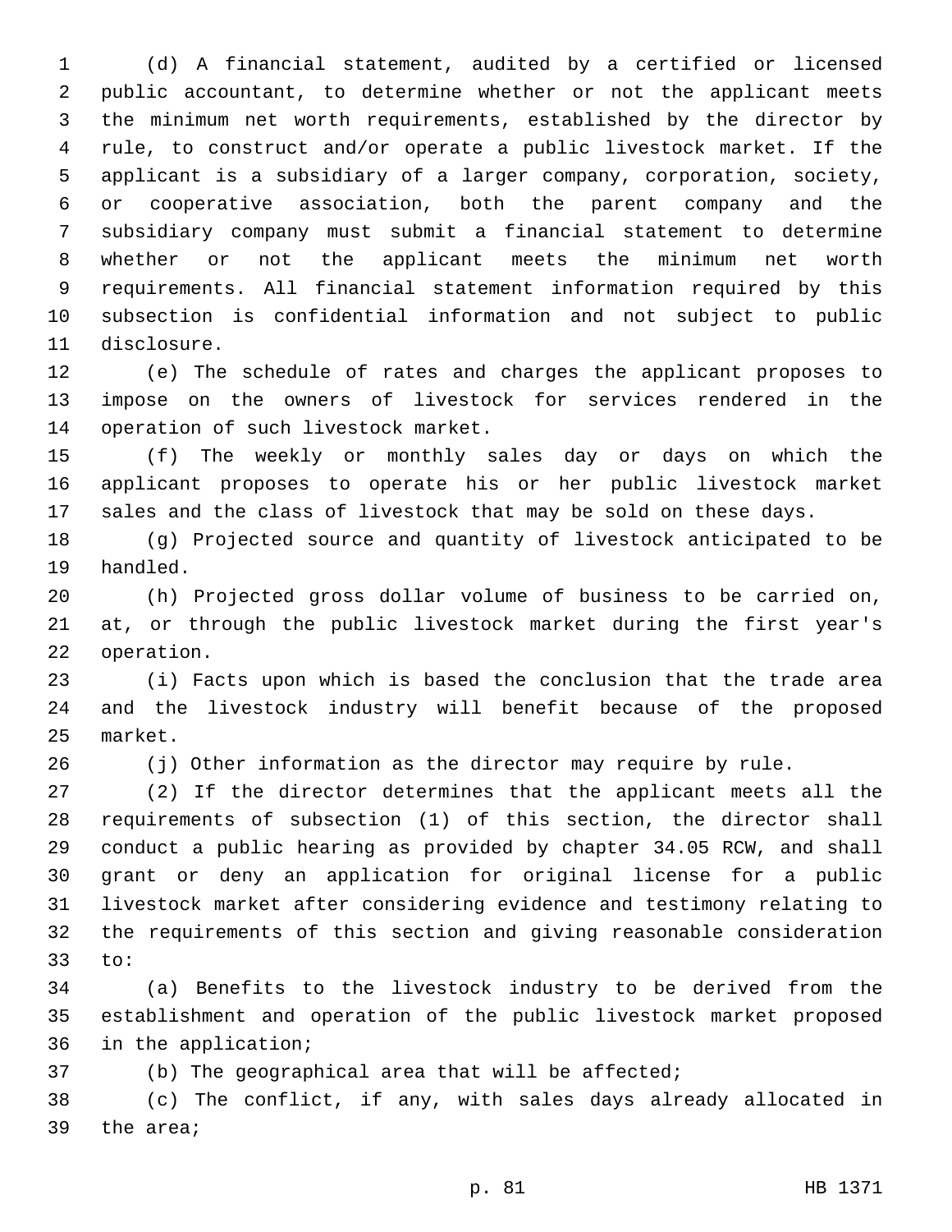(d) A financial statement, audited by a certified or licensed public accountant, to determine whether or not the applicant meets the minimum net worth requirements, established by the director by rule, to construct and/or operate a public livestock market. If the applicant is a subsidiary of a larger company, corporation, society, or cooperative association, both the parent company and the subsidiary company must submit a financial statement to determine whether or not the applicant meets the minimum net worth requirements. All financial statement information required by this subsection is confidential information and not subject to public disclosure.

(e) The schedule of rates and charges the applicant proposes to impose on the owners of livestock for services rendered in the operation of such livestock market.

(f) The weekly or monthly sales day or days on which the applicant proposes to operate his or her public livestock market sales and the class of livestock that may be sold on these days.

(g) Projected source and quantity of livestock anticipated to be handled.

(h) Projected gross dollar volume of business to be carried on, at, or through the public livestock market during the first year's operation.

(i) Facts upon which is based the conclusion that the trade area and the livestock industry will benefit because of the proposed market.

(j) Other information as the director may require by rule.

(2) If the director determines that the applicant meets all the requirements of subsection (1) of this section, the director shall conduct a public hearing as provided by chapter 34.05 RCW, and shall grant or deny an application for original license for a public livestock market after considering evidence and testimony relating to the requirements of this section and giving reasonable consideration to:

(a) Benefits to the livestock industry to be derived from the establishment and operation of the public livestock market proposed in the application;

(b) The geographical area that will be affected;

(c) The conflict, if any, with sales days already allocated in the area;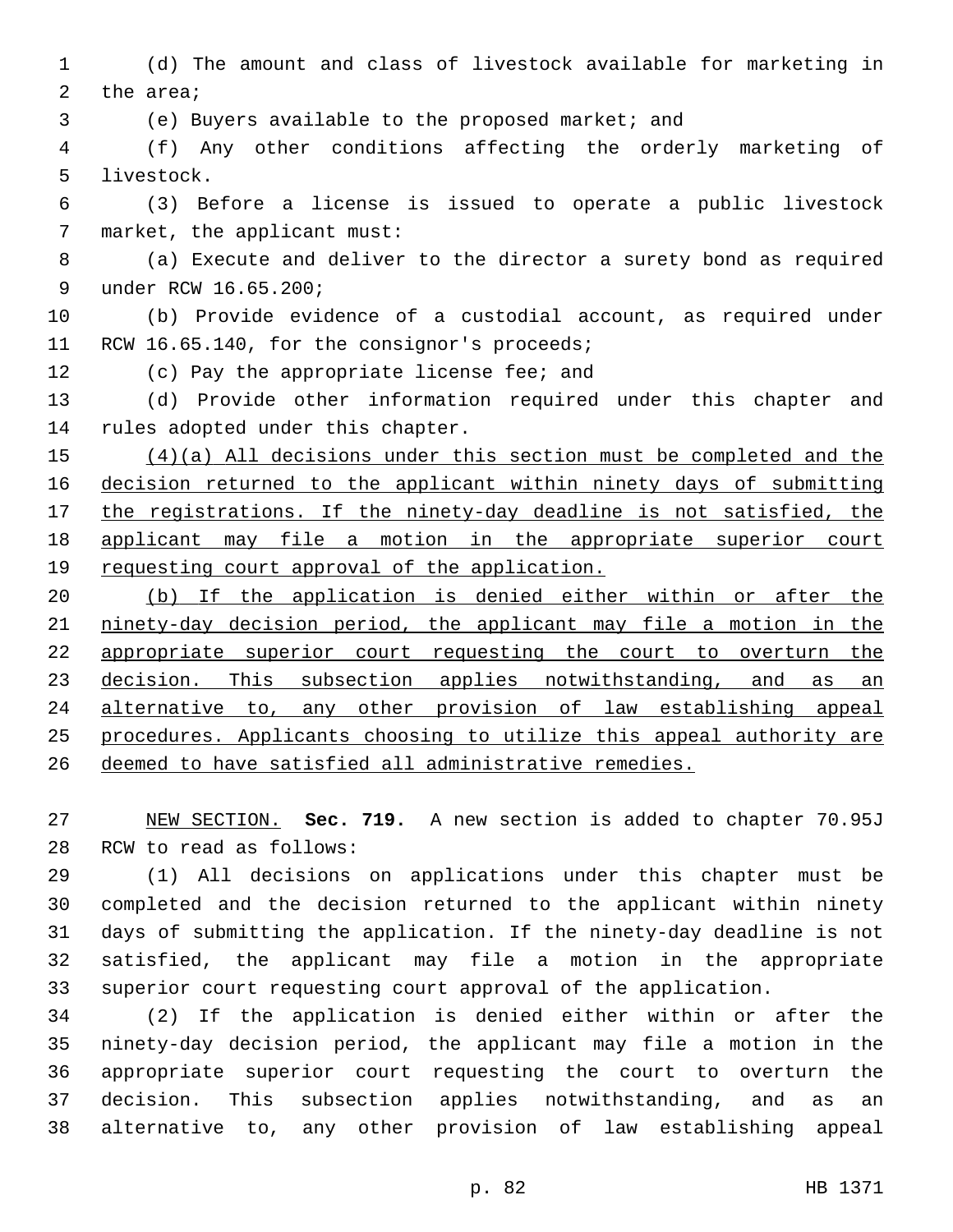(d) The amount and class of livestock available for marketing in the area;

(e) Buyers available to the proposed market; and

(f) Any other conditions affecting the orderly marketing of livestock.

(3) Before a license is issued to operate a public livestock market, the applicant must:

(a) Execute and deliver to the director a surety bond as required under RCW 16.65.200;

(b) Provide evidence of a custodial account, as required under RCW 16.65.140, for the consignor's proceeds;

(c) Pay the appropriate license fee; and

(d) Provide other information required under this chapter and rules adopted under this chapter.

<u>(4)(a) All decisions under this section must be completed and the decision returned to the applicant within ninety days of submitting the registrations. If the ninety-day deadline is not satisfied, the applicant may file a motion in the appropriate superior court requesting court approval of the application.</u>

<u>(b) If the application is denied either within or after the ninety-day decision period, the applicant may file a motion in the appropriate superior court requesting the court to overturn the decision. This subsection applies notwithstanding, and as an alternative to, any other provision of law establishing appeal procedures. Applicants choosing to utilize this appeal authority are deemed to have satisfied all administrative remedies.</u>

<u>NEW SECTION.</u> **Sec. 719.** A new section is added to chapter 70.95J RCW to read as follows:

(1) All decisions on applications under this chapter must be completed and the decision returned to the applicant within ninety days of submitting the application. If the ninety-day deadline is not satisfied, the applicant may file a motion in the appropriate superior court requesting court approval of the application.

(2) If the application is denied either within or after the ninety-day decision period, the applicant may file a motion in the appropriate superior court requesting the court to overturn the decision. This subsection applies notwithstanding, and as an alternative to, any other provision of law establishing appeal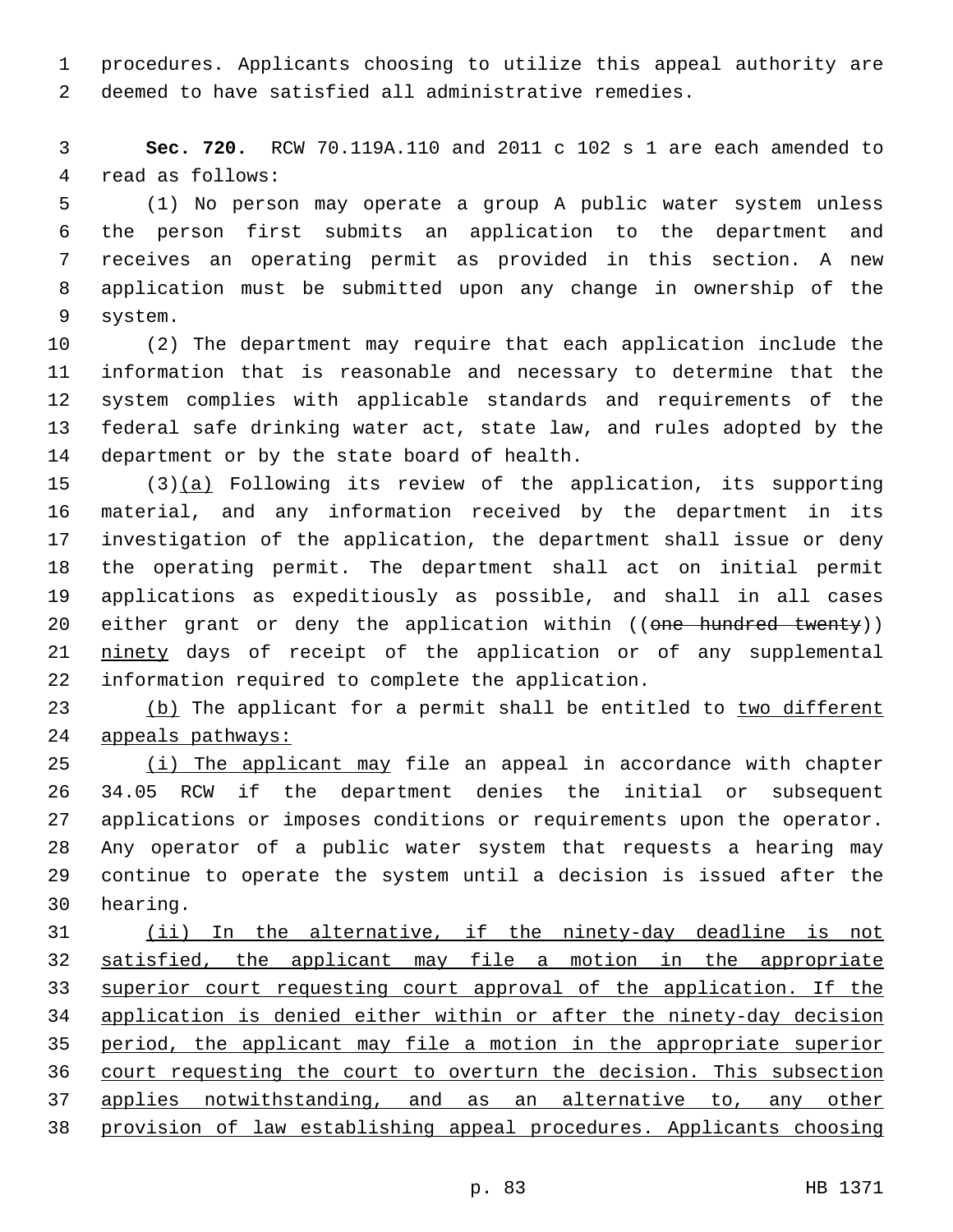procedures. Applicants choosing to utilize this appeal authority are deemed to have satisfied all administrative remedies.

**Sec. 720.** RCW 70.119A.110 and 2011 c 102 s 1 are each amended to read as follows:

(1) No person may operate a group A public water system unless the person first submits an application to the department and receives an operating permit as provided in this section. A new application must be submitted upon any change in ownership of the system.

(2) The department may require that each application include the information that is reasonable and necessary to determine that the system complies with applicable standards and requirements of the federal safe drinking water act, state law, and rules adopted by the department or by the state board of health.

(3)<u>(a)</u> Following its review of the application, its supporting material, and any information received by the department in its investigation of the application, the department shall issue or deny the operating permit. The department shall act on initial permit applications as expeditiously as possible, and shall in all cases either grant or deny the application within ((~~one hundred twenty~~)) <u>ninety</u> days of receipt of the application or of any supplemental information required to complete the application.

<u>(b)</u> The applicant for a permit shall be entitled to <u>two different appeals pathways:</u>

<u>(i) The applicant may</u> file an appeal in accordance with chapter 34.05 RCW if the department denies the initial or subsequent applications or imposes conditions or requirements upon the operator. Any operator of a public water system that requests a hearing may continue to operate the system until a decision is issued after the hearing.

<u>(ii) In the alternative, if the ninety-day deadline is not satisfied, the applicant may file a motion in the appropriate superior court requesting court approval of the application. If the application is denied either within or after the ninety-day decision period, the applicant may file a motion in the appropriate superior court requesting the court to overturn the decision. This subsection applies notwithstanding, and as an alternative to, any other provision of law establishing appeal procedures. Applicants choosing</u>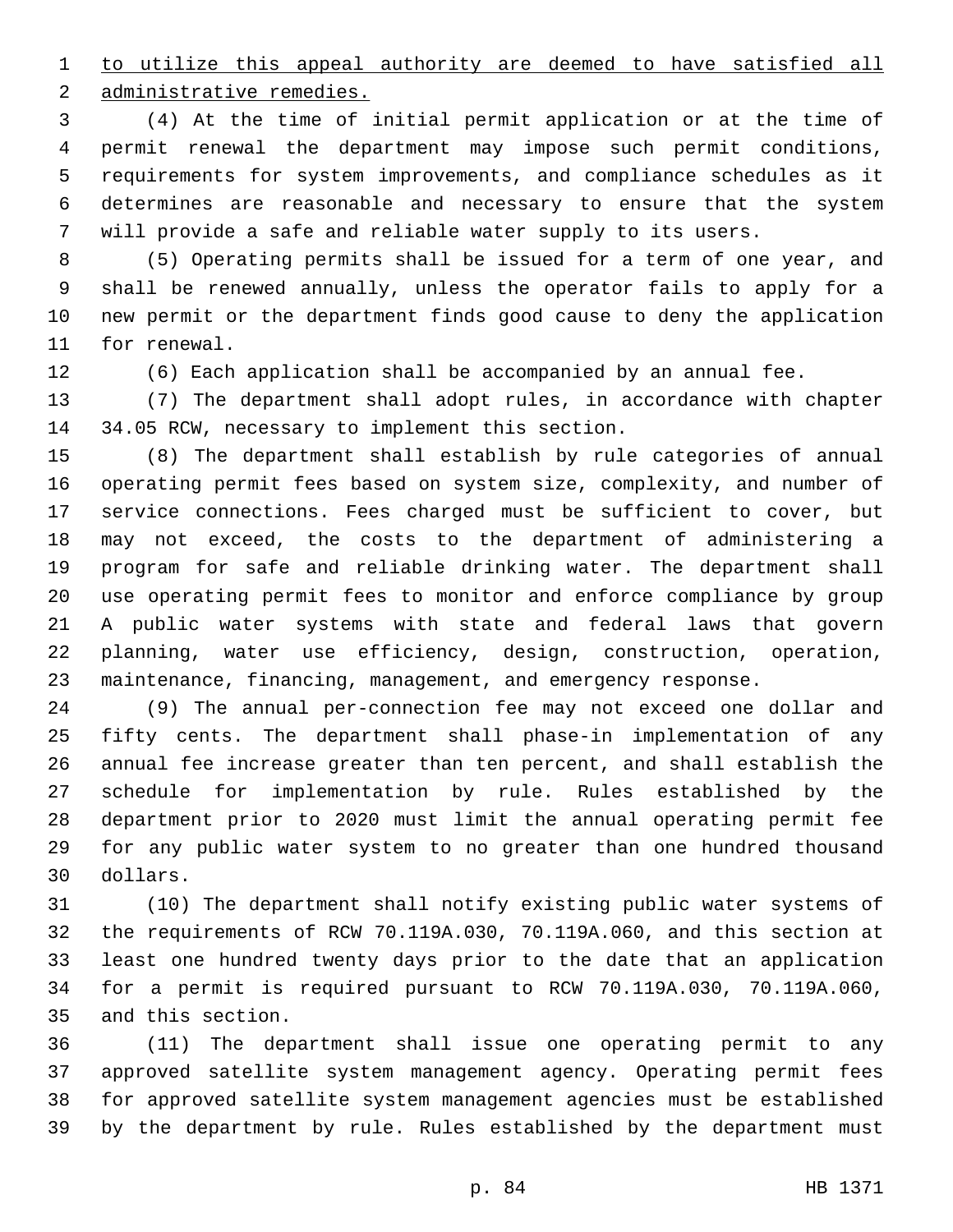to utilize this appeal authority are deemed to have satisfied all administrative remedies.

(4) At the time of initial permit application or at the time of permit renewal the department may impose such permit conditions, requirements for system improvements, and compliance schedules as it determines are reasonable and necessary to ensure that the system will provide a safe and reliable water supply to its users.

(5) Operating permits shall be issued for a term of one year, and shall be renewed annually, unless the operator fails to apply for a new permit or the department finds good cause to deny the application for renewal.

(6) Each application shall be accompanied by an annual fee.

(7) The department shall adopt rules, in accordance with chapter 34.05 RCW, necessary to implement this section.

(8) The department shall establish by rule categories of annual operating permit fees based on system size, complexity, and number of service connections. Fees charged must be sufficient to cover, but may not exceed, the costs to the department of administering a program for safe and reliable drinking water. The department shall use operating permit fees to monitor and enforce compliance by group A public water systems with state and federal laws that govern planning, water use efficiency, design, construction, operation, maintenance, financing, management, and emergency response.

(9) The annual per-connection fee may not exceed one dollar and fifty cents. The department shall phase-in implementation of any annual fee increase greater than ten percent, and shall establish the schedule for implementation by rule. Rules established by the department prior to 2020 must limit the annual operating permit fee for any public water system to no greater than one hundred thousand dollars.

(10) The department shall notify existing public water systems of the requirements of RCW 70.119A.030, 70.119A.060, and this section at least one hundred twenty days prior to the date that an application for a permit is required pursuant to RCW 70.119A.030, 70.119A.060, and this section.

(11) The department shall issue one operating permit to any approved satellite system management agency. Operating permit fees for approved satellite system management agencies must be established by the department by rule. Rules established by the department must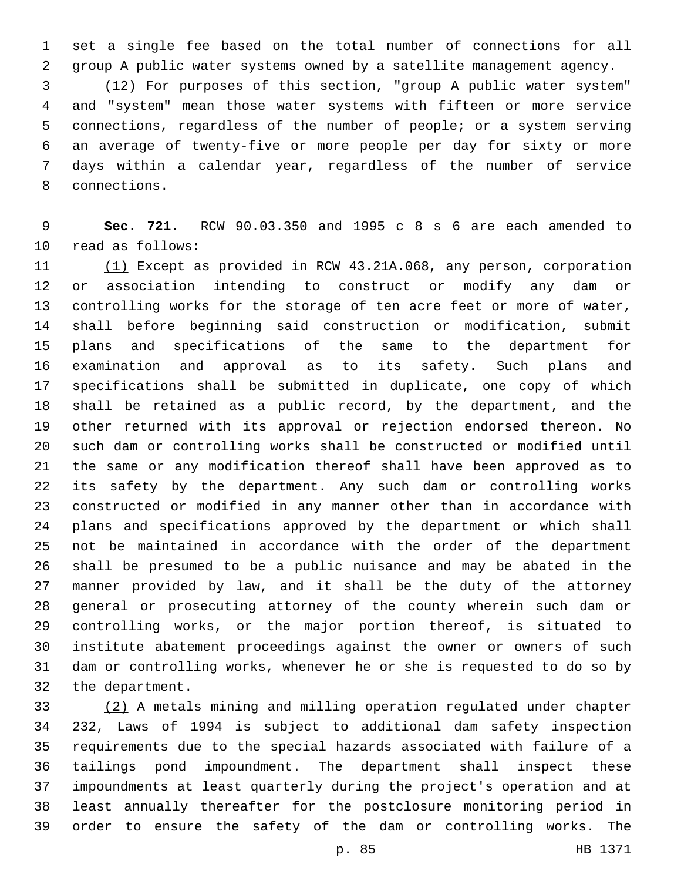set a single fee based on the total number of connections for all group A public water systems owned by a satellite management agency.

(12) For purposes of this section, "group A public water system" and "system" mean those water systems with fifteen or more service connections, regardless of the number of people; or a system serving an average of twenty-five or more people per day for sixty or more days within a calendar year, regardless of the number of service connections.

**Sec. 721.** RCW 90.03.350 and 1995 c 8 s 6 are each amended to read as follows:

(1) Except as provided in RCW 43.21A.068, any person, corporation or association intending to construct or modify any dam or controlling works for the storage of ten acre feet or more of water, shall before beginning said construction or modification, submit plans and specifications of the same to the department for examination and approval as to its safety. Such plans and specifications shall be submitted in duplicate, one copy of which shall be retained as a public record, by the department, and the other returned with its approval or rejection endorsed thereon. No such dam or controlling works shall be constructed or modified until the same or any modification thereof shall have been approved as to its safety by the department. Any such dam or controlling works constructed or modified in any manner other than in accordance with plans and specifications approved by the department or which shall not be maintained in accordance with the order of the department shall be presumed to be a public nuisance and may be abated in the manner provided by law, and it shall be the duty of the attorney general or prosecuting attorney of the county wherein such dam or controlling works, or the major portion thereof, is situated to institute abatement proceedings against the owner or owners of such dam or controlling works, whenever he or she is requested to do so by the department.

(2) A metals mining and milling operation regulated under chapter 232, Laws of 1994 is subject to additional dam safety inspection requirements due to the special hazards associated with failure of a tailings pond impoundment. The department shall inspect these impoundments at least quarterly during the project's operation and at least annually thereafter for the postclosure monitoring period in order to ensure the safety of the dam or controlling works. The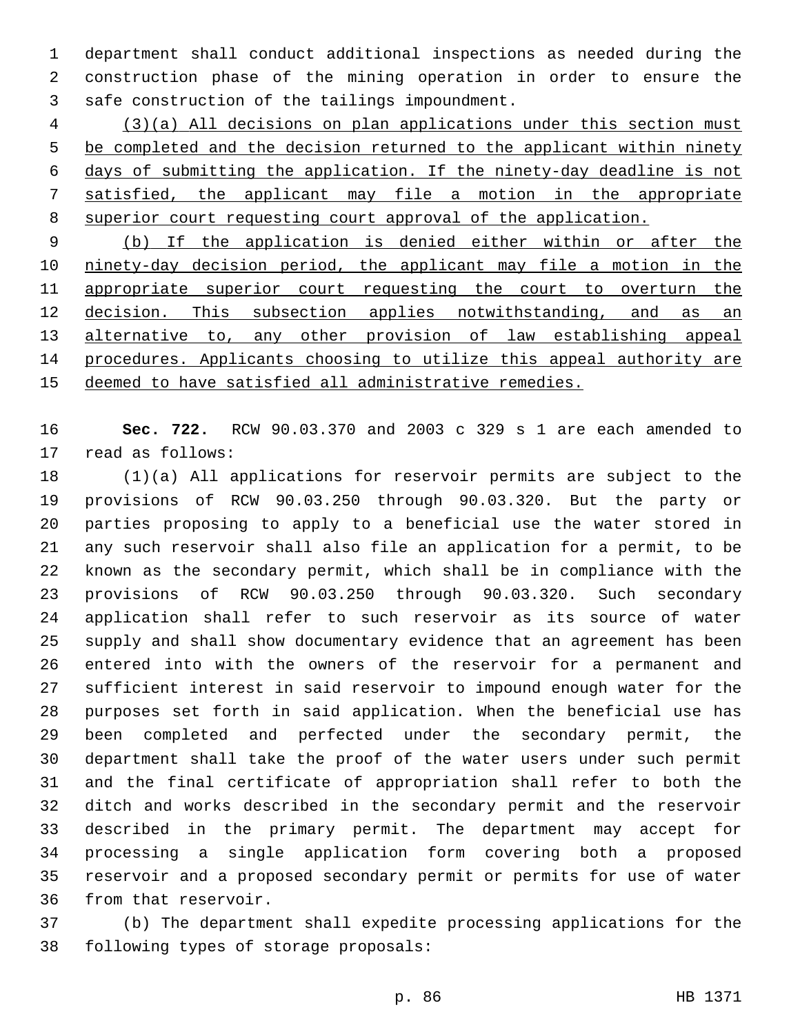department shall conduct additional inspections as needed during the construction phase of the mining operation in order to ensure the safe construction of the tailings impoundment.

(3)(a) All decisions on plan applications under this section must be completed and the decision returned to the applicant within ninety days of submitting the application. If the ninety-day deadline is not satisfied, the applicant may file a motion in the appropriate superior court requesting court approval of the application.

(b) If the application is denied either within or after the ninety-day decision period, the applicant may file a motion in the appropriate superior court requesting the court to overturn the decision. This subsection applies notwithstanding, and as an alternative to, any other provision of law establishing appeal procedures. Applicants choosing to utilize this appeal authority are deemed to have satisfied all administrative remedies.

**Sec. 722.** RCW 90.03.370 and 2003 c 329 s 1 are each amended to read as follows:

(1)(a) All applications for reservoir permits are subject to the provisions of RCW 90.03.250 through 90.03.320. But the party or parties proposing to apply to a beneficial use the water stored in any such reservoir shall also file an application for a permit, to be known as the secondary permit, which shall be in compliance with the provisions of RCW 90.03.250 through 90.03.320. Such secondary application shall refer to such reservoir as its source of water supply and shall show documentary evidence that an agreement has been entered into with the owners of the reservoir for a permanent and sufficient interest in said reservoir to impound enough water for the purposes set forth in said application. When the beneficial use has been completed and perfected under the secondary permit, the department shall take the proof of the water users under such permit and the final certificate of appropriation shall refer to both the ditch and works described in the secondary permit and the reservoir described in the primary permit. The department may accept for processing a single application form covering both a proposed reservoir and a proposed secondary permit or permits for use of water from that reservoir.

(b) The department shall expedite processing applications for the following types of storage proposals: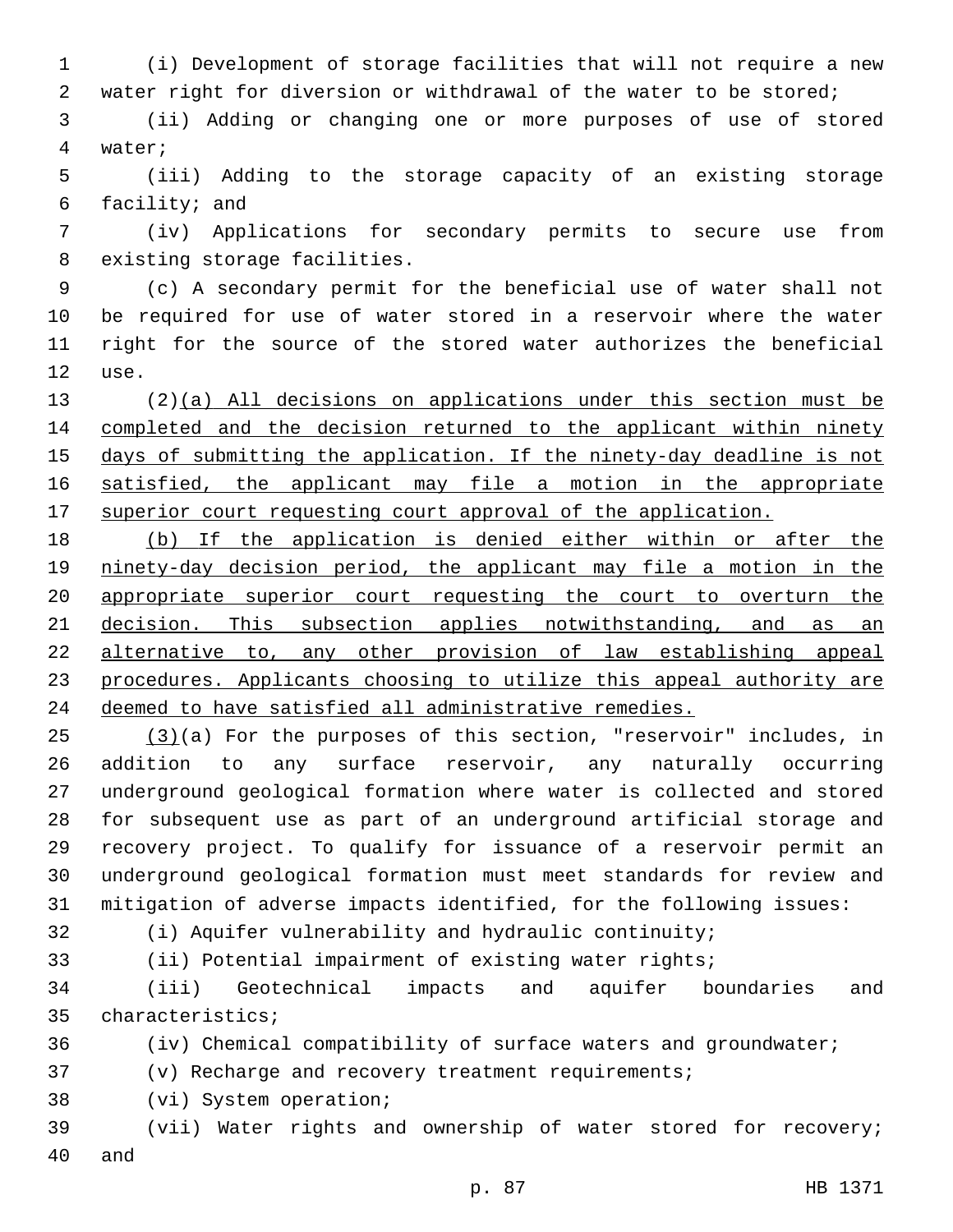(i) Development of storage facilities that will not require a new water right for diversion or withdrawal of the water to be stored;

(ii) Adding or changing one or more purposes of use of stored water;

(iii) Adding to the storage capacity of an existing storage facility; and

(iv) Applications for secondary permits to secure use from existing storage facilities.

(c) A secondary permit for the beneficial use of water shall not be required for use of water stored in a reservoir where the water right for the source of the stored water authorizes the beneficial use.

(2)<u>(a) All decisions on applications under this section must be completed and the decision returned to the applicant within ninety days of submitting the application. If the ninety-day deadline is not satisfied, the applicant may file a motion in the appropriate superior court requesting court approval of the application.</u>

<u>(b) If the application is denied either within or after the ninety-day decision period, the applicant may file a motion in the appropriate superior court requesting the court to overturn the decision. This subsection applies notwithstanding, and as an alternative to, any other provision of law establishing appeal procedures. Applicants choosing to utilize this appeal authority are deemed to have satisfied all administrative remedies.</u>

<u>(3)</u>(a) For the purposes of this section, "reservoir" includes, in addition to any surface reservoir, any naturally occurring underground geological formation where water is collected and stored for subsequent use as part of an underground artificial storage and recovery project. To qualify for issuance of a reservoir permit an underground geological formation must meet standards for review and mitigation of adverse impacts identified, for the following issues:

(i) Aquifer vulnerability and hydraulic continuity;

(ii) Potential impairment of existing water rights;

(iii) Geotechnical impacts and aquifer boundaries and characteristics;

(iv) Chemical compatibility of surface waters and groundwater;

(v) Recharge and recovery treatment requirements;

(vi) System operation;

(vii) Water rights and ownership of water stored for recovery; and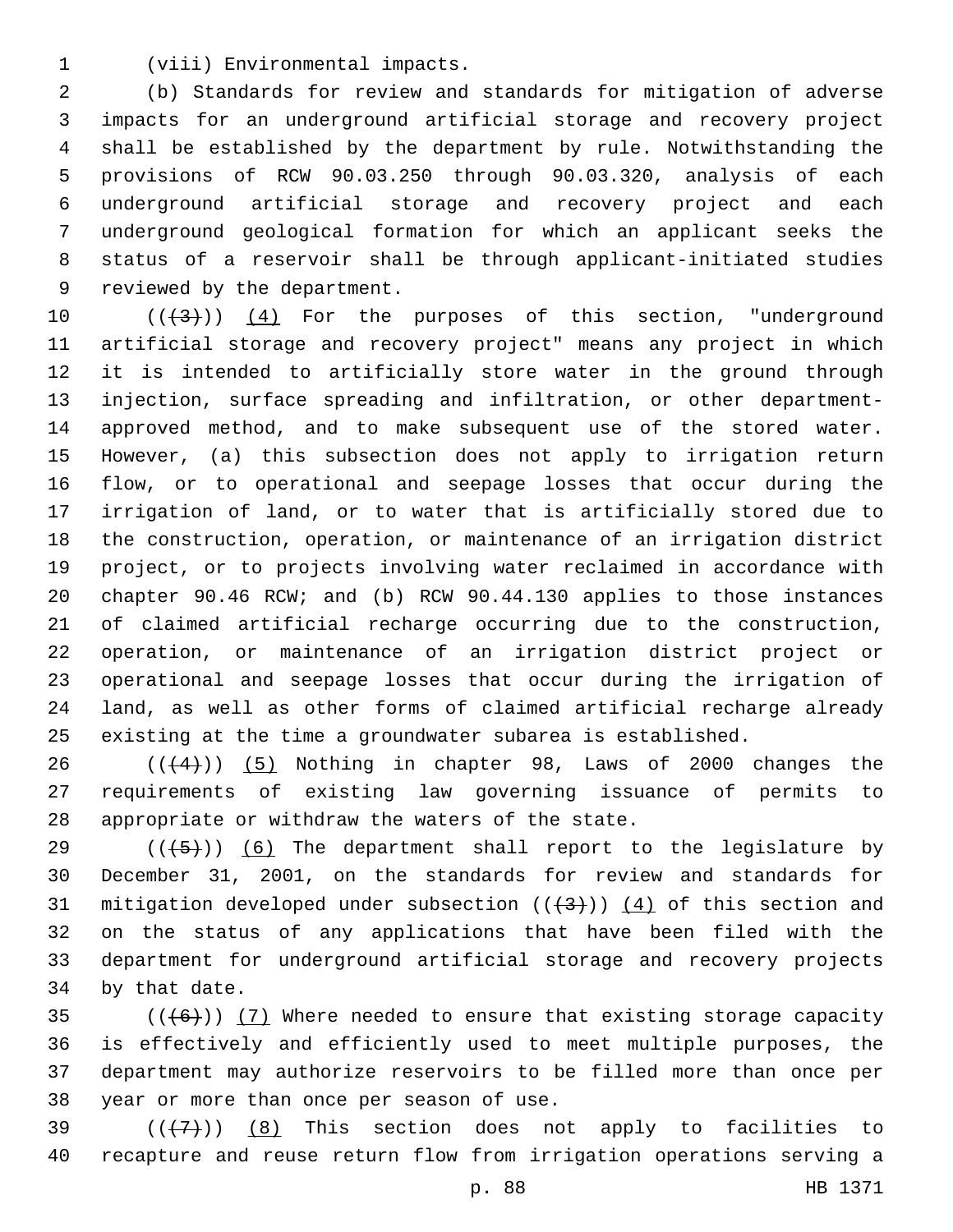(viii) Environmental impacts.

(b) Standards for review and standards for mitigation of adverse impacts for an underground artificial storage and recovery project shall be established by the department by rule. Notwithstanding the provisions of RCW 90.03.250 through 90.03.320, analysis of each underground artificial storage and recovery project and each underground geological formation for which an applicant seeks the status of a reservoir shall be through applicant-initiated studies reviewed by the department.

((~~(3)~~)) (4) For the purposes of this section, "underground artificial storage and recovery project" means any project in which it is intended to artificially store water in the ground through injection, surface spreading and infiltration, or other department-approved method, and to make subsequent use of the stored water. However, (a) this subsection does not apply to irrigation return flow, or to operational and seepage losses that occur during the irrigation of land, or to water that is artificially stored due to the construction, operation, or maintenance of an irrigation district project, or to projects involving water reclaimed in accordance with chapter 90.46 RCW; and (b) RCW 90.44.130 applies to those instances of claimed artificial recharge occurring due to the construction, operation, or maintenance of an irrigation district project or operational and seepage losses that occur during the irrigation of land, as well as other forms of claimed artificial recharge already existing at the time a groundwater subarea is established.

((~~(4)~~)) (5) Nothing in chapter 98, Laws of 2000 changes the requirements of existing law governing issuance of permits to appropriate or withdraw the waters of the state.

((~~(5)~~)) (6) The department shall report to the legislature by December 31, 2001, on the standards for review and standards for mitigation developed under subsection ((~~(3)~~)) (4) of this section and on the status of any applications that have been filed with the department for underground artificial storage and recovery projects by that date.

((~~(6)~~)) (7) Where needed to ensure that existing storage capacity is effectively and efficiently used to meet multiple purposes, the department may authorize reservoirs to be filled more than once per year or more than once per season of use.

((~~(7)~~)) (8) This section does not apply to facilities to recapture and reuse return flow from irrigation operations serving a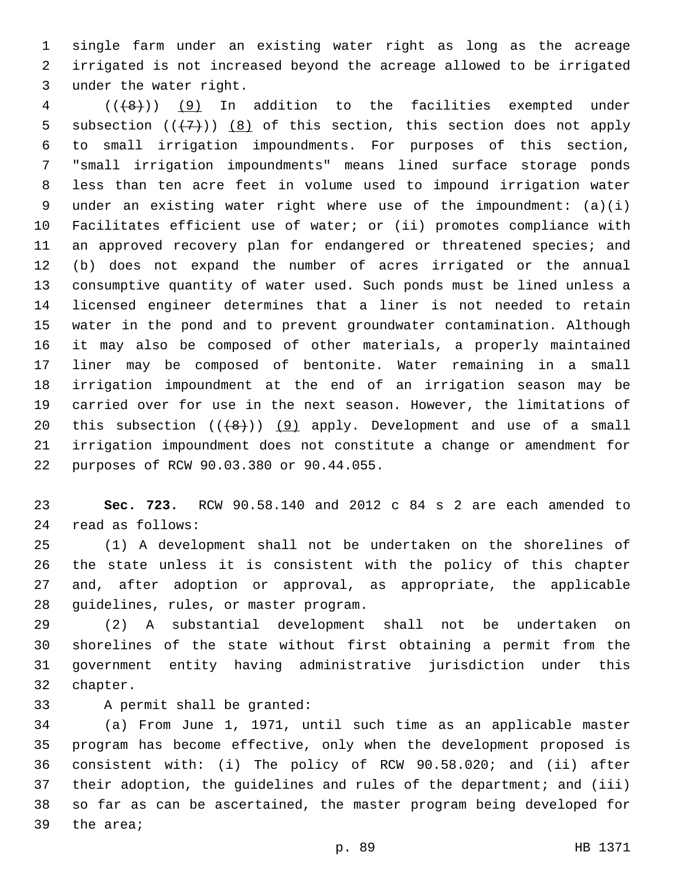single farm under an existing water right as long as the acreage irrigated is not increased beyond the acreage allowed to be irrigated under the water right.

((~~(8)~~)) <u>(9)</u> In addition to the facilities exempted under subsection ((~~(7)~~)) <u>(8)</u> of this section, this section does not apply to small irrigation impoundments. For purposes of this section, "small irrigation impoundments" means lined surface storage ponds less than ten acre feet in volume used to impound irrigation water under an existing water right where use of the impoundment: (a)(i) Facilitates efficient use of water; or (ii) promotes compliance with an approved recovery plan for endangered or threatened species; and (b) does not expand the number of acres irrigated or the annual consumptive quantity of water used. Such ponds must be lined unless a licensed engineer determines that a liner is not needed to retain water in the pond and to prevent groundwater contamination. Although it may also be composed of other materials, a properly maintained liner may be composed of bentonite. Water remaining in a small irrigation impoundment at the end of an irrigation season may be carried over for use in the next season. However, the limitations of this subsection ((~~(8)~~)) <u>(9)</u> apply. Development and use of a small irrigation impoundment does not constitute a change or amendment for purposes of RCW 90.03.380 or 90.44.055.

**Sec. 723.** RCW 90.58.140 and 2012 c 84 s 2 are each amended to read as follows:

(1) A development shall not be undertaken on the shorelines of the state unless it is consistent with the policy of this chapter and, after adoption or approval, as appropriate, the applicable guidelines, rules, or master program.

(2) A substantial development shall not be undertaken on shorelines of the state without first obtaining a permit from the government entity having administrative jurisdiction under this chapter.

A permit shall be granted:

(a) From June 1, 1971, until such time as an applicable master program has become effective, only when the development proposed is consistent with: (i) The policy of RCW 90.58.020; and (ii) after their adoption, the guidelines and rules of the department; and (iii) so far as can be ascertained, the master program being developed for the area;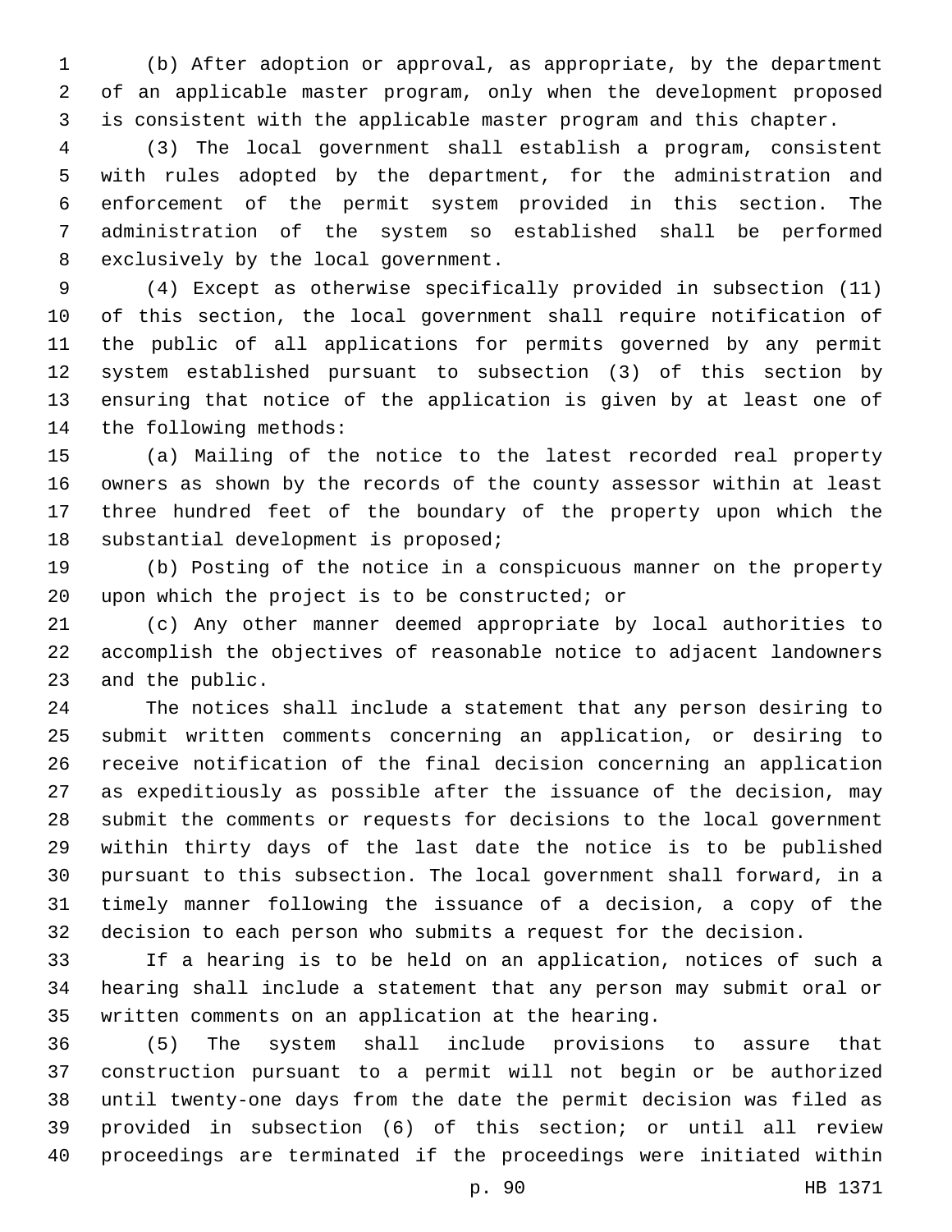(b) After adoption or approval, as appropriate, by the department of an applicable master program, only when the development proposed is consistent with the applicable master program and this chapter.

(3) The local government shall establish a program, consistent with rules adopted by the department, for the administration and enforcement of the permit system provided in this section. The administration of the system so established shall be performed exclusively by the local government.

(4) Except as otherwise specifically provided in subsection (11) of this section, the local government shall require notification of the public of all applications for permits governed by any permit system established pursuant to subsection (3) of this section by ensuring that notice of the application is given by at least one of the following methods:

(a) Mailing of the notice to the latest recorded real property owners as shown by the records of the county assessor within at least three hundred feet of the boundary of the property upon which the substantial development is proposed;

(b) Posting of the notice in a conspicuous manner on the property upon which the project is to be constructed; or

(c) Any other manner deemed appropriate by local authorities to accomplish the objectives of reasonable notice to adjacent landowners and the public.

The notices shall include a statement that any person desiring to submit written comments concerning an application, or desiring to receive notification of the final decision concerning an application as expeditiously as possible after the issuance of the decision, may submit the comments or requests for decisions to the local government within thirty days of the last date the notice is to be published pursuant to this subsection. The local government shall forward, in a timely manner following the issuance of a decision, a copy of the decision to each person who submits a request for the decision.

If a hearing is to be held on an application, notices of such a hearing shall include a statement that any person may submit oral or written comments on an application at the hearing.

(5) The system shall include provisions to assure that construction pursuant to a permit will not begin or be authorized until twenty-one days from the date the permit decision was filed as provided in subsection (6) of this section; or until all review proceedings are terminated if the proceedings were initiated within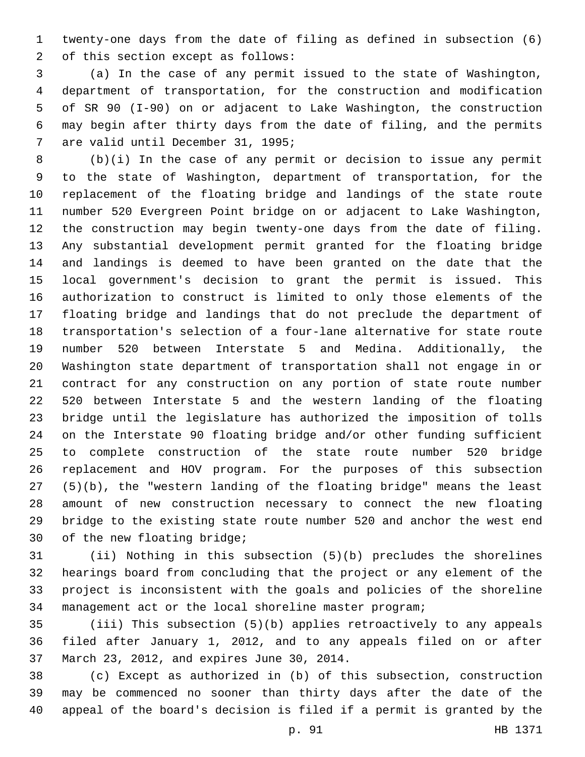twenty-one days from the date of filing as defined in subsection (6) of this section except as follows:

(a) In the case of any permit issued to the state of Washington, department of transportation, for the construction and modification of SR 90 (I-90) on or adjacent to Lake Washington, the construction may begin after thirty days from the date of filing, and the permits are valid until December 31, 1995;

(b)(i) In the case of any permit or decision to issue any permit to the state of Washington, department of transportation, for the replacement of the floating bridge and landings of the state route number 520 Evergreen Point bridge on or adjacent to Lake Washington, the construction may begin twenty-one days from the date of filing. Any substantial development permit granted for the floating bridge and landings is deemed to have been granted on the date that the local government's decision to grant the permit is issued. This authorization to construct is limited to only those elements of the floating bridge and landings that do not preclude the department of transportation's selection of a four-lane alternative for state route number 520 between Interstate 5 and Medina. Additionally, the Washington state department of transportation shall not engage in or contract for any construction on any portion of state route number 520 between Interstate 5 and the western landing of the floating bridge until the legislature has authorized the imposition of tolls on the Interstate 90 floating bridge and/or other funding sufficient to complete construction of the state route number 520 bridge replacement and HOV program. For the purposes of this subsection (5)(b), the "western landing of the floating bridge" means the least amount of new construction necessary to connect the new floating bridge to the existing state route number 520 and anchor the west end of the new floating bridge;

(ii) Nothing in this subsection (5)(b) precludes the shorelines hearings board from concluding that the project or any element of the project is inconsistent with the goals and policies of the shoreline management act or the local shoreline master program;

(iii) This subsection (5)(b) applies retroactively to any appeals filed after January 1, 2012, and to any appeals filed on or after March 23, 2012, and expires June 30, 2014.

(c) Except as authorized in (b) of this subsection, construction may be commenced no sooner than thirty days after the date of the appeal of the board's decision is filed if a permit is granted by the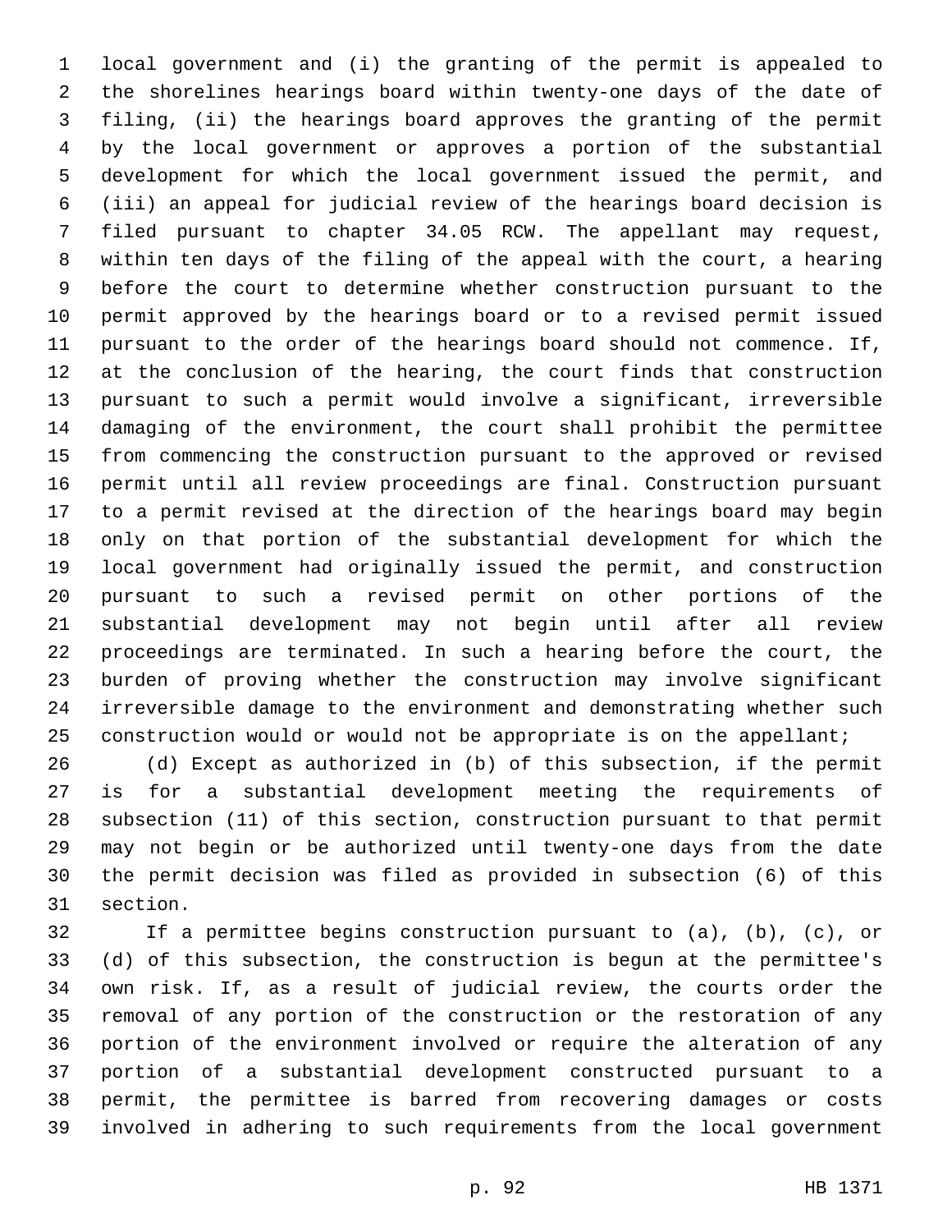local government and (i) the granting of the permit is appealed to the shorelines hearings board within twenty-one days of the date of filing, (ii) the hearings board approves the granting of the permit by the local government or approves a portion of the substantial development for which the local government issued the permit, and (iii) an appeal for judicial review of the hearings board decision is filed pursuant to chapter 34.05 RCW. The appellant may request, within ten days of the filing of the appeal with the court, a hearing before the court to determine whether construction pursuant to the permit approved by the hearings board or to a revised permit issued pursuant to the order of the hearings board should not commence. If, at the conclusion of the hearing, the court finds that construction pursuant to such a permit would involve a significant, irreversible damaging of the environment, the court shall prohibit the permittee from commencing the construction pursuant to the approved or revised permit until all review proceedings are final. Construction pursuant to a permit revised at the direction of the hearings board may begin only on that portion of the substantial development for which the local government had originally issued the permit, and construction pursuant to such a revised permit on other portions of the substantial development may not begin until after all review proceedings are terminated. In such a hearing before the court, the burden of proving whether the construction may involve significant irreversible damage to the environment and demonstrating whether such construction would or would not be appropriate is on the appellant;

(d) Except as authorized in (b) of this subsection, if the permit is for a substantial development meeting the requirements of subsection (11) of this section, construction pursuant to that permit may not begin or be authorized until twenty-one days from the date the permit decision was filed as provided in subsection (6) of this section.

If a permittee begins construction pursuant to (a), (b), (c), or (d) of this subsection, the construction is begun at the permittee's own risk. If, as a result of judicial review, the courts order the removal of any portion of the construction or the restoration of any portion of the environment involved or require the alteration of any portion of a substantial development constructed pursuant to a permit, the permittee is barred from recovering damages or costs involved in adhering to such requirements from the local government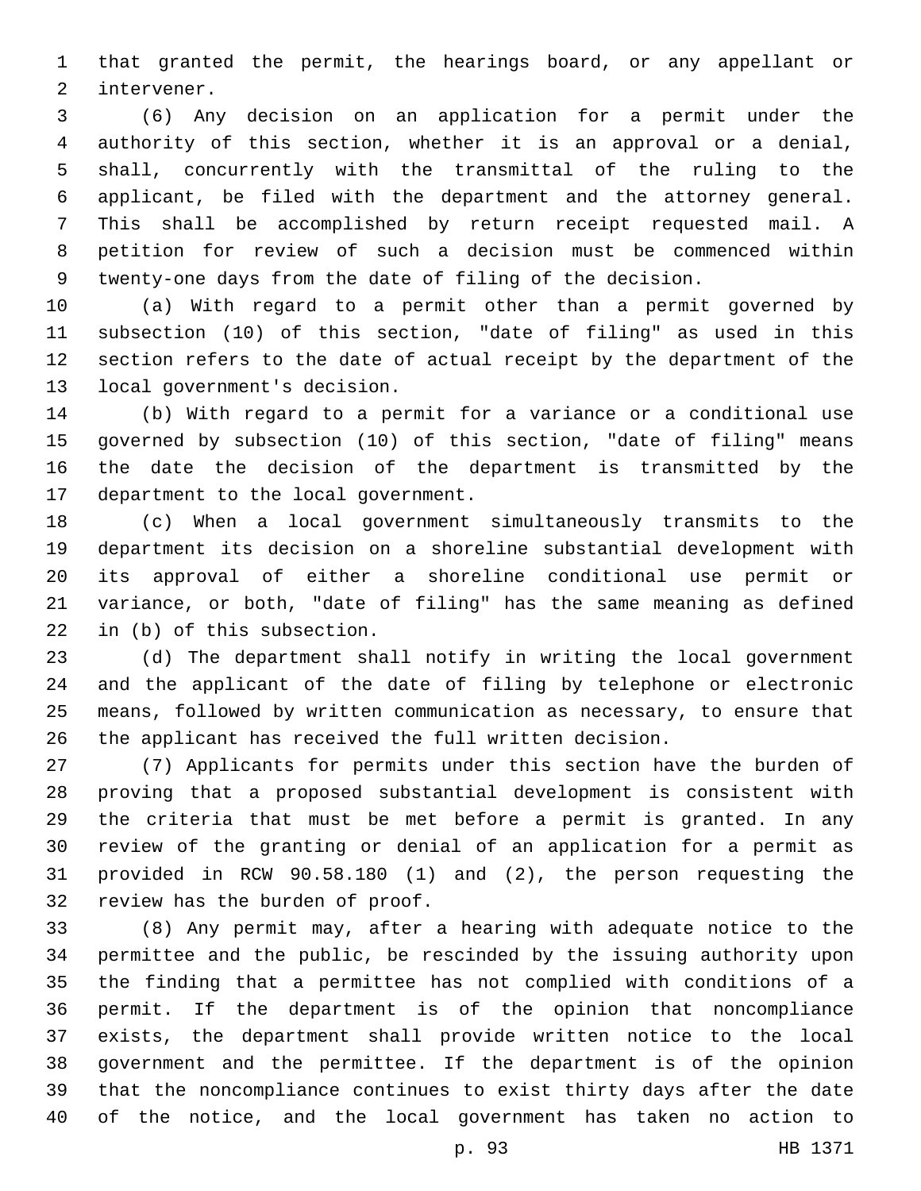that granted the permit, the hearings board, or any appellant or intervener.

(6) Any decision on an application for a permit under the authority of this section, whether it is an approval or a denial, shall, concurrently with the transmittal of the ruling to the applicant, be filed with the department and the attorney general. This shall be accomplished by return receipt requested mail. A petition for review of such a decision must be commenced within twenty-one days from the date of filing of the decision.

(a) With regard to a permit other than a permit governed by subsection (10) of this section, "date of filing" as used in this section refers to the date of actual receipt by the department of the local government's decision.

(b) With regard to a permit for a variance or a conditional use governed by subsection (10) of this section, "date of filing" means the date the decision of the department is transmitted by the department to the local government.

(c) When a local government simultaneously transmits to the department its decision on a shoreline substantial development with its approval of either a shoreline conditional use permit or variance, or both, "date of filing" has the same meaning as defined in (b) of this subsection.

(d) The department shall notify in writing the local government and the applicant of the date of filing by telephone or electronic means, followed by written communication as necessary, to ensure that the applicant has received the full written decision.

(7) Applicants for permits under this section have the burden of proving that a proposed substantial development is consistent with the criteria that must be met before a permit is granted. In any review of the granting or denial of an application for a permit as provided in RCW 90.58.180 (1) and (2), the person requesting the review has the burden of proof.

(8) Any permit may, after a hearing with adequate notice to the permittee and the public, be rescinded by the issuing authority upon the finding that a permittee has not complied with conditions of a permit. If the department is of the opinion that noncompliance exists, the department shall provide written notice to the local government and the permittee. If the department is of the opinion that the noncompliance continues to exist thirty days after the date of the notice, and the local government has taken no action to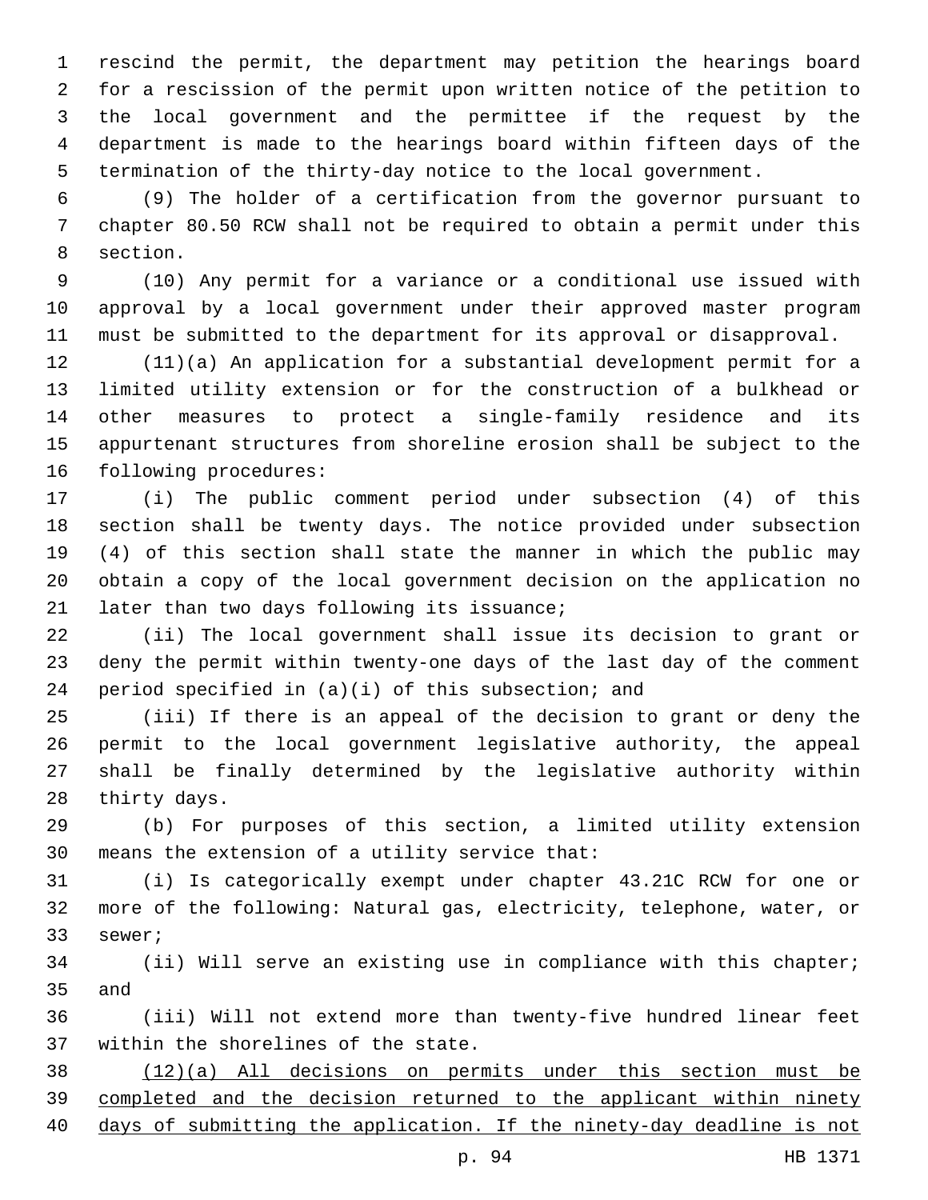rescind the permit, the department may petition the hearings board for a rescission of the permit upon written notice of the petition to the local government and the permittee if the request by the department is made to the hearings board within fifteen days of the termination of the thirty-day notice to the local government.

(9) The holder of a certification from the governor pursuant to chapter 80.50 RCW shall not be required to obtain a permit under this section.

(10) Any permit for a variance or a conditional use issued with approval by a local government under their approved master program must be submitted to the department for its approval or disapproval.

(11)(a) An application for a substantial development permit for a limited utility extension or for the construction of a bulkhead or other measures to protect a single-family residence and its appurtenant structures from shoreline erosion shall be subject to the following procedures:

(i) The public comment period under subsection (4) of this section shall be twenty days. The notice provided under subsection (4) of this section shall state the manner in which the public may obtain a copy of the local government decision on the application no later than two days following its issuance;

(ii) The local government shall issue its decision to grant or deny the permit within twenty-one days of the last day of the comment period specified in (a)(i) of this subsection; and

(iii) If there is an appeal of the decision to grant or deny the permit to the local government legislative authority, the appeal shall be finally determined by the legislative authority within thirty days.

(b) For purposes of this section, a limited utility extension means the extension of a utility service that:

(i) Is categorically exempt under chapter 43.21C RCW for one or more of the following: Natural gas, electricity, telephone, water, or sewer;

(ii) Will serve an existing use in compliance with this chapter; and

(iii) Will not extend more than twenty-five hundred linear feet within the shorelines of the state.

(12)(a) All decisions on permits under this section must be completed and the decision returned to the applicant within ninety days of submitting the application. If the ninety-day deadline is not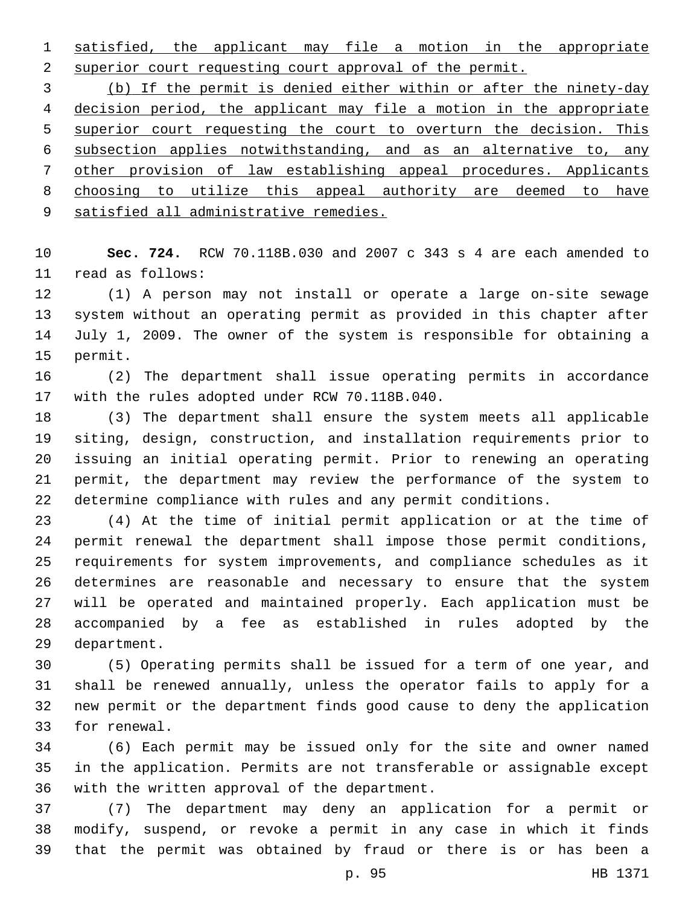satisfied, the applicant may file a motion in the appropriate superior court requesting court approval of the permit.

(b) If the permit is denied either within or after the ninety-day decision period, the applicant may file a motion in the appropriate superior court requesting the court to overturn the decision. This subsection applies notwithstanding, and as an alternative to, any other provision of law establishing appeal procedures. Applicants choosing to utilize this appeal authority are deemed to have satisfied all administrative remedies.

**Sec. 724.** RCW 70.118B.030 and 2007 c 343 s 4 are each amended to read as follows:

(1) A person may not install or operate a large on-site sewage system without an operating permit as provided in this chapter after July 1, 2009. The owner of the system is responsible for obtaining a permit.

(2) The department shall issue operating permits in accordance with the rules adopted under RCW 70.118B.040.

(3) The department shall ensure the system meets all applicable siting, design, construction, and installation requirements prior to issuing an initial operating permit. Prior to renewing an operating permit, the department may review the performance of the system to determine compliance with rules and any permit conditions.

(4) At the time of initial permit application or at the time of permit renewal the department shall impose those permit conditions, requirements for system improvements, and compliance schedules as it determines are reasonable and necessary to ensure that the system will be operated and maintained properly. Each application must be accompanied by a fee as established in rules adopted by the department.

(5) Operating permits shall be issued for a term of one year, and shall be renewed annually, unless the operator fails to apply for a new permit or the department finds good cause to deny the application for renewal.

(6) Each permit may be issued only for the site and owner named in the application. Permits are not transferable or assignable except with the written approval of the department.

(7) The department may deny an application for a permit or modify, suspend, or revoke a permit in any case in which it finds that the permit was obtained by fraud or there is or has been a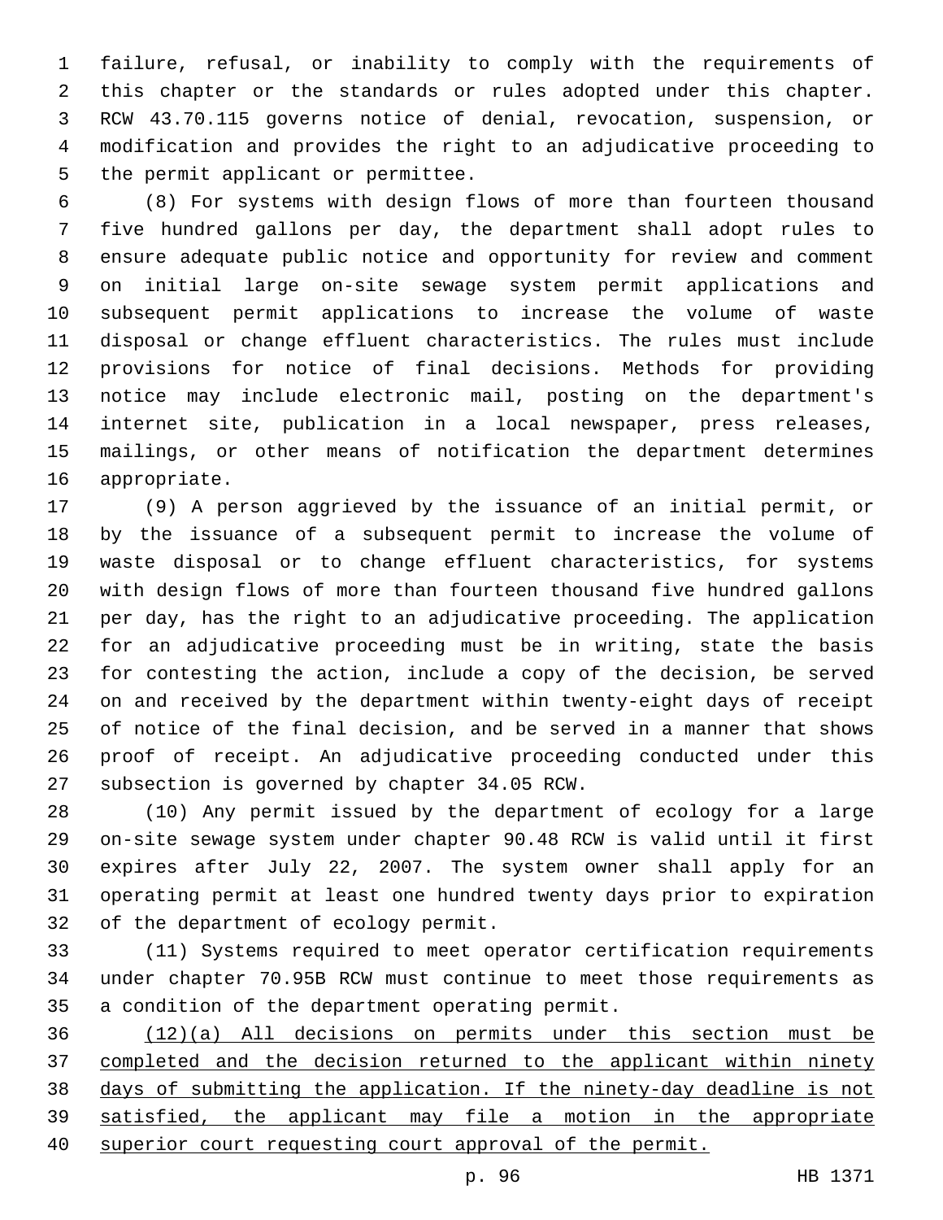failure, refusal, or inability to comply with the requirements of this chapter or the standards or rules adopted under this chapter. RCW 43.70.115 governs notice of denial, revocation, suspension, or modification and provides the right to an adjudicative proceeding to the permit applicant or permittee.

(8) For systems with design flows of more than fourteen thousand five hundred gallons per day, the department shall adopt rules to ensure adequate public notice and opportunity for review and comment on initial large on-site sewage system permit applications and subsequent permit applications to increase the volume of waste disposal or change effluent characteristics. The rules must include provisions for notice of final decisions. Methods for providing notice may include electronic mail, posting on the department's internet site, publication in a local newspaper, press releases, mailings, or other means of notification the department determines appropriate.

(9) A person aggrieved by the issuance of an initial permit, or by the issuance of a subsequent permit to increase the volume of waste disposal or to change effluent characteristics, for systems with design flows of more than fourteen thousand five hundred gallons per day, has the right to an adjudicative proceeding. The application for an adjudicative proceeding must be in writing, state the basis for contesting the action, include a copy of the decision, be served on and received by the department within twenty-eight days of receipt of notice of the final decision, and be served in a manner that shows proof of receipt. An adjudicative proceeding conducted under this subsection is governed by chapter 34.05 RCW.

(10) Any permit issued by the department of ecology for a large on-site sewage system under chapter 90.48 RCW is valid until it first expires after July 22, 2007. The system owner shall apply for an operating permit at least one hundred twenty days prior to expiration of the department of ecology permit.

(11) Systems required to meet operator certification requirements under chapter 70.95B RCW must continue to meet those requirements as a condition of the department operating permit.

<u>(12)(a) All decisions on permits under this section must be completed and the decision returned to the applicant within ninety days of submitting the application. If the ninety-day deadline is not satisfied, the applicant may file a motion in the appropriate superior court requesting court approval of the permit.</u>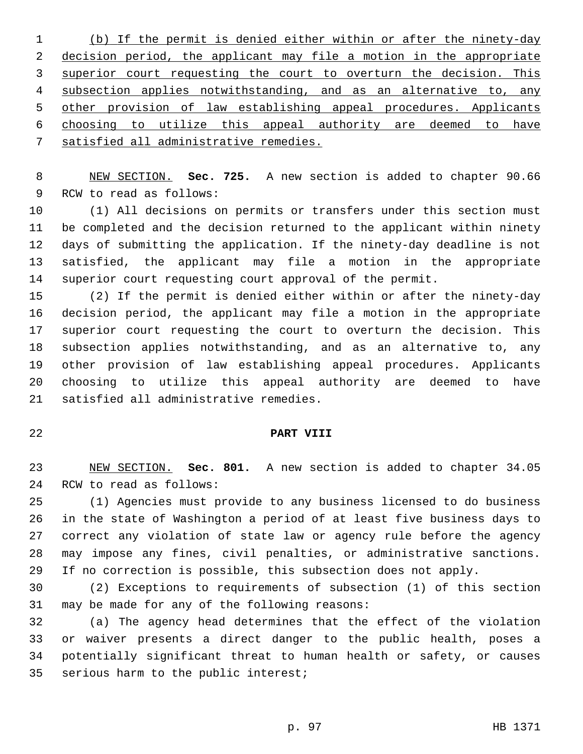<u>(b) If the permit is denied either within or after the ninety-day decision period, the applicant may file a motion in the appropriate superior court requesting the court to overturn the decision. This subsection applies notwithstanding, and as an alternative to, any other provision of law establishing appeal procedures. Applicants choosing to utilize this appeal authority are deemed to have satisfied all administrative remedies.</u>

<u>NEW SECTION.</u> **Sec. 725.** A new section is added to chapter 90.66 RCW to read as follows:

(1) All decisions on permits or transfers under this section must be completed and the decision returned to the applicant within ninety days of submitting the application. If the ninety-day deadline is not satisfied, the applicant may file a motion in the appropriate superior court requesting court approval of the permit.

(2) If the permit is denied either within or after the ninety-day decision period, the applicant may file a motion in the appropriate superior court requesting the court to overturn the decision. This subsection applies notwithstanding, and as an alternative to, any other provision of law establishing appeal procedures. Applicants choosing to utilize this appeal authority are deemed to have satisfied all administrative remedies.

## PART VIII

<u>NEW SECTION.</u> **Sec. 801.** A new section is added to chapter 34.05 RCW to read as follows:

(1) Agencies must provide to any business licensed to do business in the state of Washington a period of at least five business days to correct any violation of state law or agency rule before the agency may impose any fines, civil penalties, or administrative sanctions. If no correction is possible, this subsection does not apply.

(2) Exceptions to requirements of subsection (1) of this section may be made for any of the following reasons:

(a) The agency head determines that the effect of the violation or waiver presents a direct danger to the public health, poses a potentially significant threat to human health or safety, or causes serious harm to the public interest;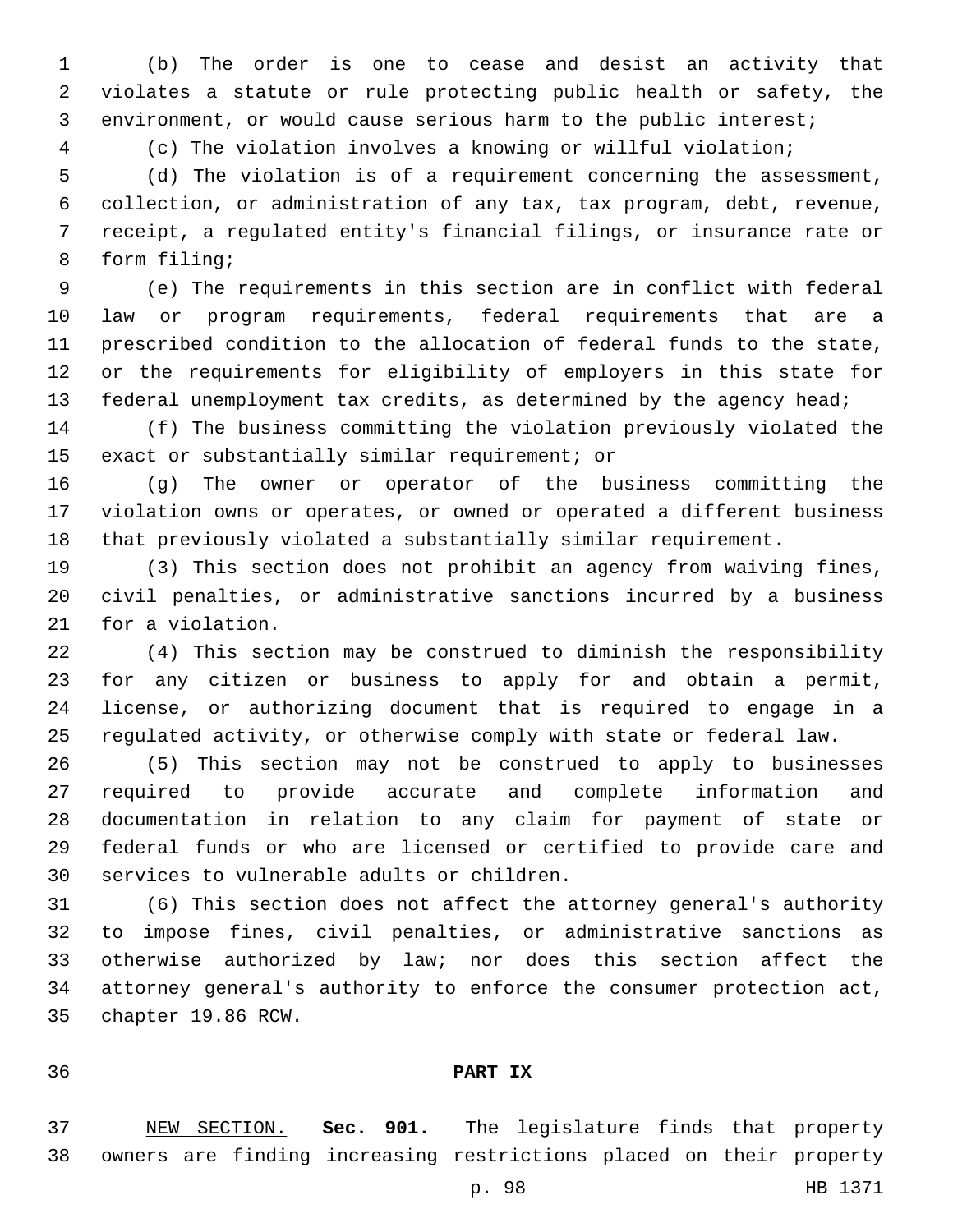(b) The order is one to cease and desist an activity that violates a statute or rule protecting public health or safety, the environment, or would cause serious harm to the public interest;

(c) The violation involves a knowing or willful violation;

(d) The violation is of a requirement concerning the assessment, collection, or administration of any tax, tax program, debt, revenue, receipt, a regulated entity's financial filings, or insurance rate or form filing;

(e) The requirements in this section are in conflict with federal law or program requirements, federal requirements that are a prescribed condition to the allocation of federal funds to the state, or the requirements for eligibility of employers in this state for federal unemployment tax credits, as determined by the agency head;

(f) The business committing the violation previously violated the exact or substantially similar requirement; or

(g) The owner or operator of the business committing the violation owns or operates, or owned or operated a different business that previously violated a substantially similar requirement.

(3) This section does not prohibit an agency from waiving fines, civil penalties, or administrative sanctions incurred by a business for a violation.

(4) This section may be construed to diminish the responsibility for any citizen or business to apply for and obtain a permit, license, or authorizing document that is required to engage in a regulated activity, or otherwise comply with state or federal law.

(5) This section may not be construed to apply to businesses required to provide accurate and complete information and documentation in relation to any claim for payment of state or federal funds or who are licensed or certified to provide care and services to vulnerable adults or children.

(6) This section does not affect the attorney general's authority to impose fines, civil penalties, or administrative sanctions as otherwise authorized by law; nor does this section affect the attorney general's authority to enforce the consumer protection act, chapter 19.86 RCW.

## PART IX

NEW SECTION. **Sec. 901.** The legislature finds that property owners are finding increasing restrictions placed on their property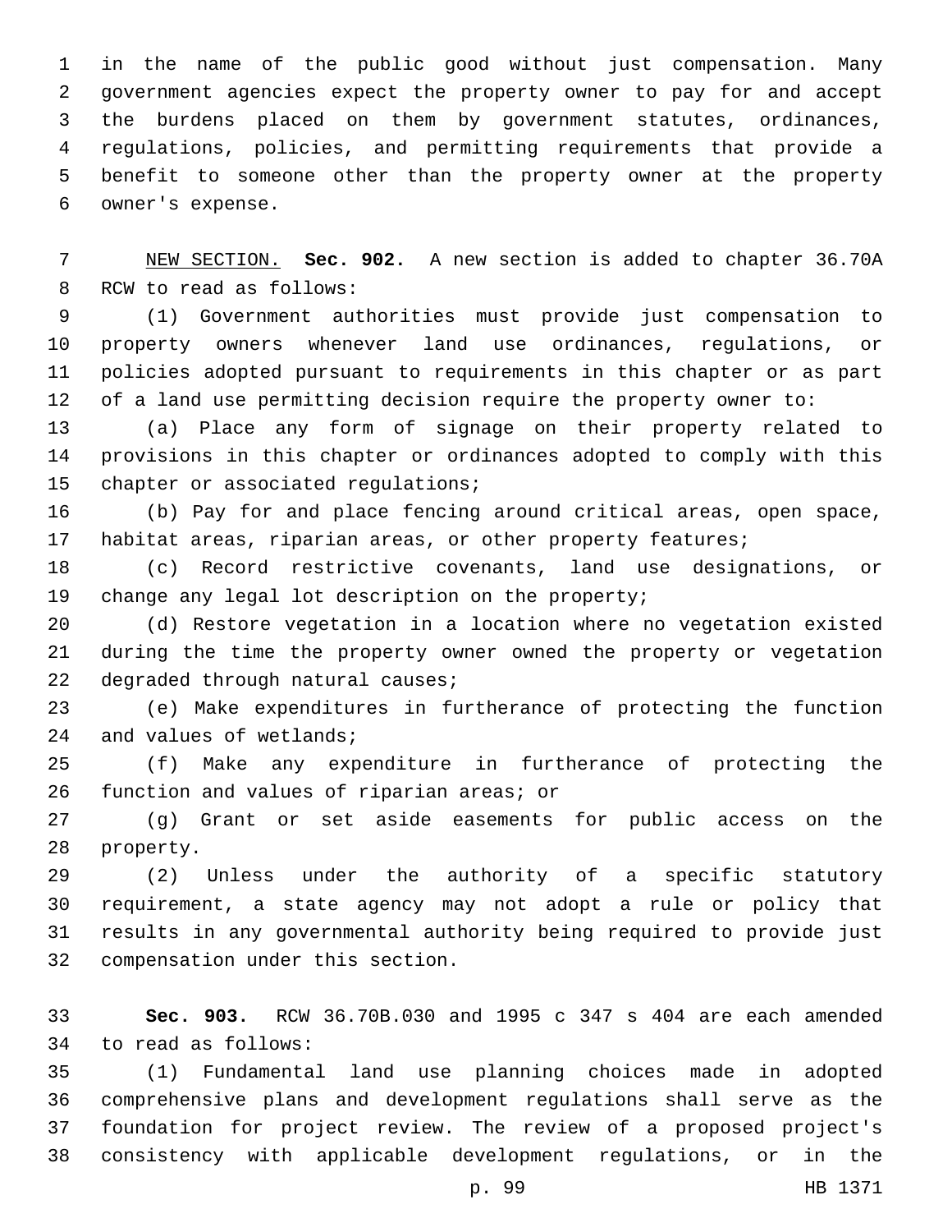in the name of the public good without just compensation. Many government agencies expect the property owner to pay for and accept the burdens placed on them by government statutes, ordinances, regulations, policies, and permitting requirements that provide a benefit to someone other than the property owner at the property owner's expense.

NEW SECTION. **Sec. 902.** A new section is added to chapter 36.70A RCW to read as follows:

(1) Government authorities must provide just compensation to property owners whenever land use ordinances, regulations, or policies adopted pursuant to requirements in this chapter or as part of a land use permitting decision require the property owner to:

(a) Place any form of signage on their property related to provisions in this chapter or ordinances adopted to comply with this chapter or associated regulations;

(b) Pay for and place fencing around critical areas, open space, habitat areas, riparian areas, or other property features;

(c) Record restrictive covenants, land use designations, or change any legal lot description on the property;

(d) Restore vegetation in a location where no vegetation existed during the time the property owner owned the property or vegetation degraded through natural causes;

(e) Make expenditures in furtherance of protecting the function and values of wetlands;

(f) Make any expenditure in furtherance of protecting the function and values of riparian areas; or

(g) Grant or set aside easements for public access on the property.

(2) Unless under the authority of a specific statutory requirement, a state agency may not adopt a rule or policy that results in any governmental authority being required to provide just compensation under this section.

**Sec. 903.** RCW 36.70B.030 and 1995 c 347 s 404 are each amended to read as follows:

(1) Fundamental land use planning choices made in adopted comprehensive plans and development regulations shall serve as the foundation for project review. The review of a proposed project's consistency with applicable development regulations, or in the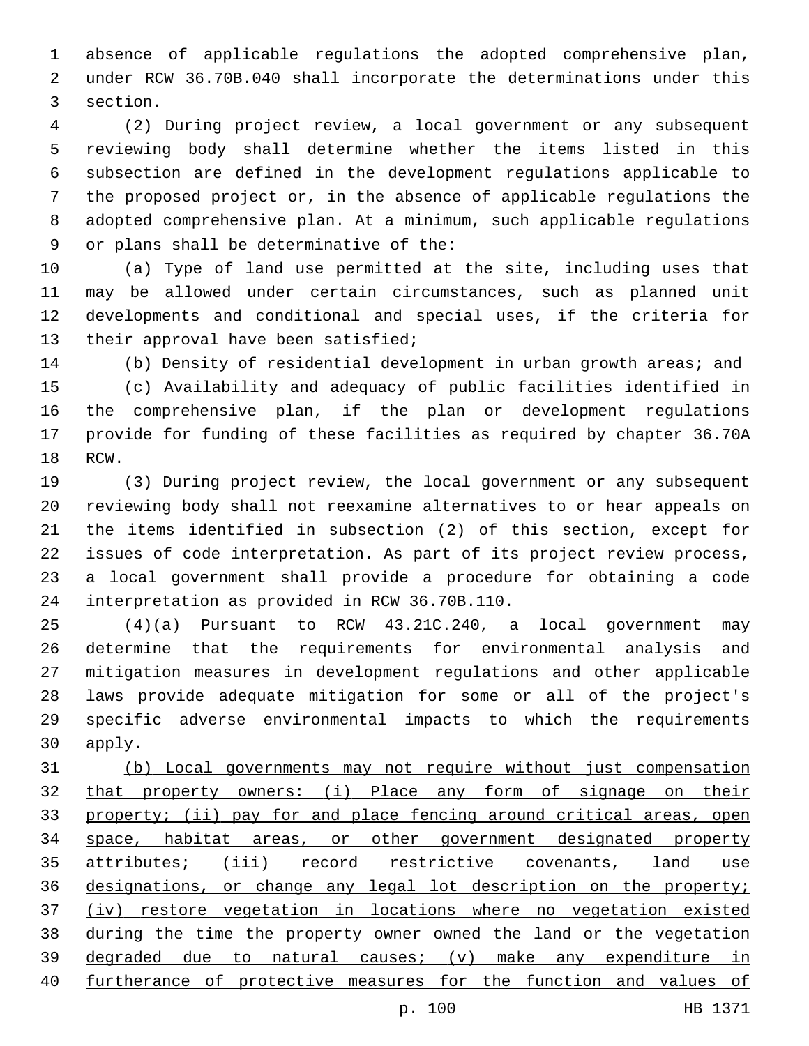absence of applicable regulations the adopted comprehensive plan, under RCW 36.70B.040 shall incorporate the determinations under this section.

(2) During project review, a local government or any subsequent reviewing body shall determine whether the items listed in this subsection are defined in the development regulations applicable to the proposed project or, in the absence of applicable regulations the adopted comprehensive plan. At a minimum, such applicable regulations or plans shall be determinative of the:

(a) Type of land use permitted at the site, including uses that may be allowed under certain circumstances, such as planned unit developments and conditional and special uses, if the criteria for their approval have been satisfied;

(b) Density of residential development in urban growth areas; and

(c) Availability and adequacy of public facilities identified in the comprehensive plan, if the plan or development regulations provide for funding of these facilities as required by chapter 36.70A RCW.

(3) During project review, the local government or any subsequent reviewing body shall not reexamine alternatives to or hear appeals on the items identified in subsection (2) of this section, except for issues of code interpretation. As part of its project review process, a local government shall provide a procedure for obtaining a code interpretation as provided in RCW 36.70B.110.

(4)<u>(a)</u> Pursuant to RCW 43.21C.240, a local government may determine that the requirements for environmental analysis and mitigation measures in development regulations and other applicable laws provide adequate mitigation for some or all of the project's specific adverse environmental impacts to which the requirements apply.

<u>(b) Local governments may not require without just compensation that property owners: (i) Place any form of signage on their property; (ii) pay for and place fencing around critical areas, open space, habitat areas, or other government designated property attributes; (iii) record restrictive covenants, land use designations, or change any legal lot description on the property; (iv) restore vegetation in locations where no vegetation existed during the time the property owner owned the land or the vegetation degraded due to natural causes; (v) make any expenditure in furtherance of protective measures for the function and values of</u>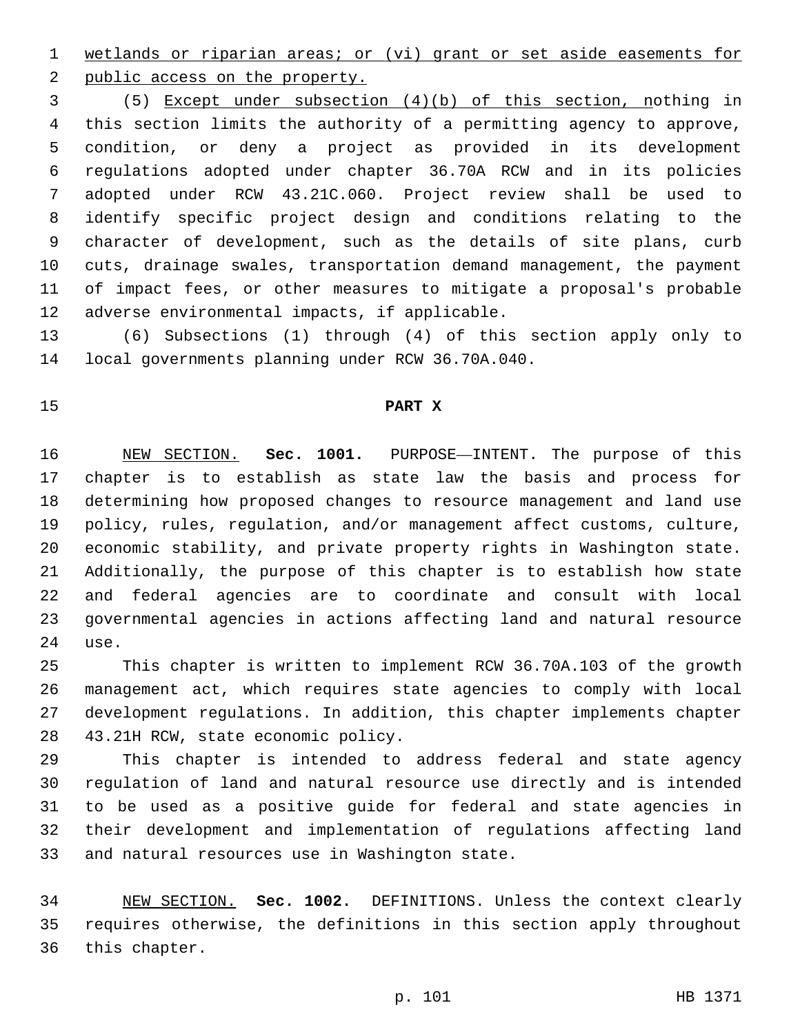wetlands or riparian areas; or (vi) grant or set aside easements for public access on the property.

(5) Except under subsection (4)(b) of this section, nothing in this section limits the authority of a permitting agency to approve, condition, or deny a project as provided in its development regulations adopted under chapter 36.70A RCW and in its policies adopted under RCW 43.21C.060. Project review shall be used to identify specific project design and conditions relating to the character of development, such as the details of site plans, curb cuts, drainage swales, transportation demand management, the payment of impact fees, or other measures to mitigate a proposal's probable adverse environmental impacts, if applicable.

(6) Subsections (1) through (4) of this section apply only to local governments planning under RCW 36.70A.040.

## PART X

NEW SECTION. **Sec. 1001.** PURPOSE—INTENT. The purpose of this chapter is to establish as state law the basis and process for determining how proposed changes to resource management and land use policy, rules, regulation, and/or management affect customs, culture, economic stability, and private property rights in Washington state. Additionally, the purpose of this chapter is to establish how state and federal agencies are to coordinate and consult with local governmental agencies in actions affecting land and natural resource use.

This chapter is written to implement RCW 36.70A.103 of the growth management act, which requires state agencies to comply with local development regulations. In addition, this chapter implements chapter 43.21H RCW, state economic policy.

This chapter is intended to address federal and state agency regulation of land and natural resource use directly and is intended to be used as a positive guide for federal and state agencies in their development and implementation of regulations affecting land and natural resources use in Washington state.

NEW SECTION. **Sec. 1002.** DEFINITIONS. Unless the context clearly requires otherwise, the definitions in this section apply throughout this chapter.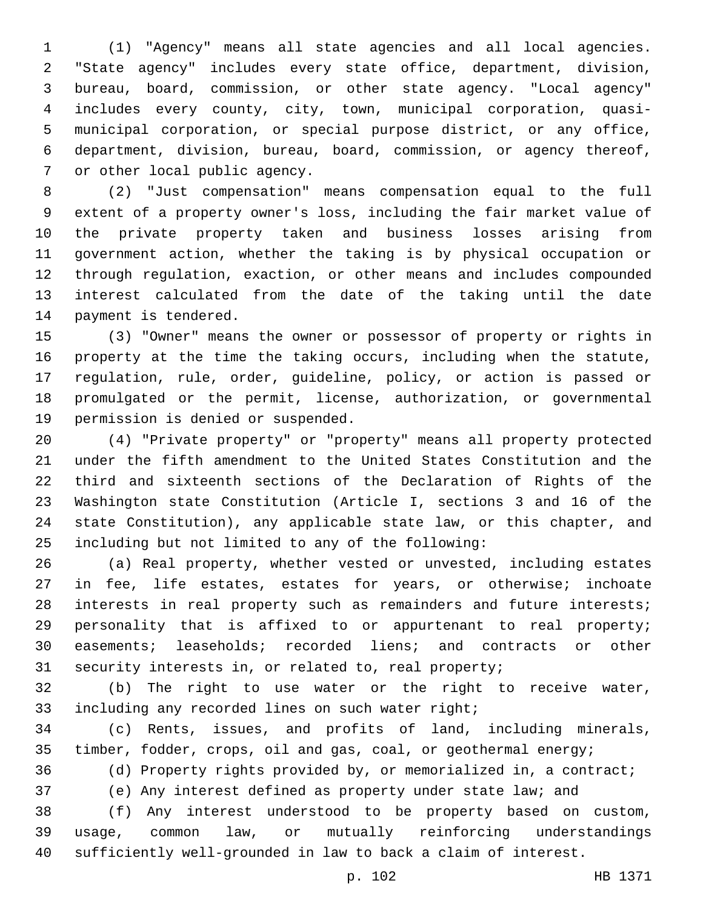(1) "Agency" means all state agencies and all local agencies. "State agency" includes every state office, department, division, bureau, board, commission, or other state agency. "Local agency" includes every county, city, town, municipal corporation, quasi-municipal corporation, or special purpose district, or any office, department, division, bureau, board, commission, or agency thereof, or other local public agency.

(2) "Just compensation" means compensation equal to the full extent of a property owner's loss, including the fair market value of the private property taken and business losses arising from government action, whether the taking is by physical occupation or through regulation, exaction, or other means and includes compounded interest calculated from the date of the taking until the date payment is tendered.

(3) "Owner" means the owner or possessor of property or rights in property at the time the taking occurs, including when the statute, regulation, rule, order, guideline, policy, or action is passed or promulgated or the permit, license, authorization, or governmental permission is denied or suspended.

(4) "Private property" or "property" means all property protected under the fifth amendment to the United States Constitution and the third and sixteenth sections of the Declaration of Rights of the Washington state Constitution (Article I, sections 3 and 16 of the state Constitution), any applicable state law, or this chapter, and including but not limited to any of the following:

(a) Real property, whether vested or unvested, including estates in fee, life estates, estates for years, or otherwise; inchoate interests in real property such as remainders and future interests; personality that is affixed to or appurtenant to real property; easements; leaseholds; recorded liens; and contracts or other security interests in, or related to, real property;

(b) The right to use water or the right to receive water, including any recorded lines on such water right;

(c) Rents, issues, and profits of land, including minerals, timber, fodder, crops, oil and gas, coal, or geothermal energy;

(d) Property rights provided by, or memorialized in, a contract;

(e) Any interest defined as property under state law; and

(f) Any interest understood to be property based on custom, usage, common law, or mutually reinforcing understandings sufficiently well-grounded in law to back a claim of interest.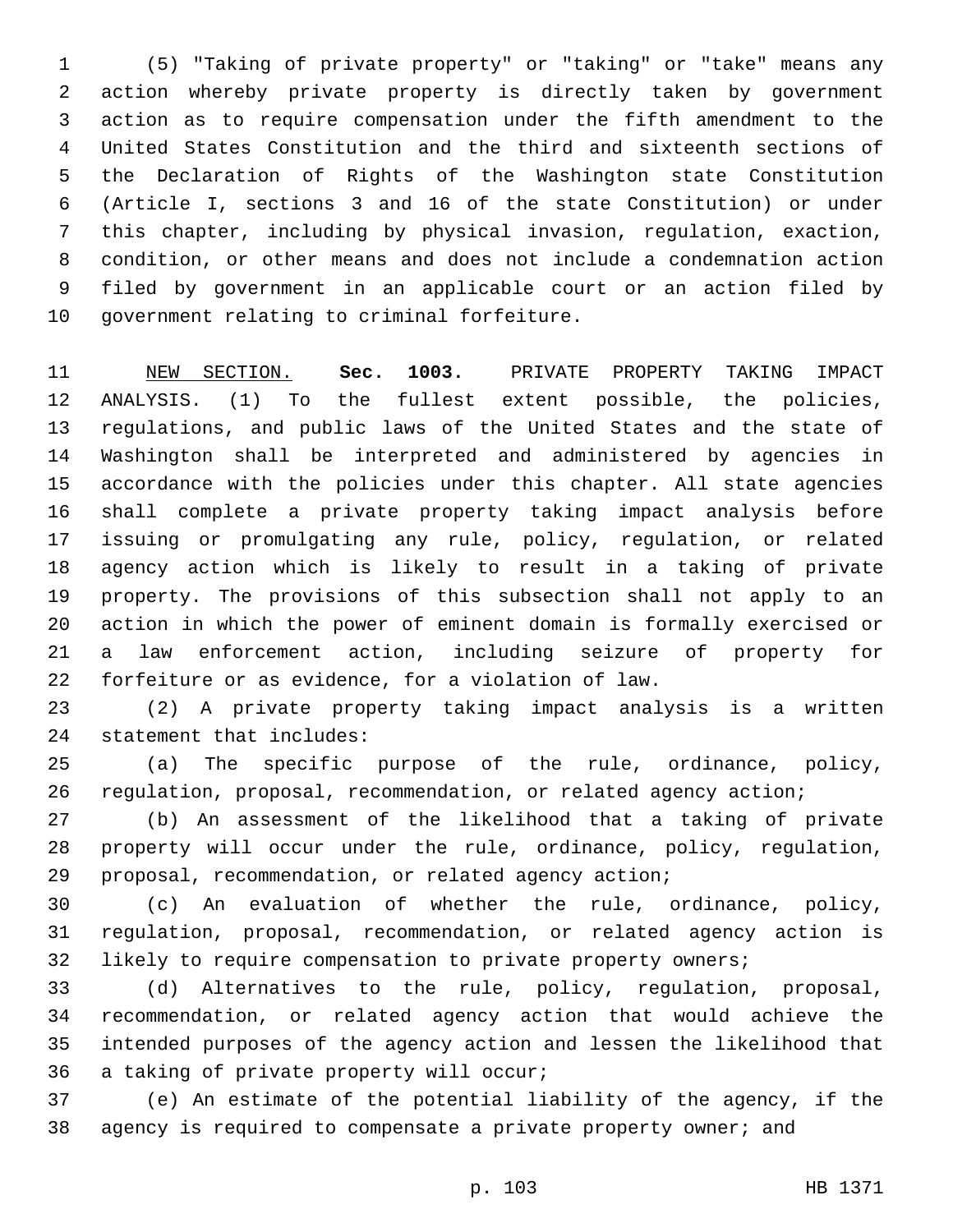(5) "Taking of private property" or "taking" or "take" means any action whereby private property is directly taken by government action as to require compensation under the fifth amendment to the United States Constitution and the third and sixteenth sections of the Declaration of Rights of the Washington state Constitution (Article I, sections 3 and 16 of the state Constitution) or under this chapter, including by physical invasion, regulation, exaction, condition, or other means and does not include a condemnation action filed by government in an applicable court or an action filed by government relating to criminal forfeiture.

NEW SECTION. **Sec. 1003.** PRIVATE PROPERTY TAKING IMPACT ANALYSIS. (1) To the fullest extent possible, the policies, regulations, and public laws of the United States and the state of Washington shall be interpreted and administered by agencies in accordance with the policies under this chapter. All state agencies shall complete a private property taking impact analysis before issuing or promulgating any rule, policy, regulation, or related agency action which is likely to result in a taking of private property. The provisions of this subsection shall not apply to an action in which the power of eminent domain is formally exercised or a law enforcement action, including seizure of property for forfeiture or as evidence, for a violation of law.

(2) A private property taking impact analysis is a written statement that includes:

(a) The specific purpose of the rule, ordinance, policy, regulation, proposal, recommendation, or related agency action;

(b) An assessment of the likelihood that a taking of private property will occur under the rule, ordinance, policy, regulation, proposal, recommendation, or related agency action;

(c) An evaluation of whether the rule, ordinance, policy, regulation, proposal, recommendation, or related agency action is likely to require compensation to private property owners;

(d) Alternatives to the rule, policy, regulation, proposal, recommendation, or related agency action that would achieve the intended purposes of the agency action and lessen the likelihood that a taking of private property will occur;

(e) An estimate of the potential liability of the agency, if the agency is required to compensate a private property owner; and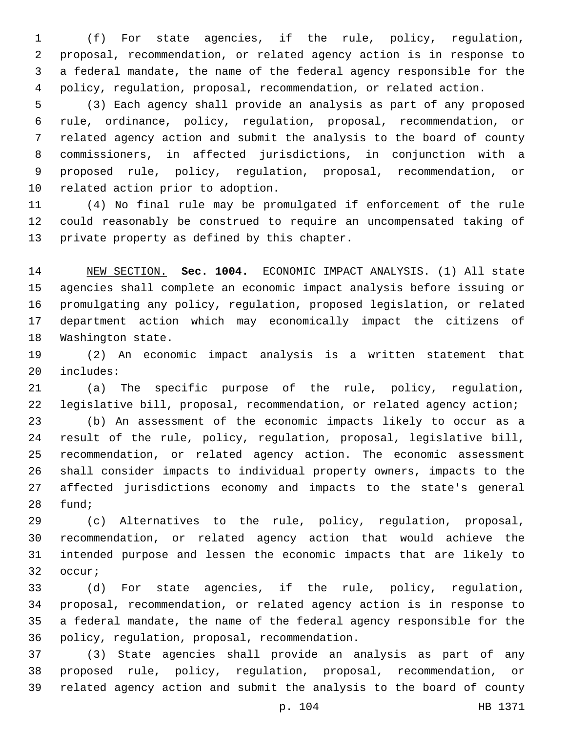(f) For state agencies, if the rule, policy, regulation, proposal, recommendation, or related agency action is in response to a federal mandate, the name of the federal agency responsible for the policy, regulation, proposal, recommendation, or related action.

(3) Each agency shall provide an analysis as part of any proposed rule, ordinance, policy, regulation, proposal, recommendation, or related agency action and submit the analysis to the board of county commissioners, in affected jurisdictions, in conjunction with a proposed rule, policy, regulation, proposal, recommendation, or related action prior to adoption.

(4) No final rule may be promulgated if enforcement of the rule could reasonably be construed to require an uncompensated taking of private property as defined by this chapter.

NEW SECTION. **Sec. 1004.** ECONOMIC IMPACT ANALYSIS. (1) All state agencies shall complete an economic impact analysis before issuing or promulgating any policy, regulation, proposed legislation, or related department action which may economically impact the citizens of Washington state.

(2) An economic impact analysis is a written statement that includes:

(a) The specific purpose of the rule, policy, regulation, legislative bill, proposal, recommendation, or related agency action;

(b) An assessment of the economic impacts likely to occur as a result of the rule, policy, regulation, proposal, legislative bill, recommendation, or related agency action. The economic assessment shall consider impacts to individual property owners, impacts to the affected jurisdictions economy and impacts to the state's general fund;

(c) Alternatives to the rule, policy, regulation, proposal, recommendation, or related agency action that would achieve the intended purpose and lessen the economic impacts that are likely to occur;

(d) For state agencies, if the rule, policy, regulation, proposal, recommendation, or related agency action is in response to a federal mandate, the name of the federal agency responsible for the policy, regulation, proposal, recommendation.

(3) State agencies shall provide an analysis as part of any proposed rule, policy, regulation, proposal, recommendation, or related agency action and submit the analysis to the board of county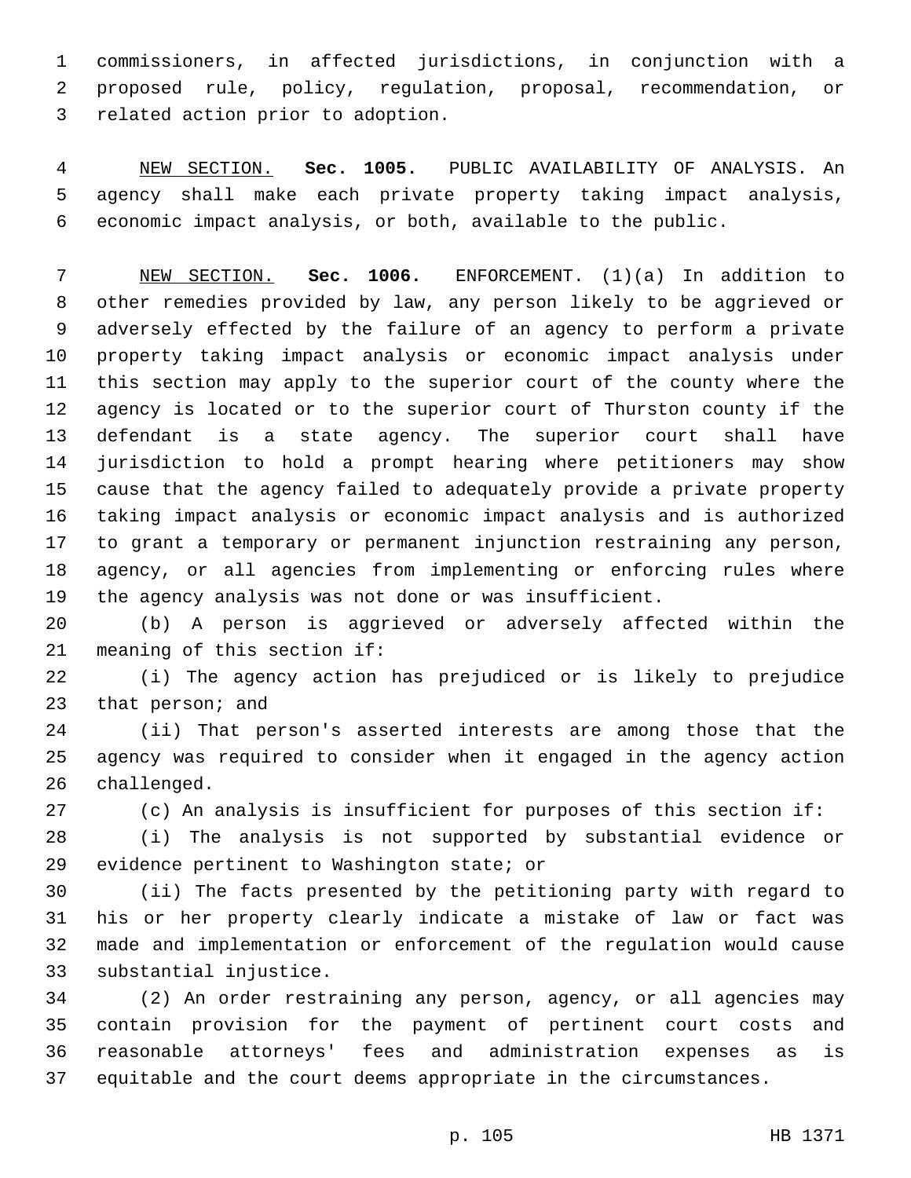commissioners, in affected jurisdictions, in conjunction with a proposed rule, policy, regulation, proposal, recommendation, or related action prior to adoption.

NEW SECTION. **Sec. 1005.** PUBLIC AVAILABILITY OF ANALYSIS. An agency shall make each private property taking impact analysis, economic impact analysis, or both, available to the public.

NEW SECTION. **Sec. 1006.** ENFORCEMENT. (1)(a) In addition to other remedies provided by law, any person likely to be aggrieved or adversely effected by the failure of an agency to perform a private property taking impact analysis or economic impact analysis under this section may apply to the superior court of the county where the agency is located or to the superior court of Thurston county if the defendant is a state agency. The superior court shall have jurisdiction to hold a prompt hearing where petitioners may show cause that the agency failed to adequately provide a private property taking impact analysis or economic impact analysis and is authorized to grant a temporary or permanent injunction restraining any person, agency, or all agencies from implementing or enforcing rules where the agency analysis was not done or was insufficient.

(b) A person is aggrieved or adversely affected within the meaning of this section if:

(i) The agency action has prejudiced or is likely to prejudice that person; and

(ii) That person's asserted interests are among those that the agency was required to consider when it engaged in the agency action challenged.

(c) An analysis is insufficient for purposes of this section if:

(i) The analysis is not supported by substantial evidence or evidence pertinent to Washington state; or

(ii) The facts presented by the petitioning party with regard to his or her property clearly indicate a mistake of law or fact was made and implementation or enforcement of the regulation would cause substantial injustice.

(2) An order restraining any person, agency, or all agencies may contain provision for the payment of pertinent court costs and reasonable attorneys' fees and administration expenses as is equitable and the court deems appropriate in the circumstances.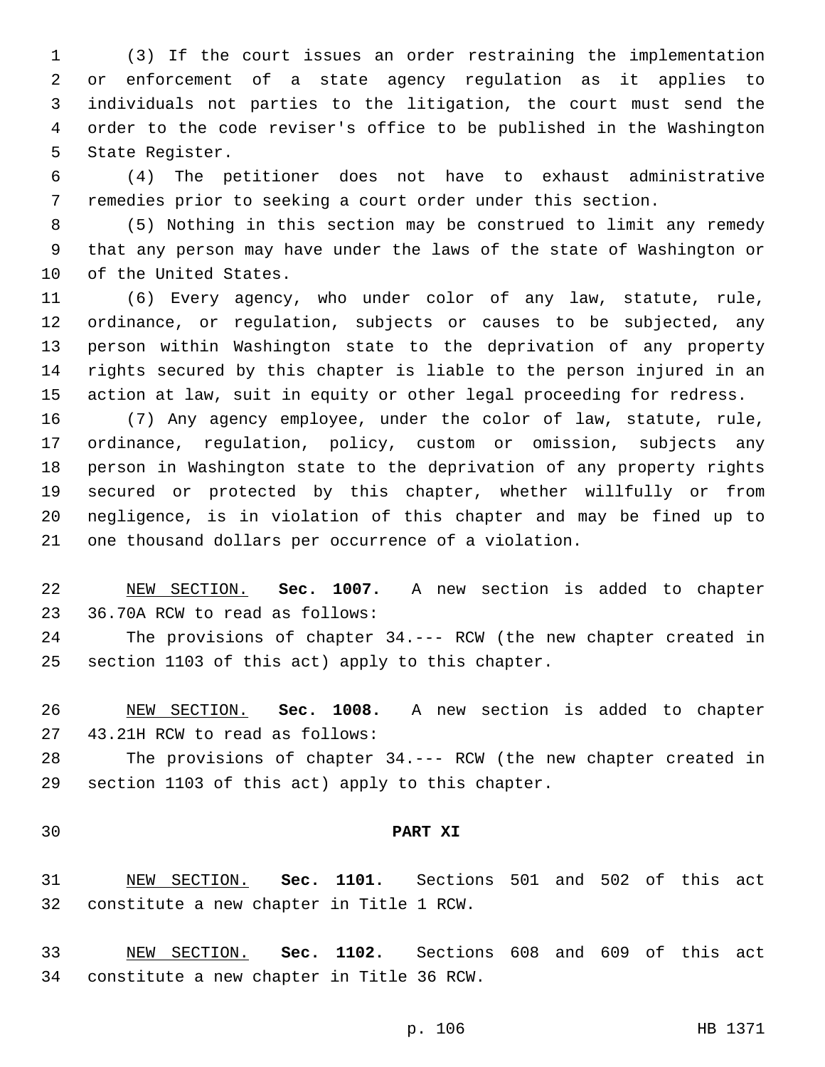(3) If the court issues an order restraining the implementation or enforcement of a state agency regulation as it applies to individuals not parties to the litigation, the court must send the order to the code reviser's office to be published in the Washington State Register.

(4) The petitioner does not have to exhaust administrative remedies prior to seeking a court order under this section.

(5) Nothing in this section may be construed to limit any remedy that any person may have under the laws of the state of Washington or of the United States.

(6) Every agency, who under color of any law, statute, rule, ordinance, or regulation, subjects or causes to be subjected, any person within Washington state to the deprivation of any property rights secured by this chapter is liable to the person injured in an action at law, suit in equity or other legal proceeding for redress.

(7) Any agency employee, under the color of law, statute, rule, ordinance, regulation, policy, custom or omission, subjects any person in Washington state to the deprivation of any property rights secured or protected by this chapter, whether willfully or from negligence, is in violation of this chapter and may be fined up to one thousand dollars per occurrence of a violation.

NEW SECTION. **Sec. 1007.** A new section is added to chapter 36.70A RCW to read as follows:

The provisions of chapter 34.--- RCW (the new chapter created in section 1103 of this act) apply to this chapter.

NEW SECTION. **Sec. 1008.** A new section is added to chapter 43.21H RCW to read as follows:

The provisions of chapter 34.--- RCW (the new chapter created in section 1103 of this act) apply to this chapter.

## PART XI

NEW SECTION. **Sec. 1101.** Sections 501 and 502 of this act constitute a new chapter in Title 1 RCW.

NEW SECTION. **Sec. 1102.** Sections 608 and 609 of this act constitute a new chapter in Title 36 RCW.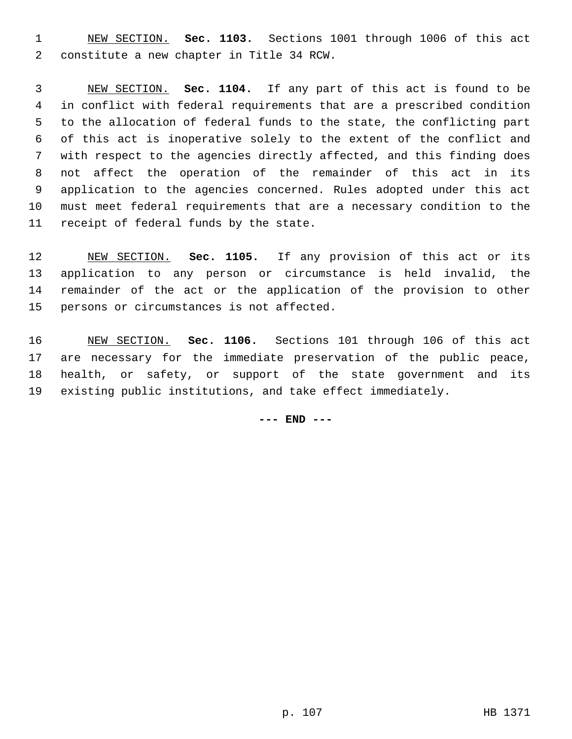NEW SECTION. **Sec. 1103.** Sections 1001 through 1006 of this act constitute a new chapter in Title 34 RCW.

NEW SECTION. **Sec. 1104.** If any part of this act is found to be in conflict with federal requirements that are a prescribed condition to the allocation of federal funds to the state, the conflicting part of this act is inoperative solely to the extent of the conflict and with respect to the agencies directly affected, and this finding does not affect the operation of the remainder of this act in its application to the agencies concerned. Rules adopted under this act must meet federal requirements that are a necessary condition to the receipt of federal funds by the state.

NEW SECTION. **Sec. 1105.** If any provision of this act or its application to any person or circumstance is held invalid, the remainder of the act or the application of the provision to other persons or circumstances is not affected.

NEW SECTION. **Sec. 1106.** Sections 101 through 106 of this act are necessary for the immediate preservation of the public peace, health, or safety, or support of the state government and its existing public institutions, and take effect immediately.

**--- END ---**